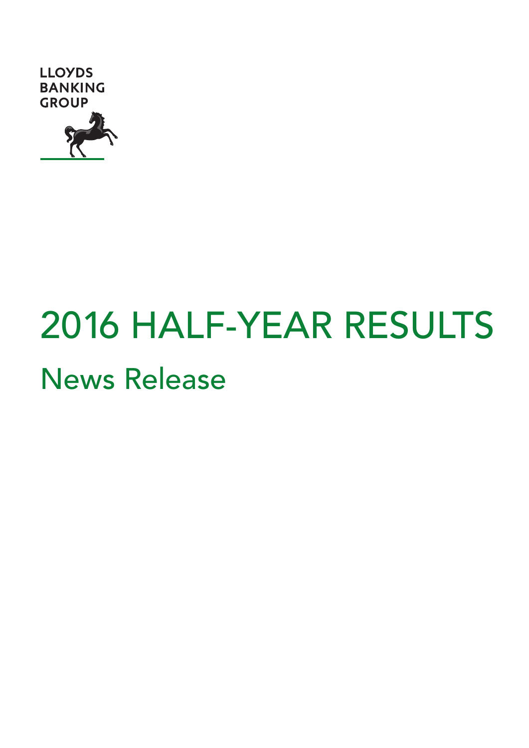LLOYDS BANKING GROUP

# 2016 HALF-YEAR RESULTS

## News Release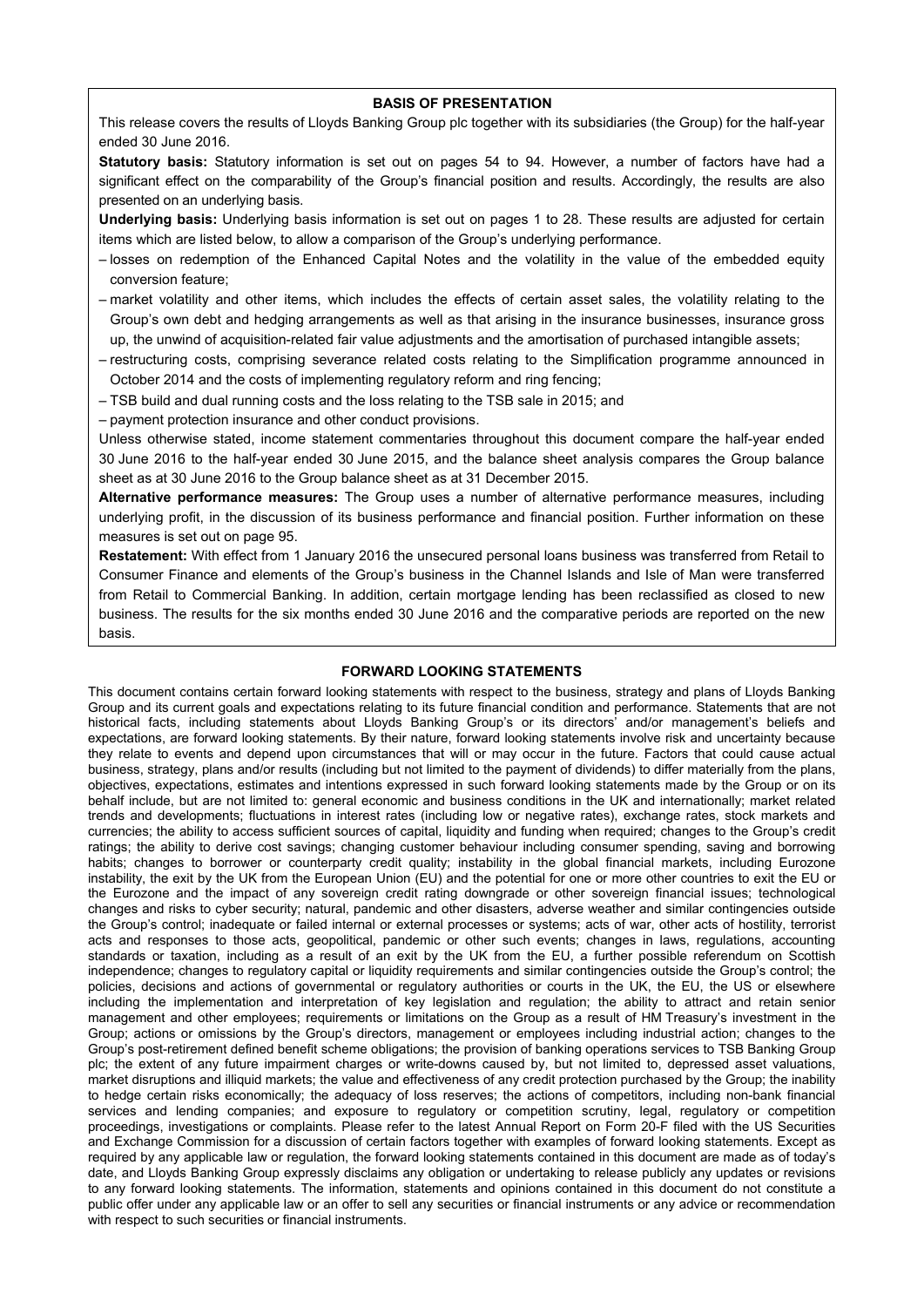## BASIS OF PRESENTATION

This release covers the results of Lloyds Banking Group plc together with its subsidiaries (the Group) for the half-year ended 30 June 2016.

**Statutory basis:** Statutory information is set out on pages 54 to 94. However, a number of factors have had a significant effect on the comparability of the Group's financial position and results. Accordingly, the results are also presented on an underlying basis.

**Underlying basis:** Underlying basis information is set out on pages 1 to 28. These results are adjusted for certain items which are listed below, to allow a comparison of the Group's underlying performance.

- losses on redemption of the Enhanced Capital Notes and the volatility in the value of the embedded equity conversion feature;
- market volatility and other items, which includes the effects of certain asset sales, the volatility relating to the Group's own debt and hedging arrangements as well as that arising in the insurance businesses, insurance gross up, the unwind of acquisition-related fair value adjustments and the amortisation of purchased intangible assets;
- restructuring costs, comprising severance related costs relating to the Simplification programme announced in October 2014 and the costs of implementing regulatory reform and ring fencing;
- TSB build and dual running costs and the loss relating to the TSB sale in 2015; and
- payment protection insurance and other conduct provisions.

Unless otherwise stated, income statement commentaries throughout this document compare the half-year ended 30 June 2016 to the half-year ended 30 June 2015, and the balance sheet analysis compares the Group balance sheet as at 30 June 2016 to the Group balance sheet as at 31 December 2015.

**Alternative performance measures:** The Group uses a number of alternative performance measures, including underlying profit, in the discussion of its business performance and financial position. Further information on these measures is set out on page 95.

**Restatement:** With effect from 1 January 2016 the unsecured personal loans business was transferred from Retail to Consumer Finance and elements of the Group's business in the Channel Islands and Isle of Man were transferred from Retail to Commercial Banking. In addition, certain mortgage lending has been reclassified as closed to new business. The results for the six months ended 30 June 2016 and the comparative periods are reported on the new basis.

## FORWARD LOOKING STATEMENTS

This document contains certain forward looking statements with respect to the business, strategy and plans of Lloyds Banking Group and its current goals and expectations relating to its future financial condition and performance. Statements that are not historical facts, including statements about Lloyds Banking Group's or its directors' and/or management's beliefs and expectations, are forward looking statements. By their nature, forward looking statements involve risk and uncertainty because they relate to events and depend upon circumstances that will or may occur in the future. Factors that could cause actual business, strategy, plans and/or results (including but not limited to the payment of dividends) to differ materially from the plans, objectives, expectations, estimates and intentions expressed in such forward looking statements made by the Group or on its behalf include, but are not limited to: general economic and business conditions in the UK and internationally; market related trends and developments; fluctuations in interest rates (including low or negative rates), exchange rates, stock markets and currencies; the ability to access sufficient sources of capital, liquidity and funding when required; changes to the Group's credit ratings; the ability to derive cost savings; changing customer behaviour including consumer spending, saving and borrowing habits; changes to borrower or counterparty credit quality; instability in the global financial markets, including Eurozone instability, the exit by the UK from the European Union (EU) and the potential for one or more other countries to exit the EU or the Eurozone and the impact of any sovereign credit rating downgrade or other sovereign financial issues; technological changes and risks to cyber security; natural, pandemic and other disasters, adverse weather and similar contingencies outside the Group's control; inadequate or failed internal or external processes or systems; acts of war, other acts of hostility, terrorist acts and responses to those acts, geopolitical, pandemic or other such events; changes in laws, regulations, accounting standards or taxation, including as a result of an exit by the UK from the EU, a further possible referendum on Scottish independence; changes to regulatory capital or liquidity requirements and similar contingencies outside the Group's control; the policies, decisions and actions of governmental or regulatory authorities or courts in the UK, the EU, the US or elsewhere including the implementation and interpretation of key legislation and regulation; the ability to attract and retain senior management and other employees; requirements or limitations on the Group as a result of HM Treasury's investment in the Group; actions or omissions by the Group's directors, management or employees including industrial action; changes to the Group's post-retirement defined benefit scheme obligations; the provision of banking operations services to TSB Banking Group plc; the extent of any future impairment charges or write-downs caused by, but not limited to, depressed asset valuations, market disruptions and illiquid markets; the value and effectiveness of any credit protection purchased by the Group; the inability to hedge certain risks economically; the adequacy of loss reserves; the actions of competitors, including non-bank financial services and lending companies; and exposure to regulatory or competition scrutiny, legal, regulatory or competition proceedings, investigations or complaints. Please refer to the latest Annual Report on Form 20-F filed with the US Securities and Exchange Commission for a discussion of certain factors together with examples of forward looking statements. Except as required by any applicable law or regulation, the forward looking statements contained in this document are made as of today's date, and Lloyds Banking Group expressly disclaims any obligation or undertaking to release publicly any updates or revisions to any forward looking statements. The information, statements and opinions contained in this document do not constitute a public offer under any applicable law or an offer to sell any securities or financial instruments or any advice or recommendation with respect to such securities or financial instruments.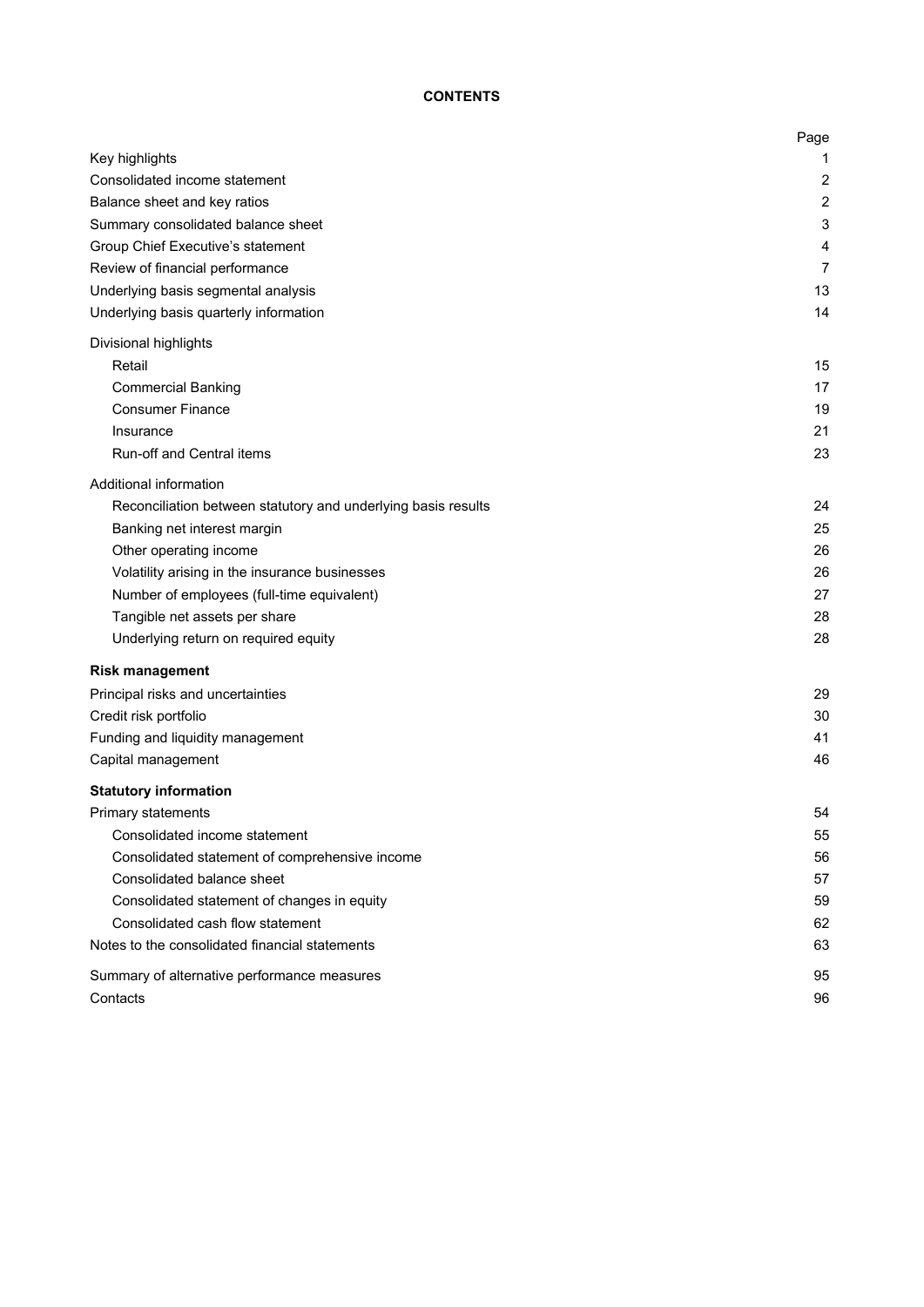# CONTENTS

| | Page |
|---|---|
| Key highlights | 1 |
| Consolidated income statement | 2 |
| Balance sheet and key ratios | 2 |
| Summary consolidated balance sheet | 3 |
| Group Chief Executive's statement | 4 |
| Review of financial performance | 7 |
| Underlying basis segmental analysis | 13 |
| Underlying basis quarterly information | 14 |
| Divisional highlights | |
| Retail | 15 |
| Commercial Banking | 17 |
| Consumer Finance | 19 |
| Insurance | 21 |
| Run-off and Central items | 23 |
| Additional information | |
| Reconciliation between statutory and underlying basis results | 24 |
| Banking net interest margin | 25 |
| Other operating income | 26 |
| Volatility arising in the insurance businesses | 26 |
| Number of employees (full-time equivalent) | 27 |
| Tangible net assets per share | 28 |
| Underlying return on required equity | 28 |
| **Risk management** | |
| Principal risks and uncertainties | 29 |
| Credit risk portfolio | 30 |
| Funding and liquidity management | 41 |
| Capital management | 46 |
| **Statutory information** | |
| Primary statements | 54 |
| Consolidated income statement | 55 |
| Consolidated statement of comprehensive income | 56 |
| Consolidated balance sheet | 57 |
| Consolidated statement of changes in equity | 59 |
| Consolidated cash flow statement | 62 |
| Notes to the consolidated financial statements | 63 |
| Summary of alternative performance measures | 95 |
| Contacts | 96 |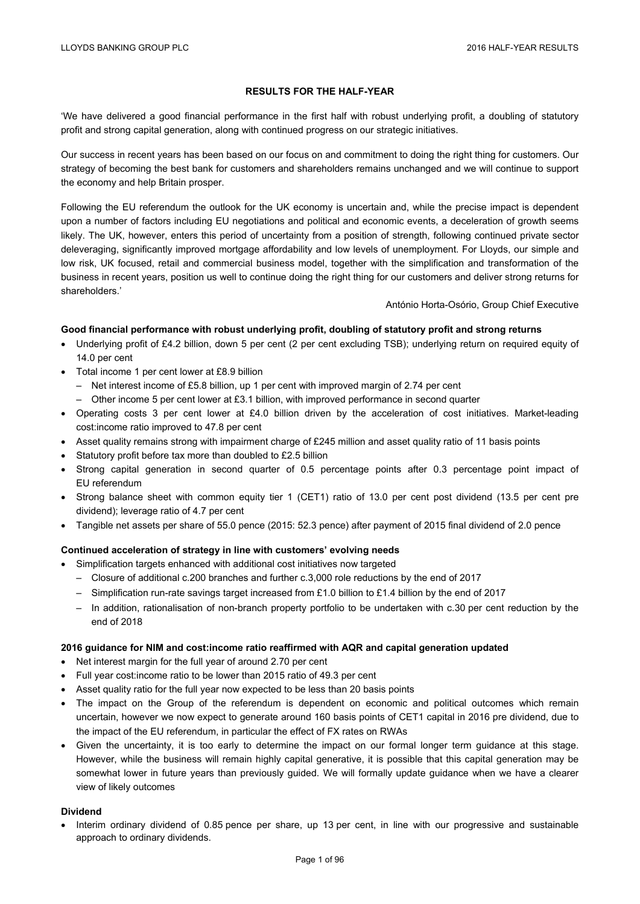# RESULTS FOR THE HALF-YEAR

'We have delivered a good financial performance in the first half with robust underlying profit, a doubling of statutory profit and strong capital generation, along with continued progress on our strategic initiatives.

Our success in recent years has been based on our focus on and commitment to doing the right thing for customers. Our strategy of becoming the best bank for customers and shareholders remains unchanged and we will continue to support the economy and help Britain prosper.

Following the EU referendum the outlook for the UK economy is uncertain and, while the precise impact is dependent upon a number of factors including EU negotiations and political and economic events, a deceleration of growth seems likely. The UK, however, enters this period of uncertainty from a position of strength, following continued private sector deleveraging, significantly improved mortgage affordability and low levels of unemployment. For Lloyds, our simple and low risk, UK focused, retail and commercial business model, together with the simplification and transformation of the business in recent years, position us well to continue doing the right thing for our customers and deliver strong returns for shareholders.'

António Horta-Osório, Group Chief Executive

**Good financial performance with robust underlying profit, doubling of statutory profit and strong returns**

- Underlying profit of £4.2 billion, down 5 per cent (2 per cent excluding TSB); underlying return on required equity of 14.0 per cent
- Total income 1 per cent lower at £8.9 billion
  - Net interest income of £5.8 billion, up 1 per cent with improved margin of 2.74 per cent
  - Other income 5 per cent lower at £3.1 billion, with improved performance in second quarter
- Operating costs 3 per cent lower at £4.0 billion driven by the acceleration of cost initiatives. Market-leading cost:income ratio improved to 47.8 per cent
- Asset quality remains strong with impairment charge of £245 million and asset quality ratio of 11 basis points
- Statutory profit before tax more than doubled to £2.5 billion
- Strong capital generation in second quarter of 0.5 percentage points after 0.3 percentage point impact of EU referendum
- Strong balance sheet with common equity tier 1 (CET1) ratio of 13.0 per cent post dividend (13.5 per cent pre dividend); leverage ratio of 4.7 per cent
- Tangible net assets per share of 55.0 pence (2015: 52.3 pence) after payment of 2015 final dividend of 2.0 pence

**Continued acceleration of strategy in line with customers' evolving needs**

- Simplification targets enhanced with additional cost initiatives now targeted
  - Closure of additional c.200 branches and further c.3,000 role reductions by the end of 2017
  - Simplification run-rate savings target increased from £1.0 billion to £1.4 billion by the end of 2017
  - In addition, rationalisation of non-branch property portfolio to be undertaken with c.30 per cent reduction by the end of 2018

**2016 guidance for NIM and cost:income ratio reaffirmed with AQR and capital generation updated**

- Net interest margin for the full year of around 2.70 per cent
- Full year cost:income ratio to be lower than 2015 ratio of 49.3 per cent
- Asset quality ratio for the full year now expected to be less than 20 basis points
- The impact on the Group of the referendum is dependent on economic and political outcomes which remain uncertain, however we now expect to generate around 160 basis points of CET1 capital in 2016 pre dividend, due to the impact of the EU referendum, in particular the effect of FX rates on RWAs
- Given the uncertainty, it is too early to determine the impact on our formal longer term guidance at this stage. However, while the business will remain highly capital generative, it is possible that this capital generation may be somewhat lower in future years than previously guided. We will formally update guidance when we have a clearer view of likely outcomes

**Dividend**

- Interim ordinary dividend of 0.85 pence per share, up 13 per cent, in line with our progressive and sustainable approach to ordinary dividends.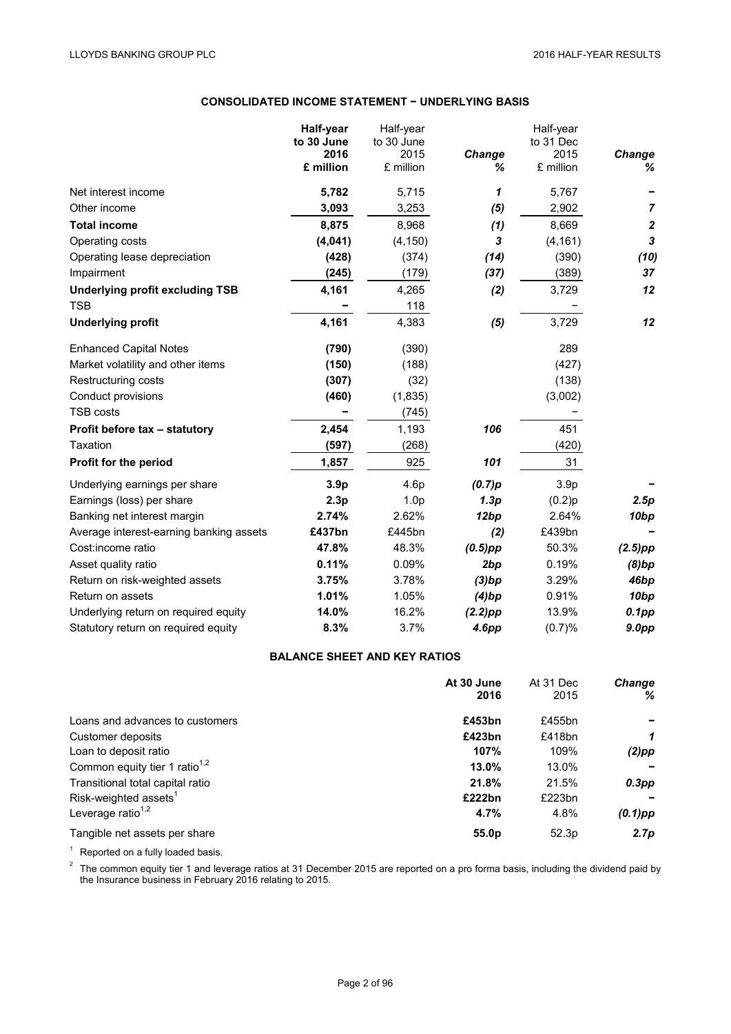## CONSOLIDATED INCOME STATEMENT − UNDERLYING BASIS

| | Half-year to 30 June 2016 £ million | Half-year to 30 June 2015 £ million | *Change %* | Half-year to 31 Dec 2015 £ million | *Change %* |
|---|---|---|---|---|---|
| Net interest income | **5,782** | 5,715 | *1* | 5,767 | – |
| Other income | **3,093** | 3,253 | *(5)* | 2,902 | *7* |
| **Total income** | **8,875** | 8,968 | *(1)* | 8,669 | *2* |
| Operating costs | **(4,041)** | (4,150) | *3* | (4,161) | *3* |
| Operating lease depreciation | **(428)** | (374) | *(14)* | (390) | *(10)* |
| Impairment | **(245)** | (179) | *(37)* | (389) | *37* |
| **Underlying profit excluding TSB** | **4,161** | 4,265 | *(2)* | 3,729 | *12* |
| TSB | **–** | 118 | | – | |
| **Underlying profit** | **4,161** | 4,383 | *(5)* | 3,729 | *12* |
| Enhanced Capital Notes | **(790)** | (390) | | 289 | |
| Market volatility and other items | **(150)** | (188) | | (427) | |
| Restructuring costs | **(307)** | (32) | | (138) | |
| Conduct provisions | **(460)** | (1,835) | | (3,002) | |
| TSB costs | **–** | (745) | | – | |
| **Profit before tax – statutory** | **2,454** | 1,193 | *106* | 451 | |
| Taxation | **(597)** | (268) | | (420) | |
| **Profit for the period** | **1,857** | 925 | *101* | 31 | |
| Underlying earnings per share | **3.9p** | 4.6p | *(0.7)p* | 3.9p | – |
| Earnings (loss) per share | **2.3p** | 1.0p | *1.3p* | (0.2)p | *2.5p* |
| Banking net interest margin | **2.74%** | 2.62% | *12bp* | 2.64% | *10bp* |
| Average interest-earning banking assets | **£437bn** | £445bn | *(2)* | £439bn | – |
| Cost:income ratio | **47.8%** | 48.3% | *(0.5)pp* | 50.3% | *(2.5)pp* |
| Asset quality ratio | **0.11%** | 0.09% | *2bp* | 0.19% | *(8)bp* |
| Return on risk-weighted assets | **3.75%** | 3.78% | *(3)bp* | 3.29% | *46bp* |
| Return on assets | **1.01%** | 1.05% | *(4)bp* | 0.91% | *10bp* |
| Underlying return on required equity | **14.0%** | 16.2% | *(2.2)pp* | 13.9% | *0.1pp* |
| Statutory return on required equity | **8.3%** | 3.7% | *4.6pp* | (0.7)% | *9.0pp* |

## BALANCE SHEET AND KEY RATIOS

| | At 30 June 2016 | At 31 Dec 2015 | *Change %* |
|---|---|---|---|
| Loans and advances to customers | **£453bn** | £455bn | – |
| Customer deposits | **£423bn** | £418bn | *1* |
| Loan to deposit ratio | **107%** | 109% | *(2)pp* |
| Common equity tier 1 ratio[1,2] | **13.0%** | 13.0% | – |
| Transitional total capital ratio | **21.8%** | 21.5% | *0.3pp* |
| Risk-weighted assets[1] | **£222bn** | £223bn | – |
| Leverage ratio[1,2] | **4.7%** | 4.8% | *(0.1)pp* |
| Tangible net assets per share | **55.0p** | 52.3p | *2.7p* |

[1] Reported on a fully loaded basis.

[2] The common equity tier 1 and leverage ratios at 31 December 2015 are reported on a pro forma basis, including the dividend paid by the Insurance business in February 2016 relating to 2015.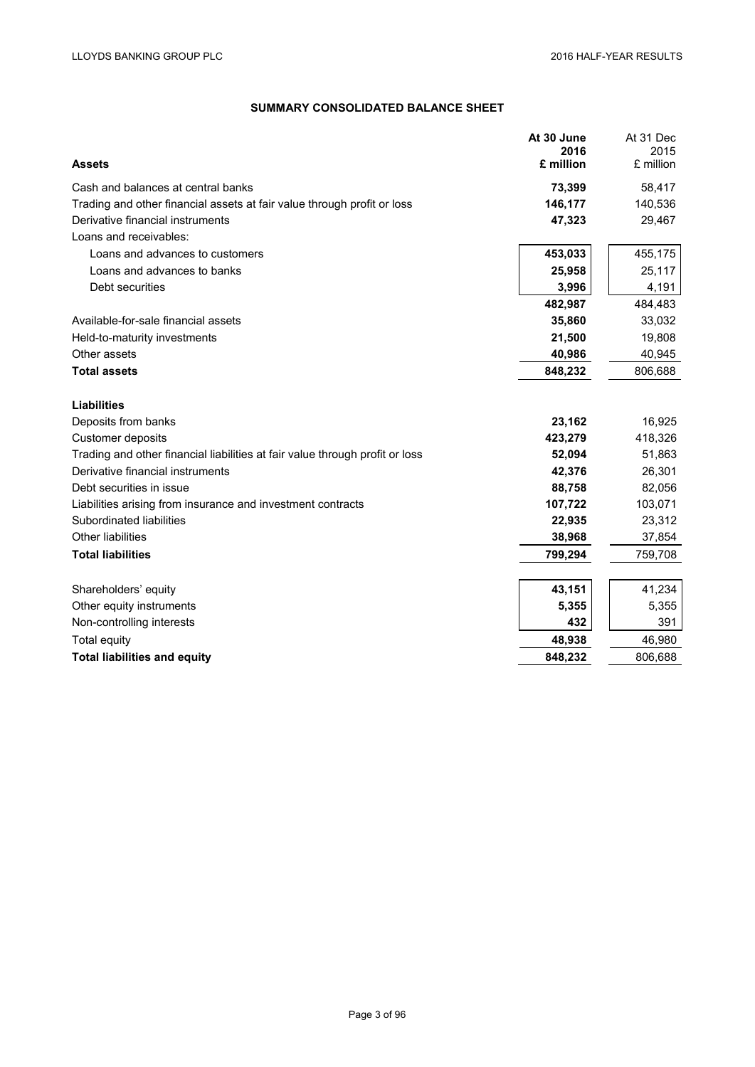## SUMMARY CONSOLIDATED BALANCE SHEET

| Assets | At 30 June 2016 £ million | At 31 Dec 2015 £ million |
|---|---|---|
| Cash and balances at central banks | **73,399** | 58,417 |
| Trading and other financial assets at fair value through profit or loss | **146,177** | 140,536 |
| Derivative financial instruments | **47,323** | 29,467 |
| Loans and receivables: | | |
| Loans and advances to customers | **453,033** | 455,175 |
| Loans and advances to banks | **25,958** | 25,117 |
| Debt securities | **3,996** | 4,191 |
| | **482,987** | 484,483 |
| Available-for-sale financial assets | **35,860** | 33,032 |
| Held-to-maturity investments | **21,500** | 19,808 |
| Other assets | **40,986** | 40,945 |
| **Total assets** | **848,232** | 806,688 |
| **Liabilities** | | |
| Deposits from banks | **23,162** | 16,925 |
| Customer deposits | **423,279** | 418,326 |
| Trading and other financial liabilities at fair value through profit or loss | **52,094** | 51,863 |
| Derivative financial instruments | **42,376** | 26,301 |
| Debt securities in issue | **88,758** | 82,056 |
| Liabilities arising from insurance and investment contracts | **107,722** | 103,071 |
| Subordinated liabilities | **22,935** | 23,312 |
| Other liabilities | **38,968** | 37,854 |
| **Total liabilities** | **799,294** | 759,708 |
| Shareholders' equity | **43,151** | 41,234 |
| Other equity instruments | **5,355** | 5,355 |
| Non-controlling interests | **432** | 391 |
| Total equity | **48,938** | 46,980 |
| **Total liabilities and equity** | **848,232** | 806,688 |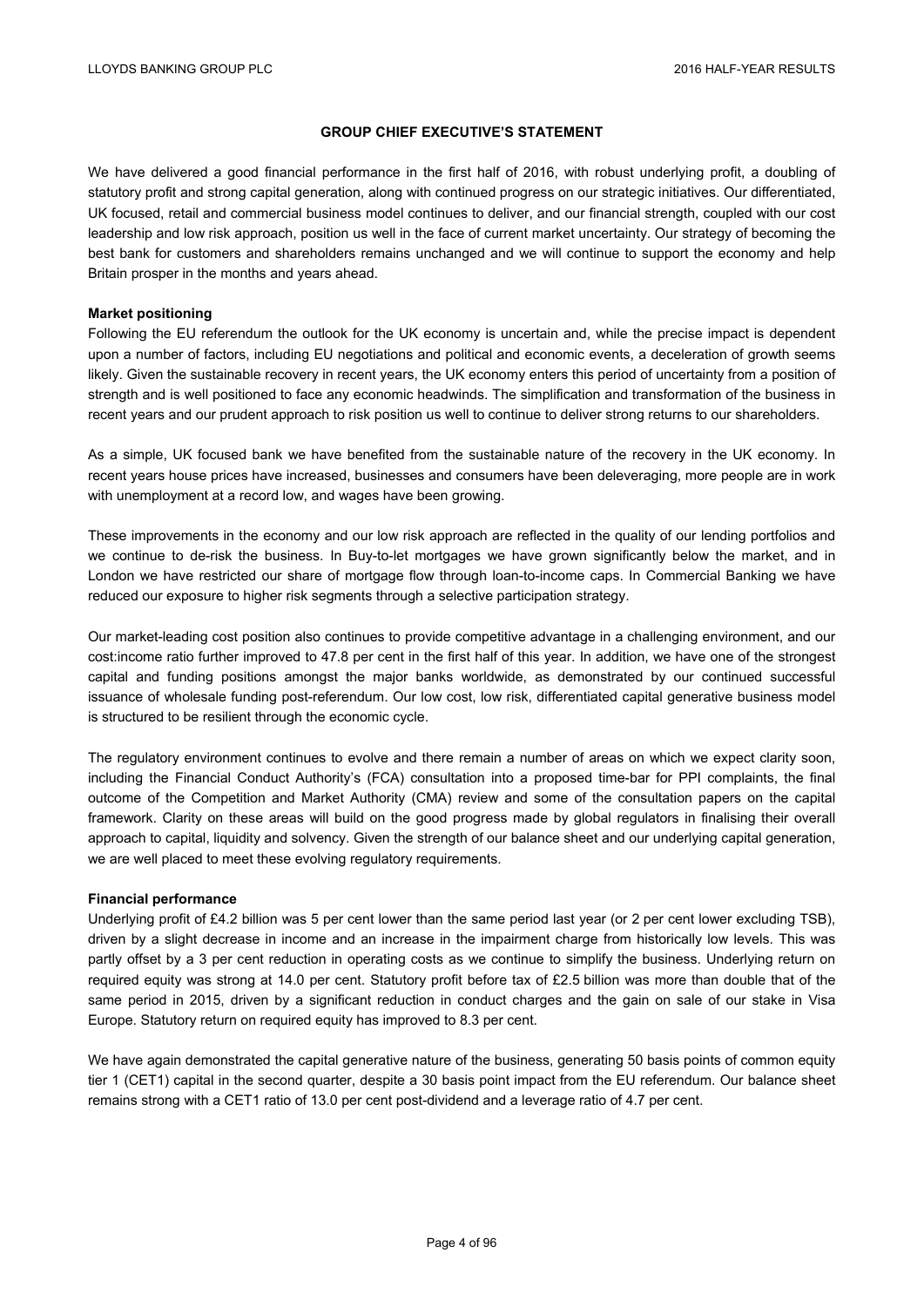## GROUP CHIEF EXECUTIVE'S STATEMENT

We have delivered a good financial performance in the first half of 2016, with robust underlying profit, a doubling of statutory profit and strong capital generation, along with continued progress on our strategic initiatives. Our differentiated, UK focused, retail and commercial business model continues to deliver, and our financial strength, coupled with our cost leadership and low risk approach, position us well in the face of current market uncertainty. Our strategy of becoming the best bank for customers and shareholders remains unchanged and we will continue to support the economy and help Britain prosper in the months and years ahead.

**Market positioning**

Following the EU referendum the outlook for the UK economy is uncertain and, while the precise impact is dependent upon a number of factors, including EU negotiations and political and economic events, a deceleration of growth seems likely. Given the sustainable recovery in recent years, the UK economy enters this period of uncertainty from a position of strength and is well positioned to face any economic headwinds. The simplification and transformation of the business in recent years and our prudent approach to risk position us well to continue to deliver strong returns to our shareholders.

As a simple, UK focused bank we have benefited from the sustainable nature of the recovery in the UK economy. In recent years house prices have increased, businesses and consumers have been deleveraging, more people are in work with unemployment at a record low, and wages have been growing.

These improvements in the economy and our low risk approach are reflected in the quality of our lending portfolios and we continue to de-risk the business. In Buy-to-let mortgages we have grown significantly below the market, and in London we have restricted our share of mortgage flow through loan-to-income caps. In Commercial Banking we have reduced our exposure to higher risk segments through a selective participation strategy.

Our market-leading cost position also continues to provide competitive advantage in a challenging environment, and our cost:income ratio further improved to 47.8 per cent in the first half of this year. In addition, we have one of the strongest capital and funding positions amongst the major banks worldwide, as demonstrated by our continued successful issuance of wholesale funding post-referendum. Our low cost, low risk, differentiated capital generative business model is structured to be resilient through the economic cycle.

The regulatory environment continues to evolve and there remain a number of areas on which we expect clarity soon, including the Financial Conduct Authority's (FCA) consultation into a proposed time-bar for PPI complaints, the final outcome of the Competition and Market Authority (CMA) review and some of the consultation papers on the capital framework. Clarity on these areas will build on the good progress made by global regulators in finalising their overall approach to capital, liquidity and solvency. Given the strength of our balance sheet and our underlying capital generation, we are well placed to meet these evolving regulatory requirements.

**Financial performance**

Underlying profit of £4.2 billion was 5 per cent lower than the same period last year (or 2 per cent lower excluding TSB), driven by a slight decrease in income and an increase in the impairment charge from historically low levels. This was partly offset by a 3 per cent reduction in operating costs as we continue to simplify the business. Underlying return on required equity was strong at 14.0 per cent. Statutory profit before tax of £2.5 billion was more than double that of the same period in 2015, driven by a significant reduction in conduct charges and the gain on sale of our stake in Visa Europe. Statutory return on required equity has improved to 8.3 per cent.

We have again demonstrated the capital generative nature of the business, generating 50 basis points of common equity tier 1 (CET1) capital in the second quarter, despite a 30 basis point impact from the EU referendum. Our balance sheet remains strong with a CET1 ratio of 13.0 per cent post-dividend and a leverage ratio of 4.7 per cent.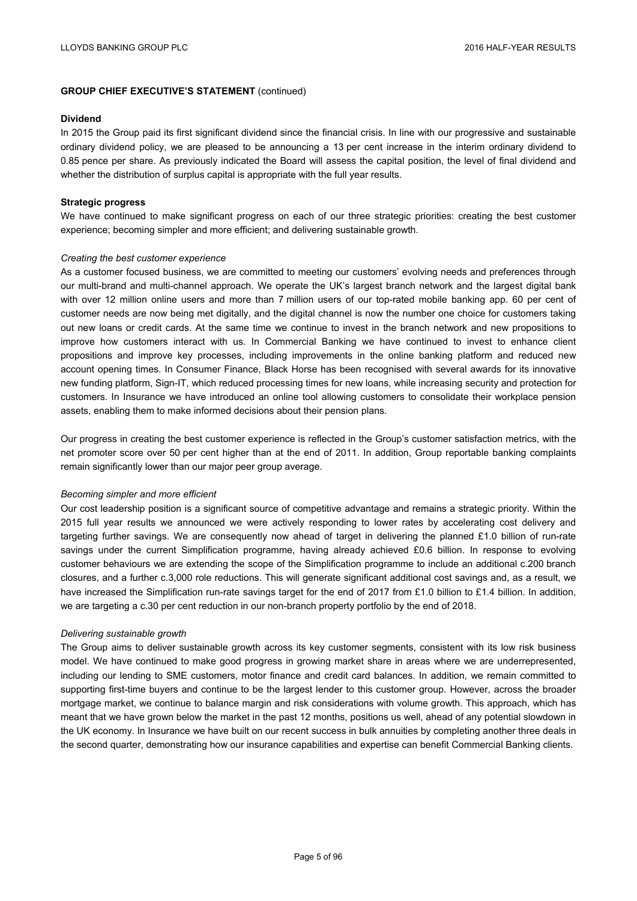**GROUP CHIEF EXECUTIVE'S STATEMENT** (continued)

**Dividend**

In 2015 the Group paid its first significant dividend since the financial crisis. In line with our progressive and sustainable ordinary dividend policy, we are pleased to be announcing a 13 per cent increase in the interim ordinary dividend to 0.85 pence per share. As previously indicated the Board will assess the capital position, the level of final dividend and whether the distribution of surplus capital is appropriate with the full year results.

**Strategic progress**

We have continued to make significant progress on each of our three strategic priorities: creating the best customer experience; becoming simpler and more efficient; and delivering sustainable growth.

*Creating the best customer experience*

As a customer focused business, we are committed to meeting our customers' evolving needs and preferences through our multi-brand and multi-channel approach. We operate the UK's largest branch network and the largest digital bank with over 12 million online users and more than 7 million users of our top-rated mobile banking app. 60 per cent of customer needs are now being met digitally, and the digital channel is now the number one choice for customers taking out new loans or credit cards. At the same time we continue to invest in the branch network and new propositions to improve how customers interact with us. In Commercial Banking we have continued to invest to enhance client propositions and improve key processes, including improvements in the online banking platform and reduced new account opening times. In Consumer Finance, Black Horse has been recognised with several awards for its innovative new funding platform, Sign-IT, which reduced processing times for new loans, while increasing security and protection for customers. In Insurance we have introduced an online tool allowing customers to consolidate their workplace pension assets, enabling them to make informed decisions about their pension plans.

Our progress in creating the best customer experience is reflected in the Group's customer satisfaction metrics, with the net promoter score over 50 per cent higher than at the end of 2011. In addition, Group reportable banking complaints remain significantly lower than our major peer group average.

*Becoming simpler and more efficient*

Our cost leadership position is a significant source of competitive advantage and remains a strategic priority. Within the 2015 full year results we announced we were actively responding to lower rates by accelerating cost delivery and targeting further savings. We are consequently now ahead of target in delivering the planned £1.0 billion of run-rate savings under the current Simplification programme, having already achieved £0.6 billion. In response to evolving customer behaviours we are extending the scope of the Simplification programme to include an additional c.200 branch closures, and a further c.3,000 role reductions. This will generate significant additional cost savings and, as a result, we have increased the Simplification run-rate savings target for the end of 2017 from £1.0 billion to £1.4 billion. In addition, we are targeting a c.30 per cent reduction in our non-branch property portfolio by the end of 2018.

*Delivering sustainable growth*

The Group aims to deliver sustainable growth across its key customer segments, consistent with its low risk business model. We have continued to make good progress in growing market share in areas where we are underrepresented, including our lending to SME customers, motor finance and credit card balances. In addition, we remain committed to supporting first-time buyers and continue to be the largest lender to this customer group. However, across the broader mortgage market, we continue to balance margin and risk considerations with volume growth. This approach, which has meant that we have grown below the market in the past 12 months, positions us well, ahead of any potential slowdown in the UK economy. In Insurance we have built on our recent success in bulk annuities by completing another three deals in the second quarter, demonstrating how our insurance capabilities and expertise can benefit Commercial Banking clients.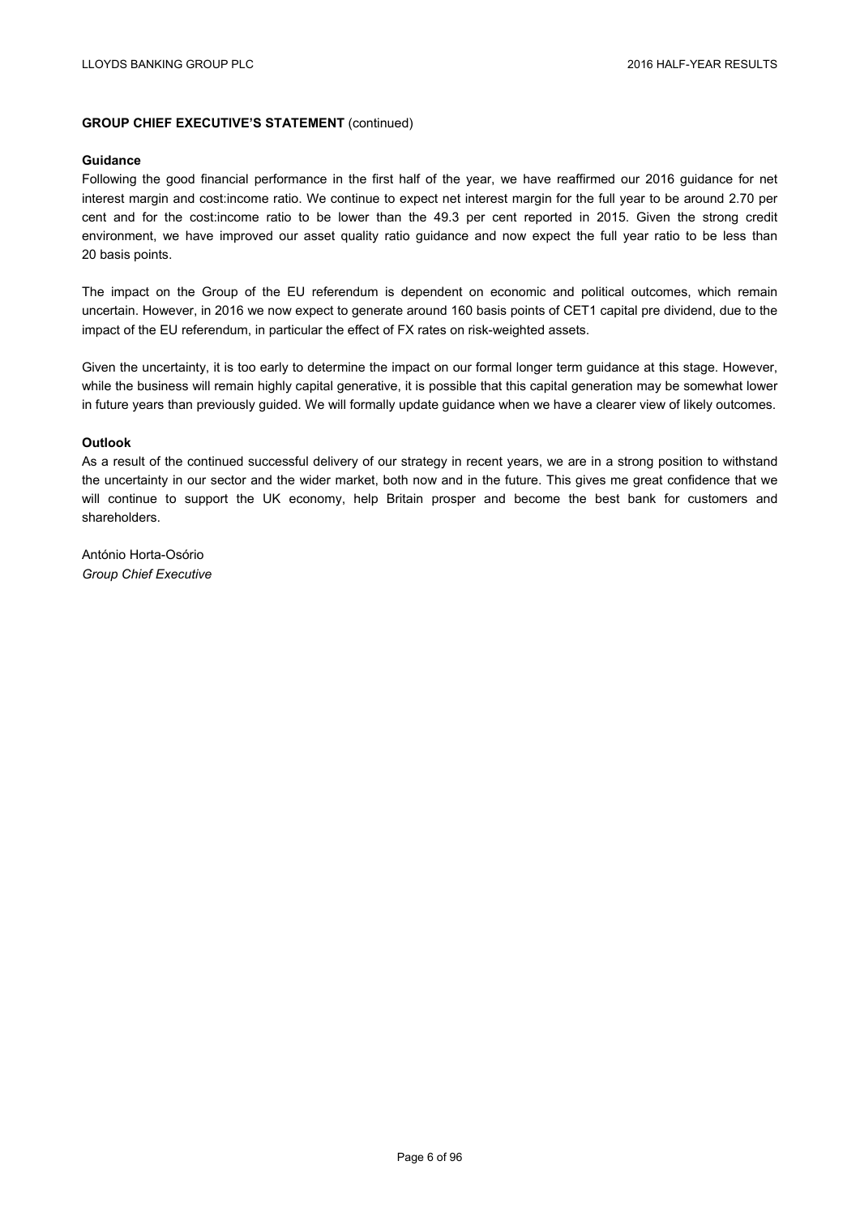**GROUP CHIEF EXECUTIVE'S STATEMENT** (continued)

**Guidance**

Following the good financial performance in the first half of the year, we have reaffirmed our 2016 guidance for net interest margin and cost:income ratio. We continue to expect net interest margin for the full year to be around 2.70 per cent and for the cost:income ratio to be lower than the 49.3 per cent reported in 2015. Given the strong credit environment, we have improved our asset quality ratio guidance and now expect the full year ratio to be less than 20 basis points.

The impact on the Group of the EU referendum is dependent on economic and political outcomes, which remain uncertain. However, in 2016 we now expect to generate around 160 basis points of CET1 capital pre dividend, due to the impact of the EU referendum, in particular the effect of FX rates on risk-weighted assets.

Given the uncertainty, it is too early to determine the impact on our formal longer term guidance at this stage. However, while the business will remain highly capital generative, it is possible that this capital generation may be somewhat lower in future years than previously guided. We will formally update guidance when we have a clearer view of likely outcomes.

**Outlook**

As a result of the continued successful delivery of our strategy in recent years, we are in a strong position to withstand the uncertainty in our sector and the wider market, both now and in the future. This gives me great confidence that we will continue to support the UK economy, help Britain prosper and become the best bank for customers and shareholders.

António Horta-Osório
*Group Chief Executive*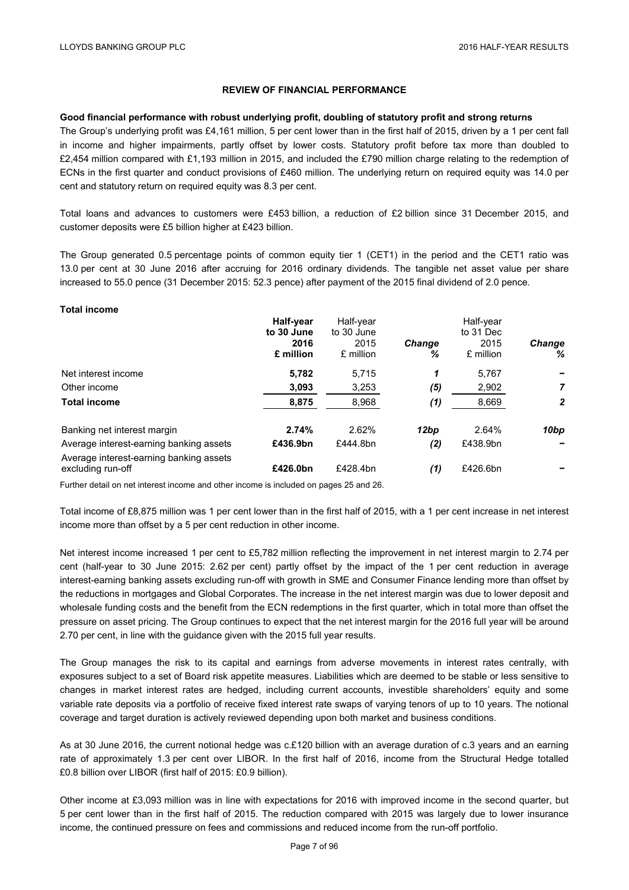## REVIEW OF FINANCIAL PERFORMANCE

**Good financial performance with robust underlying profit, doubling of statutory profit and strong returns**

The Group's underlying profit was £4,161 million, 5 per cent lower than in the first half of 2015, driven by a 1 per cent fall in income and higher impairments, partly offset by lower costs. Statutory profit before tax more than doubled to £2,454 million compared with £1,193 million in 2015, and included the £790 million charge relating to the redemption of ECNs in the first quarter and conduct provisions of £460 million. The underlying return on required equity was 14.0 per cent and statutory return on required equity was 8.3 per cent.

Total loans and advances to customers were £453 billion, a reduction of £2 billion since 31 December 2015, and customer deposits were £5 billion higher at £423 billion.

The Group generated 0.5 percentage points of common equity tier 1 (CET1) in the period and the CET1 ratio was 13.0 per cent at 30 June 2016 after accruing for 2016 ordinary dividends. The tangible net asset value per share increased to 55.0 pence (31 December 2015: 52.3 pence) after payment of the 2015 final dividend of 2.0 pence.

**Total income**

| | **Half-year to 30 June 2016 £ million** | Half-year to 30 June 2015 £ million | ***Change %*** | Half-year to 31 Dec 2015 £ million | ***Change %*** |
|---|---|---|---|---|---|
| Net interest income | **5,782** | 5,715 | ***1*** | 5,767 | ***–*** |
| Other income | **3,093** | 3,253 | ***(5)*** | 2,902 | ***7*** |
| **Total income** | **8,875** | 8,968 | ***(1)*** | 8,669 | ***2*** |
| | | | | | |
| Banking net interest margin | **2.74%** | 2.62% | ***12bp*** | 2.64% | ***10bp*** |
| Average interest-earning banking assets | **£436.9bn** | £444.8bn | ***(2)*** | £438.9bn | ***–*** |
| Average interest-earning banking assets excluding run-off | **£426.0bn** | £428.4bn | ***(1)*** | £426.6bn | ***–*** |

Further detail on net interest income and other income is included on pages 25 and 26.

Total income of £8,875 million was 1 per cent lower than in the first half of 2015, with a 1 per cent increase in net interest income more than offset by a 5 per cent reduction in other income.

Net interest income increased 1 per cent to £5,782 million reflecting the improvement in net interest margin to 2.74 per cent (half-year to 30 June 2015: 2.62 per cent) partly offset by the impact of the 1 per cent reduction in average interest-earning banking assets excluding run-off with growth in SME and Consumer Finance lending more than offset by the reductions in mortgages and Global Corporates. The increase in the net interest margin was due to lower deposit and wholesale funding costs and the benefit from the ECN redemptions in the first quarter, which in total more than offset the pressure on asset pricing. The Group continues to expect that the net interest margin for the 2016 full year will be around 2.70 per cent, in line with the guidance given with the 2015 full year results.

The Group manages the risk to its capital and earnings from adverse movements in interest rates centrally, with exposures subject to a set of Board risk appetite measures. Liabilities which are deemed to be stable or less sensitive to changes in market interest rates are hedged, including current accounts, investible shareholders' equity and some variable rate deposits via a portfolio of receive fixed interest rate swaps of varying tenors of up to 10 years. The notional coverage and target duration is actively reviewed depending upon both market and business conditions.

As at 30 June 2016, the current notional hedge was c.£120 billion with an average duration of c.3 years and an earning rate of approximately 1.3 per cent over LIBOR. In the first half of 2016, income from the Structural Hedge totalled £0.8 billion over LIBOR (first half of 2015: £0.9 billion).

Other income at £3,093 million was in line with expectations for 2016 with improved income in the second quarter, but 5 per cent lower than in the first half of 2015. The reduction compared with 2015 was largely due to lower insurance income, the continued pressure on fees and commissions and reduced income from the run-off portfolio.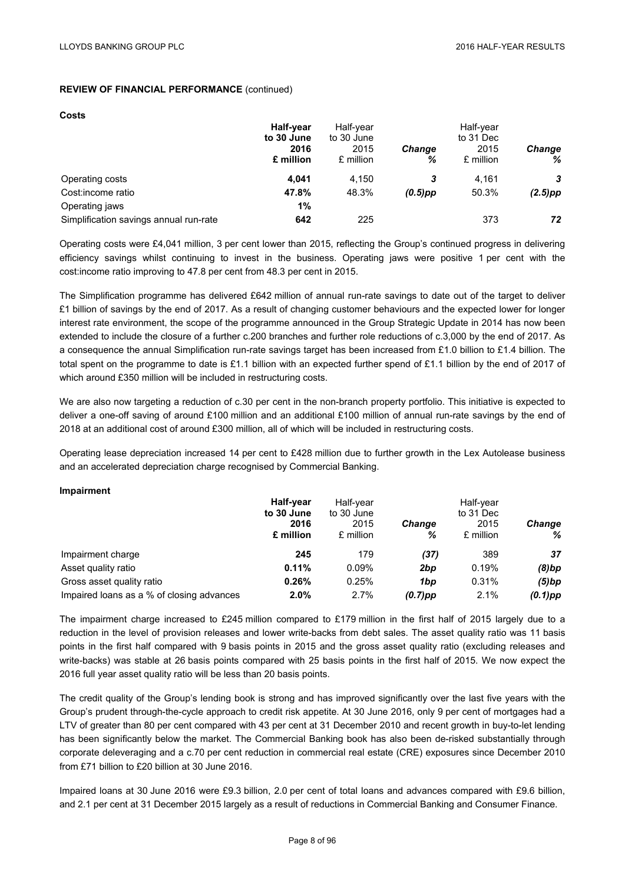**REVIEW OF FINANCIAL PERFORMANCE** (continued)

**Costs**

| | **Half-year to 30 June 2016 £ million** | Half-year to 30 June 2015 £ million | *Change %* | Half-year to 31 Dec 2015 £ million | *Change %* |
|---|---|---|---|---|---|
| Operating costs | **4,041** | 4,150 | *3* | 4,161 | *3* |
| Cost:income ratio | **47.8%** | 48.3% | *(0.5)pp* | 50.3% | *(2.5)pp* |
| Operating jaws | **1%** | | | | |
| Simplification savings annual run-rate | **642** | 225 | | 373 | *72* |

Operating costs were £4,041 million, 3 per cent lower than 2015, reflecting the Group's continued progress in delivering efficiency savings whilst continuing to invest in the business. Operating jaws were positive 1 per cent with the cost:income ratio improving to 47.8 per cent from 48.3 per cent in 2015.

The Simplification programme has delivered £642 million of annual run-rate savings to date out of the target to deliver £1 billion of savings by the end of 2017. As a result of changing customer behaviours and the expected lower for longer interest rate environment, the scope of the programme announced in the Group Strategic Update in 2014 has now been extended to include the closure of a further c.200 branches and further role reductions of c.3,000 by the end of 2017. As a consequence the annual Simplification run-rate savings target has been increased from £1.0 billion to £1.4 billion. The total spent on the programme to date is £1.1 billion with an expected further spend of £1.1 billion by the end of 2017 of which around £350 million will be included in restructuring costs.

We are also now targeting a reduction of c.30 per cent in the non-branch property portfolio. This initiative is expected to deliver a one-off saving of around £100 million and an additional £100 million of annual run-rate savings by the end of 2018 at an additional cost of around £300 million, all of which will be included in restructuring costs.

Operating lease depreciation increased 14 per cent to £428 million due to further growth in the Lex Autolease business and an accelerated depreciation charge recognised by Commercial Banking.

**Impairment**

| | **Half-year to 30 June 2016 £ million** | Half-year to 30 June 2015 £ million | *Change %* | Half-year to 31 Dec 2015 £ million | *Change %* |
|---|---|---|---|---|---|
| Impairment charge | **245** | 179 | *(37)* | 389 | *37* |
| Asset quality ratio | **0.11%** | 0.09% | *2bp* | 0.19% | *(8)bp* |
| Gross asset quality ratio | **0.26%** | 0.25% | *1bp* | 0.31% | *(5)bp* |
| Impaired loans as a % of closing advances | **2.0%** | 2.7% | *(0.7)pp* | 2.1% | *(0.1)pp* |

The impairment charge increased to £245 million compared to £179 million in the first half of 2015 largely due to a reduction in the level of provision releases and lower write-backs from debt sales. The asset quality ratio was 11 basis points in the first half compared with 9 basis points in 2015 and the gross asset quality ratio (excluding releases and write-backs) was stable at 26 basis points compared with 25 basis points in the first half of 2015. We now expect the 2016 full year asset quality ratio will be less than 20 basis points.

The credit quality of the Group's lending book is strong and has improved significantly over the last five years with the Group's prudent through-the-cycle approach to credit risk appetite. At 30 June 2016, only 9 per cent of mortgages had a LTV of greater than 80 per cent compared with 43 per cent at 31 December 2010 and recent growth in buy-to-let lending has been significantly below the market. The Commercial Banking book has also been de-risked substantially through corporate deleveraging and a c.70 per cent reduction in commercial real estate (CRE) exposures since December 2010 from £71 billion to £20 billion at 30 June 2016.

Impaired loans at 30 June 2016 were £9.3 billion, 2.0 per cent of total loans and advances compared with £9.6 billion, and 2.1 per cent at 31 December 2015 largely as a result of reductions in Commercial Banking and Consumer Finance.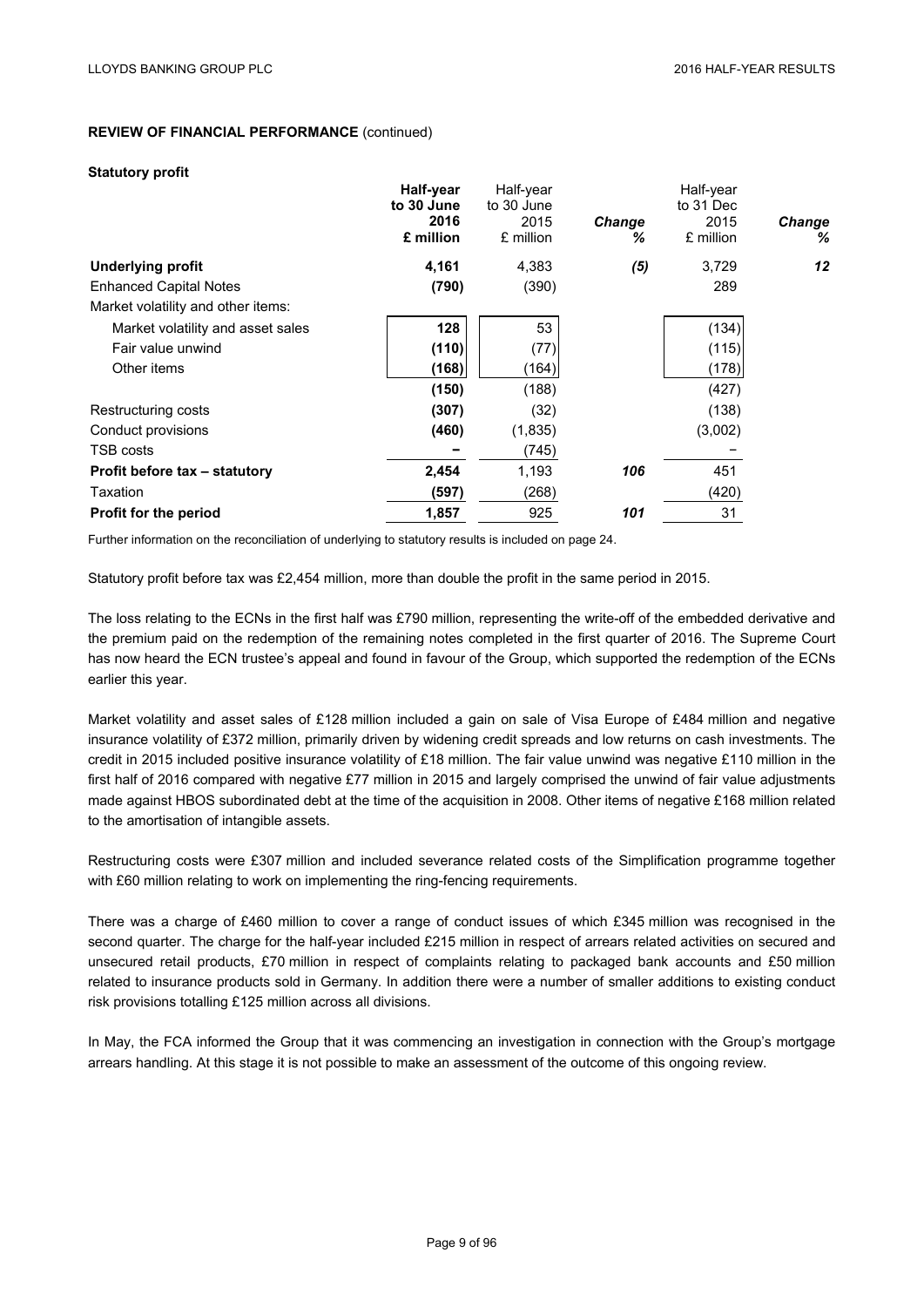## REVIEW OF FINANCIAL PERFORMANCE (continued)

### Statutory profit

| | Half-year to 30 June 2016 £ million | Half-year to 30 June 2015 £ million | Change % | Half-year to 31 Dec 2015 £ million | Change % |
|---|---|---|---|---|---|
| **Underlying profit** | **4,161** | 4,383 | ***(5)*** | 3,729 | ***12*** |
| Enhanced Capital Notes | **(790)** | (390) | | 289 | |
| Market volatility and other items: | | | | | |
| Market volatility and asset sales | **128** | 53 | | (134) | |
| Fair value unwind | **(110)** | (77) | | (115) | |
| Other items | **(168)** | (164) | | (178) | |
| | **(150)** | (188) | | (427) | |
| Restructuring costs | **(307)** | (32) | | (138) | |
| Conduct provisions | **(460)** | (1,835) | | (3,002) | |
| TSB costs | **–** | (745) | | – | |
| **Profit before tax – statutory** | **2,454** | 1,193 | ***106*** | 451 | |
| Taxation | **(597)** | (268) | | (420) | |
| **Profit for the period** | **1,857** | 925 | ***101*** | 31 | |

Further information on the reconciliation of underlying to statutory results is included on page 24.

Statutory profit before tax was £2,454 million, more than double the profit in the same period in 2015.

The loss relating to the ECNs in the first half was £790 million, representing the write-off of the embedded derivative and the premium paid on the redemption of the remaining notes completed in the first quarter of 2016. The Supreme Court has now heard the ECN trustee's appeal and found in favour of the Group, which supported the redemption of the ECNs earlier this year.

Market volatility and asset sales of £128 million included a gain on sale of Visa Europe of £484 million and negative insurance volatility of £372 million, primarily driven by widening credit spreads and low returns on cash investments. The credit in 2015 included positive insurance volatility of £18 million. The fair value unwind was negative £110 million in the first half of 2016 compared with negative £77 million in 2015 and largely comprised the unwind of fair value adjustments made against HBOS subordinated debt at the time of the acquisition in 2008. Other items of negative £168 million related to the amortisation of intangible assets.

Restructuring costs were £307 million and included severance related costs of the Simplification programme together with £60 million relating to work on implementing the ring-fencing requirements.

There was a charge of £460 million to cover a range of conduct issues of which £345 million was recognised in the second quarter. The charge for the half-year included £215 million in respect of arrears related activities on secured and unsecured retail products, £70 million in respect of complaints relating to packaged bank accounts and £50 million related to insurance products sold in Germany. In addition there were a number of smaller additions to existing conduct risk provisions totalling £125 million across all divisions.

In May, the FCA informed the Group that it was commencing an investigation in connection with the Group's mortgage arrears handling. At this stage it is not possible to make an assessment of the outcome of this ongoing review.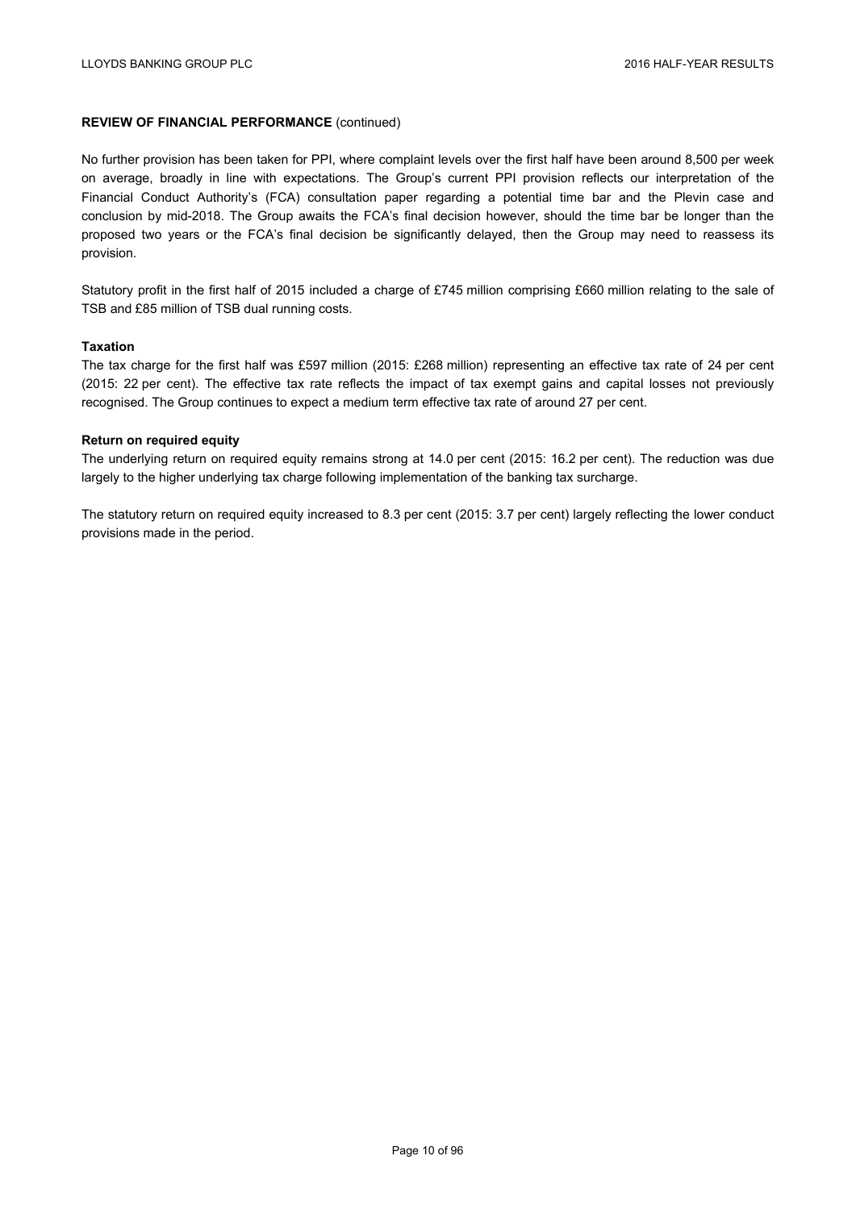**REVIEW OF FINANCIAL PERFORMANCE** (continued)

No further provision has been taken for PPI, where complaint levels over the first half have been around 8,500 per week on average, broadly in line with expectations. The Group's current PPI provision reflects our interpretation of the Financial Conduct Authority's (FCA) consultation paper regarding a potential time bar and the Plevin case and conclusion by mid-2018. The Group awaits the FCA's final decision however, should the time bar be longer than the proposed two years or the FCA's final decision be significantly delayed, then the Group may need to reassess its provision.

Statutory profit in the first half of 2015 included a charge of £745 million comprising £660 million relating to the sale of TSB and £85 million of TSB dual running costs.

**Taxation**

The tax charge for the first half was £597 million (2015: £268 million) representing an effective tax rate of 24 per cent (2015: 22 per cent). The effective tax rate reflects the impact of tax exempt gains and capital losses not previously recognised. The Group continues to expect a medium term effective tax rate of around 27 per cent.

**Return on required equity**

The underlying return on required equity remains strong at 14.0 per cent (2015: 16.2 per cent). The reduction was due largely to the higher underlying tax charge following implementation of the banking tax surcharge.

The statutory return on required equity increased to 8.3 per cent (2015: 3.7 per cent) largely reflecting the lower conduct provisions made in the period.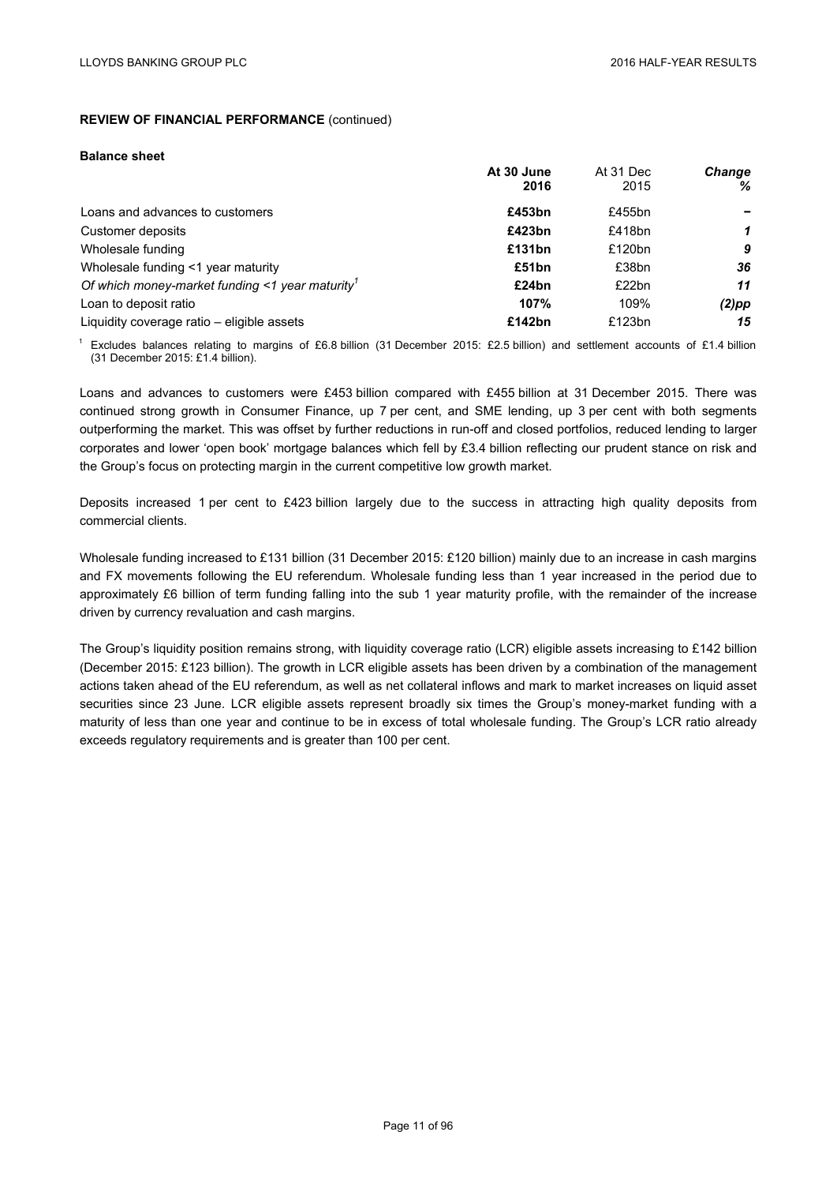**REVIEW OF FINANCIAL PERFORMANCE** (continued)

**Balance sheet**

| | **At 30 June 2016** | At 31 Dec 2015 | ***Change %*** |
|---|---|---|---|
| Loans and advances to customers | **£453bn** | £455bn | **–** |
| Customer deposits | **£423bn** | £418bn | ***1*** |
| Wholesale funding | **£131bn** | £120bn | ***9*** |
| Wholesale funding <1 year maturity | **£51bn** | £38bn | ***36*** |
| *Of which money-market funding <1 year maturity*[1] | **£24bn** | £22bn | ***11*** |
| Loan to deposit ratio | **107%** | 109% | ***(2)pp*** |
| Liquidity coverage ratio – eligible assets | **£142bn** | £123bn | ***15*** |

[1] Excludes balances relating to margins of £6.8 billion (31 December 2015: £2.5 billion) and settlement accounts of £1.4 billion (31 December 2015: £1.4 billion).

Loans and advances to customers were £453 billion compared with £455 billion at 31 December 2015. There was continued strong growth in Consumer Finance, up 7 per cent, and SME lending, up 3 per cent with both segments outperforming the market. This was offset by further reductions in run-off and closed portfolios, reduced lending to larger corporates and lower 'open book' mortgage balances which fell by £3.4 billion reflecting our prudent stance on risk and the Group's focus on protecting margin in the current competitive low growth market.

Deposits increased 1 per cent to £423 billion largely due to the success in attracting high quality deposits from commercial clients.

Wholesale funding increased to £131 billion (31 December 2015: £120 billion) mainly due to an increase in cash margins and FX movements following the EU referendum. Wholesale funding less than 1 year increased in the period due to approximately £6 billion of term funding falling into the sub 1 year maturity profile, with the remainder of the increase driven by currency revaluation and cash margins.

The Group's liquidity position remains strong, with liquidity coverage ratio (LCR) eligible assets increasing to £142 billion (December 2015: £123 billion). The growth in LCR eligible assets has been driven by a combination of the management actions taken ahead of the EU referendum, as well as net collateral inflows and mark to market increases on liquid asset securities since 23 June. LCR eligible assets represent broadly six times the Group's money-market funding with a maturity of less than one year and continue to be in excess of total wholesale funding. The Group's LCR ratio already exceeds regulatory requirements and is greater than 100 per cent.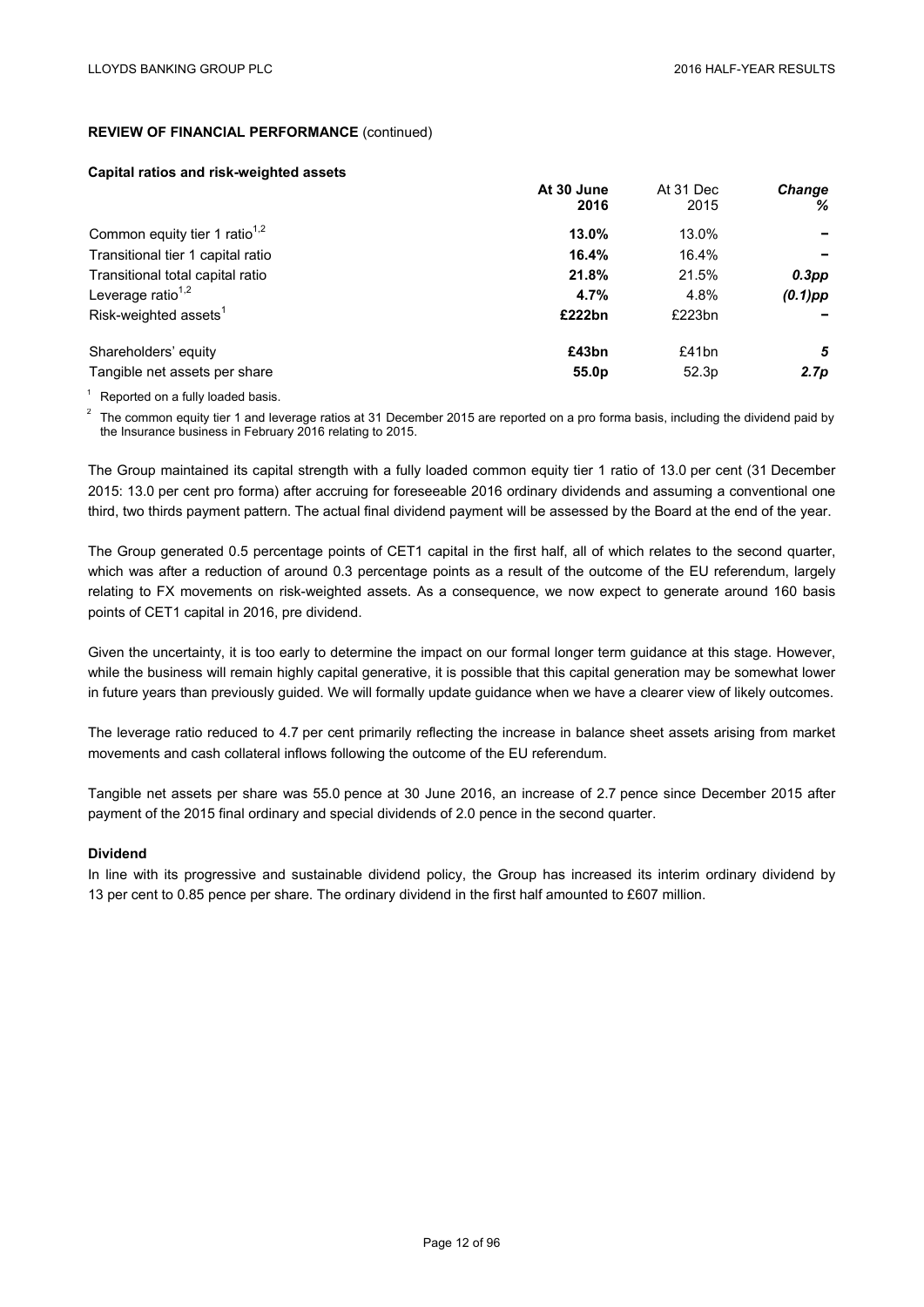**REVIEW OF FINANCIAL PERFORMANCE** (continued)

**Capital ratios and risk-weighted assets**

| | At 30 June 2016 | At 31 Dec 2015 | Change % |
|---|---|---|---|
| Common equity tier 1 ratio[1,2] | **13.0%** | 13.0% | – |
| Transitional tier 1 capital ratio | **16.4%** | 16.4% | – |
| Transitional total capital ratio | **21.8%** | 21.5% | *0.3pp* |
| Leverage ratio[1,2] | **4.7%** | 4.8% | *(0.1)pp* |
| Risk-weighted assets[1] | **£222bn** | £223bn | – |
| | | | |
| Shareholders' equity | **£43bn** | £41bn | *5* |
| Tangible net assets per share | **55.0p** | 52.3p | *2.7p* |

[1] Reported on a fully loaded basis.

[2] The common equity tier 1 and leverage ratios at 31 December 2015 are reported on a pro forma basis, including the dividend paid by the Insurance business in February 2016 relating to 2015.

The Group maintained its capital strength with a fully loaded common equity tier 1 ratio of 13.0 per cent (31 December 2015: 13.0 per cent pro forma) after accruing for foreseeable 2016 ordinary dividends and assuming a conventional one third, two thirds payment pattern. The actual final dividend payment will be assessed by the Board at the end of the year.

The Group generated 0.5 percentage points of CET1 capital in the first half, all of which relates to the second quarter, which was after a reduction of around 0.3 percentage points as a result of the outcome of the EU referendum, largely relating to FX movements on risk-weighted assets. As a consequence, we now expect to generate around 160 basis points of CET1 capital in 2016, pre dividend.

Given the uncertainty, it is too early to determine the impact on our formal longer term guidance at this stage. However, while the business will remain highly capital generative, it is possible that this capital generation may be somewhat lower in future years than previously guided. We will formally update guidance when we have a clearer view of likely outcomes.

The leverage ratio reduced to 4.7 per cent primarily reflecting the increase in balance sheet assets arising from market movements and cash collateral inflows following the outcome of the EU referendum.

Tangible net assets per share was 55.0 pence at 30 June 2016, an increase of 2.7 pence since December 2015 after payment of the 2015 final ordinary and special dividends of 2.0 pence in the second quarter.

**Dividend**

In line with its progressive and sustainable dividend policy, the Group has increased its interim ordinary dividend by 13 per cent to 0.85 pence per share. The ordinary dividend in the first half amounted to £607 million.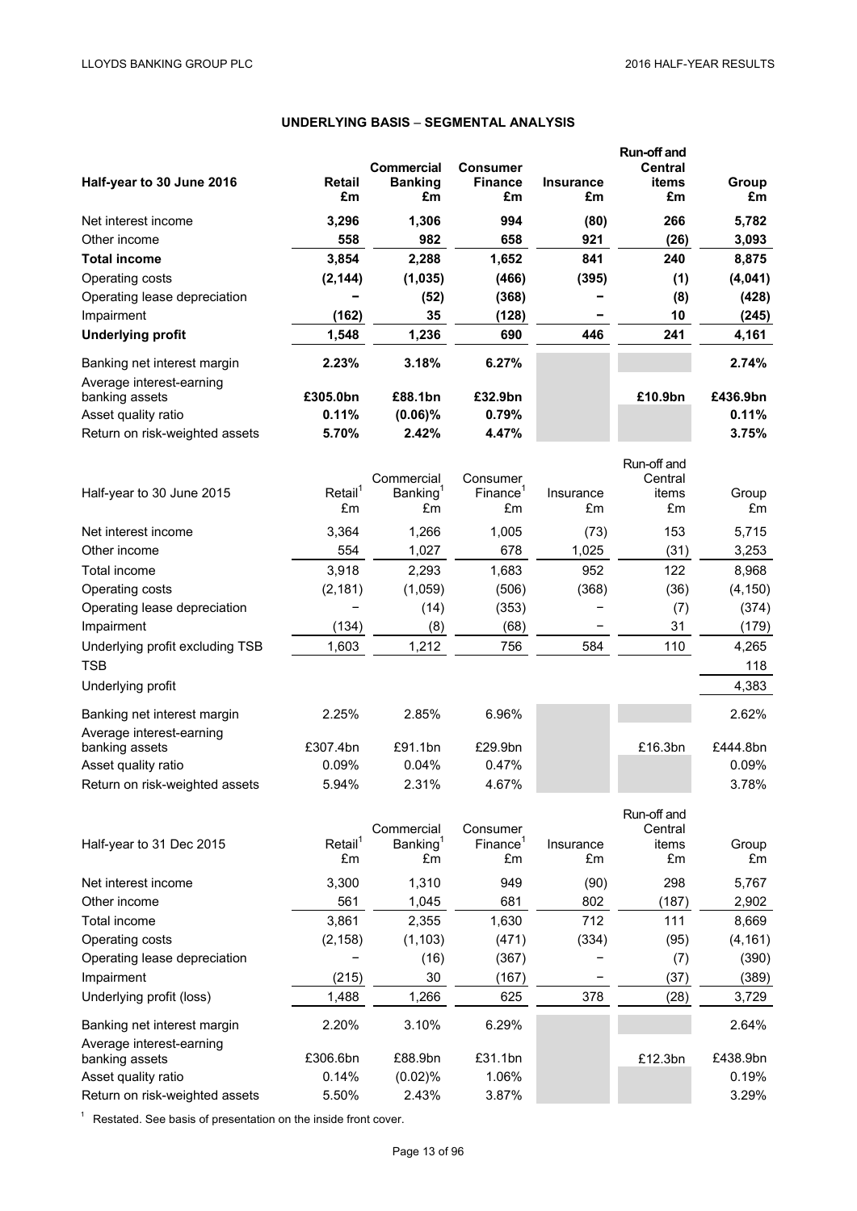## UNDERLYING BASIS – SEGMENTAL ANALYSIS

| Half-year to 30 June 2016 | Retail £m | Commercial Banking £m | Consumer Finance £m | Insurance £m | Run-off and Central items £m | Group £m |
|---|---|---|---|---|---|---|
| Net interest income | **3,296** | **1,306** | **994** | **(80)** | **266** | **5,782** |
| Other income | **558** | **982** | **658** | **921** | **(26)** | **3,093** |
| **Total income** | **3,854** | **2,288** | **1,652** | **841** | **240** | **8,875** |
| Operating costs | **(2,144)** | **(1,035)** | **(466)** | **(395)** | **(1)** | **(4,041)** |
| Operating lease depreciation | **–** | **(52)** | **(368)** | **–** | **(8)** | **(428)** |
| Impairment | **(162)** | **35** | **(128)** | **–** | **10** | **(245)** |
| **Underlying profit** | **1,548** | **1,236** | **690** | **446** | **241** | **4,161** |
| Banking net interest margin | **2.23%** | **3.18%** | **6.27%** | | | **2.74%** |
| Average interest-earning banking assets | **£305.0bn** | **£88.1bn** | **£32.9bn** | | **£10.9bn** | **£436.9bn** |
| Asset quality ratio | **0.11%** | **(0.06)%** | **0.79%** | | | **0.11%** |
| Return on risk-weighted assets | **5.70%** | **2.42%** | **4.47%** | | | **3.75%** |

| Half-year to 30 June 2015 | Retail[1] £m | Commercial Banking[1] £m | Consumer Finance[1] £m | Insurance £m | Run-off and Central items £m | Group £m |
|---|---|---|---|---|---|---|
| Net interest income | 3,364 | 1,266 | 1,005 | (73) | 153 | 5,715 |
| Other income | 554 | 1,027 | 678 | 1,025 | (31) | 3,253 |
| Total income | 3,918 | 2,293 | 1,683 | 952 | 122 | 8,968 |
| Operating costs | (2,181) | (1,059) | (506) | (368) | (36) | (4,150) |
| Operating lease depreciation | – | (14) | (353) | – | (7) | (374) |
| Impairment | (134) | (8) | (68) | – | 31 | (179) |
| Underlying profit excluding TSB | 1,603 | 1,212 | 756 | 584 | 110 | 4,265 |
| TSB | | | | | | 118 |
| Underlying profit | | | | | | 4,383 |
| Banking net interest margin | 2.25% | 2.85% | 6.96% | | | 2.62% |
| Average interest-earning banking assets | £307.4bn | £91.1bn | £29.9bn | | £16.3bn | £444.8bn |
| Asset quality ratio | 0.09% | 0.04% | 0.47% | | | 0.09% |
| Return on risk-weighted assets | 5.94% | 2.31% | 4.67% | | | 3.78% |

| Half-year to 31 Dec 2015 | Retail[1] £m | Commercial Banking[1] £m | Consumer Finance[1] £m | Insurance £m | Run-off and Central items £m | Group £m |
|---|---|---|---|---|---|---|
| Net interest income | 3,300 | 1,310 | 949 | (90) | 298 | 5,767 |
| Other income | 561 | 1,045 | 681 | 802 | (187) | 2,902 |
| Total income | 3,861 | 2,355 | 1,630 | 712 | 111 | 8,669 |
| Operating costs | (2,158) | (1,103) | (471) | (334) | (95) | (4,161) |
| Operating lease depreciation | – | (16) | (367) | – | (7) | (390) |
| Impairment | (215) | 30 | (167) | – | (37) | (389) |
| Underlying profit (loss) | 1,488 | 1,266 | 625 | 378 | (28) | 3,729 |
| Banking net interest margin | 2.20% | 3.10% | 6.29% | | | 2.64% |
| Average interest-earning banking assets | £306.6bn | £88.9bn | £31.1bn | | £12.3bn | £438.9bn |
| Asset quality ratio | 0.14% | (0.02)% | 1.06% | | | 0.19% |
| Return on risk-weighted assets | 5.50% | 2.43% | 3.87% | | | 3.29% |

[1] Restated. See basis of presentation on the inside front cover.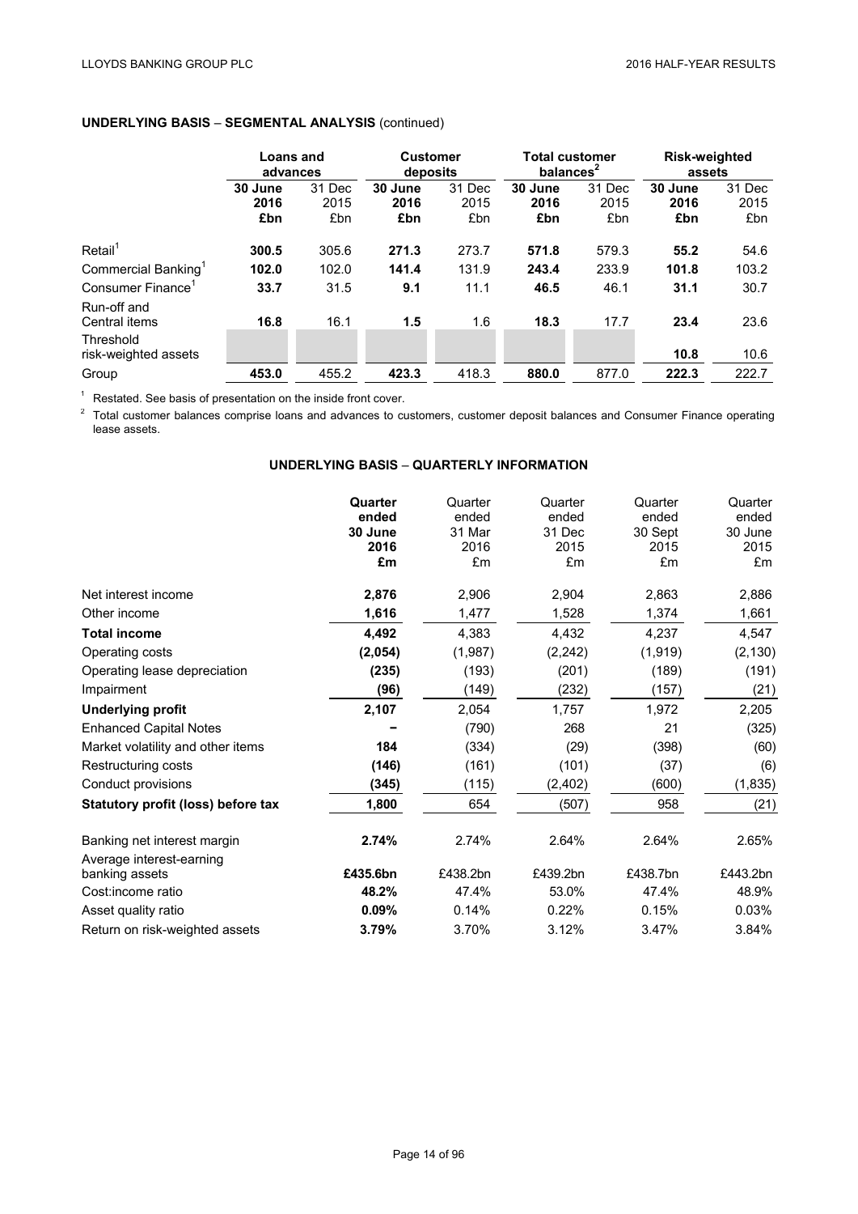## UNDERLYING BASIS – SEGMENTAL ANALYSIS (continued)

| | Loans and advances | | Customer deposits | | Total customer balances[2] | | Risk-weighted assets | |
|---|---|---|---|---|---|---|---|---|
| | **30 June 2016 £bn** | 31 Dec 2015 £bn | **30 June 2016 £bn** | 31 Dec 2015 £bn | **30 June 2016 £bn** | 31 Dec 2015 £bn | **30 June 2016 £bn** | 31 Dec 2015 £bn |
| Retail[1] | **300.5** | 305.6 | **271.3** | 273.7 | **571.8** | 579.3 | **55.2** | 54.6 |
| Commercial Banking[1] | **102.0** | 102.0 | **141.4** | 131.9 | **243.4** | 233.9 | **101.8** | 103.2 |
| Consumer Finance[1] | **33.7** | 31.5 | **9.1** | 11.1 | **46.5** | 46.1 | **31.1** | 30.7 |
| Run-off and Central items | **16.8** | 16.1 | **1.5** | 1.6 | **18.3** | 17.7 | **23.4** | 23.6 |
| Threshold risk-weighted assets | | | | | | | **10.8** | 10.6 |
| Group | **453.0** | 455.2 | **423.3** | 418.3 | **880.0** | 877.0 | **222.3** | 222.7 |

[1] Restated. See basis of presentation on the inside front cover.

[2] Total customer balances comprise loans and advances to customers, customer deposit balances and Consumer Finance operating lease assets.

## UNDERLYING BASIS – QUARTERLY INFORMATION

| | **Quarter ended 30 June 2016 £m** | Quarter ended 31 Mar 2016 £m | Quarter ended 31 Dec 2015 £m | Quarter ended 30 Sept 2015 £m | Quarter ended 30 June 2015 £m |
|---|---|---|---|---|---|
| Net interest income | **2,876** | 2,906 | 2,904 | 2,863 | 2,886 |
| Other income | **1,616** | 1,477 | 1,528 | 1,374 | 1,661 |
| **Total income** | **4,492** | 4,383 | 4,432 | 4,237 | 4,547 |
| Operating costs | **(2,054)** | (1,987) | (2,242) | (1,919) | (2,130) |
| Operating lease depreciation | **(235)** | (193) | (201) | (189) | (191) |
| Impairment | **(96)** | (149) | (232) | (157) | (21) |
| **Underlying profit** | **2,107** | 2,054 | 1,757 | 1,972 | 2,205 |
| Enhanced Capital Notes | **–** | (790) | 268 | 21 | (325) |
| Market volatility and other items | **184** | (334) | (29) | (398) | (60) |
| Restructuring costs | **(146)** | (161) | (101) | (37) | (6) |
| Conduct provisions | **(345)** | (115) | (2,402) | (600) | (1,835) |
| **Statutory profit (loss) before tax** | **1,800** | 654 | (507) | 958 | (21) |
| | | | | | |
| Banking net interest margin | **2.74%** | 2.74% | 2.64% | 2.64% | 2.65% |
| Average interest-earning banking assets | **£435.6bn** | £438.2bn | £439.2bn | £438.7bn | £443.2bn |
| Cost:income ratio | **48.2%** | 47.4% | 53.0% | 47.4% | 48.9% |
| Asset quality ratio | **0.09%** | 0.14% | 0.22% | 0.15% | 0.03% |
| Return on risk-weighted assets | **3.79%** | 3.70% | 3.12% | 3.47% | 3.84% |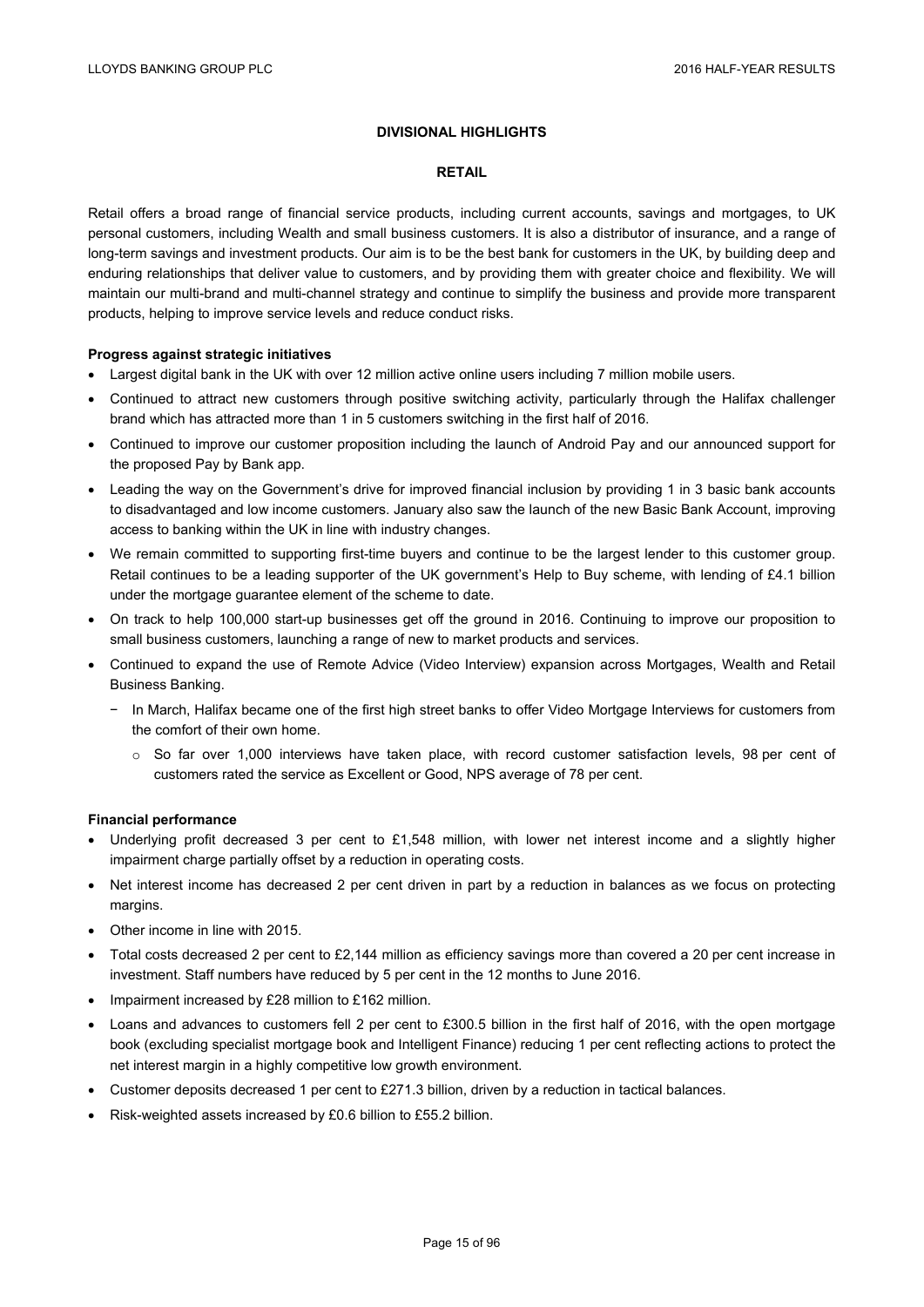## DIVISIONAL HIGHLIGHTS

### RETAIL

Retail offers a broad range of financial service products, including current accounts, savings and mortgages, to UK personal customers, including Wealth and small business customers. It is also a distributor of insurance, and a range of long-term savings and investment products. Our aim is to be the best bank for customers in the UK, by building deep and enduring relationships that deliver value to customers, and by providing them with greater choice and flexibility. We will maintain our multi-brand and multi-channel strategy and continue to simplify the business and provide more transparent products, helping to improve service levels and reduce conduct risks.

**Progress against strategic initiatives**

- Largest digital bank in the UK with over 12 million active online users including 7 million mobile users.
- Continued to attract new customers through positive switching activity, particularly through the Halifax challenger brand which has attracted more than 1 in 5 customers switching in the first half of 2016.
- Continued to improve our customer proposition including the launch of Android Pay and our announced support for the proposed Pay by Bank app.
- Leading the way on the Government's drive for improved financial inclusion by providing 1 in 3 basic bank accounts to disadvantaged and low income customers. January also saw the launch of the new Basic Bank Account, improving access to banking within the UK in line with industry changes.
- We remain committed to supporting first-time buyers and continue to be the largest lender to this customer group. Retail continues to be a leading supporter of the UK government's Help to Buy scheme, with lending of £4.1 billion under the mortgage guarantee element of the scheme to date.
- On track to help 100,000 start-up businesses get off the ground in 2016. Continuing to improve our proposition to small business customers, launching a range of new to market products and services.
- Continued to expand the use of Remote Advice (Video Interview) expansion across Mortgages, Wealth and Retail Business Banking.
  - In March, Halifax became one of the first high street banks to offer Video Mortgage Interviews for customers from the comfort of their own home.
    - So far over 1,000 interviews have taken place, with record customer satisfaction levels, 98 per cent of customers rated the service as Excellent or Good, NPS average of 78 per cent.

**Financial performance**

- Underlying profit decreased 3 per cent to £1,548 million, with lower net interest income and a slightly higher impairment charge partially offset by a reduction in operating costs.
- Net interest income has decreased 2 per cent driven in part by a reduction in balances as we focus on protecting margins.
- Other income in line with 2015.
- Total costs decreased 2 per cent to £2,144 million as efficiency savings more than covered a 20 per cent increase in investment. Staff numbers have reduced by 5 per cent in the 12 months to June 2016.
- Impairment increased by £28 million to £162 million.
- Loans and advances to customers fell 2 per cent to £300.5 billion in the first half of 2016, with the open mortgage book (excluding specialist mortgage book and Intelligent Finance) reducing 1 per cent reflecting actions to protect the net interest margin in a highly competitive low growth environment.
- Customer deposits decreased 1 per cent to £271.3 billion, driven by a reduction in tactical balances.
- Risk-weighted assets increased by £0.6 billion to £55.2 billion.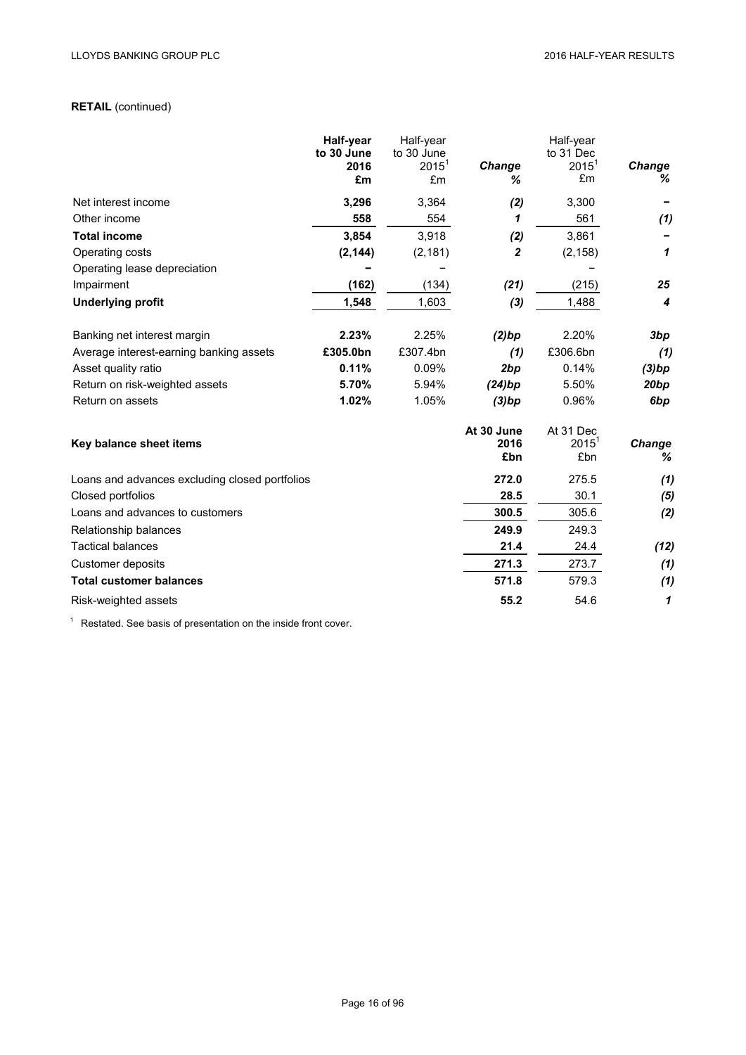**RETAIL** (continued)

| | Half-year to 30 June 2016 £m | Half-year to 30 June 2015[1] £m | Change % | Half-year to 31 Dec 2015[1] £m | Change % |
|---|---|---|---|---|---|
| Net interest income | **3,296** | 3,364 | *(2)* | 3,300 | – |
| Other income | **558** | 554 | *1* | 561 | *(1)* |
| **Total income** | **3,854** | 3,918 | *(2)* | 3,861 | – |
| Operating costs | **(2,144)** | (2,181) | *2* | (2,158) | *1* |
| Operating lease depreciation | **–** | – | | – | |
| Impairment | **(162)** | (134) | *(21)* | (215) | *25* |
| **Underlying profit** | **1,548** | 1,603 | *(3)* | 1,488 | *4* |
| | | | | | |
| Banking net interest margin | **2.23%** | 2.25% | *(2)bp* | 2.20% | *3bp* |
| Average interest-earning banking assets | **£305.0bn** | £307.4bn | *(1)* | £306.6bn | *(1)* |
| Asset quality ratio | **0.11%** | 0.09% | *2bp* | 0.14% | *(3)bp* |
| Return on risk-weighted assets | **5.70%** | 5.94% | *(24)bp* | 5.50% | *20bp* |
| Return on assets | **1.02%** | 1.05% | *(3)bp* | 0.96% | *6bp* |

| Key balance sheet items | At 30 June 2016 £bn | At 31 Dec 2015[1] £bn | Change % |
|---|---|---|---|
| Loans and advances excluding closed portfolios | **272.0** | 275.5 | *(1)* |
| Closed portfolios | **28.5** | 30.1 | *(5)* |
| Loans and advances to customers | **300.5** | 305.6 | *(2)* |
| Relationship balances | **249.9** | 249.3 | |
| Tactical balances | **21.4** | 24.4 | *(12)* |
| Customer deposits | **271.3** | 273.7 | *(1)* |
| **Total customer balances** | **571.8** | 579.3 | *(1)* |
| Risk-weighted assets | **55.2** | 54.6 | *1* |

[1] Restated. See basis of presentation on the inside front cover.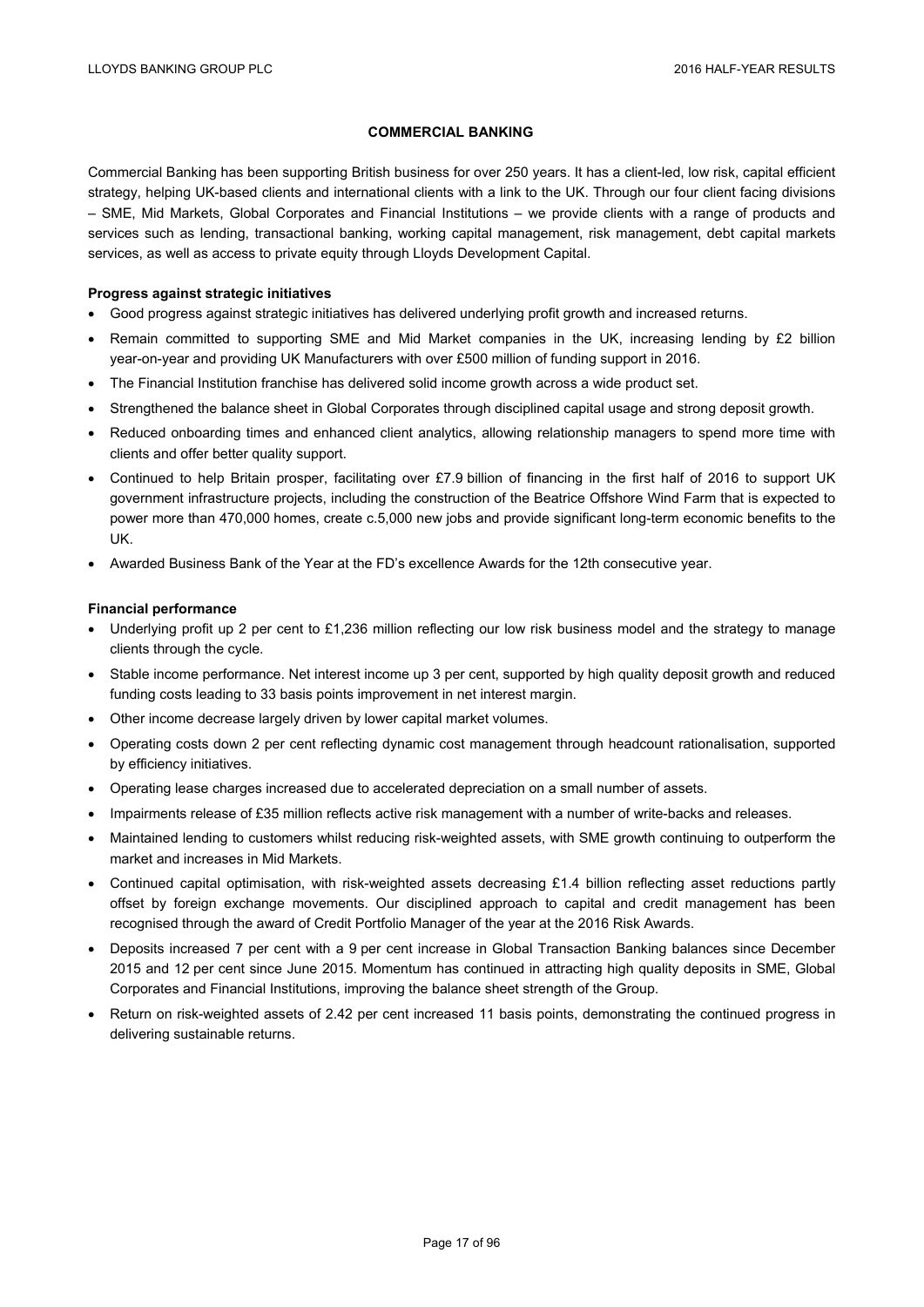## COMMERCIAL BANKING

Commercial Banking has been supporting British business for over 250 years. It has a client-led, low risk, capital efficient strategy, helping UK-based clients and international clients with a link to the UK. Through our four client facing divisions – SME, Mid Markets, Global Corporates and Financial Institutions – we provide clients with a range of products and services such as lending, transactional banking, working capital management, risk management, debt capital markets services, as well as access to private equity through Lloyds Development Capital.

**Progress against strategic initiatives**

- Good progress against strategic initiatives has delivered underlying profit growth and increased returns.
- Remain committed to supporting SME and Mid Market companies in the UK, increasing lending by £2 billion year-on-year and providing UK Manufacturers with over £500 million of funding support in 2016.
- The Financial Institution franchise has delivered solid income growth across a wide product set.
- Strengthened the balance sheet in Global Corporates through disciplined capital usage and strong deposit growth.
- Reduced onboarding times and enhanced client analytics, allowing relationship managers to spend more time with clients and offer better quality support.
- Continued to help Britain prosper, facilitating over £7.9 billion of financing in the first half of 2016 to support UK government infrastructure projects, including the construction of the Beatrice Offshore Wind Farm that is expected to power more than 470,000 homes, create c.5,000 new jobs and provide significant long-term economic benefits to the UK.
- Awarded Business Bank of the Year at the FD's excellence Awards for the 12th consecutive year.

**Financial performance**

- Underlying profit up 2 per cent to £1,236 million reflecting our low risk business model and the strategy to manage clients through the cycle.
- Stable income performance. Net interest income up 3 per cent, supported by high quality deposit growth and reduced funding costs leading to 33 basis points improvement in net interest margin.
- Other income decrease largely driven by lower capital market volumes.
- Operating costs down 2 per cent reflecting dynamic cost management through headcount rationalisation, supported by efficiency initiatives.
- Operating lease charges increased due to accelerated depreciation on a small number of assets.
- Impairments release of £35 million reflects active risk management with a number of write-backs and releases.
- Maintained lending to customers whilst reducing risk-weighted assets, with SME growth continuing to outperform the market and increases in Mid Markets.
- Continued capital optimisation, with risk-weighted assets decreasing £1.4 billion reflecting asset reductions partly offset by foreign exchange movements. Our disciplined approach to capital and credit management has been recognised through the award of Credit Portfolio Manager of the year at the 2016 Risk Awards.
- Deposits increased 7 per cent with a 9 per cent increase in Global Transaction Banking balances since December 2015 and 12 per cent since June 2015. Momentum has continued in attracting high quality deposits in SME, Global Corporates and Financial Institutions, improving the balance sheet strength of the Group.
- Return on risk-weighted assets of 2.42 per cent increased 11 basis points, demonstrating the continued progress in delivering sustainable returns.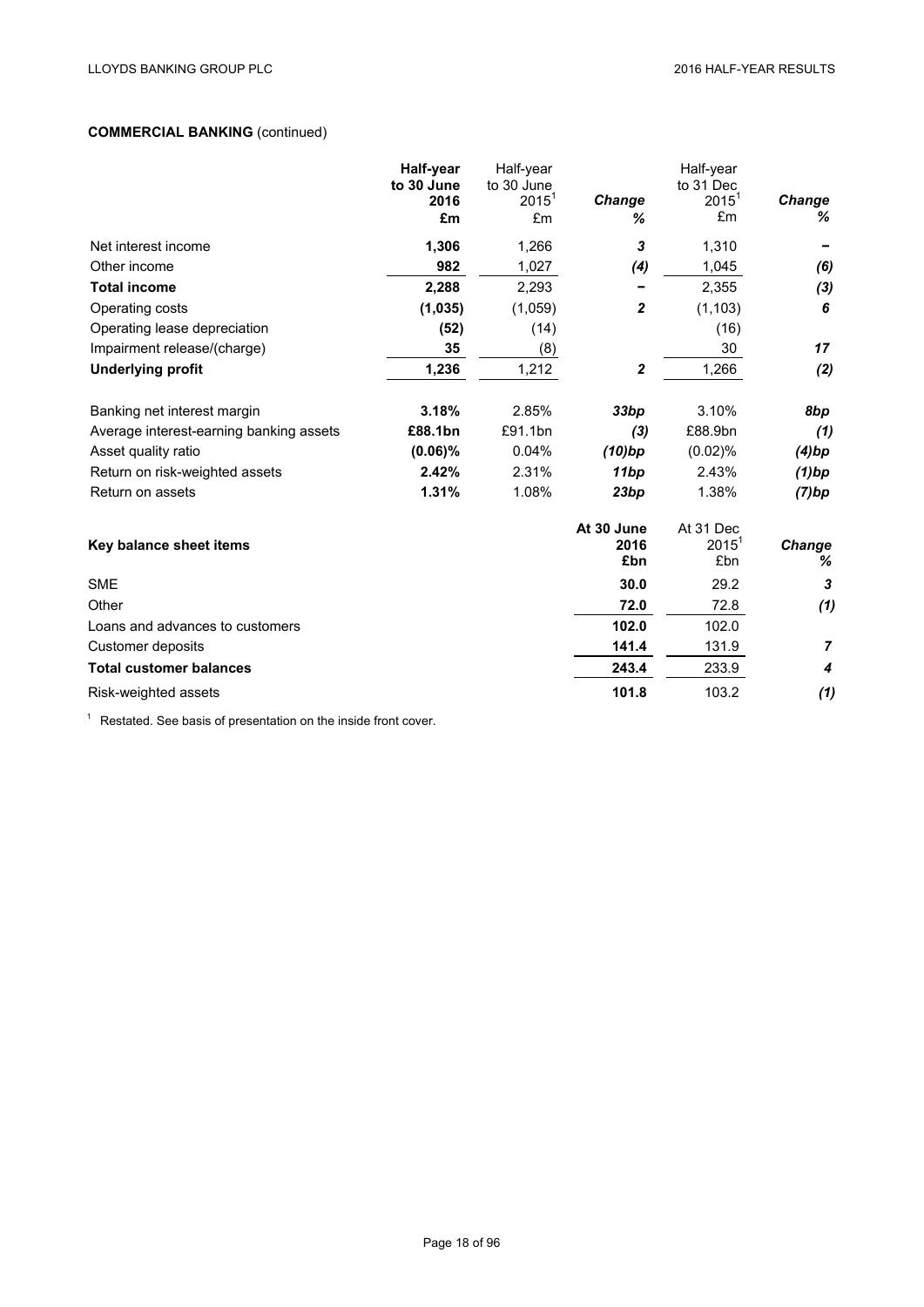## COMMERCIAL BANKING (continued)

| | Half-year to 30 June 2016 £m | Half-year to 30 June 2015[1] £m | *Change %* | Half-year to 31 Dec 2015[1] £m | *Change %* |
|---|---|---|---|---|---|
| Net interest income | **1,306** | 1,266 | ***3*** | 1,310 | ***–*** |
| Other income | **982** | 1,027 | ***(4)*** | 1,045 | ***(6)*** |
| **Total income** | **2,288** | 2,293 | ***–*** | 2,355 | ***(3)*** |
| Operating costs | **(1,035)** | (1,059) | ***2*** | (1,103) | ***6*** |
| Operating lease depreciation | **(52)** | (14) | | (16) | |
| Impairment release/(charge) | **35** | (8) | | 30 | ***17*** |
| **Underlying profit** | **1,236** | 1,212 | ***2*** | 1,266 | ***(2)*** |
| | | | | | |
| Banking net interest margin | **3.18%** | 2.85% | ***33bp*** | 3.10% | ***8bp*** |
| Average interest-earning banking assets | **£88.1bn** | £91.1bn | ***(3)*** | £88.9bn | ***(1)*** |
| Asset quality ratio | **(0.06)%** | 0.04% | ***(10)bp*** | (0.02)% | ***(4)bp*** |
| Return on risk-weighted assets | **2.42%** | 2.31% | ***11bp*** | 2.43% | ***(1)bp*** |
| Return on assets | **1.31%** | 1.08% | ***23bp*** | 1.38% | ***(7)bp*** |

| **Key balance sheet items** | At 30 June 2016 £bn | At 31 Dec 2015[1] £bn | *Change %* |
|---|---|---|---|
| SME | **30.0** | 29.2 | ***3*** |
| Other | **72.0** | 72.8 | ***(1)*** |
| Loans and advances to customers | **102.0** | 102.0 | |
| Customer deposits | **141.4** | 131.9 | ***7*** |
| **Total customer balances** | **243.4** | 233.9 | ***4*** |
| Risk-weighted assets | **101.8** | 103.2 | ***(1)*** |

[1] Restated. See basis of presentation on the inside front cover.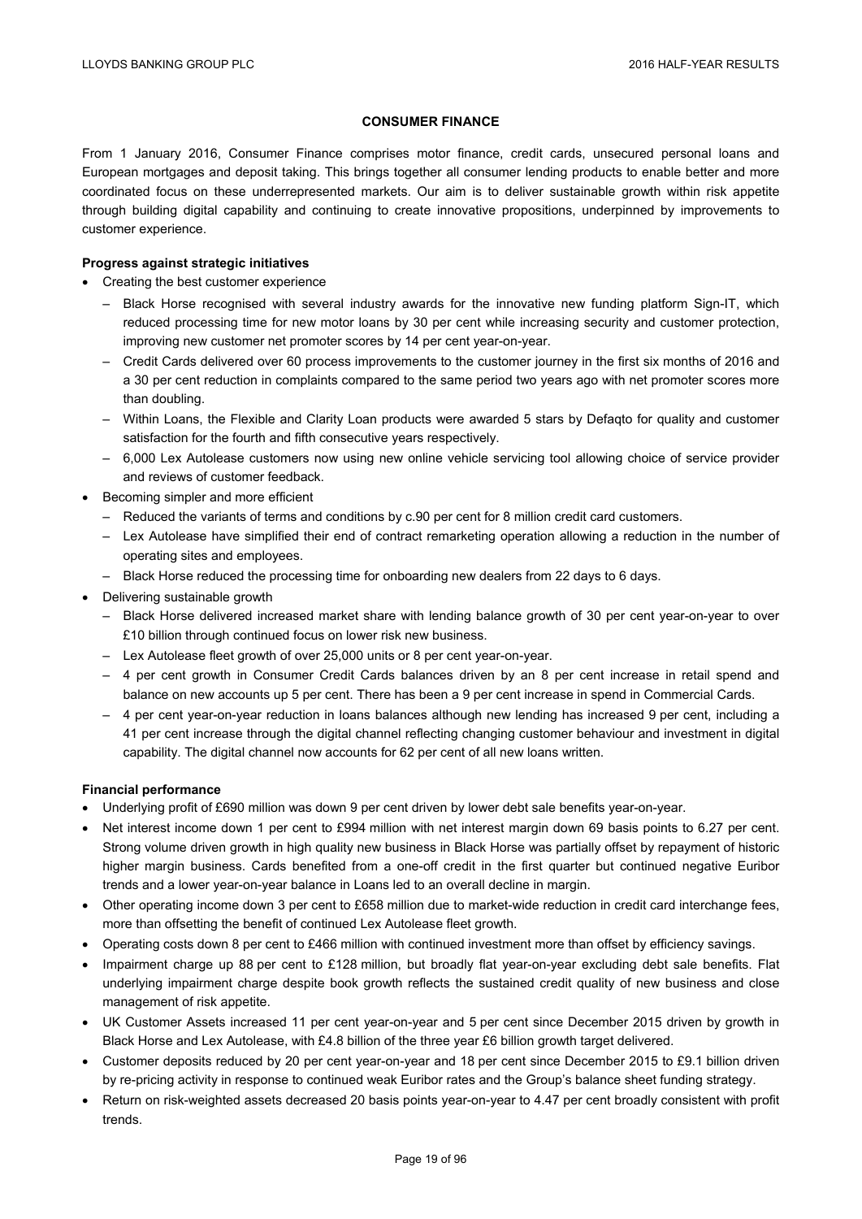## CONSUMER FINANCE

From 1 January 2016, Consumer Finance comprises motor finance, credit cards, unsecured personal loans and European mortgages and deposit taking. This brings together all consumer lending products to enable better and more coordinated focus on these underrepresented markets. Our aim is to deliver sustainable growth within risk appetite through building digital capability and continuing to create innovative propositions, underpinned by improvements to customer experience.

**Progress against strategic initiatives**

- Creating the best customer experience
  - Black Horse recognised with several industry awards for the innovative new funding platform Sign-IT, which reduced processing time for new motor loans by 30 per cent while increasing security and customer protection, improving new customer net promoter scores by 14 per cent year-on-year.
  - Credit Cards delivered over 60 process improvements to the customer journey in the first six months of 2016 and a 30 per cent reduction in complaints compared to the same period two years ago with net promoter scores more than doubling.
  - Within Loans, the Flexible and Clarity Loan products were awarded 5 stars by Defaqto for quality and customer satisfaction for the fourth and fifth consecutive years respectively.
  - 6,000 Lex Autolease customers now using new online vehicle servicing tool allowing choice of service provider and reviews of customer feedback.
- Becoming simpler and more efficient
  - Reduced the variants of terms and conditions by c.90 per cent for 8 million credit card customers.
  - Lex Autolease have simplified their end of contract remarketing operation allowing a reduction in the number of operating sites and employees.
  - Black Horse reduced the processing time for onboarding new dealers from 22 days to 6 days.
- Delivering sustainable growth
  - Black Horse delivered increased market share with lending balance growth of 30 per cent year-on-year to over £10 billion through continued focus on lower risk new business.
  - Lex Autolease fleet growth of over 25,000 units or 8 per cent year-on-year.
  - 4 per cent growth in Consumer Credit Cards balances driven by an 8 per cent increase in retail spend and balance on new accounts up 5 per cent. There has been a 9 per cent increase in spend in Commercial Cards.
  - 4 per cent year-on-year reduction in loans balances although new lending has increased 9 per cent, including a 41 per cent increase through the digital channel reflecting changing customer behaviour and investment in digital capability. The digital channel now accounts for 62 per cent of all new loans written.

**Financial performance**

- Underlying profit of £690 million was down 9 per cent driven by lower debt sale benefits year-on-year.
- Net interest income down 1 per cent to £994 million with net interest margin down 69 basis points to 6.27 per cent. Strong volume driven growth in high quality new business in Black Horse was partially offset by repayment of historic higher margin business. Cards benefited from a one-off credit in the first quarter but continued negative Euribor trends and a lower year-on-year balance in Loans led to an overall decline in margin.
- Other operating income down 3 per cent to £658 million due to market-wide reduction in credit card interchange fees, more than offsetting the benefit of continued Lex Autolease fleet growth.
- Operating costs down 8 per cent to £466 million with continued investment more than offset by efficiency savings.
- Impairment charge up 88 per cent to £128 million, but broadly flat year-on-year excluding debt sale benefits. Flat underlying impairment charge despite book growth reflects the sustained credit quality of new business and close management of risk appetite.
- UK Customer Assets increased 11 per cent year-on-year and 5 per cent since December 2015 driven by growth in Black Horse and Lex Autolease, with £4.8 billion of the three year £6 billion growth target delivered.
- Customer deposits reduced by 20 per cent year-on-year and 18 per cent since December 2015 to £9.1 billion driven by re-pricing activity in response to continued weak Euribor rates and the Group's balance sheet funding strategy.
- Return on risk-weighted assets decreased 20 basis points year-on-year to 4.47 per cent broadly consistent with profit trends.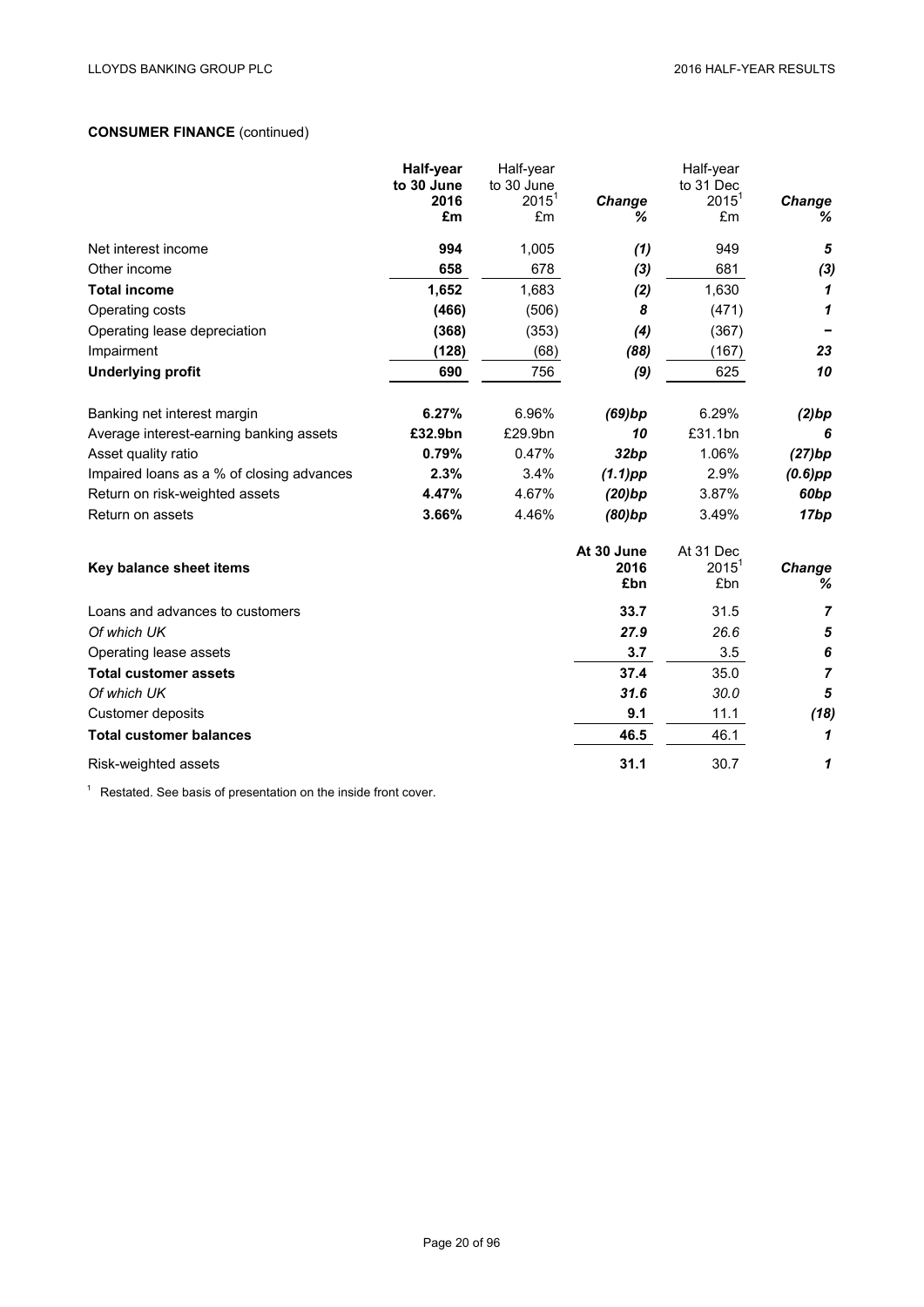## CONSUMER FINANCE (continued)

| | Half-year to 30 June 2016 £m | Half-year to 30 June 2015[1] £m | *Change %* | Half-year to 31 Dec 2015[1] £m | *Change %* |
|---|---|---|---|---|---|
| Net interest income | **994** | 1,005 | *(1)* | 949 | *5* |
| Other income | **658** | 678 | *(3)* | 681 | *(3)* |
| **Total income** | **1,652** | 1,683 | *(2)* | 1,630 | *1* |
| Operating costs | **(466)** | (506) | *8* | (471) | *1* |
| Operating lease depreciation | **(368)** | (353) | *(4)* | (367) | *–* |
| Impairment | **(128)** | (68) | *(88)* | (167) | *23* |
| **Underlying profit** | **690** | 756 | *(9)* | 625 | *10* |
| | | | | | |
| Banking net interest margin | **6.27%** | 6.96% | *(69)bp* | 6.29% | *(2)bp* |
| Average interest-earning banking assets | **£32.9bn** | £29.9bn | *10* | £31.1bn | *6* |
| Asset quality ratio | **0.79%** | 0.47% | *32bp* | 1.06% | *(27)bp* |
| Impaired loans as a % of closing advances | **2.3%** | 3.4% | *(1.1)pp* | 2.9% | *(0.6)pp* |
| Return on risk-weighted assets | **4.47%** | 4.67% | *(20)bp* | 3.87% | *60bp* |
| Return on assets | **3.66%** | 4.46% | *(80)bp* | 3.49% | *17bp* |

| Key balance sheet items | At 30 June 2016 £bn | At 31 Dec 2015[1] £bn | *Change %* |
|---|---|---|---|
| Loans and advances to customers | **33.7** | 31.5 | *7* |
| *Of which UK* | ***27.9*** | *26.6* | *5* |
| Operating lease assets | **3.7** | 3.5 | *6* |
| **Total customer assets** | **37.4** | 35.0 | *7* |
| *Of which UK* | ***31.6*** | *30.0* | *5* |
| Customer deposits | **9.1** | 11.1 | *(18)* |
| **Total customer balances** | **46.5** | 46.1 | *1* |
| Risk-weighted assets | **31.1** | 30.7 | *1* |

[1] Restated. See basis of presentation on the inside front cover.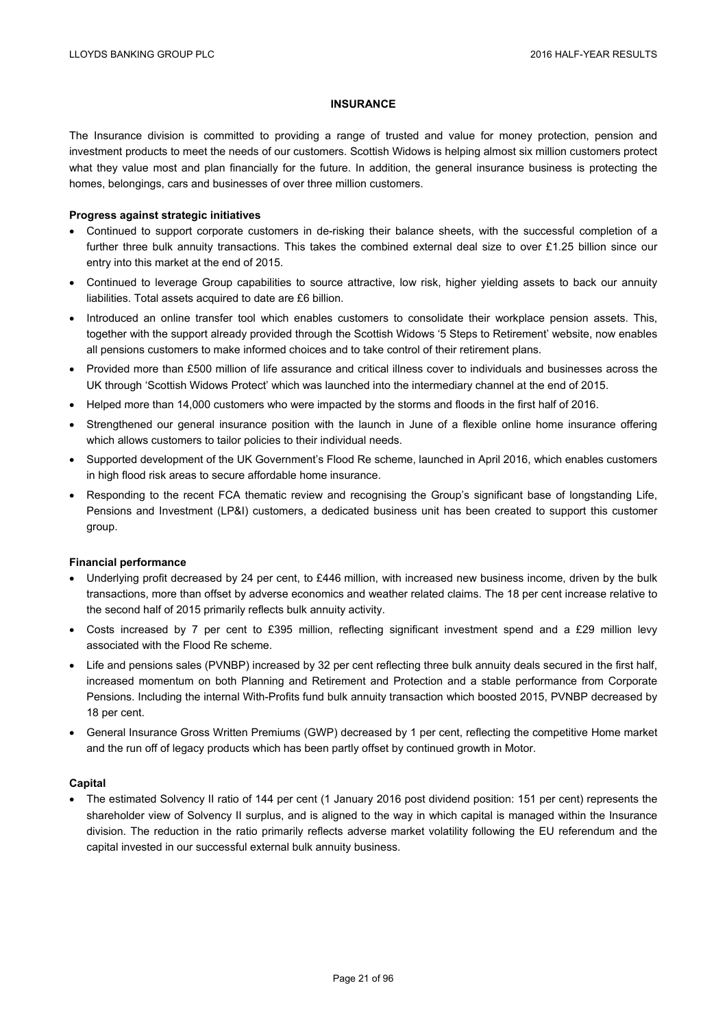## INSURANCE

The Insurance division is committed to providing a range of trusted and value for money protection, pension and investment products to meet the needs of our customers. Scottish Widows is helping almost six million customers protect what they value most and plan financially for the future. In addition, the general insurance business is protecting the homes, belongings, cars and businesses of over three million customers.

**Progress against strategic initiatives**

- Continued to support corporate customers in de-risking their balance sheets, with the successful completion of a further three bulk annuity transactions. This takes the combined external deal size to over £1.25 billion since our entry into this market at the end of 2015.
- Continued to leverage Group capabilities to source attractive, low risk, higher yielding assets to back our annuity liabilities. Total assets acquired to date are £6 billion.
- Introduced an online transfer tool which enables customers to consolidate their workplace pension assets. This, together with the support already provided through the Scottish Widows '5 Steps to Retirement' website, now enables all pensions customers to make informed choices and to take control of their retirement plans.
- Provided more than £500 million of life assurance and critical illness cover to individuals and businesses across the UK through 'Scottish Widows Protect' which was launched into the intermediary channel at the end of 2015.
- Helped more than 14,000 customers who were impacted by the storms and floods in the first half of 2016.
- Strengthened our general insurance position with the launch in June of a flexible online home insurance offering which allows customers to tailor policies to their individual needs.
- Supported development of the UK Government's Flood Re scheme, launched in April 2016, which enables customers in high flood risk areas to secure affordable home insurance.
- Responding to the recent FCA thematic review and recognising the Group's significant base of longstanding Life, Pensions and Investment (LP&I) customers, a dedicated business unit has been created to support this customer group.

**Financial performance**

- Underlying profit decreased by 24 per cent, to £446 million, with increased new business income, driven by the bulk transactions, more than offset by adverse economics and weather related claims. The 18 per cent increase relative to the second half of 2015 primarily reflects bulk annuity activity.
- Costs increased by 7 per cent to £395 million, reflecting significant investment spend and a £29 million levy associated with the Flood Re scheme.
- Life and pensions sales (PVNBP) increased by 32 per cent reflecting three bulk annuity deals secured in the first half, increased momentum on both Planning and Retirement and Protection and a stable performance from Corporate Pensions. Including the internal With-Profits fund bulk annuity transaction which boosted 2015, PVNBP decreased by 18 per cent.
- General Insurance Gross Written Premiums (GWP) decreased by 1 per cent, reflecting the competitive Home market and the run off of legacy products which has been partly offset by continued growth in Motor.

**Capital**

- The estimated Solvency II ratio of 144 per cent (1 January 2016 post dividend position: 151 per cent) represents the shareholder view of Solvency II surplus, and is aligned to the way in which capital is managed within the Insurance division. The reduction in the ratio primarily reflects adverse market volatility following the EU referendum and the capital invested in our successful external bulk annuity business.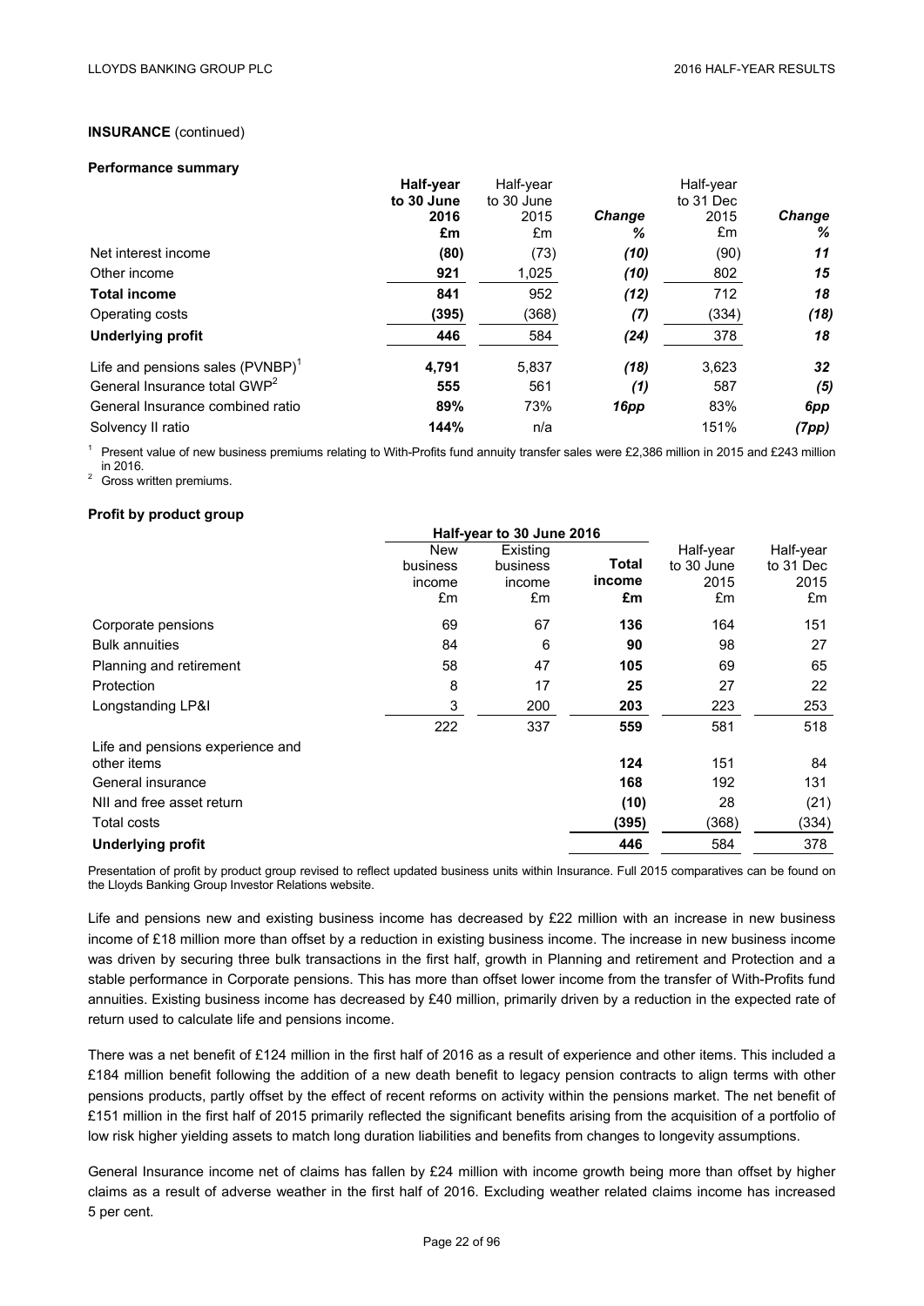**INSURANCE** (continued)

**Performance summary**

| | **Half-year to 30 June 2016 £m** | Half-year to 30 June 2015 £m | ***Change %*** | Half-year to 31 Dec 2015 £m | ***Change %*** |
|---|---|---|---|---|---|
| Net interest income | **(80)** | (73) | ***(10)*** | (90) | ***11*** |
| Other income | **921** | 1,025 | ***(10)*** | 802 | ***15*** |
| **Total income** | **841** | 952 | ***(12)*** | 712 | ***18*** |
| Operating costs | **(395)** | (368) | ***(7)*** | (334) | ***(18)*** |
| **Underlying profit** | **446** | 584 | ***(24)*** | 378 | ***18*** |
| Life and pensions sales (PVNBP)[1] | **4,791** | 5,837 | ***(18)*** | 3,623 | ***32*** |
| General Insurance total GWP[2] | **555** | 561 | ***(1)*** | 587 | ***(5)*** |
| General Insurance combined ratio | **89%** | 73% | ***16pp*** | 83% | ***6pp*** |
| Solvency II ratio | **144%** | n/a | | 151% | ***(7pp)*** |

[1] Present value of new business premiums relating to With-Profits fund annuity transfer sales were £2,386 million in 2015 and £243 million in 2016.
[2] Gross written premiums.

**Profit by product group**

| | Half-year to 30 June 2016 | | | | |
|---|---|---|---|---|---|
| | New business income £m | Existing business income £m | **Total income £m** | Half-year to 30 June 2015 £m | Half-year to 31 Dec 2015 £m |
| Corporate pensions | 69 | 67 | **136** | 164 | 151 |
| Bulk annuities | 84 | 6 | **90** | 98 | 27 |
| Planning and retirement | 58 | 47 | **105** | 69 | 65 |
| Protection | 8 | 17 | **25** | 27 | 22 |
| Longstanding LP&I | 3 | 200 | **203** | 223 | 253 |
| | 222 | 337 | **559** | 581 | 518 |
| Life and pensions experience and other items | | | **124** | 151 | 84 |
| General insurance | | | **168** | 192 | 131 |
| NII and free asset return | | | **(10)** | 28 | (21) |
| Total costs | | | **(395)** | (368) | (334) |
| **Underlying profit** | | | **446** | 584 | 378 |

Presentation of profit by product group revised to reflect updated business units within Insurance. Full 2015 comparatives can be found on the Lloyds Banking Group Investor Relations website.

Life and pensions new and existing business income has decreased by £22 million with an increase in new business income of £18 million more than offset by a reduction in existing business income. The increase in new business income was driven by securing three bulk transactions in the first half, growth in Planning and retirement and Protection and a stable performance in Corporate pensions. This has more than offset lower income from the transfer of With-Profits fund annuities. Existing business income has decreased by £40 million, primarily driven by a reduction in the expected rate of return used to calculate life and pensions income.

There was a net benefit of £124 million in the first half of 2016 as a result of experience and other items. This included a £184 million benefit following the addition of a new death benefit to legacy pension contracts to align terms with other pensions products, partly offset by the effect of recent reforms on activity within the pensions market. The net benefit of £151 million in the first half of 2015 primarily reflected the significant benefits arising from the acquisition of a portfolio of low risk higher yielding assets to match long duration liabilities and benefits from changes to longevity assumptions.

General Insurance income net of claims has fallen by £24 million with income growth being more than offset by higher claims as a result of adverse weather in the first half of 2016. Excluding weather related claims income has increased 5 per cent.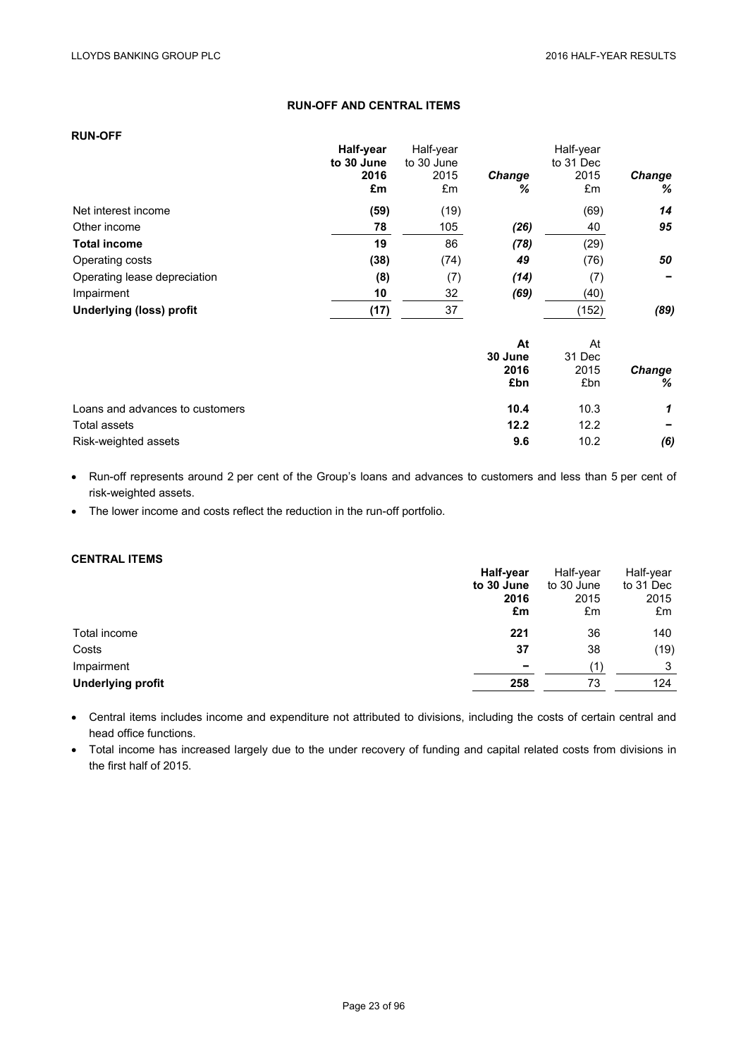## RUN-OFF AND CENTRAL ITEMS

### RUN-OFF

| | **Half-year to 30 June 2016 £m** | Half-year to 30 June 2015 £m | ***Change %*** | Half-year to 31 Dec 2015 £m | ***Change %*** |
|---|---|---|---|---|---|
| Net interest income | **(59)** | (19) | | (69) | ***14*** |
| Other income | **78** | 105 | ***(26)*** | 40 | ***95*** |
| **Total income** | **19** | 86 | ***(78)*** | (29) | |
| Operating costs | **(38)** | (74) | ***49*** | (76) | ***50*** |
| Operating lease depreciation | **(8)** | (7) | ***(14)*** | (7) | ***–*** |
| Impairment | **10** | 32 | ***(69)*** | (40) | |
| **Underlying (loss) profit** | **(17)** | 37 | | (152) | ***(89)*** |

| | **At 30 June 2016 £bn** | At 31 Dec 2015 £bn | ***Change %*** |
|---|---|---|---|
| Loans and advances to customers | **10.4** | 10.3 | ***1*** |
| Total assets | **12.2** | 12.2 | ***–*** |
| Risk-weighted assets | **9.6** | 10.2 | ***(6)*** |

- Run-off represents around 2 per cent of the Group's loans and advances to customers and less than 5 per cent of risk-weighted assets.
- The lower income and costs reflect the reduction in the run-off portfolio.

### CENTRAL ITEMS

| | **Half-year to 30 June 2016 £m** | Half-year to 30 June 2015 £m | Half-year to 31 Dec 2015 £m |
|---|---|---|---|
| Total income | **221** | 36 | 140 |
| Costs | **37** | 38 | (19) |
| Impairment | **–** | (1) | 3 |
| **Underlying profit** | **258** | 73 | 124 |

- Central items includes income and expenditure not attributed to divisions, including the costs of certain central and head office functions.
- Total income has increased largely due to the under recovery of funding and capital related costs from divisions in the first half of 2015.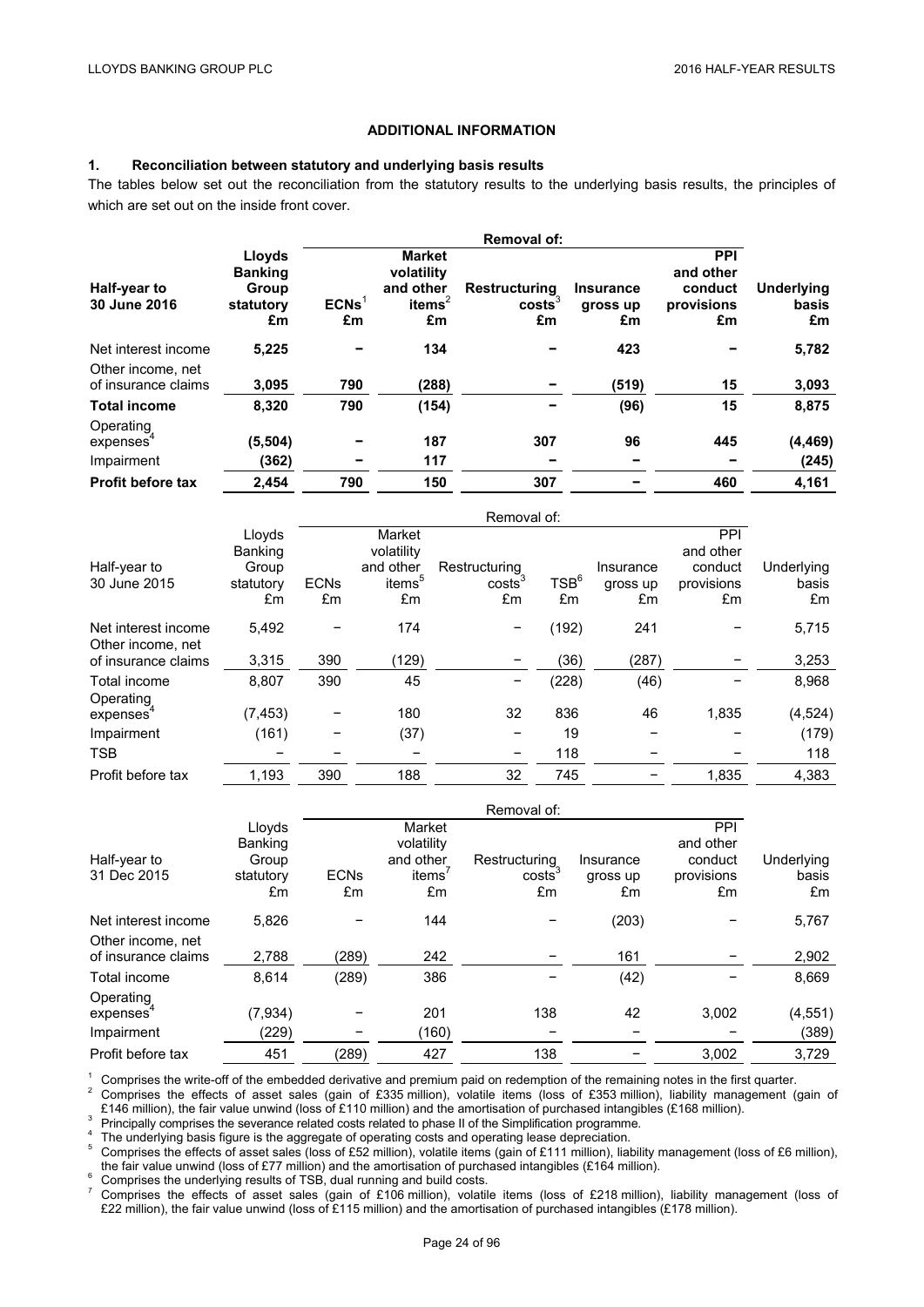## ADDITIONAL INFORMATION

### 1. Reconciliation between statutory and underlying basis results

The tables below set out the reconciliation from the statutory results to the underlying basis results, the principles of which are set out on the inside front cover.

| **Half-year to 30 June 2016** | **Lloyds Banking Group statutory £m** | **Removal of: ECNs[1] £m** | **Market volatility and other items[2] £m** | **Restructuring costs[3] £m** | **Insurance gross up £m** | **PPI and other conduct provisions £m** | **Underlying basis £m** |
|---|---|---|---|---|---|---|---|
| Net interest income | **5,225** | **–** | **134** | **–** | **423** | **–** | **5,782** |
| Other income, net of insurance claims | **3,095** | **790** | **(288)** | **–** | **(519)** | **15** | **3,093** |
| **Total income** | **8,320** | **790** | **(154)** | **–** | **(96)** | **15** | **8,875** |
| Operating expenses[4] | **(5,504)** | **–** | **187** | **307** | **96** | **445** | **(4,469)** |
| Impairment | **(362)** | **–** | **117** | **–** | **–** | **–** | **(245)** |
| **Profit before tax** | **2,454** | **790** | **150** | **307** | **–** | **460** | **4,161** |

| Half-year to 30 June 2015 | Lloyds Banking Group statutory £m | Removal of: ECNs £m | Market volatility and other items[5] £m | Restructuring costs[3] £m | TSB[6] £m | Insurance gross up £m | PPI and other conduct provisions £m | Underlying basis £m |
|---|---|---|---|---|---|---|---|---|
| Net interest income | 5,492 | – | 174 | – | (192) | 241 | – | 5,715 |
| Other income, net of insurance claims | 3,315 | 390 | (129) | – | (36) | (287) | – | 3,253 |
| Total income | 8,807 | 390 | 45 | – | (228) | (46) | – | 8,968 |
| Operating expenses[4] | (7,453) | – | 180 | 32 | 836 | 46 | 1,835 | (4,524) |
| Impairment | (161) | – | (37) | – | 19 | – | – | (179) |
| TSB | – | – | – | – | 118 | – | – | 118 |
| Profit before tax | 1,193 | 390 | 188 | 32 | 745 | – | 1,835 | 4,383 |

| Half-year to 31 Dec 2015 | Lloyds Banking Group statutory £m | Removal of: ECNs £m | Market volatility and other items[7] £m | Restructuring costs[3] £m | Insurance gross up £m | PPI and other conduct provisions £m | Underlying basis £m |
|---|---|---|---|---|---|---|---|
| Net interest income | 5,826 | – | 144 | – | (203) | – | 5,767 |
| Other income, net of insurance claims | 2,788 | (289) | 242 | – | 161 | – | 2,902 |
| Total income | 8,614 | (289) | 386 | – | (42) | – | 8,669 |
| Operating expenses[4] | (7,934) | – | 201 | 138 | 42 | 3,002 | (4,551) |
| Impairment | (229) | – | (160) | – | – | – | (389) |
| Profit before tax | 451 | (289) | 427 | 138 | – | 3,002 | 3,729 |

[1] Comprises the write-off of the embedded derivative and premium paid on redemption of the remaining notes in the first quarter.

[2] Comprises the effects of asset sales (gain of £335 million), volatile items (loss of £353 million), liability management (gain of £146 million), the fair value unwind (loss of £110 million) and the amortisation of purchased intangibles (£168 million).

[3] Principally comprises the severance related costs related to phase II of the Simplification programme.

[4] The underlying basis figure is the aggregate of operating costs and operating lease depreciation.

[5] Comprises the effects of asset sales (loss of £52 million), volatile items (gain of £111 million), liability management (loss of £6 million), the fair value unwind (loss of £77 million) and the amortisation of purchased intangibles (£164 million).

[6] Comprises the underlying results of TSB, dual running and build costs.

[7] Comprises the effects of asset sales (gain of £106 million), volatile items (loss of £218 million), liability management (loss of £22 million), the fair value unwind (loss of £115 million) and the amortisation of purchased intangibles (£178 million).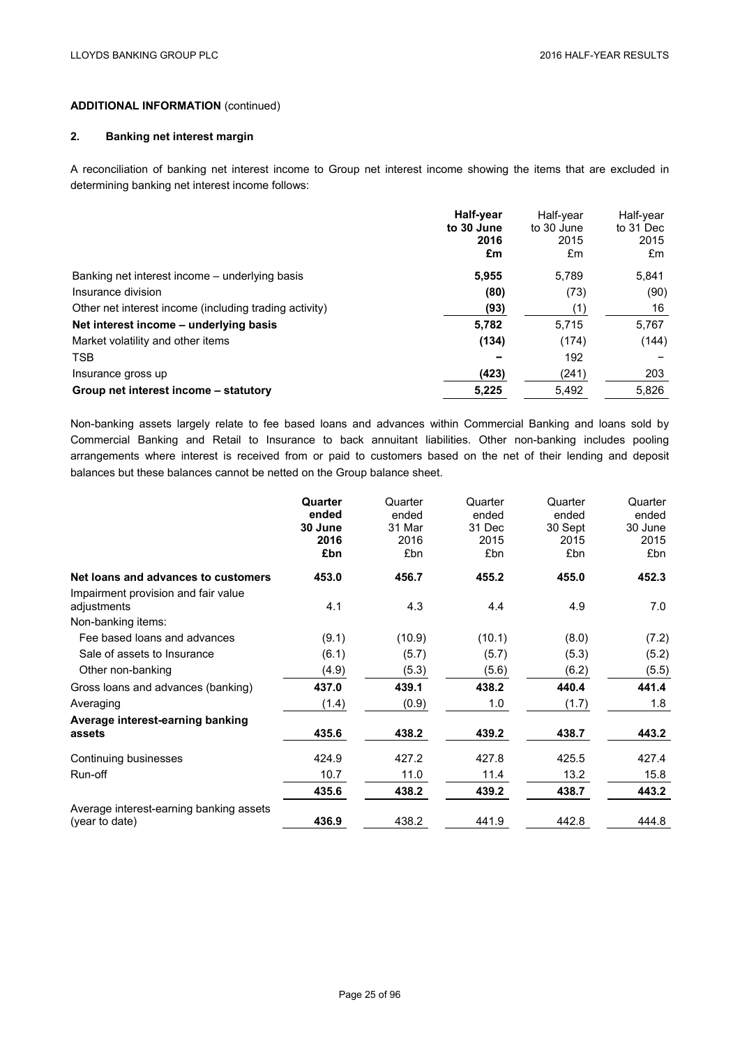**ADDITIONAL INFORMATION** (continued)

## 2. Banking net interest margin

A reconciliation of banking net interest income to Group net interest income showing the items that are excluded in determining banking net interest income follows:

| | **Half-year to 30 June 2016 £m** | Half-year to 30 June 2015 £m | Half-year to 31 Dec 2015 £m |
|---|---|---|---|
| Banking net interest income – underlying basis | **5,955** | 5,789 | 5,841 |
| Insurance division | **(80)** | (73) | (90) |
| Other net interest income (including trading activity) | **(93)** | (1) | 16 |
| **Net interest income – underlying basis** | **5,782** | 5,715 | 5,767 |
| Market volatility and other items | **(134)** | (174) | (144) |
| TSB | **–** | 192 | – |
| Insurance gross up | **(423)** | (241) | 203 |
| **Group net interest income – statutory** | **5,225** | 5,492 | 5,826 |

Non-banking assets largely relate to fee based loans and advances within Commercial Banking and loans sold by Commercial Banking and Retail to Insurance to back annuitant liabilities. Other non-banking includes pooling arrangements where interest is received from or paid to customers based on the net of their lending and deposit balances but these balances cannot be netted on the Group balance sheet.

| | **Quarter ended 30 June 2016 £bn** | Quarter ended 31 Mar 2016 £bn | Quarter ended 31 Dec 2015 £bn | Quarter ended 30 Sept 2015 £bn | Quarter ended 30 June 2015 £bn |
|---|---|---|---|---|---|
| **Net loans and advances to customers** | **453.0** | **456.7** | **455.2** | **455.0** | **452.3** |
| Impairment provision and fair value adjustments | 4.1 | 4.3 | 4.4 | 4.9 | 7.0 |
| Non-banking items: | | | | | |
| Fee based loans and advances | (9.1) | (10.9) | (10.1) | (8.0) | (7.2) |
| Sale of assets to Insurance | (6.1) | (5.7) | (5.7) | (5.3) | (5.2) |
| Other non-banking | (4.9) | (5.3) | (5.6) | (6.2) | (5.5) |
| Gross loans and advances (banking) | **437.0** | **439.1** | **438.2** | **440.4** | **441.4** |
| Averaging | (1.4) | (0.9) | 1.0 | (1.7) | 1.8 |
| **Average interest-earning banking assets** | **435.6** | **438.2** | **439.2** | **438.7** | **443.2** |
| Continuing businesses | 424.9 | 427.2 | 427.8 | 425.5 | 427.4 |
| Run-off | 10.7 | 11.0 | 11.4 | 13.2 | 15.8 |
| | **435.6** | **438.2** | **439.2** | **438.7** | **443.2** |
| Average interest-earning banking assets (year to date) | **436.9** | 438.2 | 441.9 | 442.8 | 444.8 |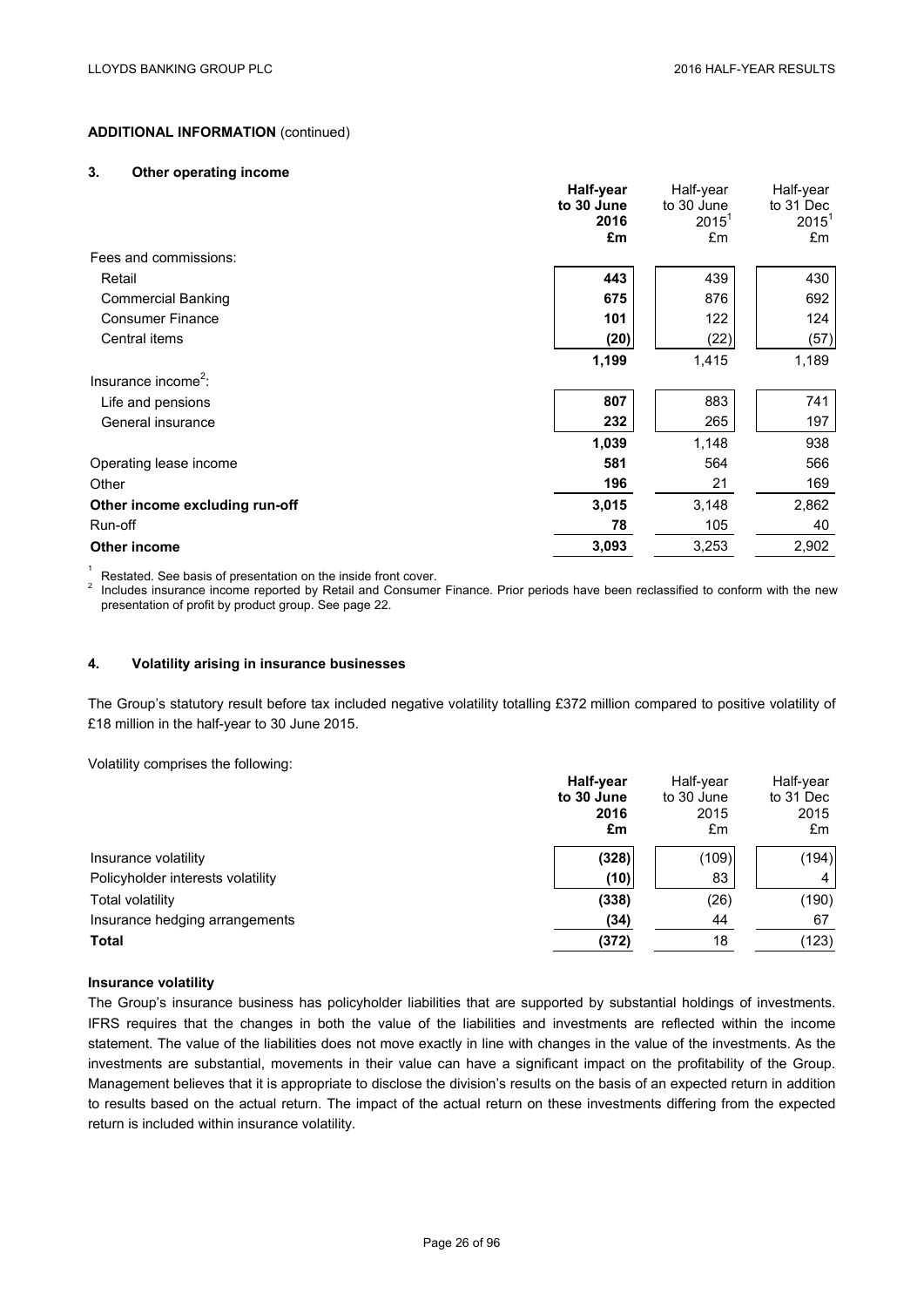## ADDITIONAL INFORMATION (continued)

### 3. Other operating income

| | Half-year to 30 June 2016 £m | Half-year to 30 June 2015[1] £m | Half-year to 31 Dec 2015[1] £m |
|---|---|---|---|
| Fees and commissions: | | | |
| Retail | **443** | 439 | 430 |
| Commercial Banking | **675** | 876 | 692 |
| Consumer Finance | **101** | 122 | 124 |
| Central items | **(20)** | (22) | (57) |
| | **1,199** | 1,415 | 1,189 |
| Insurance income[2]: | | | |
| Life and pensions | **807** | 883 | 741 |
| General insurance | **232** | 265 | 197 |
| | **1,039** | 1,148 | 938 |
| Operating lease income | **581** | 564 | 566 |
| Other | **196** | 21 | 169 |
| **Other income excluding run-off** | **3,015** | 3,148 | 2,862 |
| Run-off | **78** | 105 | 40 |
| **Other income** | **3,093** | 3,253 | 2,902 |

[1] Restated. See basis of presentation on the inside front cover.

[2] Includes insurance income reported by Retail and Consumer Finance. Prior periods have been reclassified to conform with the new presentation of profit by product group. See page 22.

### 4. Volatility arising in insurance businesses

The Group's statutory result before tax included negative volatility totalling £372 million compared to positive volatility of £18 million in the half-year to 30 June 2015.

Volatility comprises the following:

| | Half-year to 30 June 2016 £m | Half-year to 30 June 2015 £m | Half-year to 31 Dec 2015 £m |
|---|---|---|---|
| Insurance volatility | **(328)** | (109) | (194) |
| Policyholder interests volatility | **(10)** | 83 | 4 |
| Total volatility | **(338)** | (26) | (190) |
| Insurance hedging arrangements | **(34)** | 44 | 67 |
| **Total** | **(372)** | 18 | (123) |

**Insurance volatility**

The Group's insurance business has policyholder liabilities that are supported by substantial holdings of investments. IFRS requires that the changes in both the value of the liabilities and investments are reflected within the income statement. The value of the liabilities does not move exactly in line with changes in the value of the investments. As the investments are substantial, movements in their value can have a significant impact on the profitability of the Group. Management believes that it is appropriate to disclose the division's results on the basis of an expected return in addition to results based on the actual return. The impact of the actual return on these investments differing from the expected return is included within insurance volatility.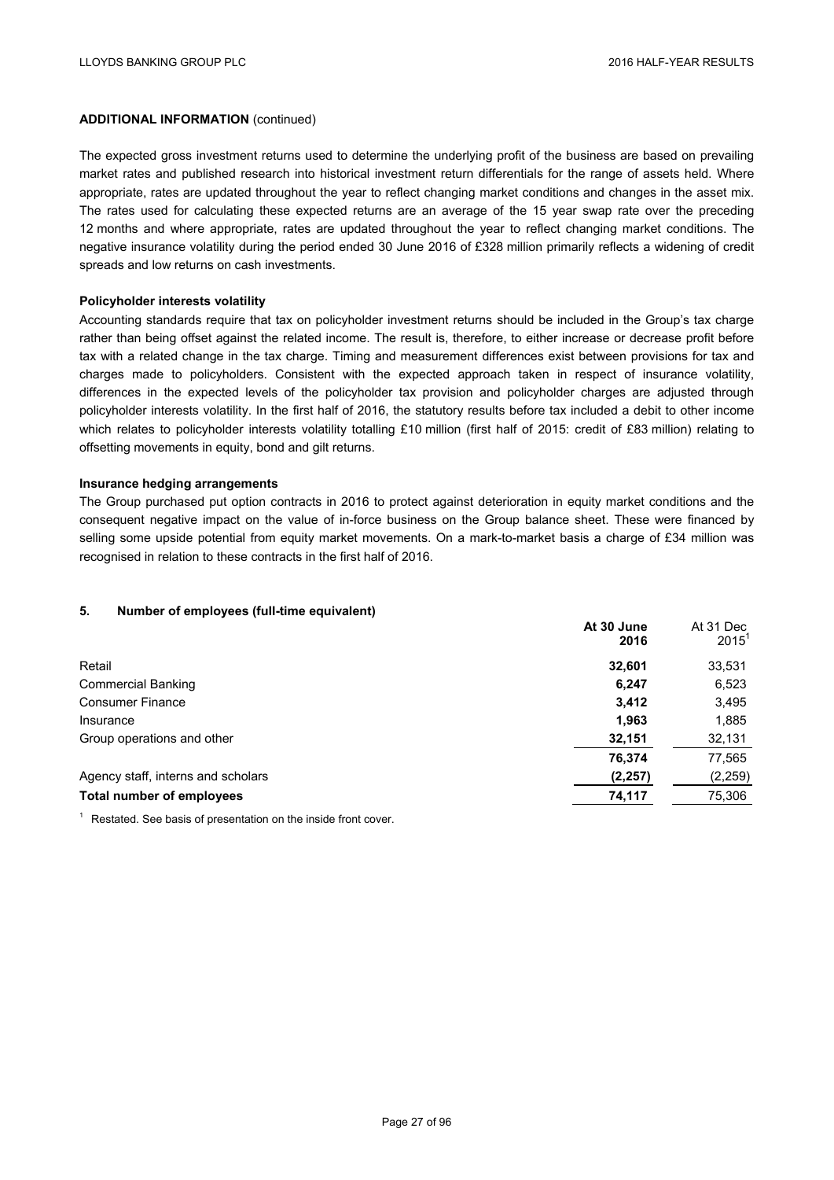**ADDITIONAL INFORMATION** (continued)

The expected gross investment returns used to determine the underlying profit of the business are based on prevailing market rates and published research into historical investment return differentials for the range of assets held. Where appropriate, rates are updated throughout the year to reflect changing market conditions and changes in the asset mix. The rates used for calculating these expected returns are an average of the 15 year swap rate over the preceding 12 months and where appropriate, rates are updated throughout the year to reflect changing market conditions. The negative insurance volatility during the period ended 30 June 2016 of £328 million primarily reflects a widening of credit spreads and low returns on cash investments.

**Policyholder interests volatility**

Accounting standards require that tax on policyholder investment returns should be included in the Group's tax charge rather than being offset against the related income. The result is, therefore, to either increase or decrease profit before tax with a related change in the tax charge. Timing and measurement differences exist between provisions for tax and charges made to policyholders. Consistent with the expected approach taken in respect of insurance volatility, differences in the expected levels of the policyholder tax provision and policyholder charges are adjusted through policyholder interests volatility. In the first half of 2016, the statutory results before tax included a debit to other income which relates to policyholder interests volatility totalling £10 million (first half of 2015: credit of £83 million) relating to offsetting movements in equity, bond and gilt returns.

**Insurance hedging arrangements**

The Group purchased put option contracts in 2016 to protect against deterioration in equity market conditions and the consequent negative impact on the value of in-force business on the Group balance sheet. These were financed by selling some upside potential from equity market movements. On a mark-to-market basis a charge of £34 million was recognised in relation to these contracts in the first half of 2016.

## 5. Number of employees (full-time equivalent)

| | **At 30 June 2016** | At 31 Dec 2015[1] |
|---|---|---|
| Retail | **32,601** | 33,531 |
| Commercial Banking | **6,247** | 6,523 |
| Consumer Finance | **3,412** | 3,495 |
| Insurance | **1,963** | 1,885 |
| Group operations and other | **32,151** | 32,131 |
| | **76,374** | 77,565 |
| Agency staff, interns and scholars | **(2,257)** | (2,259) |
| **Total number of employees** | **74,117** | 75,306 |

[1] Restated. See basis of presentation on the inside front cover.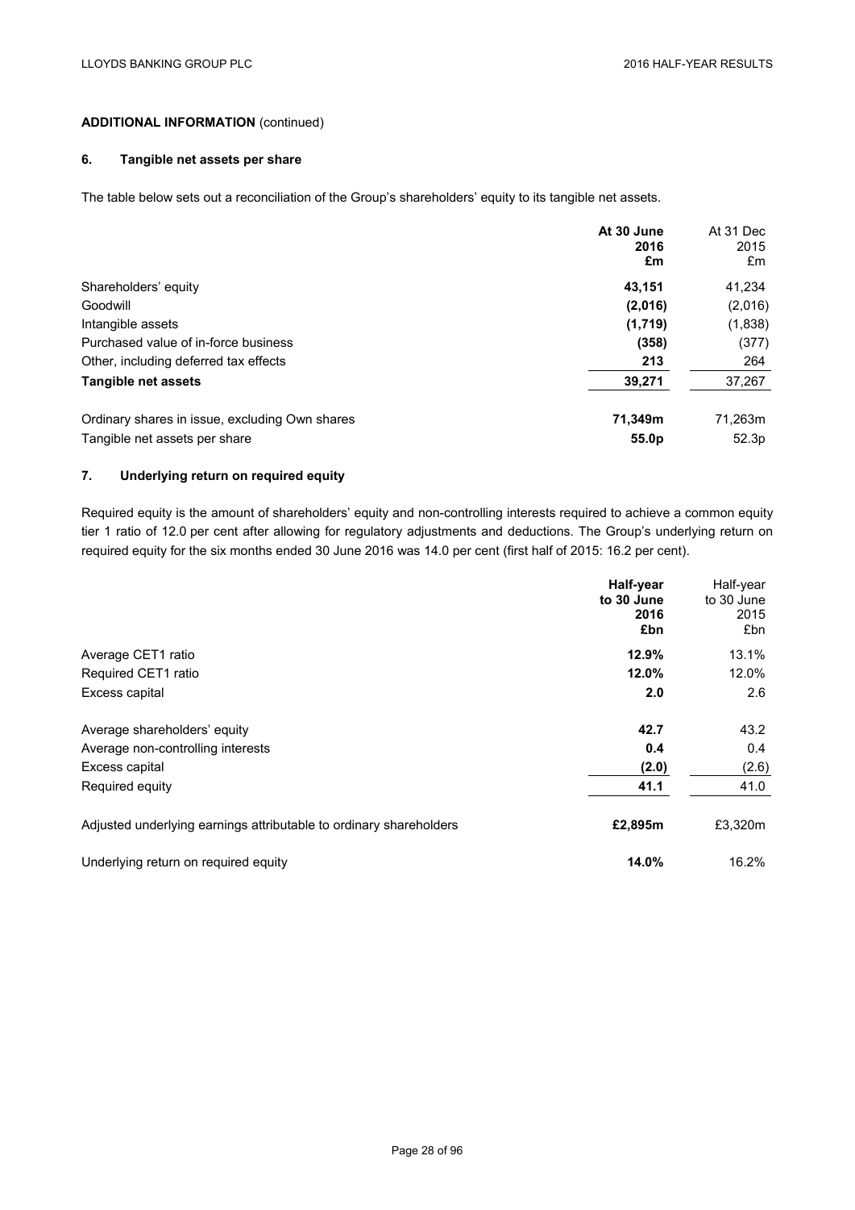**ADDITIONAL INFORMATION** (continued)

### 6. Tangible net assets per share

The table below sets out a reconciliation of the Group's shareholders' equity to its tangible net assets.

| | **At 30 June 2016 £m** | At 31 Dec 2015 £m |
|---|---|---|
| Shareholders' equity | **43,151** | 41,234 |
| Goodwill | **(2,016)** | (2,016) |
| Intangible assets | **(1,719)** | (1,838) |
| Purchased value of in-force business | **(358)** | (377) |
| Other, including deferred tax effects | **213** | 264 |
| **Tangible net assets** | **39,271** | 37,267 |
| | | |
| Ordinary shares in issue, excluding Own shares | **71,349m** | 71,263m |
| Tangible net assets per share | **55.0p** | 52.3p |

### 7. Underlying return on required equity

Required equity is the amount of shareholders' equity and non-controlling interests required to achieve a common equity tier 1 ratio of 12.0 per cent after allowing for regulatory adjustments and deductions. The Group's underlying return on required equity for the six months ended 30 June 2016 was 14.0 per cent (first half of 2015: 16.2 per cent).

| | **Half-year to 30 June 2016 £bn** | Half-year to 30 June 2015 £bn |
|---|---|---|
| Average CET1 ratio | **12.9%** | 13.1% |
| Required CET1 ratio | **12.0%** | 12.0% |
| Excess capital | **2.0** | 2.6 |
| | | |
| Average shareholders' equity | **42.7** | 43.2 |
| Average non-controlling interests | **0.4** | 0.4 |
| Excess capital | **(2.0)** | (2.6) |
| Required equity | **41.1** | 41.0 |
| | | |
| Adjusted underlying earnings attributable to ordinary shareholders | **£2,895m** | £3,320m |
| | | |
| Underlying return on required equity | **14.0%** | 16.2% |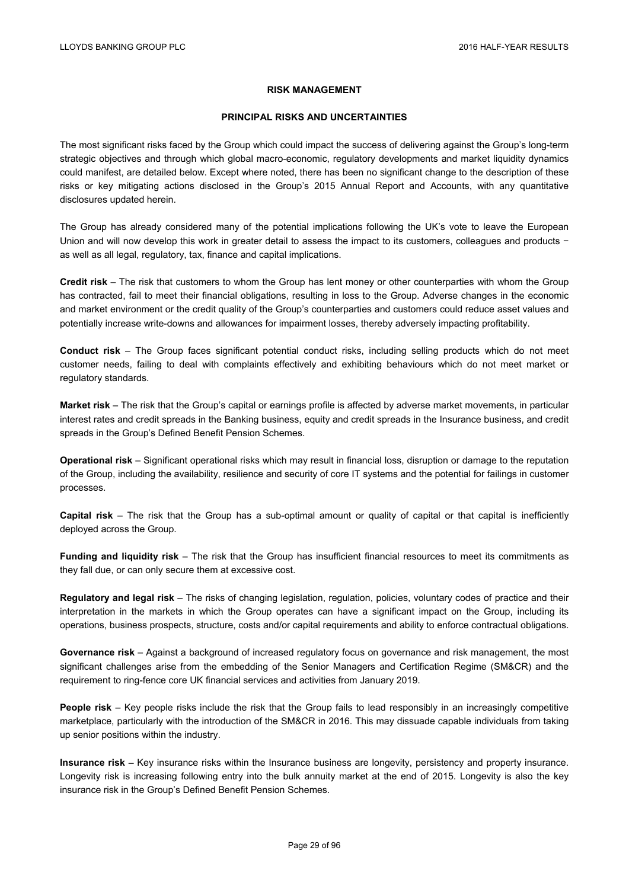## RISK MANAGEMENT

### PRINCIPAL RISKS AND UNCERTAINTIES

The most significant risks faced by the Group which could impact the success of delivering against the Group's long-term strategic objectives and through which global macro-economic, regulatory developments and market liquidity dynamics could manifest, are detailed below. Except where noted, there has been no significant change to the description of these risks or key mitigating actions disclosed in the Group's 2015 Annual Report and Accounts, with any quantitative disclosures updated herein.

The Group has already considered many of the potential implications following the UK's vote to leave the European Union and will now develop this work in greater detail to assess the impact to its customers, colleagues and products − as well as all legal, regulatory, tax, finance and capital implications.

**Credit risk** – The risk that customers to whom the Group has lent money or other counterparties with whom the Group has contracted, fail to meet their financial obligations, resulting in loss to the Group. Adverse changes in the economic and market environment or the credit quality of the Group's counterparties and customers could reduce asset values and potentially increase write-downs and allowances for impairment losses, thereby adversely impacting profitability.

**Conduct risk** – The Group faces significant potential conduct risks, including selling products which do not meet customer needs, failing to deal with complaints effectively and exhibiting behaviours which do not meet market or regulatory standards.

**Market risk** – The risk that the Group's capital or earnings profile is affected by adverse market movements, in particular interest rates and credit spreads in the Banking business, equity and credit spreads in the Insurance business, and credit spreads in the Group's Defined Benefit Pension Schemes.

**Operational risk** – Significant operational risks which may result in financial loss, disruption or damage to the reputation of the Group, including the availability, resilience and security of core IT systems and the potential for failings in customer processes.

**Capital risk** – The risk that the Group has a sub-optimal amount or quality of capital or that capital is inefficiently deployed across the Group.

**Funding and liquidity risk** – The risk that the Group has insufficient financial resources to meet its commitments as they fall due, or can only secure them at excessive cost.

**Regulatory and legal risk** – The risks of changing legislation, regulation, policies, voluntary codes of practice and their interpretation in the markets in which the Group operates can have a significant impact on the Group, including its operations, business prospects, structure, costs and/or capital requirements and ability to enforce contractual obligations.

**Governance risk** – Against a background of increased regulatory focus on governance and risk management, the most significant challenges arise from the embedding of the Senior Managers and Certification Regime (SM&CR) and the requirement to ring-fence core UK financial services and activities from January 2019.

**People risk** – Key people risks include the risk that the Group fails to lead responsibly in an increasingly competitive marketplace, particularly with the introduction of the SM&CR in 2016. This may dissuade capable individuals from taking up senior positions within the industry.

**Insurance risk –** Key insurance risks within the Insurance business are longevity, persistency and property insurance. Longevity risk is increasing following entry into the bulk annuity market at the end of 2015. Longevity is also the key insurance risk in the Group's Defined Benefit Pension Schemes.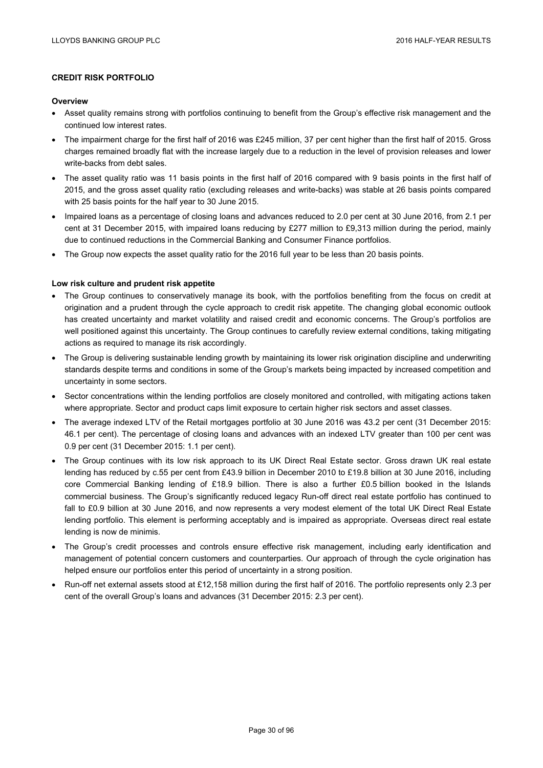## CREDIT RISK PORTFOLIO

### Overview

- Asset quality remains strong with portfolios continuing to benefit from the Group's effective risk management and the continued low interest rates.
- The impairment charge for the first half of 2016 was £245 million, 37 per cent higher than the first half of 2015. Gross charges remained broadly flat with the increase largely due to a reduction in the level of provision releases and lower write-backs from debt sales.
- The asset quality ratio was 11 basis points in the first half of 2016 compared with 9 basis points in the first half of 2015, and the gross asset quality ratio (excluding releases and write-backs) was stable at 26 basis points compared with 25 basis points for the half year to 30 June 2015.
- Impaired loans as a percentage of closing loans and advances reduced to 2.0 per cent at 30 June 2016, from 2.1 per cent at 31 December 2015, with impaired loans reducing by £277 million to £9,313 million during the period, mainly due to continued reductions in the Commercial Banking and Consumer Finance portfolios.
- The Group now expects the asset quality ratio for the 2016 full year to be less than 20 basis points.

### Low risk culture and prudent risk appetite

- The Group continues to conservatively manage its book, with the portfolios benefiting from the focus on credit at origination and a prudent through the cycle approach to credit risk appetite. The changing global economic outlook has created uncertainty and market volatility and raised credit and economic concerns. The Group's portfolios are well positioned against this uncertainty. The Group continues to carefully review external conditions, taking mitigating actions as required to manage its risk accordingly.
- The Group is delivering sustainable lending growth by maintaining its lower risk origination discipline and underwriting standards despite terms and conditions in some of the Group's markets being impacted by increased competition and uncertainty in some sectors.
- Sector concentrations within the lending portfolios are closely monitored and controlled, with mitigating actions taken where appropriate. Sector and product caps limit exposure to certain higher risk sectors and asset classes.
- The average indexed LTV of the Retail mortgages portfolio at 30 June 2016 was 43.2 per cent (31 December 2015: 46.1 per cent). The percentage of closing loans and advances with an indexed LTV greater than 100 per cent was 0.9 per cent (31 December 2015: 1.1 per cent).
- The Group continues with its low risk approach to its UK Direct Real Estate sector. Gross drawn UK real estate lending has reduced by c.55 per cent from £43.9 billion in December 2010 to £19.8 billion at 30 June 2016, including core Commercial Banking lending of £18.9 billion. There is also a further £0.5 billion booked in the Islands commercial business. The Group's significantly reduced legacy Run-off direct real estate portfolio has continued to fall to £0.9 billion at 30 June 2016, and now represents a very modest element of the total UK Direct Real Estate lending portfolio. This element is performing acceptably and is impaired as appropriate. Overseas direct real estate lending is now de minimis.
- The Group's credit processes and controls ensure effective risk management, including early identification and management of potential concern customers and counterparties. Our approach of through the cycle origination has helped ensure our portfolios enter this period of uncertainty in a strong position.
- Run-off net external assets stood at £12,158 million during the first half of 2016. The portfolio represents only 2.3 per cent of the overall Group's loans and advances (31 December 2015: 2.3 per cent).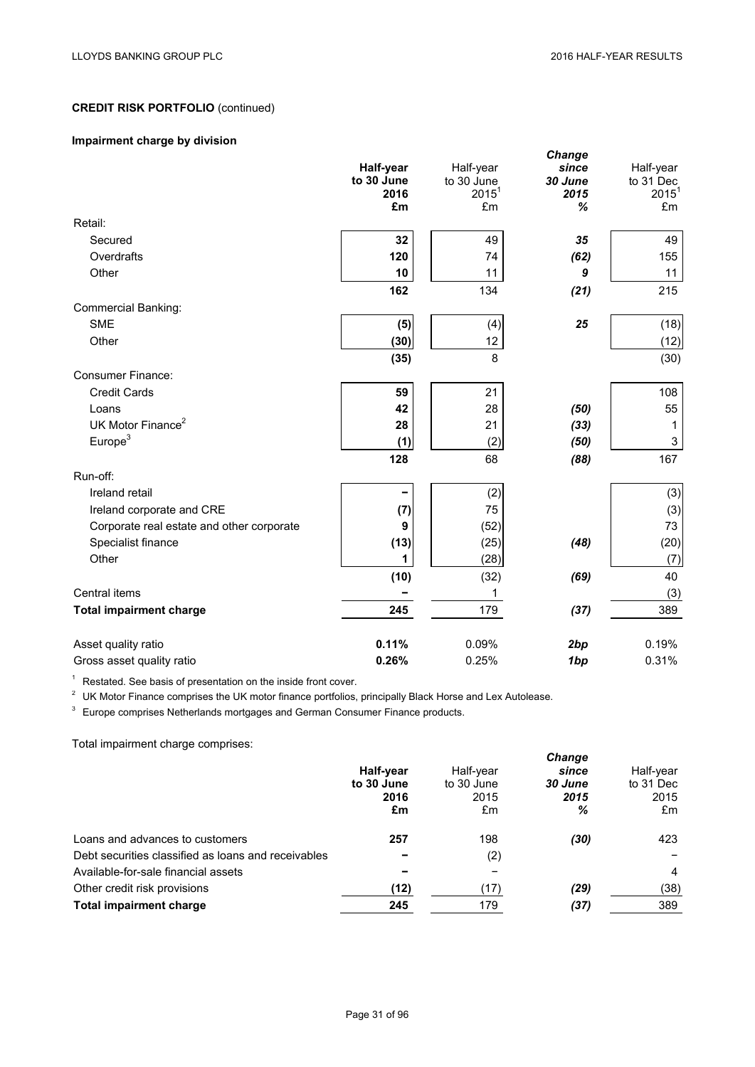**CREDIT RISK PORTFOLIO** (continued)

**Impairment charge by division**

| | **Half-year to 30 June 2016 £m** | Half-year to 30 June 2015[1] £m | ***Change since 30 June 2015 %*** | Half-year to 31 Dec 2015[1] £m |
|---|---|---|---|---|
| Retail: | | | | |
| Secured | **32** | 49 | ***35*** | 49 |
| Overdrafts | **120** | 74 | ***(62)*** | 155 |
| Other | **10** | 11 | ***9*** | 11 |
| | **162** | 134 | ***(21)*** | 215 |
| Commercial Banking: | | | | |
| SME | **(5)** | (4) | ***25*** | (18) |
| Other | **(30)** | 12 | | (12) |
| | **(35)** | 8 | | (30) |
| Consumer Finance: | | | | |
| Credit Cards | **59** | 21 | | 108 |
| Loans | **42** | 28 | ***(50)*** | 55 |
| UK Motor Finance[2] | **28** | 21 | ***(33)*** | 1 |
| Europe[3] | **(1)** | (2) | ***(50)*** | 3 |
| | **128** | 68 | ***(88)*** | 167 |
| Run-off: | | | | |
| Ireland retail | **–** | (2) | | (3) |
| Ireland corporate and CRE | **(7)** | 75 | | (3) |
| Corporate real estate and other corporate | **9** | (52) | | 73 |
| Specialist finance | **(13)** | (25) | ***(48)*** | (20) |
| Other | **1** | (28) | | (7) |
| | **(10)** | (32) | ***(69)*** | 40 |
| Central items | **–** | 1 | | (3) |
| **Total impairment charge** | **245** | 179 | ***(37)*** | 389 |
| | | | | |
| Asset quality ratio | **0.11%** | 0.09% | ***2bp*** | 0.19% |
| Gross asset quality ratio | **0.26%** | 0.25% | ***1bp*** | 0.31% |

[1] Restated. See basis of presentation on the inside front cover.

[2] UK Motor Finance comprises the UK motor finance portfolios, principally Black Horse and Lex Autolease.

[3] Europe comprises Netherlands mortgages and German Consumer Finance products.

Total impairment charge comprises:

| | **Half-year to 30 June 2016 £m** | Half-year to 30 June 2015 £m | ***Change since 30 June 2015 %*** | Half-year to 31 Dec 2015 £m |
|---|---|---|---|---|
| Loans and advances to customers | **257** | 198 | ***(30)*** | 423 |
| Debt securities classified as loans and receivables | **–** | (2) | | – |
| Available-for-sale financial assets | **–** | – | | 4 |
| Other credit risk provisions | **(12)** | (17) | ***(29)*** | (38) |
| **Total impairment charge** | **245** | 179 | ***(37)*** | 389 |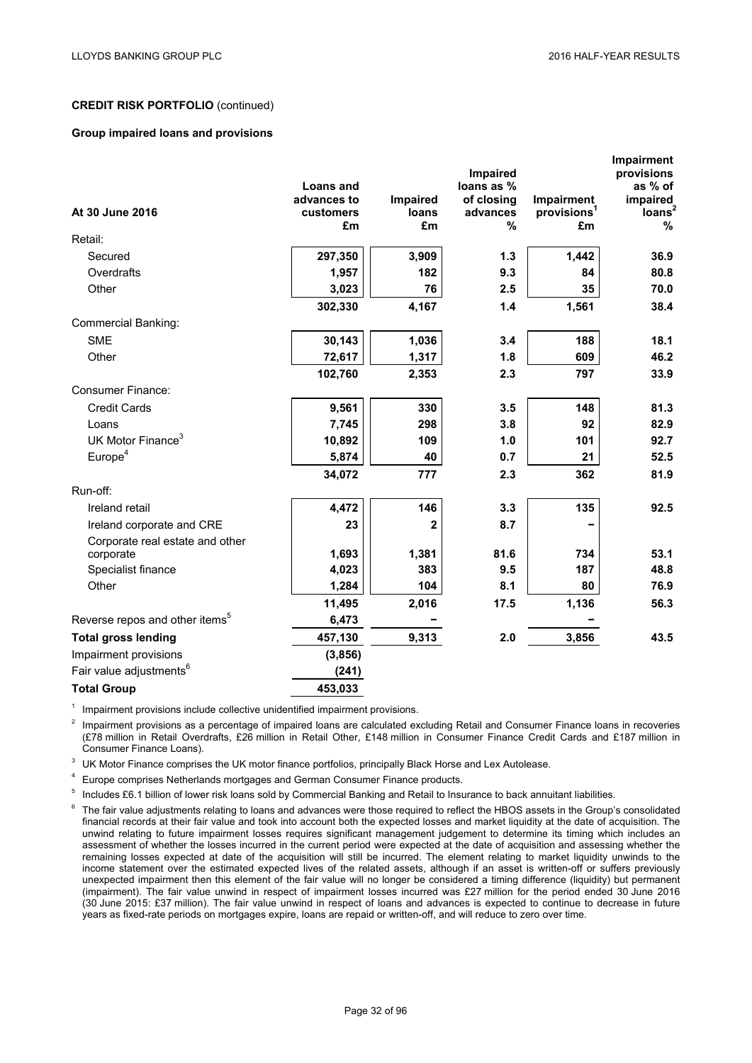**CREDIT RISK PORTFOLIO** (continued)

**Group impaired loans and provisions**

| At 30 June 2016 | Loans and advances to customers £m | Impaired loans £m | Impaired loans as % of closing advances % | Impairment provisions[1] £m | Impairment provisions as % of impaired loans[2] % |
|---|---|---|---|---|---|
| Retail: | | | | | |
| Secured | 297,350 | 3,909 | 1.3 | 1,442 | 36.9 |
| Overdrafts | 1,957 | 182 | 9.3 | 84 | 80.8 |
| Other | 3,023 | 76 | 2.5 | 35 | 70.0 |
| | 302,330 | 4,167 | 1.4 | 1,561 | 38.4 |
| Commercial Banking: | | | | | |
| SME | 30,143 | 1,036 | 3.4 | 188 | 18.1 |
| Other | 72,617 | 1,317 | 1.8 | 609 | 46.2 |
| | 102,760 | 2,353 | 2.3 | 797 | 33.9 |
| Consumer Finance: | | | | | |
| Credit Cards | 9,561 | 330 | 3.5 | 148 | 81.3 |
| Loans | 7,745 | 298 | 3.8 | 92 | 82.9 |
| UK Motor Finance[3] | 10,892 | 109 | 1.0 | 101 | 92.7 |
| Europe[4] | 5,874 | 40 | 0.7 | 21 | 52.5 |
| | 34,072 | 777 | 2.3 | 362 | 81.9 |
| Run-off: | | | | | |
| Ireland retail | 4,472 | 146 | 3.3 | 135 | 92.5 |
| Ireland corporate and CRE | 23 | 2 | 8.7 | – | |
| Corporate real estate and other corporate | 1,693 | 1,381 | 81.6 | 734 | 53.1 |
| Specialist finance | 4,023 | 383 | 9.5 | 187 | 48.8 |
| Other | 1,284 | 104 | 8.1 | 80 | 76.9 |
| | 11,495 | 2,016 | 17.5 | 1,136 | 56.3 |
| Reverse repos and other items[5] | 6,473 | – | | – | |
| **Total gross lending** | 457,130 | 9,313 | 2.0 | 3,856 | 43.5 |
| Impairment provisions | (3,856) | | | | |
| Fair value adjustments[6] | (241) | | | | |
| **Total Group** | 453,033 | | | | |

[1] Impairment provisions include collective unidentified impairment provisions.

[2] Impairment provisions as a percentage of impaired loans are calculated excluding Retail and Consumer Finance loans in recoveries (£78 million in Retail Overdrafts, £26 million in Retail Other, £148 million in Consumer Finance Credit Cards and £187 million in Consumer Finance Loans).

[3] UK Motor Finance comprises the UK motor finance portfolios, principally Black Horse and Lex Autolease.

[4] Europe comprises Netherlands mortgages and German Consumer Finance products.

[5] Includes £6.1 billion of lower risk loans sold by Commercial Banking and Retail to Insurance to back annuitant liabilities.

[6] The fair value adjustments relating to loans and advances were those required to reflect the HBOS assets in the Group's consolidated financial records at their fair value and took into account both the expected losses and market liquidity at the date of acquisition. The unwind relating to future impairment losses requires significant management judgement to determine its timing which includes an assessment of whether the losses incurred in the current period were expected at the date of acquisition and assessing whether the remaining losses expected at date of the acquisition will still be incurred. The element relating to market liquidity unwinds to the income statement over the estimated expected lives of the related assets, although if an asset is written-off or suffers previously unexpected impairment then this element of the fair value will no longer be considered a timing difference (liquidity) but permanent (impairment). The fair value unwind in respect of impairment losses incurred was £27 million for the period ended 30 June 2016 (30 June 2015: £37 million). The fair value unwind in respect of loans and advances is expected to continue to decrease in future years as fixed-rate periods on mortgages expire, loans are repaid or written-off, and will reduce to zero over time.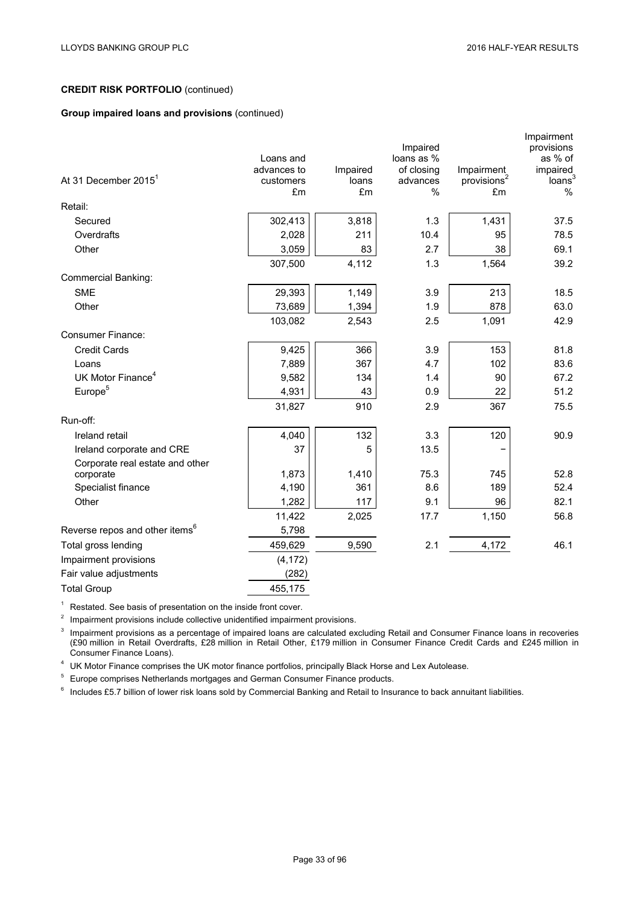**CREDIT RISK PORTFOLIO** (continued)

**Group impaired loans and provisions** (continued)

| At 31 December 2015[1] | Loans and advances to customers £m | Impaired loans £m | Impaired loans as % of closing advances % | Impairment provisions[2] £m | Impairment provisions as % of impaired loans[3] % |
|---|---|---|---|---|---|
| Retail: | | | | | |
| Secured | 302,413 | 3,818 | 1.3 | 1,431 | 37.5 |
| Overdrafts | 2,028 | 211 | 10.4 | 95 | 78.5 |
| Other | 3,059 | 83 | 2.7 | 38 | 69.1 |
| | 307,500 | 4,112 | 1.3 | 1,564 | 39.2 |
| Commercial Banking: | | | | | |
| SME | 29,393 | 1,149 | 3.9 | 213 | 18.5 |
| Other | 73,689 | 1,394 | 1.9 | 878 | 63.0 |
| | 103,082 | 2,543 | 2.5 | 1,091 | 42.9 |
| Consumer Finance: | | | | | |
| Credit Cards | 9,425 | 366 | 3.9 | 153 | 81.8 |
| Loans | 7,889 | 367 | 4.7 | 102 | 83.6 |
| UK Motor Finance[4] | 9,582 | 134 | 1.4 | 90 | 67.2 |
| Europe[5] | 4,931 | 43 | 0.9 | 22 | 51.2 |
| | 31,827 | 910 | 2.9 | 367 | 75.5 |
| Run-off: | | | | | |
| Ireland retail | 4,040 | 132 | 3.3 | 120 | 90.9 |
| Ireland corporate and CRE | 37 | 5 | 13.5 | − | |
| Corporate real estate and other corporate | 1,873 | 1,410 | 75.3 | 745 | 52.8 |
| Specialist finance | 4,190 | 361 | 8.6 | 189 | 52.4 |
| Other | 1,282 | 117 | 9.1 | 96 | 82.1 |
| | 11,422 | 2,025 | 17.7 | 1,150 | 56.8 |
| Reverse repos and other items[6] | 5,798 | | | | |
| Total gross lending | 459,629 | 9,590 | 2.1 | 4,172 | 46.1 |
| Impairment provisions | (4,172) | | | | |
| Fair value adjustments | (282) | | | | |
| Total Group | 455,175 | | | | |

[1] Restated. See basis of presentation on the inside front cover.

[2] Impairment provisions include collective unidentified impairment provisions.

[3] Impairment provisions as a percentage of impaired loans are calculated excluding Retail and Consumer Finance loans in recoveries (£90 million in Retail Overdrafts, £28 million in Retail Other, £179 million in Consumer Finance Credit Cards and £245 million in Consumer Finance Loans).

[4] UK Motor Finance comprises the UK motor finance portfolios, principally Black Horse and Lex Autolease.

[5] Europe comprises Netherlands mortgages and German Consumer Finance products.

[6] Includes £5.7 billion of lower risk loans sold by Commercial Banking and Retail to Insurance to back annuitant liabilities.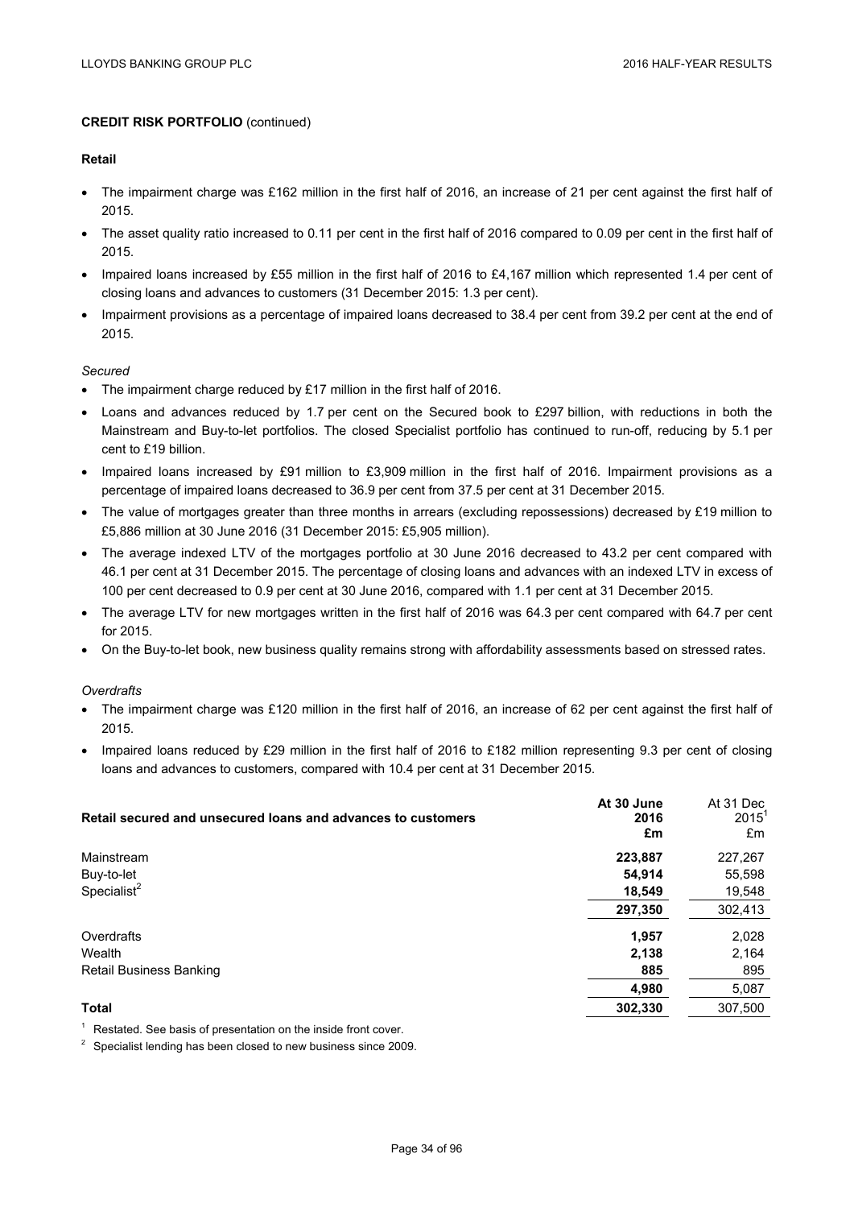## CREDIT RISK PORTFOLIO (continued)

### Retail

- The impairment charge was £162 million in the first half of 2016, an increase of 21 per cent against the first half of 2015.
- The asset quality ratio increased to 0.11 per cent in the first half of 2016 compared to 0.09 per cent in the first half of 2015.
- Impaired loans increased by £55 million in the first half of 2016 to £4,167 million which represented 1.4 per cent of closing loans and advances to customers (31 December 2015: 1.3 per cent).
- Impairment provisions as a percentage of impaired loans decreased to 38.4 per cent from 39.2 per cent at the end of 2015.

*Secured*

- The impairment charge reduced by £17 million in the first half of 2016.
- Loans and advances reduced by 1.7 per cent on the Secured book to £297 billion, with reductions in both the Mainstream and Buy-to-let portfolios. The closed Specialist portfolio has continued to run-off, reducing by 5.1 per cent to £19 billion.
- Impaired loans increased by £91 million to £3,909 million in the first half of 2016. Impairment provisions as a percentage of impaired loans decreased to 36.9 per cent from 37.5 per cent at 31 December 2015.
- The value of mortgages greater than three months in arrears (excluding repossessions) decreased by £19 million to £5,886 million at 30 June 2016 (31 December 2015: £5,905 million).
- The average indexed LTV of the mortgages portfolio at 30 June 2016 decreased to 43.2 per cent compared with 46.1 per cent at 31 December 2015. The percentage of closing loans and advances with an indexed LTV in excess of 100 per cent decreased to 0.9 per cent at 30 June 2016, compared with 1.1 per cent at 31 December 2015.
- The average LTV for new mortgages written in the first half of 2016 was 64.3 per cent compared with 64.7 per cent for 2015.
- On the Buy-to-let book, new business quality remains strong with affordability assessments based on stressed rates.

*Overdrafts*

- The impairment charge was £120 million in the first half of 2016, an increase of 62 per cent against the first half of 2015.
- Impaired loans reduced by £29 million in the first half of 2016 to £182 million representing 9.3 per cent of closing loans and advances to customers, compared with 10.4 per cent at 31 December 2015.

| Retail secured and unsecured loans and advances to customers | At 30 June 2016 £m | At 31 Dec 2015[1] £m |
|---|---|---|
| Mainstream | **223,887** | 227,267 |
| Buy-to-let | **54,914** | 55,598 |
| Specialist[2] | **18,549** | 19,548 |
| | **297,350** | 302,413 |
| Overdrafts | **1,957** | 2,028 |
| Wealth | **2,138** | 2,164 |
| Retail Business Banking | **885** | 895 |
| | **4,980** | 5,087 |
| **Total** | **302,330** | 307,500 |

[1] Restated. See basis of presentation on the inside front cover.

[2] Specialist lending has been closed to new business since 2009.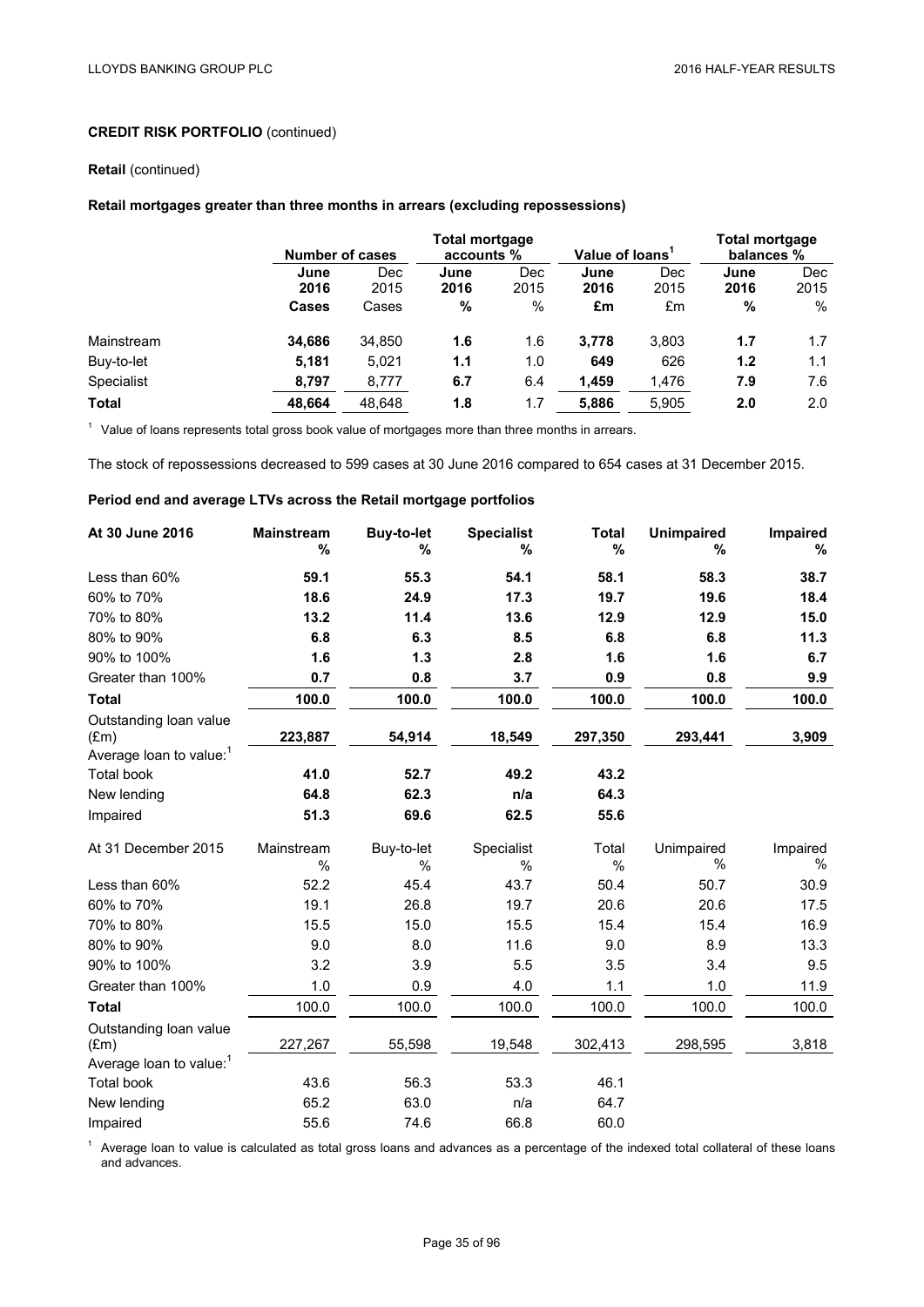**CREDIT RISK PORTFOLIO** (continued)

**Retail** (continued)

**Retail mortgages greater than three months in arrears (excluding repossessions)**

| | Number of cases | | Total mortgage accounts % | | Value of loans[1] | | Total mortgage balances % | |
|---|---|---|---|---|---|---|---|---|
| | **June 2016** | Dec 2015 | **June 2016** | Dec 2015 | **June 2016** | Dec 2015 | **June 2016** | Dec 2015 |
| | **Cases** | Cases | **%** | % | **£m** | £m | **%** | % |
| Mainstream | **34,686** | 34,850 | **1.6** | 1.6 | **3,778** | 3,803 | **1.7** | 1.7 |
| Buy-to-let | **5,181** | 5,021 | **1.1** | 1.0 | **649** | 626 | **1.2** | 1.1 |
| Specialist | **8,797** | 8,777 | **6.7** | 6.4 | **1,459** | 1,476 | **7.9** | 7.6 |
| **Total** | **48,664** | 48,648 | **1.8** | 1.7 | **5,886** | 5,905 | **2.0** | 2.0 |

[1] Value of loans represents total gross book value of mortgages more than three months in arrears.

The stock of repossessions decreased to 599 cases at 30 June 2016 compared to 654 cases at 31 December 2015.

**Period end and average LTVs across the Retail mortgage portfolios**

| **At 30 June 2016** | **Mainstream %** | **Buy-to-let %** | **Specialist %** | **Total %** | **Unimpaired %** | **Impaired %** |
|---|---|---|---|---|---|---|
| Less than 60% | **59.1** | **55.3** | **54.1** | **58.1** | **58.3** | **38.7** |
| 60% to 70% | **18.6** | **24.9** | **17.3** | **19.7** | **19.6** | **18.4** |
| 70% to 80% | **13.2** | **11.4** | **13.6** | **12.9** | **12.9** | **15.0** |
| 80% to 90% | **6.8** | **6.3** | **8.5** | **6.8** | **6.8** | **11.3** |
| 90% to 100% | **1.6** | **1.3** | **2.8** | **1.6** | **1.6** | **6.7** |
| Greater than 100% | **0.7** | **0.8** | **3.7** | **0.9** | **0.8** | **9.9** |
| **Total** | **100.0** | **100.0** | **100.0** | **100.0** | **100.0** | **100.0** |
| Outstanding loan value (£m) | **223,887** | **54,914** | **18,549** | **297,350** | **293,441** | **3,909** |
| Average loan to value:[1] | | | | | | |
| Total book | **41.0** | **52.7** | **49.2** | **43.2** | | |
| New lending | **64.8** | **62.3** | **n/a** | **64.3** | | |
| Impaired | **51.3** | **69.6** | **62.5** | **55.6** | | |
| At 31 December 2015 | Mainstream % | Buy-to-let % | Specialist % | Total % | Unimpaired % | Impaired % |
| Less than 60% | 52.2 | 45.4 | 43.7 | 50.4 | 50.7 | 30.9 |
| 60% to 70% | 19.1 | 26.8 | 19.7 | 20.6 | 20.6 | 17.5 |
| 70% to 80% | 15.5 | 15.0 | 15.5 | 15.4 | 15.4 | 16.9 |
| 80% to 90% | 9.0 | 8.0 | 11.6 | 9.0 | 8.9 | 13.3 |
| 90% to 100% | 3.2 | 3.9 | 5.5 | 3.5 | 3.4 | 9.5 |
| Greater than 100% | 1.0 | 0.9 | 4.0 | 1.1 | 1.0 | 11.9 |
| **Total** | 100.0 | 100.0 | 100.0 | 100.0 | 100.0 | 100.0 |
| Outstanding loan value (£m) | 227,267 | 55,598 | 19,548 | 302,413 | 298,595 | 3,818 |
| Average loan to value:[1] | | | | | | |
| Total book | 43.6 | 56.3 | 53.3 | 46.1 | | |
| New lending | 65.2 | 63.0 | n/a | 64.7 | | |
| Impaired | 55.6 | 74.6 | 66.8 | 60.0 | | |

[1] Average loan to value is calculated as total gross loans and advances as a percentage of the indexed total collateral of these loans and advances.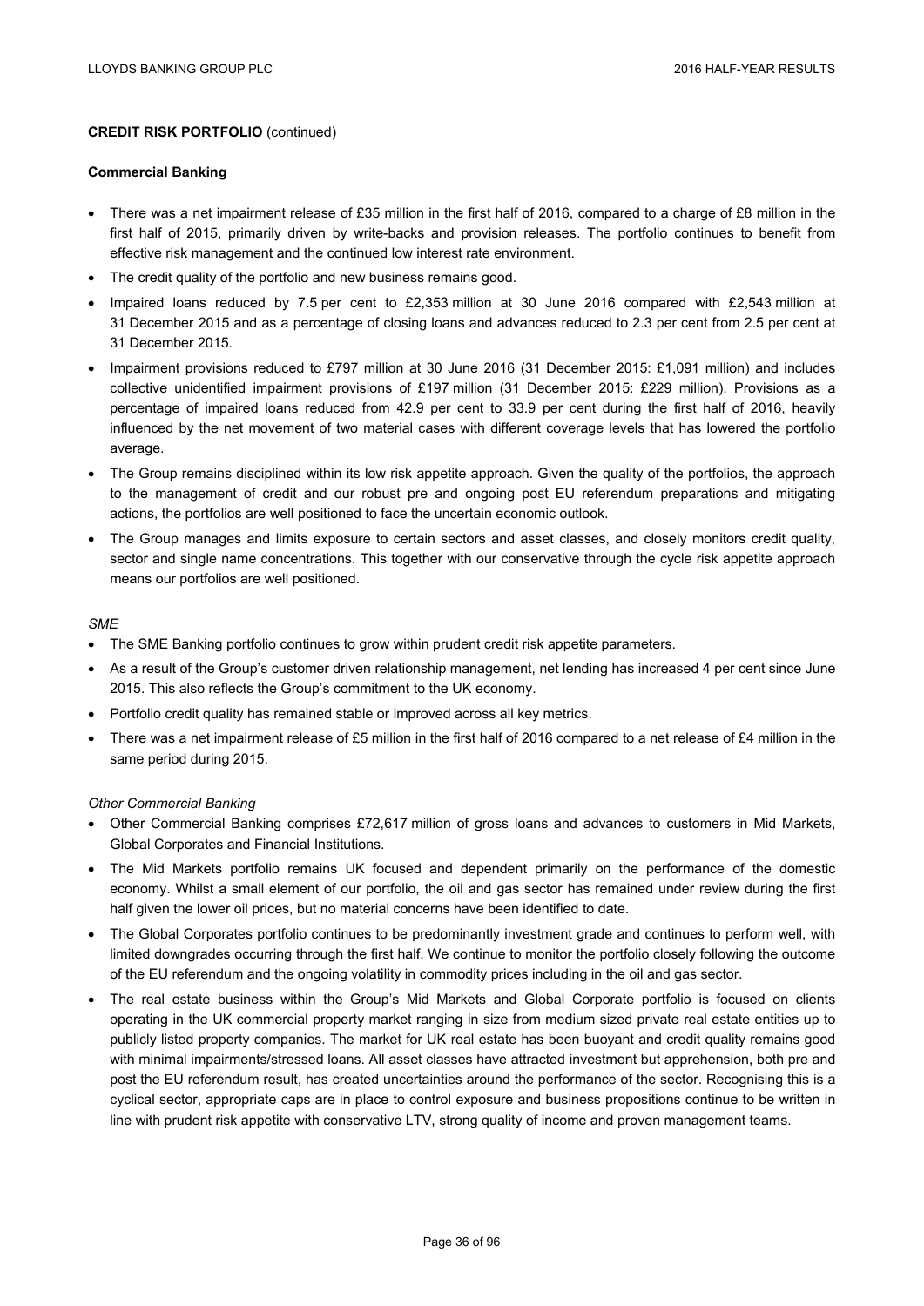## CREDIT RISK PORTFOLIO (continued)

### Commercial Banking

- There was a net impairment release of £35 million in the first half of 2016, compared to a charge of £8 million in the first half of 2015, primarily driven by write-backs and provision releases. The portfolio continues to benefit from effective risk management and the continued low interest rate environment.
- The credit quality of the portfolio and new business remains good.
- Impaired loans reduced by 7.5 per cent to £2,353 million at 30 June 2016 compared with £2,543 million at 31 December 2015 and as a percentage of closing loans and advances reduced to 2.3 per cent from 2.5 per cent at 31 December 2015.
- Impairment provisions reduced to £797 million at 30 June 2016 (31 December 2015: £1,091 million) and includes collective unidentified impairment provisions of £197 million (31 December 2015: £229 million). Provisions as a percentage of impaired loans reduced from 42.9 per cent to 33.9 per cent during the first half of 2016, heavily influenced by the net movement of two material cases with different coverage levels that has lowered the portfolio average.
- The Group remains disciplined within its low risk appetite approach. Given the quality of the portfolios, the approach to the management of credit and our robust pre and ongoing post EU referendum preparations and mitigating actions, the portfolios are well positioned to face the uncertain economic outlook.
- The Group manages and limits exposure to certain sectors and asset classes, and closely monitors credit quality, sector and single name concentrations. This together with our conservative through the cycle risk appetite approach means our portfolios are well positioned.

*SME*

- The SME Banking portfolio continues to grow within prudent credit risk appetite parameters.
- As a result of the Group's customer driven relationship management, net lending has increased 4 per cent since June 2015. This also reflects the Group's commitment to the UK economy.
- Portfolio credit quality has remained stable or improved across all key metrics.
- There was a net impairment release of £5 million in the first half of 2016 compared to a net release of £4 million in the same period during 2015.

*Other Commercial Banking*

- Other Commercial Banking comprises £72,617 million of gross loans and advances to customers in Mid Markets, Global Corporates and Financial Institutions.
- The Mid Markets portfolio remains UK focused and dependent primarily on the performance of the domestic economy. Whilst a small element of our portfolio, the oil and gas sector has remained under review during the first half given the lower oil prices, but no material concerns have been identified to date.
- The Global Corporates portfolio continues to be predominantly investment grade and continues to perform well, with limited downgrades occurring through the first half. We continue to monitor the portfolio closely following the outcome of the EU referendum and the ongoing volatility in commodity prices including in the oil and gas sector.
- The real estate business within the Group's Mid Markets and Global Corporate portfolio is focused on clients operating in the UK commercial property market ranging in size from medium sized private real estate entities up to publicly listed property companies. The market for UK real estate has been buoyant and credit quality remains good with minimal impairments/stressed loans. All asset classes have attracted investment but apprehension, both pre and post the EU referendum result, has created uncertainties around the performance of the sector. Recognising this is a cyclical sector, appropriate caps are in place to control exposure and business propositions continue to be written in line with prudent risk appetite with conservative LTV, strong quality of income and proven management teams.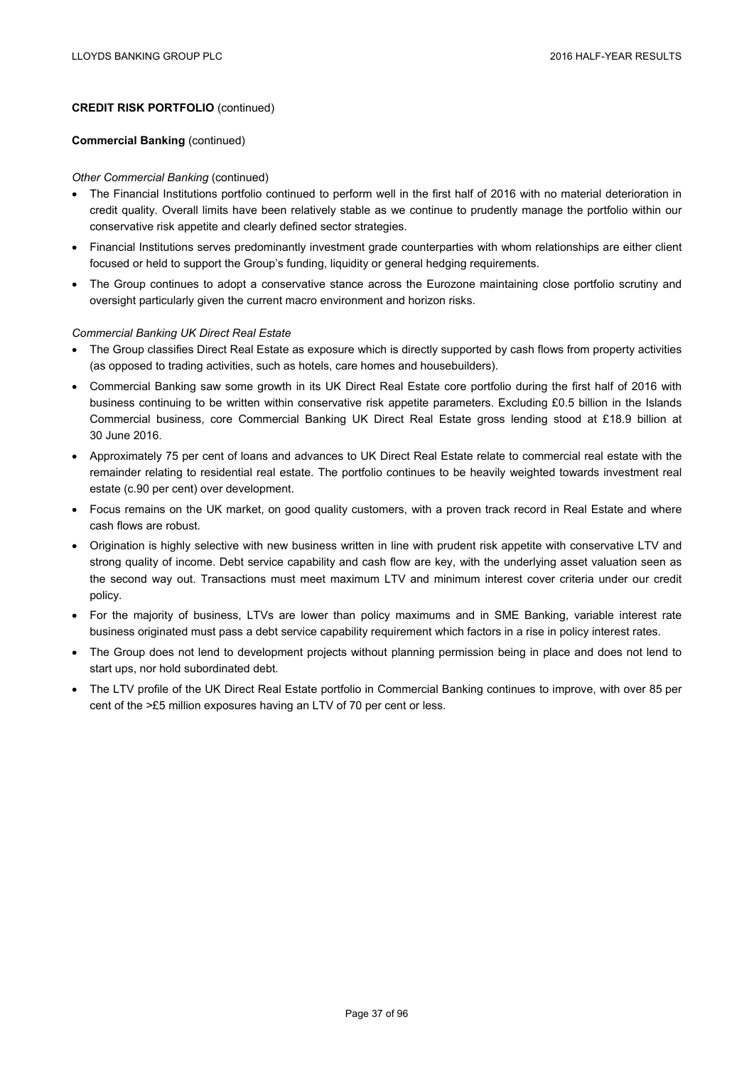**CREDIT RISK PORTFOLIO** (continued)

**Commercial Banking** (continued)

*Other Commercial Banking* (continued)

- The Financial Institutions portfolio continued to perform well in the first half of 2016 with no material deterioration in credit quality. Overall limits have been relatively stable as we continue to prudently manage the portfolio within our conservative risk appetite and clearly defined sector strategies.
- Financial Institutions serves predominantly investment grade counterparties with whom relationships are either client focused or held to support the Group's funding, liquidity or general hedging requirements.
- The Group continues to adopt a conservative stance across the Eurozone maintaining close portfolio scrutiny and oversight particularly given the current macro environment and horizon risks.

*Commercial Banking UK Direct Real Estate*

- The Group classifies Direct Real Estate as exposure which is directly supported by cash flows from property activities (as opposed to trading activities, such as hotels, care homes and housebuilders).
- Commercial Banking saw some growth in its UK Direct Real Estate core portfolio during the first half of 2016 with business continuing to be written within conservative risk appetite parameters. Excluding £0.5 billion in the Islands Commercial business, core Commercial Banking UK Direct Real Estate gross lending stood at £18.9 billion at 30 June 2016.
- Approximately 75 per cent of loans and advances to UK Direct Real Estate relate to commercial real estate with the remainder relating to residential real estate. The portfolio continues to be heavily weighted towards investment real estate (c.90 per cent) over development.
- Focus remains on the UK market, on good quality customers, with a proven track record in Real Estate and where cash flows are robust.
- Origination is highly selective with new business written in line with prudent risk appetite with conservative LTV and strong quality of income. Debt service capability and cash flow are key, with the underlying asset valuation seen as the second way out. Transactions must meet maximum LTV and minimum interest cover criteria under our credit policy.
- For the majority of business, LTVs are lower than policy maximums and in SME Banking, variable interest rate business originated must pass a debt service capability requirement which factors in a rise in policy interest rates.
- The Group does not lend to development projects without planning permission being in place and does not lend to start ups, nor hold subordinated debt.
- The LTV profile of the UK Direct Real Estate portfolio in Commercial Banking continues to improve, with over 85 per cent of the >£5 million exposures having an LTV of 70 per cent or less.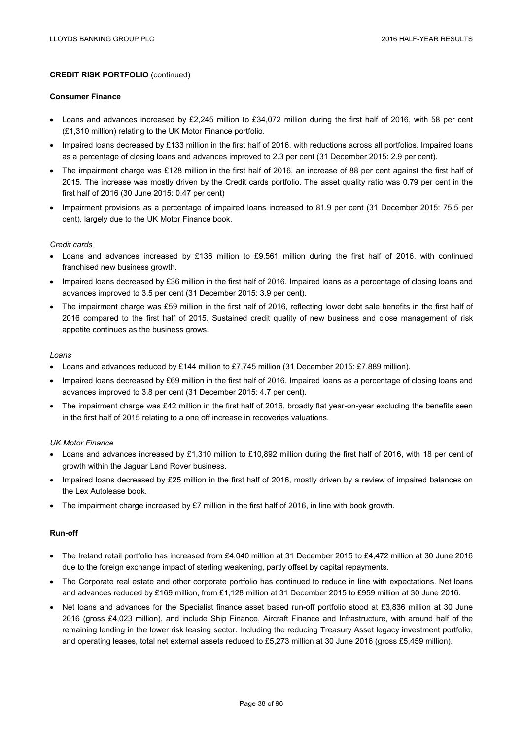**CREDIT RISK PORTFOLIO** (continued)

**Consumer Finance**

- Loans and advances increased by £2,245 million to £34,072 million during the first half of 2016, with 58 per cent (£1,310 million) relating to the UK Motor Finance portfolio.
- Impaired loans decreased by £133 million in the first half of 2016, with reductions across all portfolios. Impaired loans as a percentage of closing loans and advances improved to 2.3 per cent (31 December 2015: 2.9 per cent).
- The impairment charge was £128 million in the first half of 2016, an increase of 88 per cent against the first half of 2015. The increase was mostly driven by the Credit cards portfolio. The asset quality ratio was 0.79 per cent in the first half of 2016 (30 June 2015: 0.47 per cent)
- Impairment provisions as a percentage of impaired loans increased to 81.9 per cent (31 December 2015: 75.5 per cent), largely due to the UK Motor Finance book.

*Credit cards*

- Loans and advances increased by £136 million to £9,561 million during the first half of 2016, with continued franchised new business growth.
- Impaired loans decreased by £36 million in the first half of 2016. Impaired loans as a percentage of closing loans and advances improved to 3.5 per cent (31 December 2015: 3.9 per cent).
- The impairment charge was £59 million in the first half of 2016, reflecting lower debt sale benefits in the first half of 2016 compared to the first half of 2015. Sustained credit quality of new business and close management of risk appetite continues as the business grows.

*Loans*

- Loans and advances reduced by £144 million to £7,745 million (31 December 2015: £7,889 million).
- Impaired loans decreased by £69 million in the first half of 2016. Impaired loans as a percentage of closing loans and advances improved to 3.8 per cent (31 December 2015: 4.7 per cent).
- The impairment charge was £42 million in the first half of 2016, broadly flat year-on-year excluding the benefits seen in the first half of 2015 relating to a one off increase in recoveries valuations.

*UK Motor Finance*

- Loans and advances increased by £1,310 million to £10,892 million during the first half of 2016, with 18 per cent of growth within the Jaguar Land Rover business.
- Impaired loans decreased by £25 million in the first half of 2016, mostly driven by a review of impaired balances on the Lex Autolease book.
- The impairment charge increased by £7 million in the first half of 2016, in line with book growth.

**Run-off**

- The Ireland retail portfolio has increased from £4,040 million at 31 December 2015 to £4,472 million at 30 June 2016 due to the foreign exchange impact of sterling weakening, partly offset by capital repayments.
- The Corporate real estate and other corporate portfolio has continued to reduce in line with expectations. Net loans and advances reduced by £169 million, from £1,128 million at 31 December 2015 to £959 million at 30 June 2016.
- Net loans and advances for the Specialist finance asset based run-off portfolio stood at £3,836 million at 30 June 2016 (gross £4,023 million), and include Ship Finance, Aircraft Finance and Infrastructure, with around half of the remaining lending in the lower risk leasing sector. Including the reducing Treasury Asset legacy investment portfolio, and operating leases, total net external assets reduced to £5,273 million at 30 June 2016 (gross £5,459 million).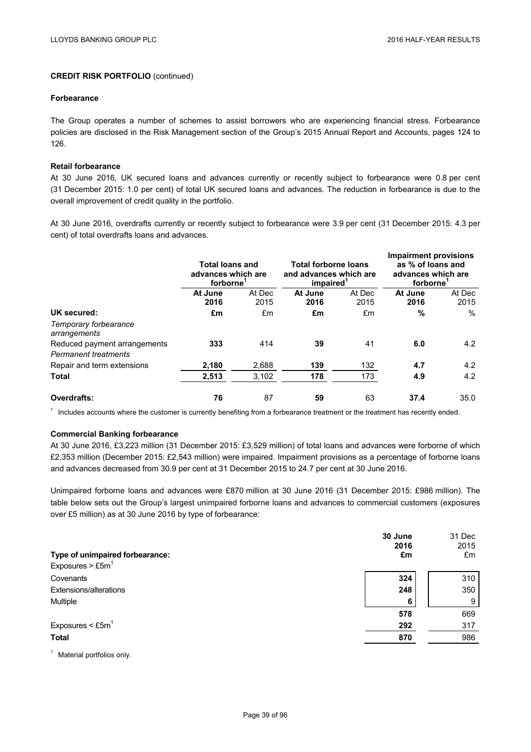## CREDIT RISK PORTFOLIO (continued)

### Forbearance

The Group operates a number of schemes to assist borrowers who are experiencing financial stress. Forbearance policies are disclosed in the Risk Management section of the Group's 2015 Annual Report and Accounts, pages 124 to 126.

### Retail forbearance

At 30 June 2016, UK secured loans and advances currently or recently subject to forbearance were 0.8 per cent (31 December 2015: 1.0 per cent) of total UK secured loans and advances. The reduction in forbearance is due to the overall improvement of credit quality in the portfolio.

At 30 June 2016, overdrafts currently or recently subject to forbearance were 3.9 per cent (31 December 2015: 4.3 per cent) of total overdrafts loans and advances.

| | Total loans and advances which are forborne[1] | | Total forborne loans and advances which are impaired[1] | | Impairment provisions as % of loans and advances which are forborne[1] | |
|---|---|---|---|---|---|---|
| | **At June 2016** | At Dec 2015 | **At June 2016** | At Dec 2015 | **At June 2016** | At Dec 2015 |
| **UK secured:** | **£m** | £m | **£m** | £m | **%** | % |
| *Temporary forbearance arrangements* | | | | | | |
| Reduced payment arrangements | **333** | 414 | **39** | 41 | **6.0** | 4.2 |
| *Permanent treatments* | | | | | | |
| Repair and term extensions | **2,180** | 2,688 | **139** | 132 | **4.7** | 4.2 |
| **Total** | **2,513** | 3,102 | **178** | 173 | **4.9** | 4.2 |
| **Overdrafts:** | **76** | 87 | **59** | 63 | **37.4** | 35.0 |

[1] Includes accounts where the customer is currently benefiting from a forbearance treatment or the treatment has recently ended.

### Commercial Banking forbearance

At 30 June 2016, £3,223 million (31 December 2015: £3,529 million) of total loans and advances were forborne of which £2,353 million (December 2015: £2,543 million) were impaired. Impairment provisions as a percentage of forborne loans and advances decreased from 30.9 per cent at 31 December 2015 to 24.7 per cent at 30 June 2016.

Unimpaired forborne loans and advances were £870 million at 30 June 2016 (31 December 2015: £986 million). The table below sets out the Group's largest unimpaired forborne loans and advances to commercial customers (exposures over £5 million) as at 30 June 2016 by type of forbearance:

| **Type of unimpaired forbearance:** | **30 June 2016 £m** | 31 Dec 2015 £m |
|---|---|---|
| Exposures > £5m[1] | | |
| Covenants | **324** | 310 |
| Extensions/alterations | **248** | 350 |
| Multiple | **6** | 9 |
| | **578** | 669 |
| Exposures < £5m[1] | **292** | 317 |
| **Total** | **870** | 986 |

[1] Material portfolios only.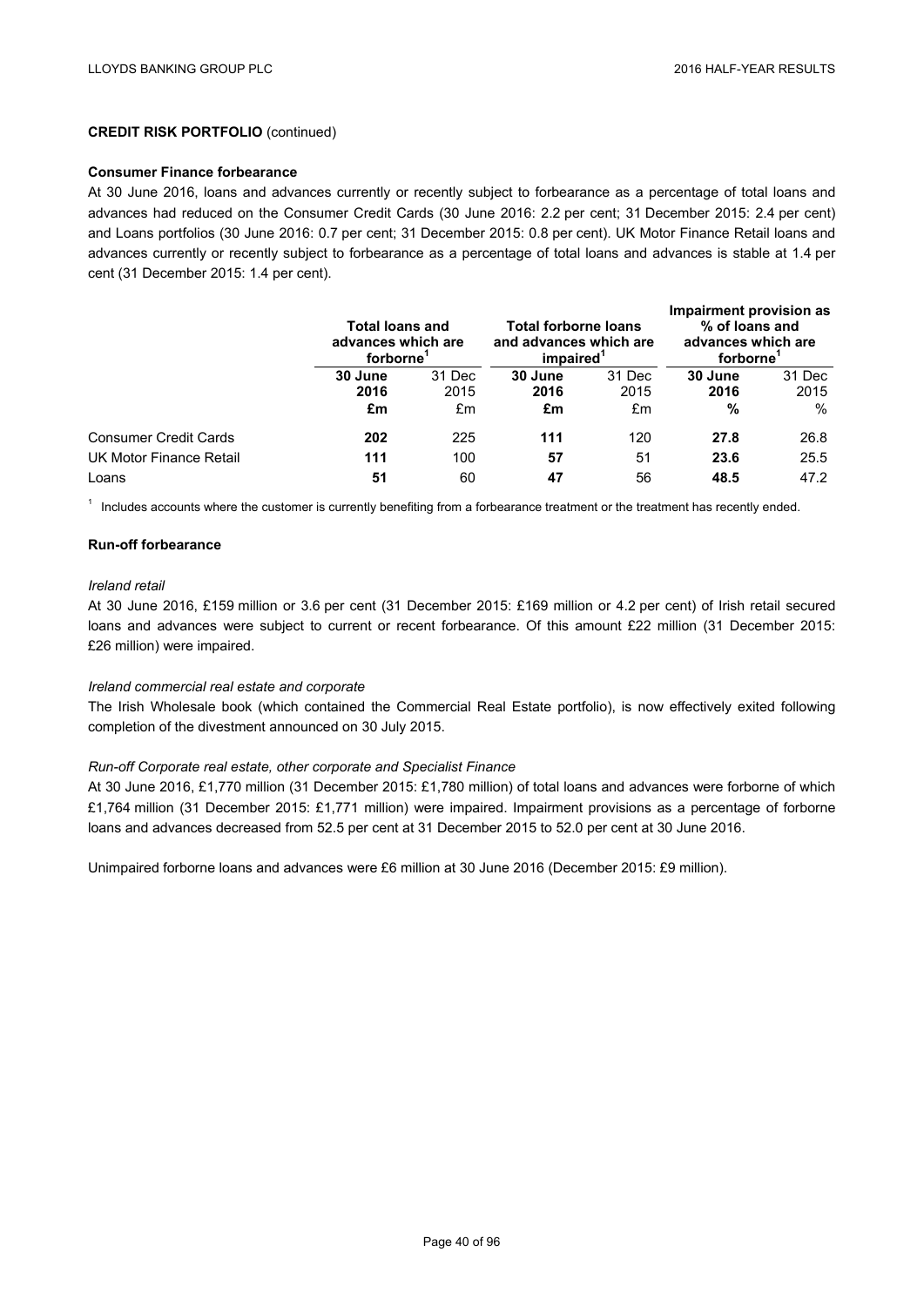**CREDIT RISK PORTFOLIO** (continued)

**Consumer Finance forbearance**

At 30 June 2016, loans and advances currently or recently subject to forbearance as a percentage of total loans and advances had reduced on the Consumer Credit Cards (30 June 2016: 2.2 per cent; 31 December 2015: 2.4 per cent) and Loans portfolios (30 June 2016: 0.7 per cent; 31 December 2015: 0.8 per cent). UK Motor Finance Retail loans and advances currently or recently subject to forbearance as a percentage of total loans and advances is stable at 1.4 per cent (31 December 2015: 1.4 per cent).

| | Total loans and advances which are forborne[1] | | Total forborne loans and advances which are impaired[1] | | Impairment provision as % of loans and advances which are forborne[1] | |
|---|---|---|---|---|---|---|
| | **30 June 2016** | 31 Dec 2015 | **30 June 2016** | 31 Dec 2015 | **30 June 2016** | 31 Dec 2015 |
| | **£m** | £m | **£m** | £m | **%** | % |
| Consumer Credit Cards | **202** | 225 | **111** | 120 | **27.8** | 26.8 |
| UK Motor Finance Retail | **111** | 100 | **57** | 51 | **23.6** | 25.5 |
| Loans | **51** | 60 | **47** | 56 | **48.5** | 47.2 |

[1] Includes accounts where the customer is currently benefiting from a forbearance treatment or the treatment has recently ended.

**Run-off forbearance**

*Ireland retail*

At 30 June 2016, £159 million or 3.6 per cent (31 December 2015: £169 million or 4.2 per cent) of Irish retail secured loans and advances were subject to current or recent forbearance. Of this amount £22 million (31 December 2015: £26 million) were impaired.

*Ireland commercial real estate and corporate*

The Irish Wholesale book (which contained the Commercial Real Estate portfolio), is now effectively exited following completion of the divestment announced on 30 July 2015.

*Run-off Corporate real estate, other corporate and Specialist Finance*

At 30 June 2016, £1,770 million (31 December 2015: £1,780 million) of total loans and advances were forborne of which £1,764 million (31 December 2015: £1,771 million) were impaired. Impairment provisions as a percentage of forborne loans and advances decreased from 52.5 per cent at 31 December 2015 to 52.0 per cent at 30 June 2016.

Unimpaired forborne loans and advances were £6 million at 30 June 2016 (December 2015: £9 million).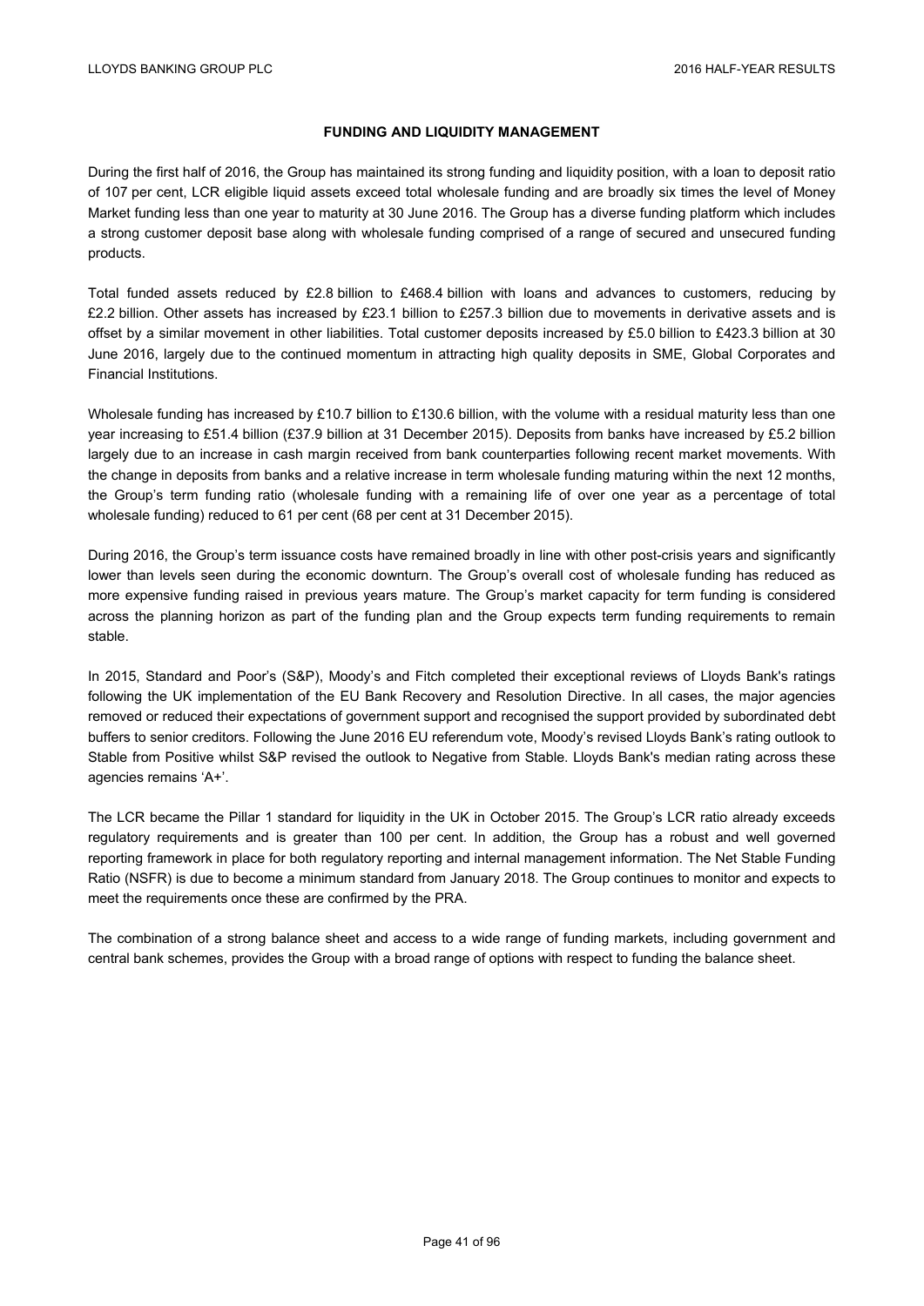## FUNDING AND LIQUIDITY MANAGEMENT

During the first half of 2016, the Group has maintained its strong funding and liquidity position, with a loan to deposit ratio of 107 per cent, LCR eligible liquid assets exceed total wholesale funding and are broadly six times the level of Money Market funding less than one year to maturity at 30 June 2016. The Group has a diverse funding platform which includes a strong customer deposit base along with wholesale funding comprised of a range of secured and unsecured funding products.

Total funded assets reduced by £2.8 billion to £468.4 billion with loans and advances to customers, reducing by £2.2 billion. Other assets has increased by £23.1 billion to £257.3 billion due to movements in derivative assets and is offset by a similar movement in other liabilities. Total customer deposits increased by £5.0 billion to £423.3 billion at 30 June 2016, largely due to the continued momentum in attracting high quality deposits in SME, Global Corporates and Financial Institutions.

Wholesale funding has increased by £10.7 billion to £130.6 billion, with the volume with a residual maturity less than one year increasing to £51.4 billion (£37.9 billion at 31 December 2015). Deposits from banks have increased by £5.2 billion largely due to an increase in cash margin received from bank counterparties following recent market movements. With the change in deposits from banks and a relative increase in term wholesale funding maturing within the next 12 months, the Group's term funding ratio (wholesale funding with a remaining life of over one year as a percentage of total wholesale funding) reduced to 61 per cent (68 per cent at 31 December 2015).

During 2016, the Group's term issuance costs have remained broadly in line with other post-crisis years and significantly lower than levels seen during the economic downturn. The Group's overall cost of wholesale funding has reduced as more expensive funding raised in previous years mature. The Group's market capacity for term funding is considered across the planning horizon as part of the funding plan and the Group expects term funding requirements to remain stable.

In 2015, Standard and Poor's (S&P), Moody's and Fitch completed their exceptional reviews of Lloyds Bank's ratings following the UK implementation of the EU Bank Recovery and Resolution Directive. In all cases, the major agencies removed or reduced their expectations of government support and recognised the support provided by subordinated debt buffers to senior creditors. Following the June 2016 EU referendum vote, Moody's revised Lloyds Bank's rating outlook to Stable from Positive whilst S&P revised the outlook to Negative from Stable. Lloyds Bank's median rating across these agencies remains 'A+'.

The LCR became the Pillar 1 standard for liquidity in the UK in October 2015. The Group's LCR ratio already exceeds regulatory requirements and is greater than 100 per cent. In addition, the Group has a robust and well governed reporting framework in place for both regulatory reporting and internal management information. The Net Stable Funding Ratio (NSFR) is due to become a minimum standard from January 2018. The Group continues to monitor and expects to meet the requirements once these are confirmed by the PRA.

The combination of a strong balance sheet and access to a wide range of funding markets, including government and central bank schemes, provides the Group with a broad range of options with respect to funding the balance sheet.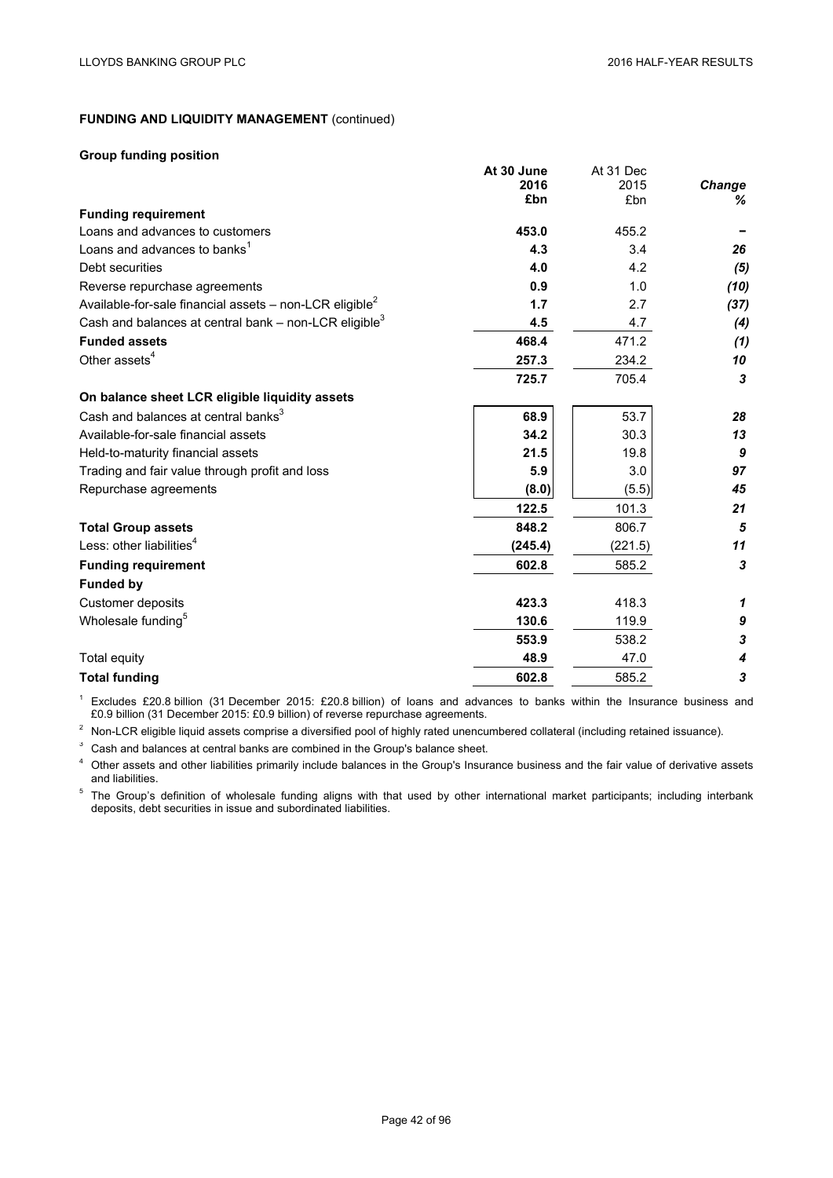**FUNDING AND LIQUIDITY MANAGEMENT** (continued)

**Group funding position**

| | At 30 June 2016 £bn | At 31 Dec 2015 £bn | Change % |
|---|---|---|---|
| **Funding requirement** | | | |
| Loans and advances to customers | **453.0** | 455.2 | *–* |
| Loans and advances to banks[1] | **4.3** | 3.4 | *26* |
| Debt securities | **4.0** | 4.2 | *(5)* |
| Reverse repurchase agreements | **0.9** | 1.0 | *(10)* |
| Available-for-sale financial assets – non-LCR eligible[2] | **1.7** | 2.7 | *(37)* |
| Cash and balances at central bank – non-LCR eligible[3] | **4.5** | 4.7 | *(4)* |
| **Funded assets** | **468.4** | 471.2 | *(1)* |
| Other assets[4] | **257.3** | 234.2 | *10* |
| | **725.7** | 705.4 | *3* |
| **On balance sheet LCR eligible liquidity assets** | | | |
| Cash and balances at central banks[3] | **68.9** | 53.7 | *28* |
| Available-for-sale financial assets | **34.2** | 30.3 | *13* |
| Held-to-maturity financial assets | **21.5** | 19.8 | *9* |
| Trading and fair value through profit and loss | **5.9** | 3.0 | *97* |
| Repurchase agreements | **(8.0)** | (5.5) | *45* |
| | **122.5** | 101.3 | *21* |
| **Total Group assets** | **848.2** | 806.7 | *5* |
| Less: other liabilities[4] | **(245.4)** | (221.5) | *11* |
| **Funding requirement** | **602.8** | 585.2 | *3* |
| **Funded by** | | | |
| Customer deposits | **423.3** | 418.3 | *1* |
| Wholesale funding[5] | **130.6** | 119.9 | *9* |
| | **553.9** | 538.2 | *3* |
| Total equity | **48.9** | 47.0 | *4* |
| **Total funding** | **602.8** | 585.2 | *3* |

[1] Excludes £20.8 billion (31 December 2015: £20.8 billion) of loans and advances to banks within the Insurance business and £0.9 billion (31 December 2015: £0.9 billion) of reverse repurchase agreements.

[2] Non-LCR eligible liquid assets comprise a diversified pool of highly rated unencumbered collateral (including retained issuance).

[3] Cash and balances at central banks are combined in the Group's balance sheet.

[4] Other assets and other liabilities primarily include balances in the Group's Insurance business and the fair value of derivative assets and liabilities.

[5] The Group's definition of wholesale funding aligns with that used by other international market participants; including interbank deposits, debt securities in issue and subordinated liabilities.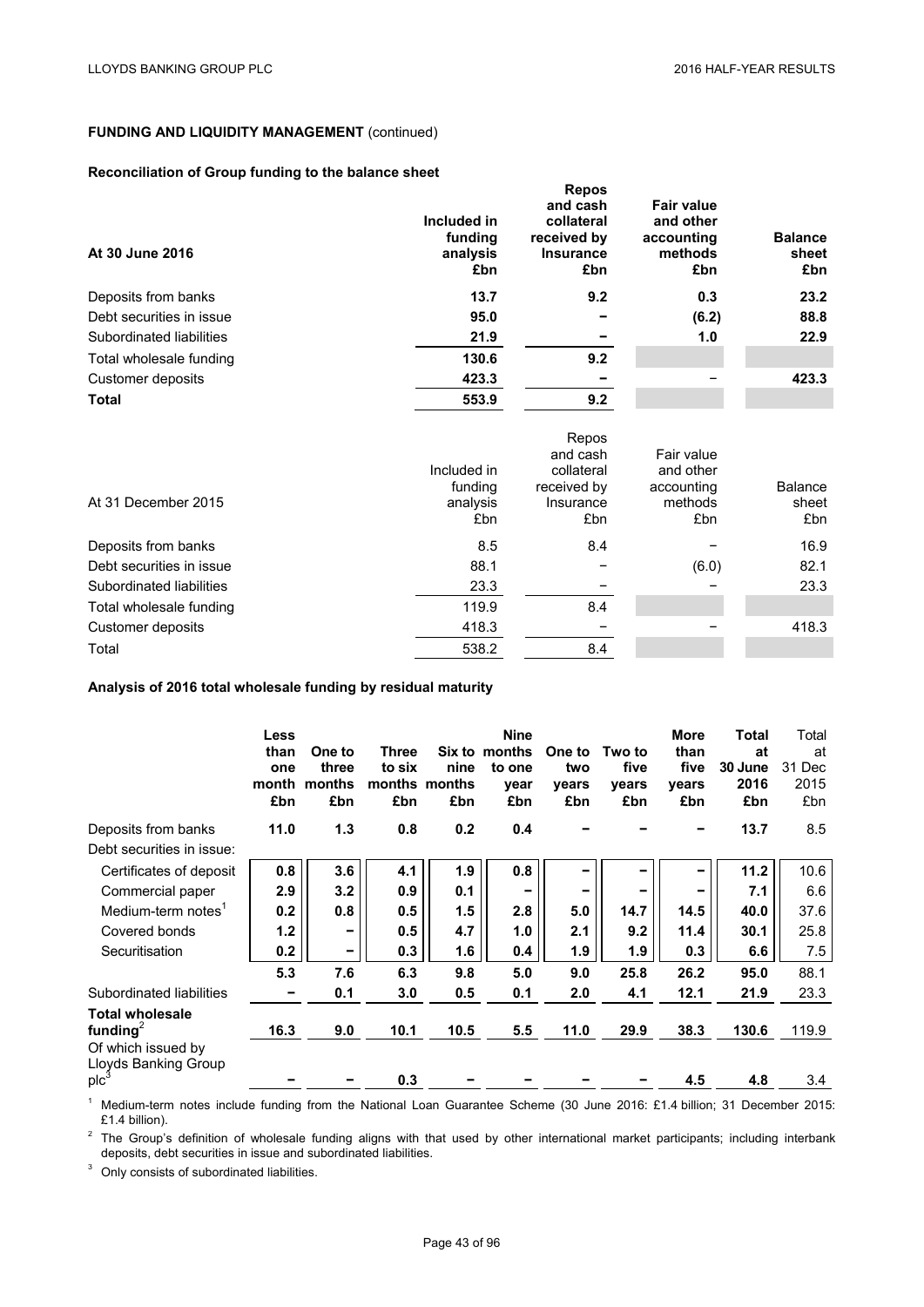**FUNDING AND LIQUIDITY MANAGEMENT** (continued)

**Reconciliation of Group funding to the balance sheet**

| At 30 June 2016 | Included in funding analysis £bn | Repos and cash collateral received by Insurance £bn | Fair value and other accounting methods £bn | Balance sheet £bn |
|---|---|---|---|---|
| Deposits from banks | **13.7** | **9.2** | **0.3** | **23.2** |
| Debt securities in issue | **95.0** | **–** | **(6.2)** | **88.8** |
| Subordinated liabilities | **21.9** | **–** | **1.0** | **22.9** |
| Total wholesale funding | **130.6** | **9.2** | | |
| Customer deposits | **423.3** | **–** | – | **423.3** |
| **Total** | **553.9** | **9.2** | | |

| At 31 December 2015 | Included in funding analysis £bn | Repos and cash collateral received by Insurance £bn | Fair value and other accounting methods £bn | Balance sheet £bn |
|---|---|---|---|---|
| Deposits from banks | 8.5 | 8.4 | – | 16.9 |
| Debt securities in issue | 88.1 | – | (6.0) | 82.1 |
| Subordinated liabilities | 23.3 | – | – | 23.3 |
| Total wholesale funding | 119.9 | 8.4 | | |
| Customer deposits | 418.3 | – | – | 418.3 |
| Total | 538.2 | 8.4 | | |

**Analysis of 2016 total wholesale funding by residual maturity**

| | Less than one month £bn | One to three months £bn | Three to six months £bn | Six to nine months £bn | Nine months to one year £bn | One to two years £bn | Two to five years £bn | More than five years £bn | Total at 30 June 2016 £bn | Total at 31 Dec 2015 £bn |
|---|---|---|---|---|---|---|---|---|---|---|
| Deposits from banks | **11.0** | **1.3** | **0.8** | **0.2** | **0.4** | **–** | **–** | **–** | **13.7** | 8.5 |
| Debt securities in issue: | | | | | | | | | | |
| Certificates of deposit | **0.8** | **3.6** | **4.1** | **1.9** | **0.8** | **–** | **–** | **–** | **11.2** | 10.6 |
| Commercial paper | **2.9** | **3.2** | **0.9** | **0.1** | **–** | **–** | **–** | **–** | **7.1** | 6.6 |
| Medium-term notes[1] | **0.2** | **0.8** | **0.5** | **1.5** | **2.8** | **5.0** | **14.7** | **14.5** | **40.0** | 37.6 |
| Covered bonds | **1.2** | **–** | **0.5** | **4.7** | **1.0** | **2.1** | **9.2** | **11.4** | **30.1** | 25.8 |
| Securitisation | **0.2** | **–** | **0.3** | **1.6** | **0.4** | **1.9** | **1.9** | **0.3** | **6.6** | 7.5 |
| | **5.3** | **7.6** | **6.3** | **9.8** | **5.0** | **9.0** | **25.8** | **26.2** | **95.0** | 88.1 |
| Subordinated liabilities | **–** | **0.1** | **3.0** | **0.5** | **0.1** | **2.0** | **4.1** | **12.1** | **21.9** | 23.3 |
| **Total wholesale funding**[2] | **16.3** | **9.0** | **10.1** | **10.5** | **5.5** | **11.0** | **29.9** | **38.3** | **130.6** | 119.9 |
| Of which issued by Lloyds Banking Group plc[3] | **–** | **–** | **0.3** | **–** | **–** | **–** | **–** | **4.5** | **4.8** | 3.4 |

[1] Medium-term notes include funding from the National Loan Guarantee Scheme (30 June 2016: £1.4 billion; 31 December 2015: £1.4 billion).

[2] The Group's definition of wholesale funding aligns with that used by other international market participants; including interbank deposits, debt securities in issue and subordinated liabilities.

[3] Only consists of subordinated liabilities.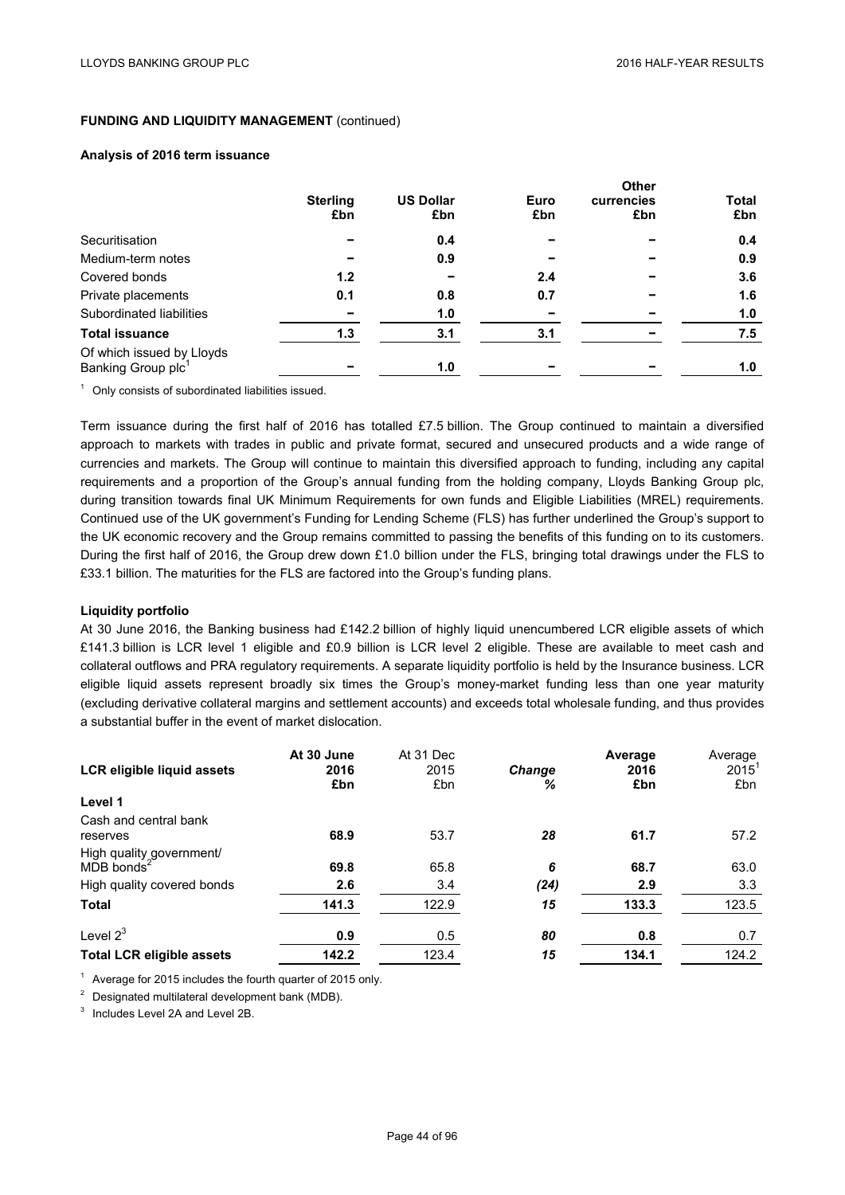## FUNDING AND LIQUIDITY MANAGEMENT (continued)

### Analysis of 2016 term issuance

| | Sterling £bn | US Dollar £bn | Euro £bn | Other currencies £bn | Total £bn |
|---|---|---|---|---|---|
| Securitisation | – | 0.4 | – | – | 0.4 |
| Medium-term notes | – | 0.9 | – | – | 0.9 |
| Covered bonds | 1.2 | – | 2.4 | – | 3.6 |
| Private placements | 0.1 | 0.8 | 0.7 | – | 1.6 |
| Subordinated liabilities | – | 1.0 | – | – | 1.0 |
| **Total issuance** | 1.3 | 3.1 | 3.1 | – | 7.5 |
| Of which issued by Lloyds Banking Group plc[1] | – | 1.0 | – | – | 1.0 |

[1] Only consists of subordinated liabilities issued.

Term issuance during the first half of 2016 has totalled £7.5 billion. The Group continued to maintain a diversified approach to markets with trades in public and private format, secured and unsecured products and a wide range of currencies and markets. The Group will continue to maintain this diversified approach to funding, including any capital requirements and a proportion of the Group's annual funding from the holding company, Lloyds Banking Group plc, during transition towards final UK Minimum Requirements for own funds and Eligible Liabilities (MREL) requirements. Continued use of the UK government's Funding for Lending Scheme (FLS) has further underlined the Group's support to the UK economic recovery and the Group remains committed to passing the benefits of this funding on to its customers. During the first half of 2016, the Group drew down £1.0 billion under the FLS, bringing total drawings under the FLS to £33.1 billion. The maturities for the FLS are factored into the Group's funding plans.

### Liquidity portfolio

At 30 June 2016, the Banking business had £142.2 billion of highly liquid unencumbered LCR eligible assets of which £141.3 billion is LCR level 1 eligible and £0.9 billion is LCR level 2 eligible. These are available to meet cash and collateral outflows and PRA regulatory requirements. A separate liquidity portfolio is held by the Insurance business. LCR eligible liquid assets represent broadly six times the Group's money-market funding less than one year maturity (excluding derivative collateral margins and settlement accounts) and exceeds total wholesale funding, and thus provides a substantial buffer in the event of market dislocation.

| LCR eligible liquid assets | At 30 June 2016 £bn | At 31 Dec 2015 £bn | *Change %* | Average 2016 £bn | Average 2015[1] £bn |
|---|---|---|---|---|---|
| **Level 1** | | | | | |
| Cash and central bank reserves | 68.9 | 53.7 | *28* | 61.7 | 57.2 |
| High quality government/ MDB bonds[2] | 69.8 | 65.8 | *6* | 68.7 | 63.0 |
| High quality covered bonds | 2.6 | 3.4 | *(24)* | 2.9 | 3.3 |
| **Total** | 141.3 | 122.9 | *15* | 133.3 | 123.5 |
| Level 2[3] | 0.9 | 0.5 | *80* | 0.8 | 0.7 |
| **Total LCR eligible assets** | 142.2 | 123.4 | *15* | 134.1 | 124.2 |

[1] Average for 2015 includes the fourth quarter of 2015 only.

[2] Designated multilateral development bank (MDB).

[3] Includes Level 2A and Level 2B.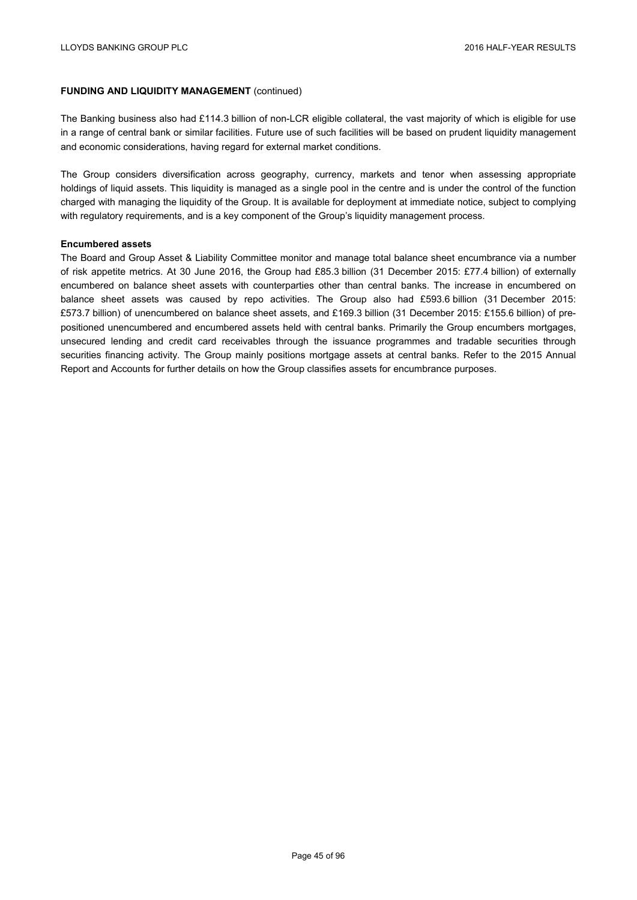**FUNDING AND LIQUIDITY MANAGEMENT** (continued)

The Banking business also had £114.3 billion of non-LCR eligible collateral, the vast majority of which is eligible for use in a range of central bank or similar facilities. Future use of such facilities will be based on prudent liquidity management and economic considerations, having regard for external market conditions.

The Group considers diversification across geography, currency, markets and tenor when assessing appropriate holdings of liquid assets. This liquidity is managed as a single pool in the centre and is under the control of the function charged with managing the liquidity of the Group. It is available for deployment at immediate notice, subject to complying with regulatory requirements, and is a key component of the Group's liquidity management process.

**Encumbered assets**

The Board and Group Asset & Liability Committee monitor and manage total balance sheet encumbrance via a number of risk appetite metrics. At 30 June 2016, the Group had £85.3 billion (31 December 2015: £77.4 billion) of externally encumbered on balance sheet assets with counterparties other than central banks. The increase in encumbered on balance sheet assets was caused by repo activities. The Group also had £593.6 billion (31 December 2015: £573.7 billion) of unencumbered on balance sheet assets, and £169.3 billion (31 December 2015: £155.6 billion) of pre-positioned unencumbered and encumbered assets held with central banks. Primarily the Group encumbers mortgages, unsecured lending and credit card receivables through the issuance programmes and tradable securities through securities financing activity. The Group mainly positions mortgage assets at central banks. Refer to the 2015 Annual Report and Accounts for further details on how the Group classifies assets for encumbrance purposes.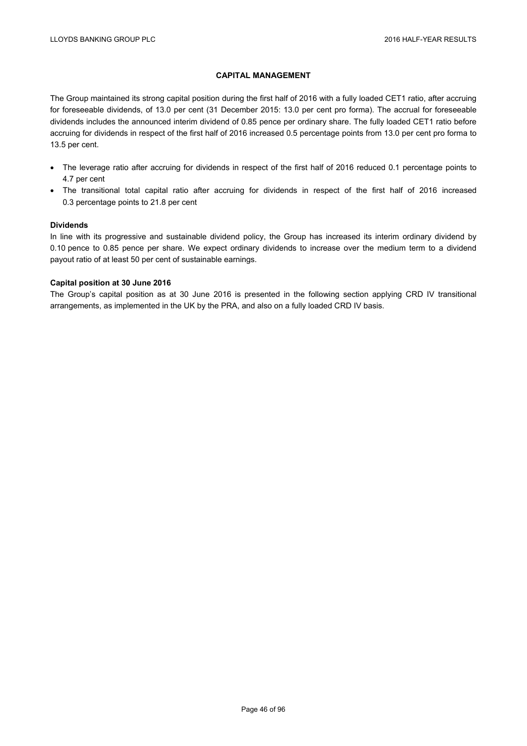# CAPITAL MANAGEMENT

The Group maintained its strong capital position during the first half of 2016 with a fully loaded CET1 ratio, after accruing for foreseeable dividends, of 13.0 per cent (31 December 2015: 13.0 per cent pro forma). The accrual for foreseeable dividends includes the announced interim dividend of 0.85 pence per ordinary share. The fully loaded CET1 ratio before accruing for dividends in respect of the first half of 2016 increased 0.5 percentage points from 13.0 per cent pro forma to 13.5 per cent.

- The leverage ratio after accruing for dividends in respect of the first half of 2016 reduced 0.1 percentage points to 4.7 per cent
- The transitional total capital ratio after accruing for dividends in respect of the first half of 2016 increased 0.3 percentage points to 21.8 per cent

**Dividends**

In line with its progressive and sustainable dividend policy, the Group has increased its interim ordinary dividend by 0.10 pence to 0.85 pence per share. We expect ordinary dividends to increase over the medium term to a dividend payout ratio of at least 50 per cent of sustainable earnings.

**Capital position at 30 June 2016**

The Group's capital position as at 30 June 2016 is presented in the following section applying CRD IV transitional arrangements, as implemented in the UK by the PRA, and also on a fully loaded CRD IV basis.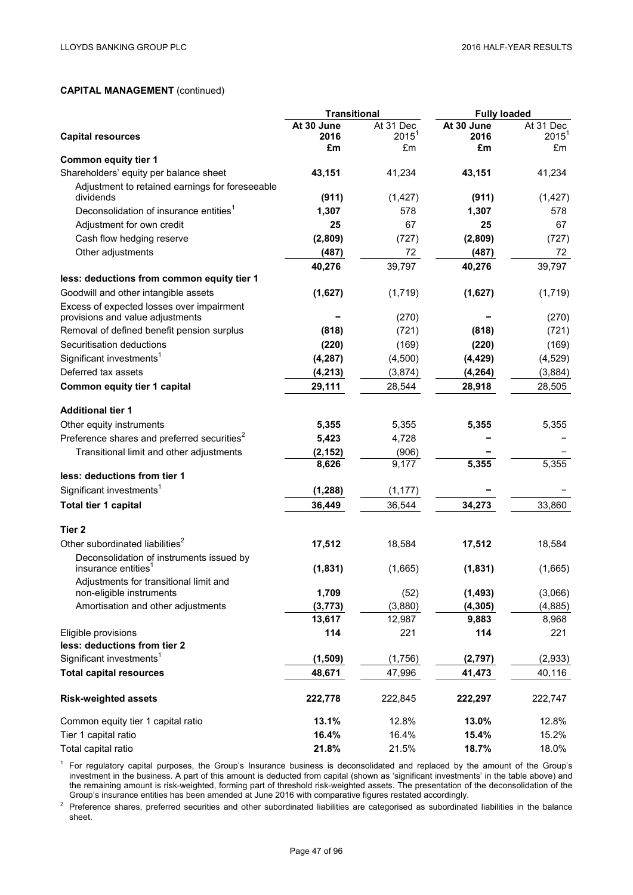**CAPITAL MANAGEMENT** (continued)

| | Transitional | | Fully loaded | |
|---|---|---|---|---|
| **Capital resources** | **At 30 June 2016 £m** | At 31 Dec 2015[1] £m | **At 30 June 2016 £m** | At 31 Dec 2015[1] £m |
| **Common equity tier 1** | | | | |
| Shareholders' equity per balance sheet | **43,151** | 41,234 | **43,151** | 41,234 |
| Adjustment to retained earnings for foreseeable dividends | **(911)** | (1,427) | **(911)** | (1,427) |
| Deconsolidation of insurance entities[1] | **1,307** | 578 | **1,307** | 578 |
| Adjustment for own credit | **25** | 67 | **25** | 67 |
| Cash flow hedging reserve | **(2,809)** | (727) | **(2,809)** | (727) |
| Other adjustments | **(487)** | 72 | **(487)** | 72 |
| | **40,276** | 39,797 | **40,276** | 39,797 |
| **less: deductions from common equity tier 1** | | | | |
| Goodwill and other intangible assets | **(1,627)** | (1,719) | **(1,627)** | (1,719) |
| Excess of expected losses over impairment provisions and value adjustments | **–** | (270) | **–** | (270) |
| Removal of defined benefit pension surplus | **(818)** | (721) | **(818)** | (721) |
| Securitisation deductions | **(220)** | (169) | **(220)** | (169) |
| Significant investments[1] | **(4,287)** | (4,500) | **(4,429)** | (4,529) |
| Deferred tax assets | **(4,213)** | (3,874) | **(4,264)** | (3,884) |
| **Common equity tier 1 capital** | **29,111** | 28,544 | **28,918** | 28,505 |
| **Additional tier 1** | | | | |
| Other equity instruments | **5,355** | 5,355 | **5,355** | 5,355 |
| Preference shares and preferred securities[2] | **5,423** | 4,728 | **–** | – |
| Transitional limit and other adjustments | **(2,152)** | (906) | **–** | – |
| | **8,626** | 9,177 | **5,355** | 5,355 |
| **less: deductions from tier 1** | | | | |
| Significant investments[1] | **(1,288)** | (1,177) | **–** | – |
| **Total tier 1 capital** | **36,449** | 36,544 | **34,273** | 33,860 |
| **Tier 2** | | | | |
| Other subordinated liabilities[2] | **17,512** | 18,584 | **17,512** | 18,584 |
| Deconsolidation of instruments issued by insurance entities[1] | **(1,831)** | (1,665) | **(1,831)** | (1,665) |
| Adjustments for transitional limit and non-eligible instruments | **1,709** | (52) | **(1,493)** | (3,066) |
| Amortisation and other adjustments | **(3,773)** | (3,880) | **(4,305)** | (4,885) |
| | **13,617** | 12,987 | **9,883** | 8,968 |
| Eligible provisions | **114** | 221 | **114** | 221 |
| **less: deductions from tier 2** | | | | |
| Significant investments[1] | **(1,509)** | (1,756) | **(2,797)** | (2,933) |
| **Total capital resources** | **48,671** | 47,996 | **41,473** | 40,116 |
| **Risk-weighted assets** | **222,778** | 222,845 | **222,297** | 222,747 |
| Common equity tier 1 capital ratio | **13.1%** | 12.8% | **13.0%** | 12.8% |
| Tier 1 capital ratio | **16.4%** | 16.4% | **15.4%** | 15.2% |
| Total capital ratio | **21.8%** | 21.5% | **18.7%** | 18.0% |

[1] For regulatory capital purposes, the Group's Insurance business is deconsolidated and replaced by the amount of the Group's investment in the business. A part of this amount is deducted from capital (shown as 'significant investments' in the table above) and the remaining amount is risk-weighted, forming part of threshold risk-weighted assets. The presentation of the deconsolidation of the Group's insurance entities has been amended at June 2016 with comparative figures restated accordingly.

[2] Preference shares, preferred securities and other subordinated liabilities are categorised as subordinated liabilities in the balance sheet.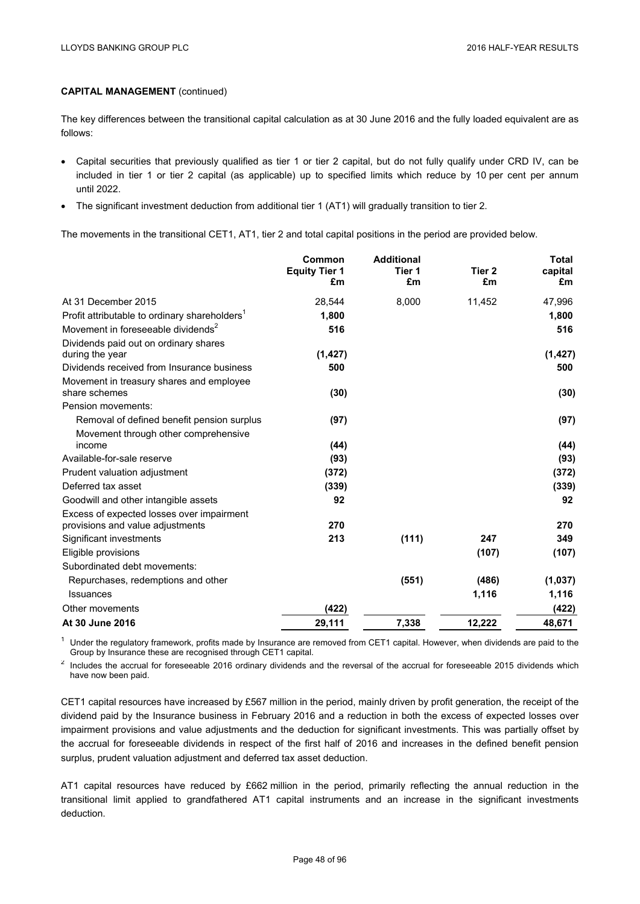**CAPITAL MANAGEMENT** (continued)

The key differences between the transitional capital calculation as at 30 June 2016 and the fully loaded equivalent are as follows:

- Capital securities that previously qualified as tier 1 or tier 2 capital, but do not fully qualify under CRD IV, can be included in tier 1 or tier 2 capital (as applicable) up to specified limits which reduce by 10 per cent per annum until 2022.
- The significant investment deduction from additional tier 1 (AT1) will gradually transition to tier 2.

The movements in the transitional CET1, AT1, tier 2 and total capital positions in the period are provided below.

| | Common Equity Tier 1 £m | Additional Tier 1 £m | Tier 2 £m | Total capital £m |
|---|---|---|---|---|
| At 31 December 2015 | 28,544 | 8,000 | 11,452 | 47,996 |
| Profit attributable to ordinary shareholders[1] | **1,800** | | | **1,800** |
| Movement in foreseeable dividends[2] | **516** | | | **516** |
| Dividends paid out on ordinary shares during the year | **(1,427)** | | | **(1,427)** |
| Dividends received from Insurance business | **500** | | | **500** |
| Movement in treasury shares and employee share schemes | **(30)** | | | **(30)** |
| Pension movements: | | | | |
| Removal of defined benefit pension surplus | **(97)** | | | **(97)** |
| Movement through other comprehensive income | **(44)** | | | **(44)** |
| Available-for-sale reserve | **(93)** | | | **(93)** |
| Prudent valuation adjustment | **(372)** | | | **(372)** |
| Deferred tax asset | **(339)** | | | **(339)** |
| Goodwill and other intangible assets | **92** | | | **92** |
| Excess of expected losses over impairment provisions and value adjustments | **270** | | | **270** |
| Significant investments | **213** | **(111)** | **247** | **349** |
| Eligible provisions | | | **(107)** | **(107)** |
| Subordinated debt movements: | | | | |
| Repurchases, redemptions and other | | **(551)** | **(486)** | **(1,037)** |
| Issuances | | | **1,116** | **1,116** |
| Other movements | **(422)** | | | **(422)** |
| **At 30 June 2016** | **29,111** | **7,338** | **12,222** | **48,671** |

[1] Under the regulatory framework, profits made by Insurance are removed from CET1 capital. However, when dividends are paid to the Group by Insurance these are recognised through CET1 capital.

[2] Includes the accrual for foreseeable 2016 ordinary dividends and the reversal of the accrual for foreseeable 2015 dividends which have now been paid.

CET1 capital resources have increased by £567 million in the period, mainly driven by profit generation, the receipt of the dividend paid by the Insurance business in February 2016 and a reduction in both the excess of expected losses over impairment provisions and value adjustments and the deduction for significant investments. This was partially offset by the accrual for foreseeable dividends in respect of the first half of 2016 and increases in the defined benefit pension surplus, prudent valuation adjustment and deferred tax asset deduction.

AT1 capital resources have reduced by £662 million in the period, primarily reflecting the annual reduction in the transitional limit applied to grandfathered AT1 capital instruments and an increase in the significant investments deduction.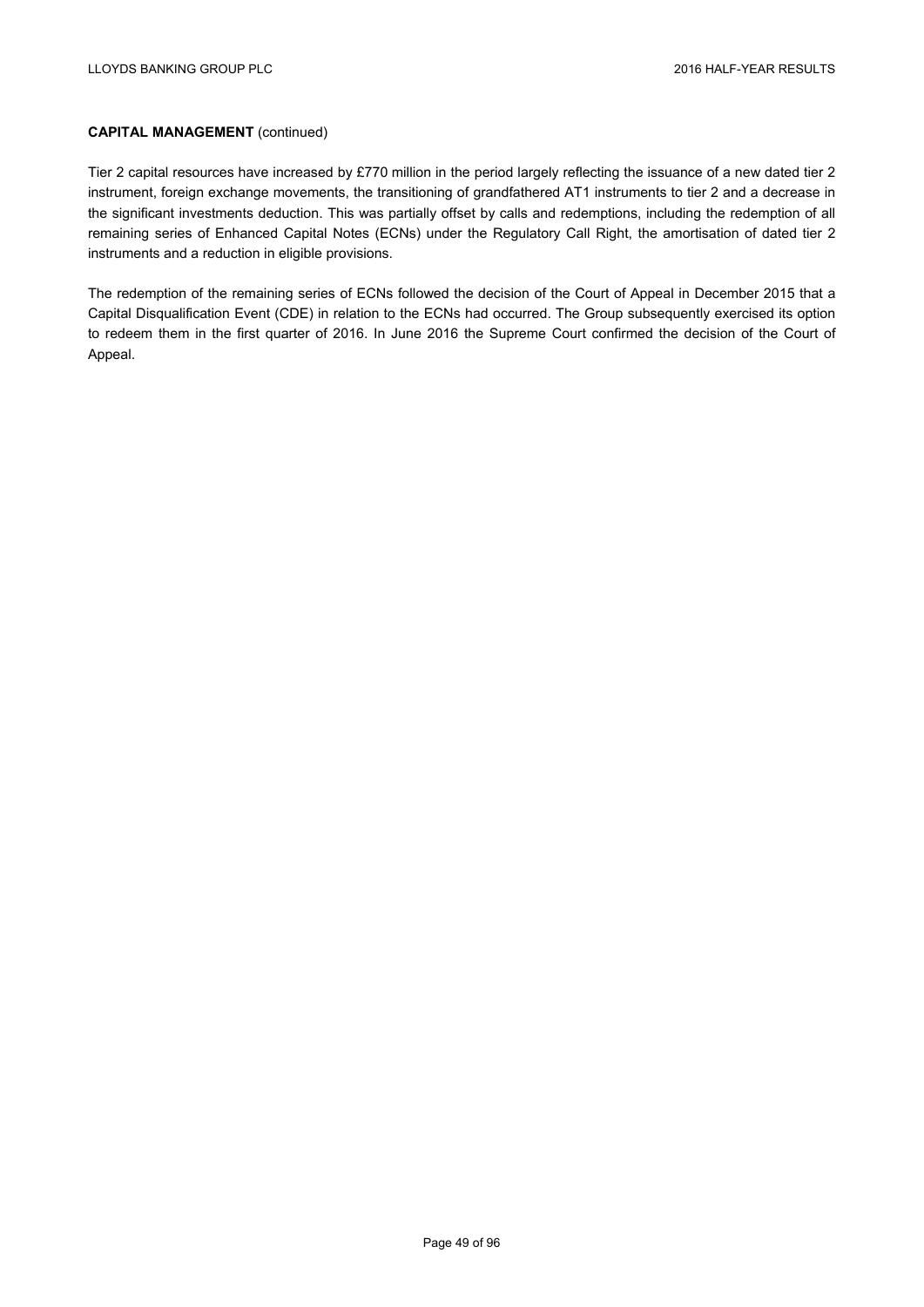**CAPITAL MANAGEMENT** (continued)

Tier 2 capital resources have increased by £770 million in the period largely reflecting the issuance of a new dated tier 2 instrument, foreign exchange movements, the transitioning of grandfathered AT1 instruments to tier 2 and a decrease in the significant investments deduction. This was partially offset by calls and redemptions, including the redemption of all remaining series of Enhanced Capital Notes (ECNs) under the Regulatory Call Right, the amortisation of dated tier 2 instruments and a reduction in eligible provisions.

The redemption of the remaining series of ECNs followed the decision of the Court of Appeal in December 2015 that a Capital Disqualification Event (CDE) in relation to the ECNs had occurred. The Group subsequently exercised its option to redeem them in the first quarter of 2016. In June 2016 the Supreme Court confirmed the decision of the Court of Appeal.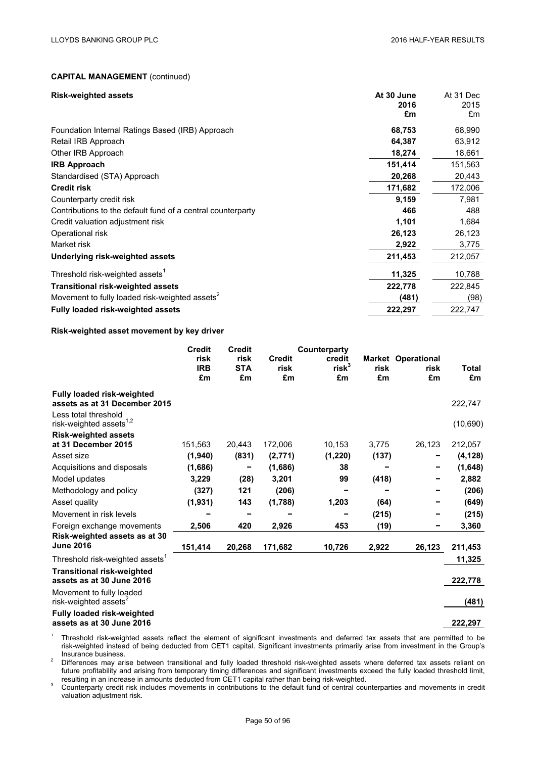**CAPITAL MANAGEMENT** (continued)

| **Risk-weighted assets** | **At 30 June 2016 £m** | At 31 Dec 2015 £m |
|---|---|---|
| Foundation Internal Ratings Based (IRB) Approach | **68,753** | 68,990 |
| Retail IRB Approach | **64,387** | 63,912 |
| Other IRB Approach | **18,274** | 18,661 |
| **IRB Approach** | **151,414** | 151,563 |
| Standardised (STA) Approach | **20,268** | 20,443 |
| **Credit risk** | **171,682** | 172,006 |
| Counterparty credit risk | **9,159** | 7,981 |
| Contributions to the default fund of a central counterparty | **466** | 488 |
| Credit valuation adjustment risk | **1,101** | 1,684 |
| Operational risk | **26,123** | 26,123 |
| Market risk | **2,922** | 3,775 |
| **Underlying risk-weighted assets** | **211,453** | 212,057 |
| Threshold risk-weighted assets[1] | **11,325** | 10,788 |
| **Transitional risk-weighted assets** | **222,778** | 222,845 |
| Movement to fully loaded risk-weighted assets[2] | **(481)** | (98) |
| **Fully loaded risk-weighted assets** | **222,297** | 222,747 |

**Risk-weighted asset movement by key driver**

| | **Credit risk IRB £m** | **Credit risk STA £m** | **Credit risk £m** | **Counterparty credit risk[3] £m** | **Market risk £m** | **Operational risk £m** | **Total £m** |
|---|---|---|---|---|---|---|---|
| **Fully loaded risk-weighted assets as at 31 December 2015** | | | | | | | 222,747 |
| Less total threshold risk-weighted assets[1,2] | | | | | | | (10,690) |
| **Risk-weighted assets at 31 December 2015** | 151,563 | 20,443 | 172,006 | 10,153 | 3,775 | 26,123 | 212,057 |
| Asset size | **(1,940)** | **(831)** | **(2,771)** | **(1,220)** | **(137)** | **–** | **(4,128)** |
| Acquisitions and disposals | **(1,686)** | **–** | **(1,686)** | **38** | **–** | **–** | **(1,648)** |
| Model updates | **3,229** | **(28)** | **3,201** | **99** | **(418)** | **–** | **2,882** |
| Methodology and policy | **(327)** | **121** | **(206)** | **–** | **–** | **–** | **(206)** |
| Asset quality | **(1,931)** | **143** | **(1,788)** | **1,203** | **(64)** | **–** | **(649)** |
| Movement in risk levels | **–** | **–** | **–** | **–** | **(215)** | **–** | **(215)** |
| Foreign exchange movements | **2,506** | **420** | **2,926** | **453** | **(19)** | **–** | **3,360** |
| **Risk-weighted assets as at 30 June 2016** | **151,414** | **20,268** | **171,682** | **10,726** | **2,922** | **26,123** | **211,453** |
| Threshold risk-weighted assets[1] | | | | | | | **11,325** |
| **Transitional risk-weighted assets as at 30 June 2016** | | | | | | | **222,778** |
| Movement to fully loaded risk-weighted assets[2] | | | | | | | **(481)** |
| **Fully loaded risk-weighted assets as at 30 June 2016** | | | | | | | **222,297** |

[1] Threshold risk-weighted assets reflect the element of significant investments and deferred tax assets that are permitted to be risk-weighted instead of being deducted from CET1 capital. Significant investments primarily arise from investment in the Group's Insurance business.

[2] Differences may arise between transitional and fully loaded threshold risk-weighted assets where deferred tax assets reliant on future profitability and arising from temporary timing differences and significant investments exceed the fully loaded threshold limit, resulting in an increase in amounts deducted from CET1 capital rather than being risk-weighted.

[3] Counterparty credit risk includes movements in contributions to the default fund of central counterparties and movements in credit valuation adjustment risk.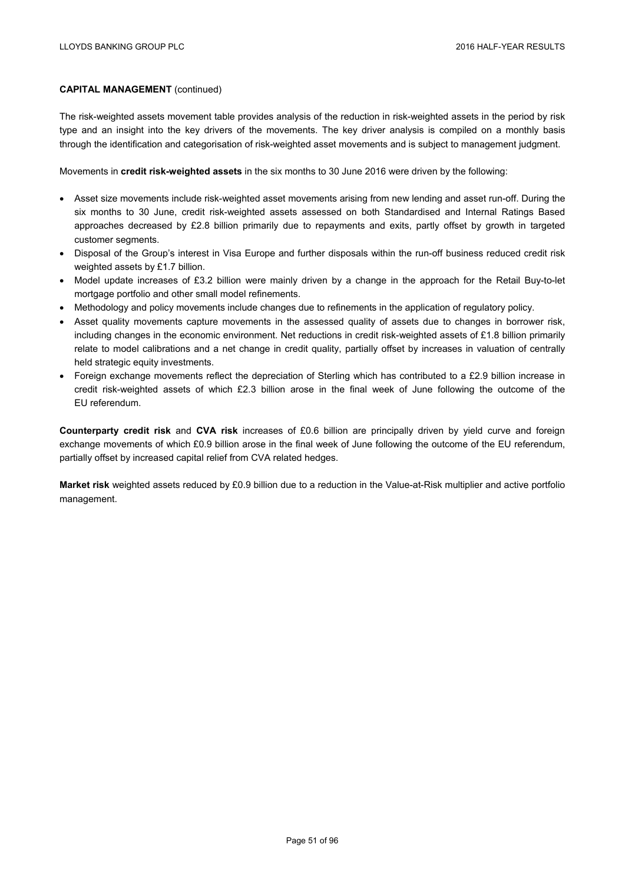**CAPITAL MANAGEMENT** (continued)

The risk-weighted assets movement table provides analysis of the reduction in risk-weighted assets in the period by risk type and an insight into the key drivers of the movements. The key driver analysis is compiled on a monthly basis through the identification and categorisation of risk-weighted asset movements and is subject to management judgment.

Movements in **credit risk-weighted assets** in the six months to 30 June 2016 were driven by the following:

- Asset size movements include risk-weighted asset movements arising from new lending and asset run-off. During the six months to 30 June, credit risk-weighted assets assessed on both Standardised and Internal Ratings Based approaches decreased by £2.8 billion primarily due to repayments and exits, partly offset by growth in targeted customer segments.
- Disposal of the Group's interest in Visa Europe and further disposals within the run-off business reduced credit risk weighted assets by £1.7 billion.
- Model update increases of £3.2 billion were mainly driven by a change in the approach for the Retail Buy-to-let mortgage portfolio and other small model refinements.
- Methodology and policy movements include changes due to refinements in the application of regulatory policy.
- Asset quality movements capture movements in the assessed quality of assets due to changes in borrower risk, including changes in the economic environment. Net reductions in credit risk-weighted assets of £1.8 billion primarily relate to model calibrations and a net change in credit quality, partially offset by increases in valuation of centrally held strategic equity investments.
- Foreign exchange movements reflect the depreciation of Sterling which has contributed to a £2.9 billion increase in credit risk-weighted assets of which £2.3 billion arose in the final week of June following the outcome of the EU referendum.

**Counterparty credit risk** and **CVA risk** increases of £0.6 billion are principally driven by yield curve and foreign exchange movements of which £0.9 billion arose in the final week of June following the outcome of the EU referendum, partially offset by increased capital relief from CVA related hedges.

**Market risk** weighted assets reduced by £0.9 billion due to a reduction in the Value-at-Risk multiplier and active portfolio management.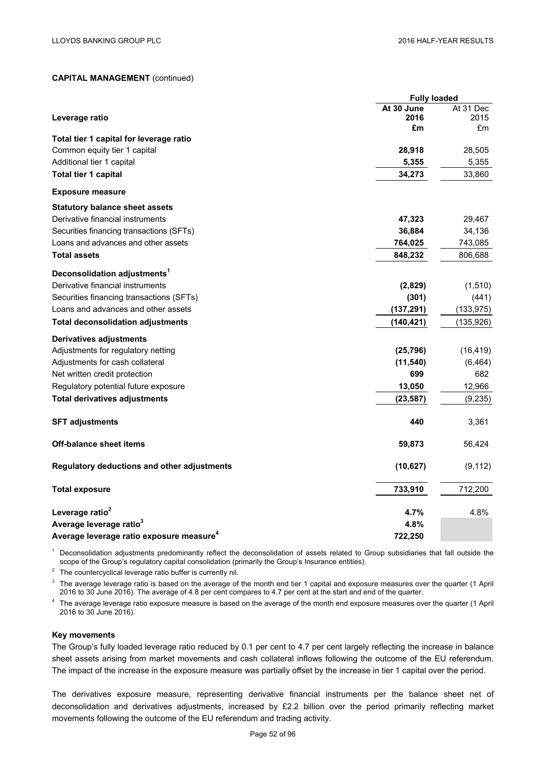**CAPITAL MANAGEMENT** (continued)

| Leverage ratio | Fully loaded | |
|---|---|---|
| | **At 30 June 2016** | At 31 Dec 2015 |
| | **£m** | £m |
| **Total tier 1 capital for leverage ratio** | | |
| Common equity tier 1 capital | **28,918** | 28,505 |
| Additional tier 1 capital | **5,355** | 5,355 |
| **Total tier 1 capital** | **34,273** | 33,860 |
| **Exposure measure** | | |
| **Statutory balance sheet assets** | | |
| Derivative financial instruments | **47,323** | 29,467 |
| Securities financing transactions (SFTs) | **36,884** | 34,136 |
| Loans and advances and other assets | **764,025** | 743,085 |
| **Total assets** | **848,232** | 806,688 |
| **Deconsolidation adjustments**[1] | | |
| Derivative financial instruments | **(2,829)** | (1,510) |
| Securities financing transactions (SFTs) | **(301)** | (441) |
| Loans and advances and other assets | **(137,291)** | (133,975) |
| **Total deconsolidation adjustments** | **(140,421)** | (135,926) |
| **Derivatives adjustments** | | |
| Adjustments for regulatory netting | **(25,796)** | (16,419) |
| Adjustments for cash collateral | **(11,540)** | (6,464) |
| Net written credit protection | **699** | 682 |
| Regulatory potential future exposure | **13,050** | 12,966 |
| **Total derivatives adjustments** | **(23,587)** | (9,235) |
| **SFT adjustments** | **440** | 3,361 |
| **Off-balance sheet items** | **59,873** | 56,424 |
| **Regulatory deductions and other adjustments** | **(10,627)** | (9,112) |
| **Total exposure** | **733,910** | 712,200 |
| **Leverage ratio**[2] | **4.7%** | 4.8% |
| **Average leverage ratio**[3] | **4.8%** | |
| **Average leverage ratio exposure measure**[4] | **722,250** | |

[1] Deconsolidation adjustments predominantly reflect the deconsolidation of assets related to Group subsidiaries that fall outside the scope of the Group's regulatory capital consolidation (primarily the Group's Insurance entities).

[2] The countercyclical leverage ratio buffer is currently nil.

[3] The average leverage ratio is based on the average of the month end tier 1 capital and exposure measures over the quarter (1 April 2016 to 30 June 2016). The average of 4.8 per cent compares to 4.7 per cent at the start and end of the quarter.

[4] The average leverage ratio exposure measure is based on the average of the month end exposure measures over the quarter (1 April 2016 to 30 June 2016).

**Key movements**

The Group's fully loaded leverage ratio reduced by 0.1 per cent to 4.7 per cent largely reflecting the increase in balance sheet assets arising from market movements and cash collateral inflows following the outcome of the EU referendum. The impact of the increase in the exposure measure was partially offset by the increase in tier 1 capital over the period.

The derivatives exposure measure, representing derivative financial instruments per the balance sheet net of deconsolidation and derivatives adjustments, increased by £2.2 billion over the period primarily reflecting market movements following the outcome of the EU referendum and trading activity.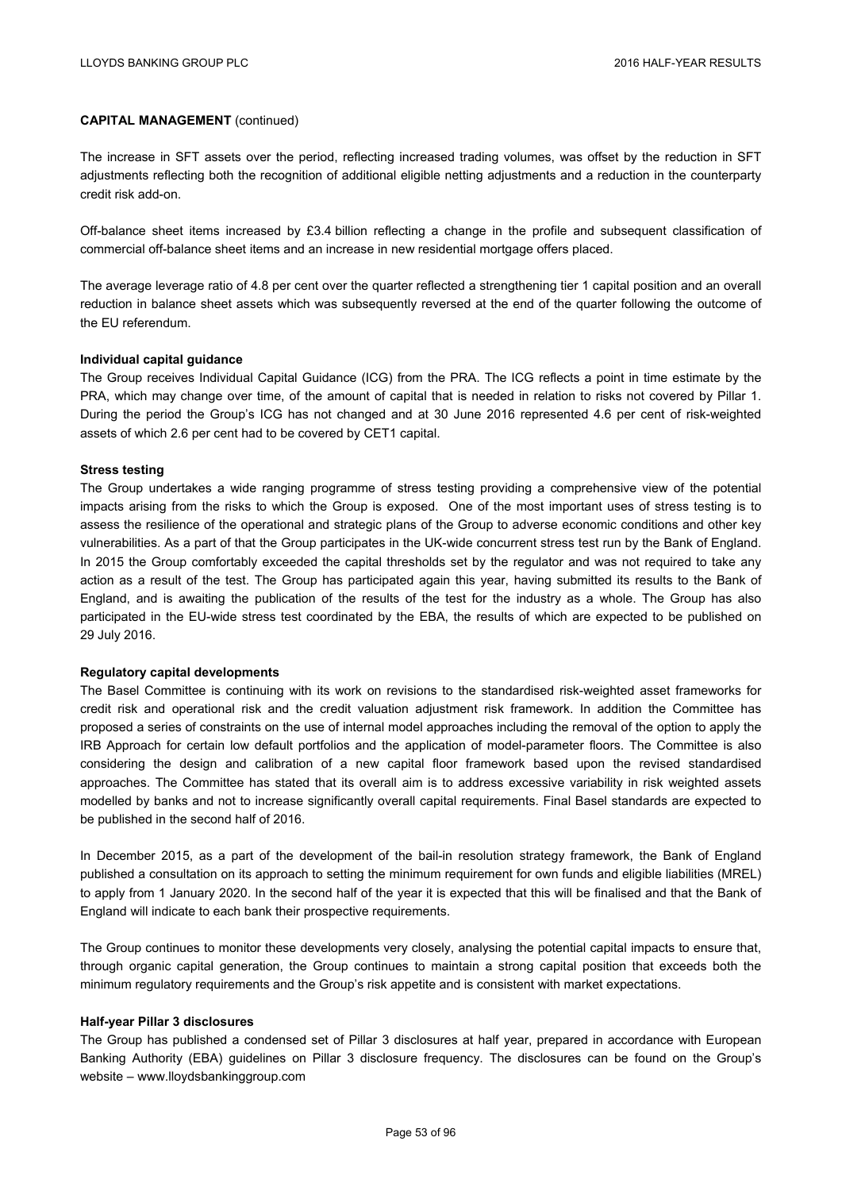**CAPITAL MANAGEMENT** (continued)

The increase in SFT assets over the period, reflecting increased trading volumes, was offset by the reduction in SFT adjustments reflecting both the recognition of additional eligible netting adjustments and a reduction in the counterparty credit risk add-on.

Off-balance sheet items increased by £3.4 billion reflecting a change in the profile and subsequent classification of commercial off-balance sheet items and an increase in new residential mortgage offers placed.

The average leverage ratio of 4.8 per cent over the quarter reflected a strengthening tier 1 capital position and an overall reduction in balance sheet assets which was subsequently reversed at the end of the quarter following the outcome of the EU referendum.

**Individual capital guidance**

The Group receives Individual Capital Guidance (ICG) from the PRA. The ICG reflects a point in time estimate by the PRA, which may change over time, of the amount of capital that is needed in relation to risks not covered by Pillar 1. During the period the Group's ICG has not changed and at 30 June 2016 represented 4.6 per cent of risk-weighted assets of which 2.6 per cent had to be covered by CET1 capital.

**Stress testing**

The Group undertakes a wide ranging programme of stress testing providing a comprehensive view of the potential impacts arising from the risks to which the Group is exposed. One of the most important uses of stress testing is to assess the resilience of the operational and strategic plans of the Group to adverse economic conditions and other key vulnerabilities. As a part of that the Group participates in the UK-wide concurrent stress test run by the Bank of England. In 2015 the Group comfortably exceeded the capital thresholds set by the regulator and was not required to take any action as a result of the test. The Group has participated again this year, having submitted its results to the Bank of England, and is awaiting the publication of the results of the test for the industry as a whole. The Group has also participated in the EU-wide stress test coordinated by the EBA, the results of which are expected to be published on 29 July 2016.

**Regulatory capital developments**

The Basel Committee is continuing with its work on revisions to the standardised risk-weighted asset frameworks for credit risk and operational risk and the credit valuation adjustment risk framework. In addition the Committee has proposed a series of constraints on the use of internal model approaches including the removal of the option to apply the IRB Approach for certain low default portfolios and the application of model-parameter floors. The Committee is also considering the design and calibration of a new capital floor framework based upon the revised standardised approaches. The Committee has stated that its overall aim is to address excessive variability in risk weighted assets modelled by banks and not to increase significantly overall capital requirements. Final Basel standards are expected to be published in the second half of 2016.

In December 2015, as a part of the development of the bail-in resolution strategy framework, the Bank of England published a consultation on its approach to setting the minimum requirement for own funds and eligible liabilities (MREL) to apply from 1 January 2020. In the second half of the year it is expected that this will be finalised and that the Bank of England will indicate to each bank their prospective requirements.

The Group continues to monitor these developments very closely, analysing the potential capital impacts to ensure that, through organic capital generation, the Group continues to maintain a strong capital position that exceeds both the minimum regulatory requirements and the Group's risk appetite and is consistent with market expectations.

**Half-year Pillar 3 disclosures**

The Group has published a condensed set of Pillar 3 disclosures at half year, prepared in accordance with European Banking Authority (EBA) guidelines on Pillar 3 disclosure frequency. The disclosures can be found on the Group's website – www.lloydsbankinggroup.com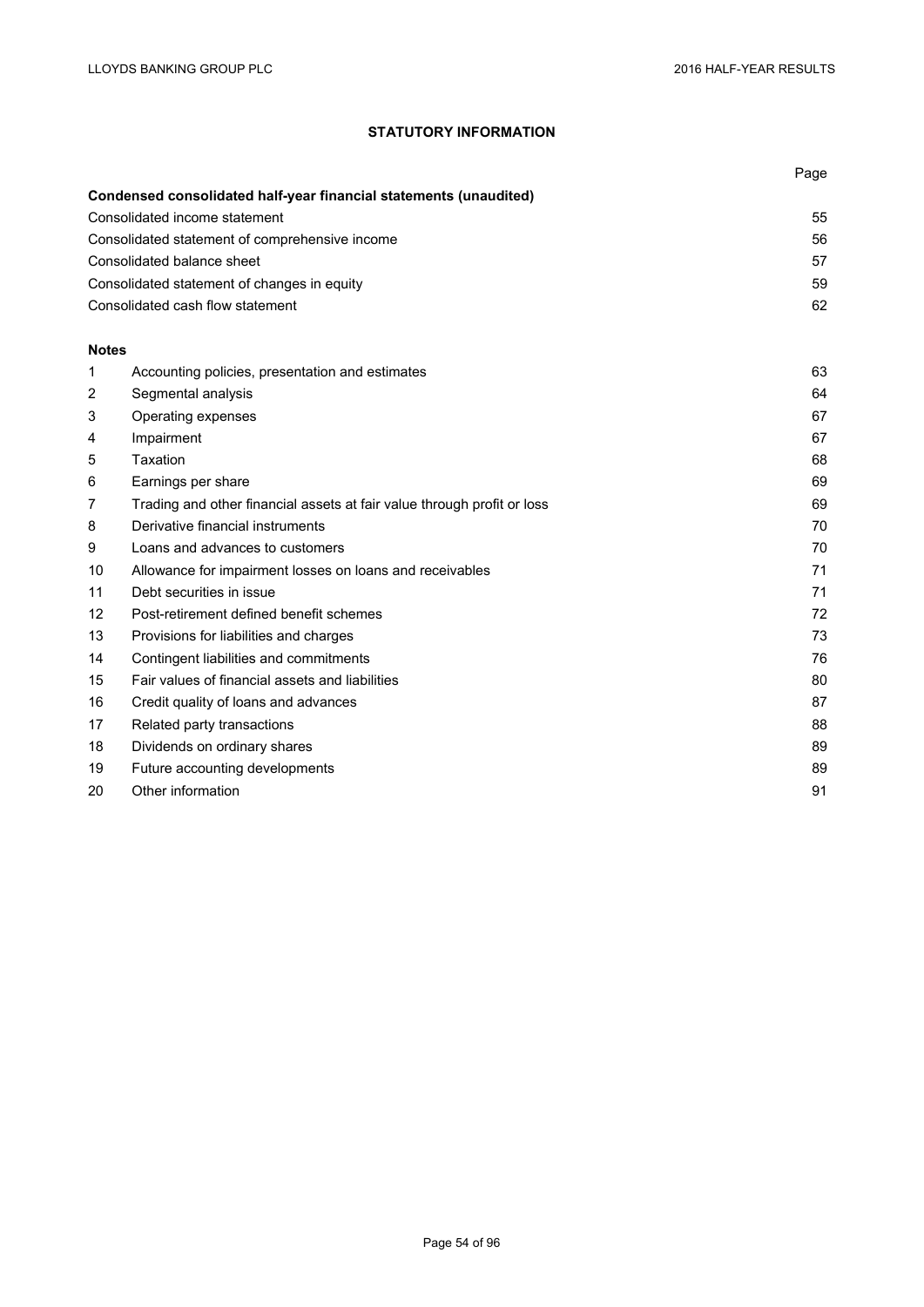## STATUTORY INFORMATION

| | | Page |
|---|---|---|
| **Condensed consolidated half-year financial statements (unaudited)** | | |
| Consolidated income statement | | 55 |
| Consolidated statement of comprehensive income | | 56 |
| Consolidated balance sheet | | 57 |
| Consolidated statement of changes in equity | | 59 |
| Consolidated cash flow statement | | 62 |
| **Notes** | | |
| 1 | Accounting policies, presentation and estimates | 63 |
| 2 | Segmental analysis | 64 |
| 3 | Operating expenses | 67 |
| 4 | Impairment | 67 |
| 5 | Taxation | 68 |
| 6 | Earnings per share | 69 |
| 7 | Trading and other financial assets at fair value through profit or loss | 69 |
| 8 | Derivative financial instruments | 70 |
| 9 | Loans and advances to customers | 70 |
| 10 | Allowance for impairment losses on loans and receivables | 71 |
| 11 | Debt securities in issue | 71 |
| 12 | Post-retirement defined benefit schemes | 72 |
| 13 | Provisions for liabilities and charges | 73 |
| 14 | Contingent liabilities and commitments | 76 |
| 15 | Fair values of financial assets and liabilities | 80 |
| 16 | Credit quality of loans and advances | 87 |
| 17 | Related party transactions | 88 |
| 18 | Dividends on ordinary shares | 89 |
| 19 | Future accounting developments | 89 |
| 20 | Other information | 91 |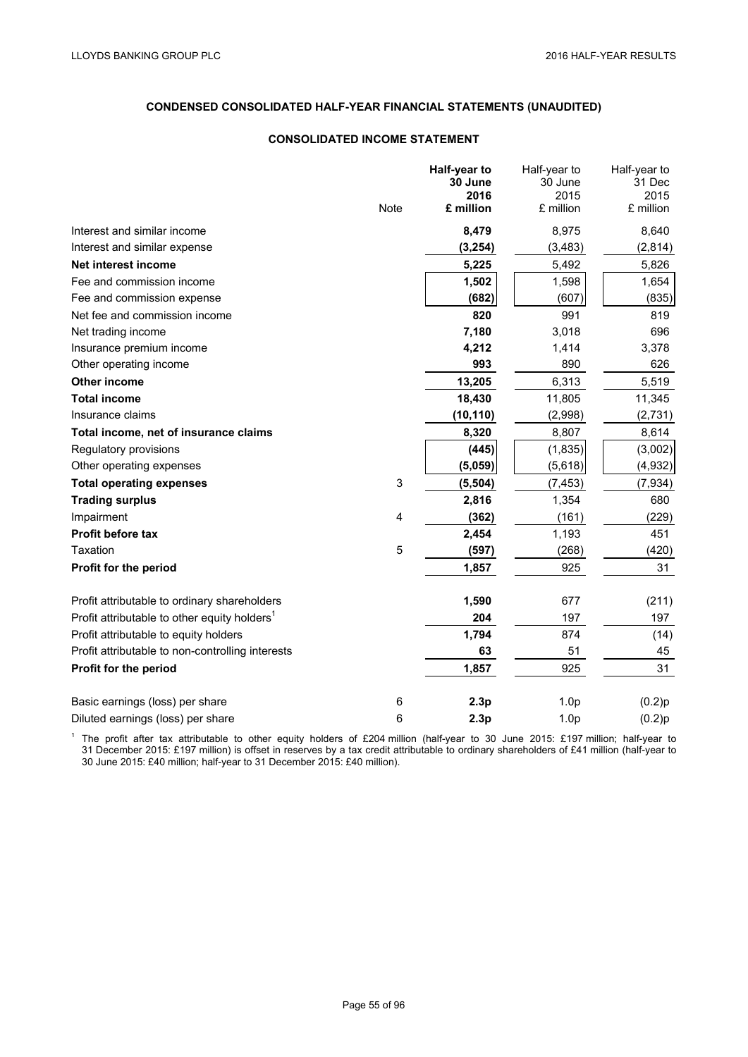## CONDENSED CONSOLIDATED HALF-YEAR FINANCIAL STATEMENTS (UNAUDITED)

### CONSOLIDATED INCOME STATEMENT

| | Note | **Half-year to 30 June 2016 £ million** | Half-year to 30 June 2015 £ million | Half-year to 31 Dec 2015 £ million |
|---|---|---|---|---|
| Interest and similar income | | **8,479** | 8,975 | 8,640 |
| Interest and similar expense | | **(3,254)** | (3,483) | (2,814) |
| **Net interest income** | | **5,225** | 5,492 | 5,826 |
| Fee and commission income | | **1,502** | 1,598 | 1,654 |
| Fee and commission expense | | **(682)** | (607) | (835) |
| Net fee and commission income | | **820** | 991 | 819 |
| Net trading income | | **7,180** | 3,018 | 696 |
| Insurance premium income | | **4,212** | 1,414 | 3,378 |
| Other operating income | | **993** | 890 | 626 |
| **Other income** | | **13,205** | 6,313 | 5,519 |
| **Total income** | | **18,430** | 11,805 | 11,345 |
| Insurance claims | | **(10,110)** | (2,998) | (2,731) |
| **Total income, net of insurance claims** | | **8,320** | 8,807 | 8,614 |
| Regulatory provisions | | **(445)** | (1,835) | (3,002) |
| Other operating expenses | | **(5,059)** | (5,618) | (4,932) |
| **Total operating expenses** | 3 | **(5,504)** | (7,453) | (7,934) |
| **Trading surplus** | | **2,816** | 1,354 | 680 |
| Impairment | 4 | **(362)** | (161) | (229) |
| **Profit before tax** | | **2,454** | 1,193 | 451 |
| Taxation | 5 | **(597)** | (268) | (420) |
| **Profit for the period** | | **1,857** | 925 | 31 |
| | | | | |
| Profit attributable to ordinary shareholders | | **1,590** | 677 | (211) |
| Profit attributable to other equity holders[1] | | **204** | 197 | 197 |
| Profit attributable to equity holders | | **1,794** | 874 | (14) |
| Profit attributable to non-controlling interests | | **63** | 51 | 45 |
| **Profit for the period** | | **1,857** | 925 | 31 |
| | | | | |
| Basic earnings (loss) per share | 6 | **2.3p** | 1.0p | (0.2)p |
| Diluted earnings (loss) per share | 6 | **2.3p** | 1.0p | (0.2)p |

[1] The profit after tax attributable to other equity holders of £204 million (half-year to 30 June 2015: £197 million; half-year to 31 December 2015: £197 million) is offset in reserves by a tax credit attributable to ordinary shareholders of £41 million (half-year to 30 June 2015: £40 million; half-year to 31 December 2015: £40 million).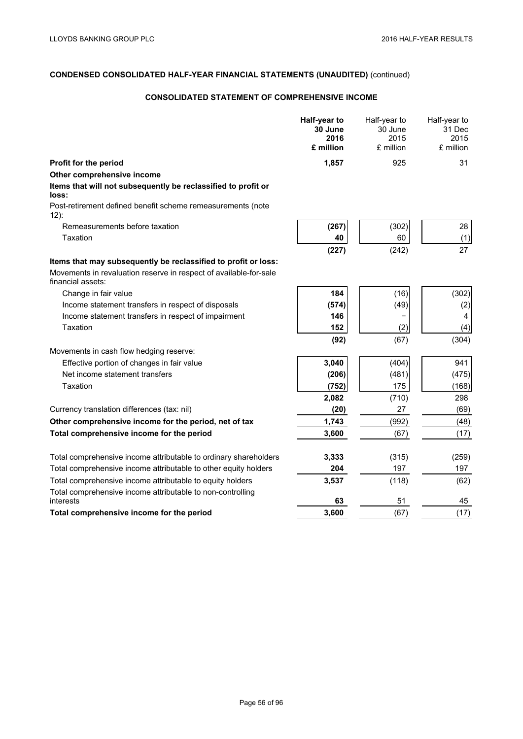## CONDENSED CONSOLIDATED HALF-YEAR FINANCIAL STATEMENTS (UNAUDITED) (continued)

### CONSOLIDATED STATEMENT OF COMPREHENSIVE INCOME

| | **Half-year to 30 June 2016 £ million** | Half-year to 30 June 2015 £ million | Half-year to 31 Dec 2015 £ million |
|---|---|---|---|
| **Profit for the period** | **1,857** | 925 | 31 |
| **Other comprehensive income** | | | |
| **Items that will not subsequently be reclassified to profit or loss:** | | | |
| Post-retirement defined benefit scheme remeasurements (note 12): | | | |
| Remeasurements before taxation | **(267)** | (302) | 28 |
| Taxation | **40** | 60 | (1) |
| | **(227)** | (242) | 27 |
| **Items that may subsequently be reclassified to profit or loss:** | | | |
| Movements in revaluation reserve in respect of available-for-sale financial assets: | | | |
| Change in fair value | **184** | (16) | (302) |
| Income statement transfers in respect of disposals | **(574)** | (49) | (2) |
| Income statement transfers in respect of impairment | **146** | – | 4 |
| Taxation | **152** | (2) | (4) |
| | **(92)** | (67) | (304) |
| Movements in cash flow hedging reserve: | | | |
| Effective portion of changes in fair value | **3,040** | (404) | 941 |
| Net income statement transfers | **(206)** | (481) | (475) |
| Taxation | **(752)** | 175 | (168) |
| | **2,082** | (710) | 298 |
| Currency translation differences (tax: nil) | **(20)** | 27 | (69) |
| **Other comprehensive income for the period, net of tax** | **1,743** | (992) | (48) |
| **Total comprehensive income for the period** | **3,600** | (67) | (17) |
| | | | |
| Total comprehensive income attributable to ordinary shareholders | **3,333** | (315) | (259) |
| Total comprehensive income attributable to other equity holders | **204** | 197 | 197 |
| Total comprehensive income attributable to equity holders | **3,537** | (118) | (62) |
| Total comprehensive income attributable to non-controlling interests | **63** | 51 | 45 |
| **Total comprehensive income for the period** | **3,600** | (67) | (17) |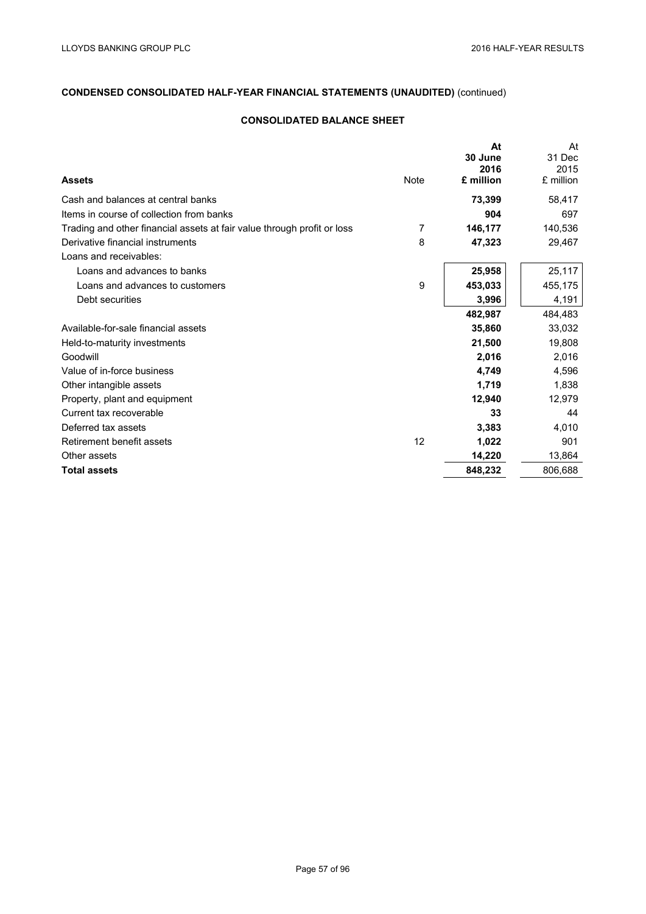**CONDENSED CONSOLIDATED HALF-YEAR FINANCIAL STATEMENTS (UNAUDITED)** (continued)

**CONSOLIDATED BALANCE SHEET**

| **Assets** | Note | **At 30 June 2016 £ million** | At 31 Dec 2015 £ million |
|---|---|---|---|
| Cash and balances at central banks | | **73,399** | 58,417 |
| Items in course of collection from banks | | **904** | 697 |
| Trading and other financial assets at fair value through profit or loss | 7 | **146,177** | 140,536 |
| Derivative financial instruments | 8 | **47,323** | 29,467 |
| Loans and receivables: | | | |
| Loans and advances to banks | | **25,958** | 25,117 |
| Loans and advances to customers | 9 | **453,033** | 455,175 |
| Debt securities | | **3,996** | 4,191 |
| | | **482,987** | 484,483 |
| Available-for-sale financial assets | | **35,860** | 33,032 |
| Held-to-maturity investments | | **21,500** | 19,808 |
| Goodwill | | **2,016** | 2,016 |
| Value of in-force business | | **4,749** | 4,596 |
| Other intangible assets | | **1,719** | 1,838 |
| Property, plant and equipment | | **12,940** | 12,979 |
| Current tax recoverable | | **33** | 44 |
| Deferred tax assets | | **3,383** | 4,010 |
| Retirement benefit assets | 12 | **1,022** | 901 |
| Other assets | | **14,220** | 13,864 |
| **Total assets** | | **848,232** | 806,688 |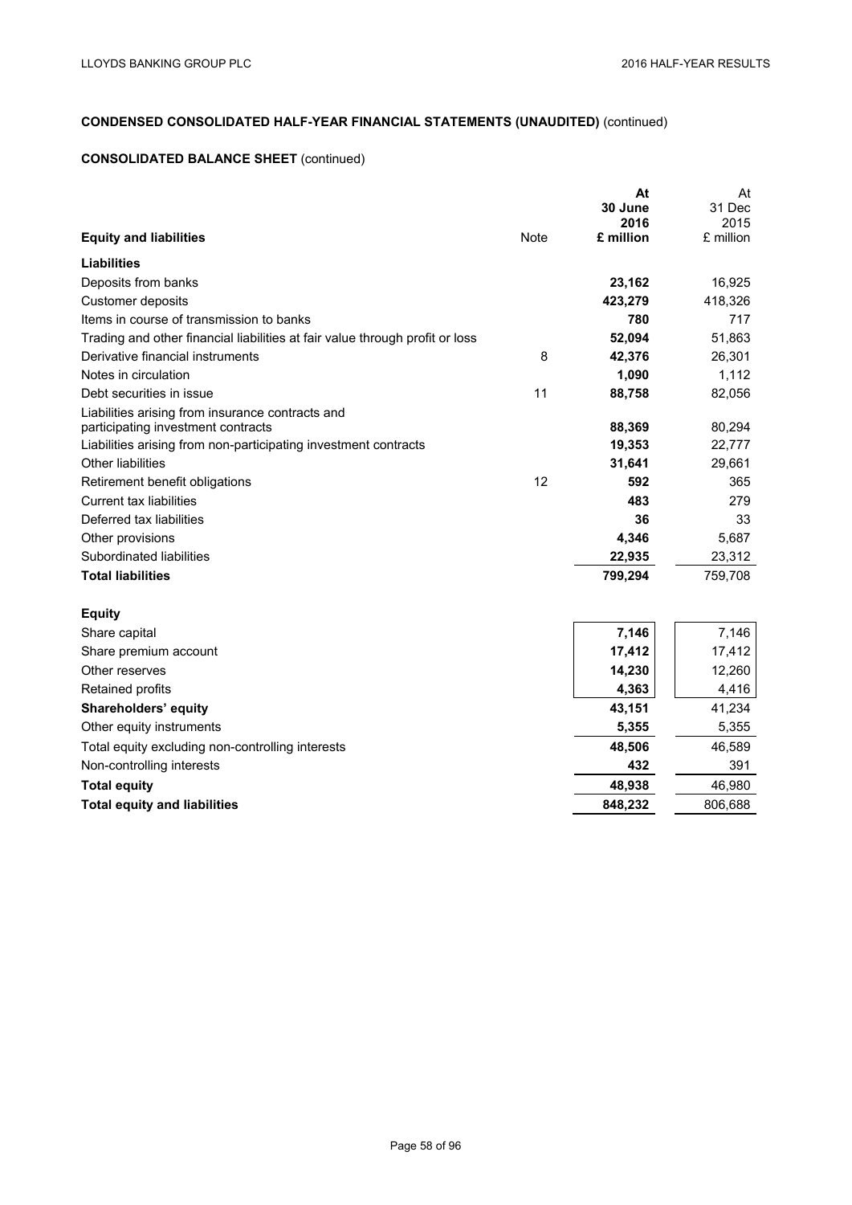## CONDENSED CONSOLIDATED HALF-YEAR FINANCIAL STATEMENTS (UNAUDITED) (continued)

### CONSOLIDATED BALANCE SHEET (continued)

| Equity and liabilities | Note | At 30 June 2016 £ million | At 31 Dec 2015 £ million |
|---|---|---|---|
| **Liabilities** | | | |
| Deposits from banks | | **23,162** | 16,925 |
| Customer deposits | | **423,279** | 418,326 |
| Items in course of transmission to banks | | **780** | 717 |
| Trading and other financial liabilities at fair value through profit or loss | | **52,094** | 51,863 |
| Derivative financial instruments | 8 | **42,376** | 26,301 |
| Notes in circulation | | **1,090** | 1,112 |
| Debt securities in issue | 11 | **88,758** | 82,056 |
| Liabilities arising from insurance contracts and participating investment contracts | | **88,369** | 80,294 |
| Liabilities arising from non-participating investment contracts | | **19,353** | 22,777 |
| Other liabilities | | **31,641** | 29,661 |
| Retirement benefit obligations | 12 | **592** | 365 |
| Current tax liabilities | | **483** | 279 |
| Deferred tax liabilities | | **36** | 33 |
| Other provisions | | **4,346** | 5,687 |
| Subordinated liabilities | | **22,935** | 23,312 |
| **Total liabilities** | | **799,294** | 759,708 |
| | | | |
| **Equity** | | | |
| Share capital | | **7,146** | 7,146 |
| Share premium account | | **17,412** | 17,412 |
| Other reserves | | **14,230** | 12,260 |
| Retained profits | | **4,363** | 4,416 |
| **Shareholders' equity** | | **43,151** | 41,234 |
| Other equity instruments | | **5,355** | 5,355 |
| Total equity excluding non-controlling interests | | **48,506** | 46,589 |
| Non-controlling interests | | **432** | 391 |
| **Total equity** | | **48,938** | 46,980 |
| **Total equity and liabilities** | | **848,232** | 806,688 |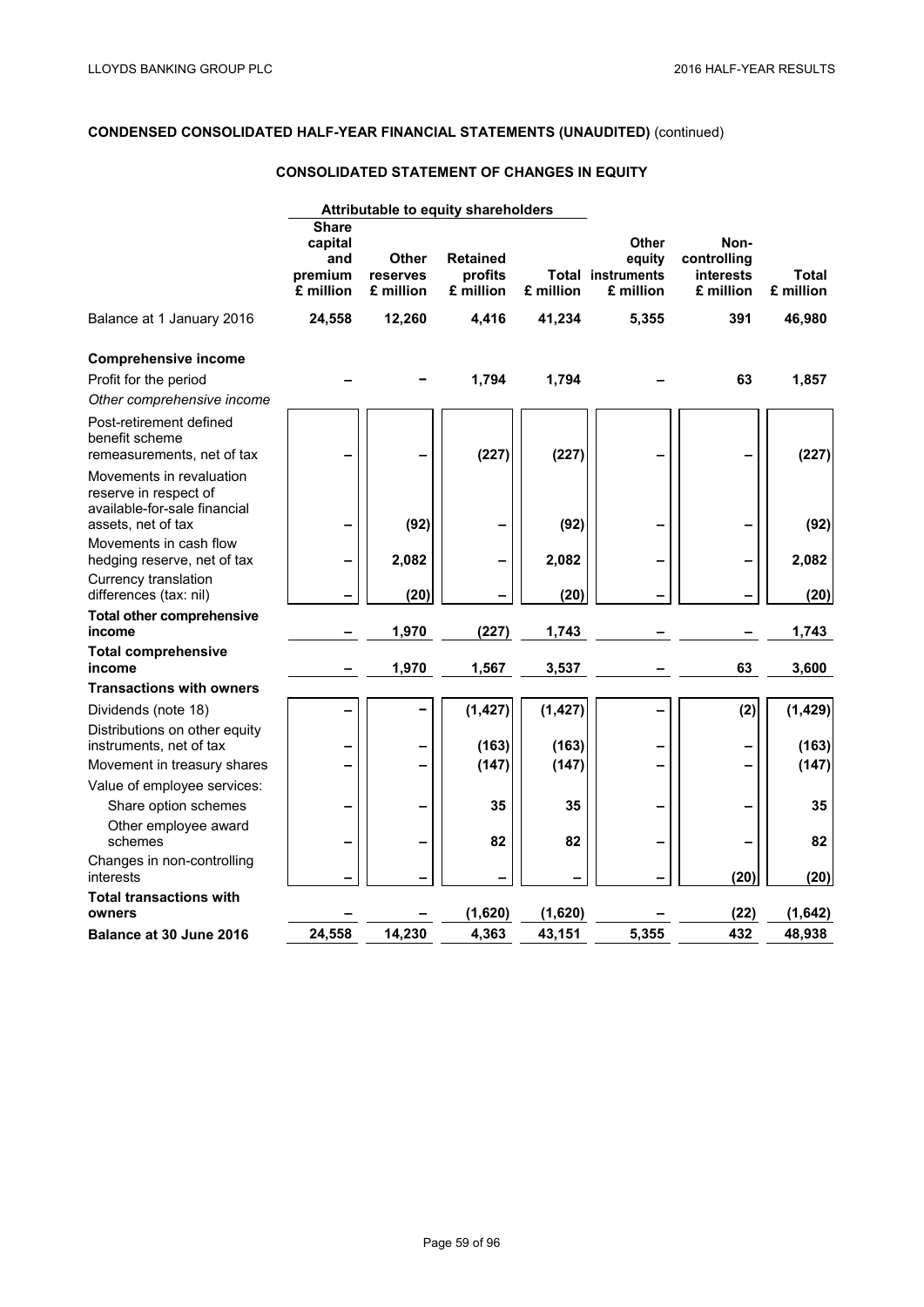## CONDENSED CONSOLIDATED HALF-YEAR FINANCIAL STATEMENTS (UNAUDITED) (continued)

### CONSOLIDATED STATEMENT OF CHANGES IN EQUITY

| | Attributable to equity shareholders | | | | | | |
|---|---|---|---|---|---|---|---|
| | Share capital and premium £ million | Other reserves £ million | Retained profits £ million | Total £ million | Other equity instruments £ million | Non-controlling interests £ million | Total £ million |
| Balance at 1 January 2016 | **24,558** | **12,260** | **4,416** | **41,234** | **5,355** | **391** | **46,980** |
| **Comprehensive income** | | | | | | | |
| Profit for the period | – | – | **1,794** | **1,794** | – | **63** | **1,857** |
| *Other comprehensive income* | | | | | | | |
| Post-retirement defined benefit scheme remeasurements, net of tax | – | – | **(227)** | **(227)** | – | – | **(227)** |
| Movements in revaluation reserve in respect of available-for-sale financial assets, net of tax | – | **(92)** | – | **(92)** | – | – | **(92)** |
| Movements in cash flow hedging reserve, net of tax | – | **2,082** | – | **2,082** | – | – | **2,082** |
| Currency translation differences (tax: nil) | – | **(20)** | – | **(20)** | – | – | **(20)** |
| **Total other comprehensive income** | – | **1,970** | **(227)** | **1,743** | – | – | **1,743** |
| **Total comprehensive income** | – | **1,970** | **1,567** | **3,537** | – | **63** | **3,600** |
| **Transactions with owners** | | | | | | | |
| Dividends (note 18) | – | – | **(1,427)** | **(1,427)** | – | **(2)** | **(1,429)** |
| Distributions on other equity instruments, net of tax | – | – | **(163)** | **(163)** | – | – | **(163)** |
| Movement in treasury shares | – | – | **(147)** | **(147)** | – | – | **(147)** |
| Value of employee services: | | | | | | | |
| Share option schemes | – | – | **35** | **35** | – | – | **35** |
| Other employee award schemes | – | – | **82** | **82** | – | – | **82** |
| Changes in non-controlling interests | – | – | – | – | – | **(20)** | **(20)** |
| **Total transactions with owners** | – | – | **(1,620)** | **(1,620)** | – | **(22)** | **(1,642)** |
| **Balance at 30 June 2016** | **24,558** | **14,230** | **4,363** | **43,151** | **5,355** | **432** | **48,938** |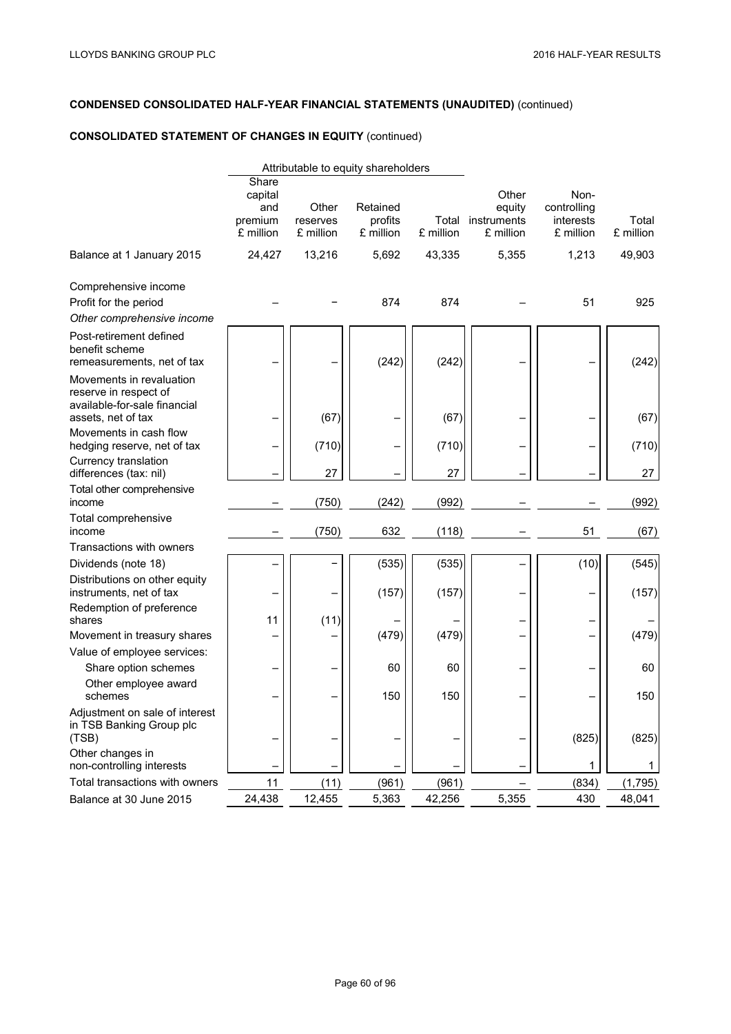**CONDENSED CONSOLIDATED HALF-YEAR FINANCIAL STATEMENTS (UNAUDITED)** (continued)

**CONSOLIDATED STATEMENT OF CHANGES IN EQUITY** (continued)

| | Attributable to equity shareholders | | | | | | |
|---|---|---|---|---|---|---|---|
| | Share capital and premium £ million | Other reserves £ million | Retained profits £ million | Total £ million | Other equity instruments £ million | Non-controlling interests £ million | Total £ million |
| Balance at 1 January 2015 | 24,427 | 13,216 | 5,692 | 43,335 | 5,355 | 1,213 | 49,903 |
| Comprehensive income | | | | | | | |
| Profit for the period | – | – | 874 | 874 | – | 51 | 925 |
| *Other comprehensive income* | | | | | | | |
| Post-retirement defined benefit scheme remeasurements, net of tax | – | – | (242) | (242) | – | – | (242) |
| Movements in revaluation reserve in respect of available-for-sale financial assets, net of tax | – | (67) | – | (67) | – | – | (67) |
| Movements in cash flow hedging reserve, net of tax | – | (710) | – | (710) | – | – | (710) |
| Currency translation differences (tax: nil) | – | 27 | – | 27 | – | – | 27 |
| Total other comprehensive income | – | (750) | (242) | (992) | – | – | (992) |
| Total comprehensive income | – | (750) | 632 | (118) | – | 51 | (67) |
| Transactions with owners | | | | | | | |
| Dividends (note 18) | – | – | (535) | (535) | – | (10) | (545) |
| Distributions on other equity instruments, net of tax | – | – | (157) | (157) | – | – | (157) |
| Redemption of preference shares | 11 | (11) | – | – | – | – | – |
| Movement in treasury shares | – | – | (479) | (479) | – | – | (479) |
| Value of employee services: | | | | | | | |
| Share option schemes | – | – | 60 | 60 | – | – | 60 |
| Other employee award schemes | – | – | 150 | 150 | – | – | 150 |
| Adjustment on sale of interest in TSB Banking Group plc (TSB) | – | – | – | – | – | (825) | (825) |
| Other changes in non-controlling interests | – | – | – | – | – | 1 | 1 |
| Total transactions with owners | 11 | (11) | (961) | (961) | – | (834) | (1,795) |
| Balance at 30 June 2015 | 24,438 | 12,455 | 5,363 | 42,256 | 5,355 | 430 | 48,041 |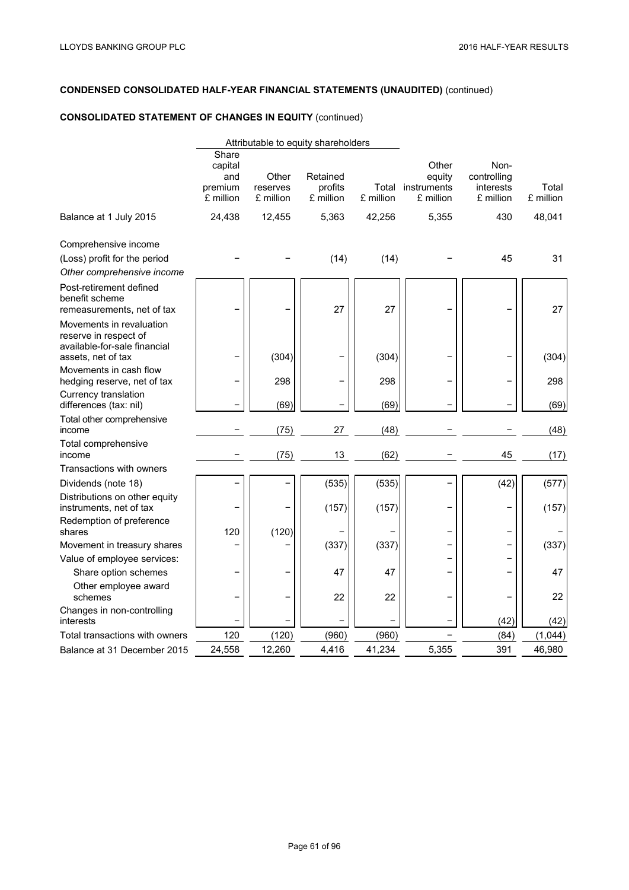**CONDENSED CONSOLIDATED HALF-YEAR FINANCIAL STATEMENTS (UNAUDITED)** (continued)

**CONSOLIDATED STATEMENT OF CHANGES IN EQUITY** (continued)

| | Attributable to equity shareholders | | | | | | |
|---|---|---|---|---|---|---|---|
| | Share capital and premium £ million | Other reserves £ million | Retained profits £ million | Total £ million | Other equity instruments £ million | Non-controlling interests £ million | Total £ million |
| Balance at 1 July 2015 | 24,438 | 12,455 | 5,363 | 42,256 | 5,355 | 430 | 48,041 |
| Comprehensive income | | | | | | | |
| (Loss) profit for the period | – | – | (14) | (14) | – | 45 | 31 |
| *Other comprehensive income* | | | | | | | |
| Post-retirement defined benefit scheme remeasurements, net of tax | – | – | 27 | 27 | – | – | 27 |
| Movements in revaluation reserve in respect of available-for-sale financial assets, net of tax | – | (304) | – | (304) | – | – | (304) |
| Movements in cash flow hedging reserve, net of tax | – | 298 | – | 298 | – | – | 298 |
| Currency translation differences (tax: nil) | – | (69) | – | (69) | – | – | (69) |
| Total other comprehensive income | – | (75) | 27 | (48) | – | – | (48) |
| Total comprehensive income | – | (75) | 13 | (62) | – | 45 | (17) |
| Transactions with owners | | | | | | | |
| Dividends (note 18) | – | – | (535) | (535) | – | (42) | (577) |
| Distributions on other equity instruments, net of tax | – | – | (157) | (157) | – | – | (157) |
| Redemption of preference shares | 120 | (120) | – | – | – | – | – |
| Movement in treasury shares | – | – | (337) | (337) | – | – | (337) |
| Value of employee services: | | | | | – | – | |
| Share option schemes | – | – | 47 | 47 | – | – | 47 |
| Other employee award schemes | – | – | 22 | 22 | – | – | 22 |
| Changes in non-controlling interests | – | – | – | – | – | (42) | (42) |
| Total transactions with owners | 120 | (120) | (960) | (960) | – | (84) | (1,044) |
| Balance at 31 December 2015 | 24,558 | 12,260 | 4,416 | 41,234 | 5,355 | 391 | 46,980 |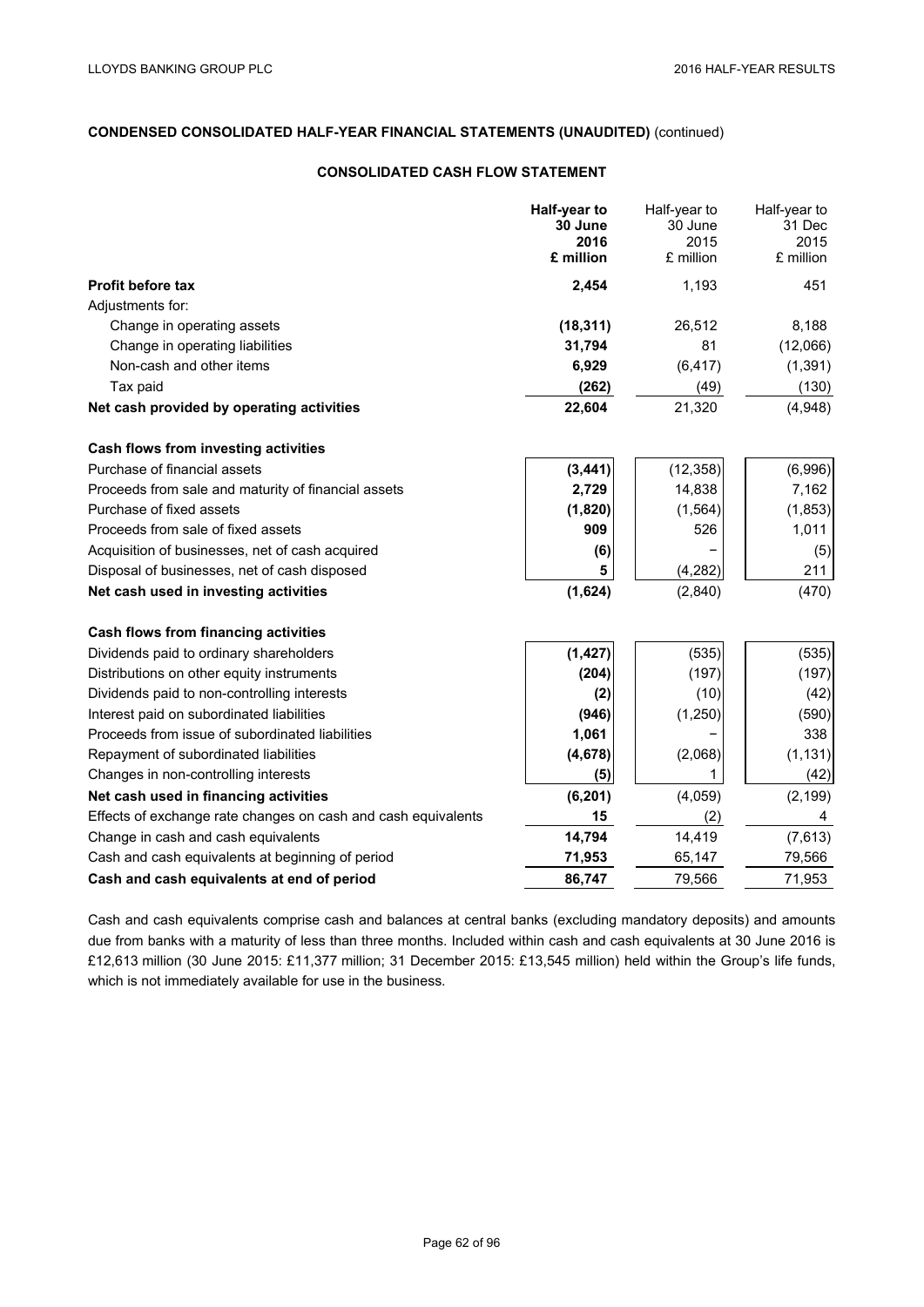## CONDENSED CONSOLIDATED HALF-YEAR FINANCIAL STATEMENTS (UNAUDITED) (continued)

### CONSOLIDATED CASH FLOW STATEMENT

| | **Half-year to 30 June 2016 £ million** | Half-year to 30 June 2015 £ million | Half-year to 31 Dec 2015 £ million |
|---|---|---|---|
| **Profit before tax** | **2,454** | 1,193 | 451 |
| Adjustments for: | | | |
| Change in operating assets | **(18,311)** | 26,512 | 8,188 |
| Change in operating liabilities | **31,794** | 81 | (12,066) |
| Non-cash and other items | **6,929** | (6,417) | (1,391) |
| Tax paid | **(262)** | (49) | (130) |
| **Net cash provided by operating activities** | **22,604** | 21,320 | (4,948) |
| **Cash flows from investing activities** | | | |
| Purchase of financial assets | **(3,441)** | (12,358) | (6,996) |
| Proceeds from sale and maturity of financial assets | **2,729** | 14,838 | 7,162 |
| Purchase of fixed assets | **(1,820)** | (1,564) | (1,853) |
| Proceeds from sale of fixed assets | **909** | 526 | 1,011 |
| Acquisition of businesses, net of cash acquired | **(6)** | – | (5) |
| Disposal of businesses, net of cash disposed | **5** | (4,282) | 211 |
| **Net cash used in investing activities** | **(1,624)** | (2,840) | (470) |
| **Cash flows from financing activities** | | | |
| Dividends paid to ordinary shareholders | **(1,427)** | (535) | (535) |
| Distributions on other equity instruments | **(204)** | (197) | (197) |
| Dividends paid to non-controlling interests | **(2)** | (10) | (42) |
| Interest paid on subordinated liabilities | **(946)** | (1,250) | (590) |
| Proceeds from issue of subordinated liabilities | **1,061** | – | 338 |
| Repayment of subordinated liabilities | **(4,678)** | (2,068) | (1,131) |
| Changes in non-controlling interests | **(5)** | 1 | (42) |
| **Net cash used in financing activities** | **(6,201)** | (4,059) | (2,199) |
| Effects of exchange rate changes on cash and cash equivalents | **15** | (2) | 4 |
| Change in cash and cash equivalents | **14,794** | 14,419 | (7,613) |
| Cash and cash equivalents at beginning of period | **71,953** | 65,147 | 79,566 |
| **Cash and cash equivalents at end of period** | **86,747** | 79,566 | 71,953 |

Cash and cash equivalents comprise cash and balances at central banks (excluding mandatory deposits) and amounts due from banks with a maturity of less than three months. Included within cash and cash equivalents at 30 June 2016 is £12,613 million (30 June 2015: £11,377 million; 31 December 2015: £13,545 million) held within the Group's life funds, which is not immediately available for use in the business.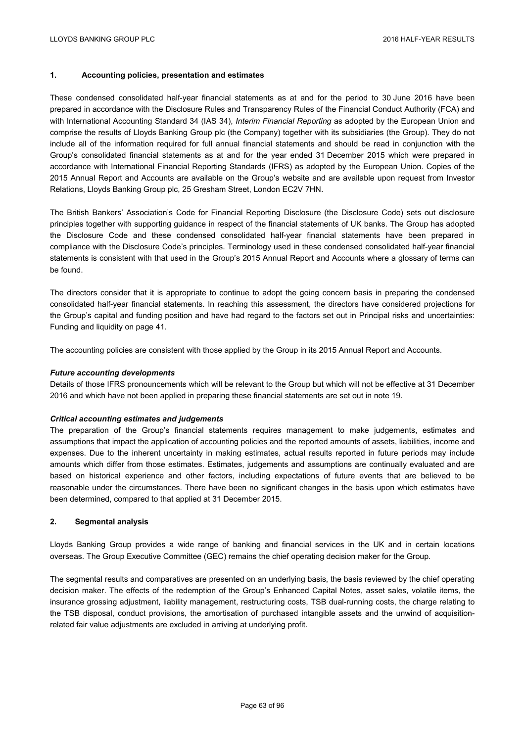## 1. Accounting policies, presentation and estimates

These condensed consolidated half-year financial statements as at and for the period to 30 June 2016 have been prepared in accordance with the Disclosure Rules and Transparency Rules of the Financial Conduct Authority (FCA) and with International Accounting Standard 34 (IAS 34), *Interim Financial Reporting* as adopted by the European Union and comprise the results of Lloyds Banking Group plc (the Company) together with its subsidiaries (the Group). They do not include all of the information required for full annual financial statements and should be read in conjunction with the Group's consolidated financial statements as at and for the year ended 31 December 2015 which were prepared in accordance with International Financial Reporting Standards (IFRS) as adopted by the European Union. Copies of the 2015 Annual Report and Accounts are available on the Group's website and are available upon request from Investor Relations, Lloyds Banking Group plc, 25 Gresham Street, London EC2V 7HN.

The British Bankers' Association's Code for Financial Reporting Disclosure (the Disclosure Code) sets out disclosure principles together with supporting guidance in respect of the financial statements of UK banks. The Group has adopted the Disclosure Code and these condensed consolidated half-year financial statements have been prepared in compliance with the Disclosure Code's principles. Terminology used in these condensed consolidated half-year financial statements is consistent with that used in the Group's 2015 Annual Report and Accounts where a glossary of terms can be found.

The directors consider that it is appropriate to continue to adopt the going concern basis in preparing the condensed consolidated half-year financial statements. In reaching this assessment, the directors have considered projections for the Group's capital and funding position and have had regard to the factors set out in Principal risks and uncertainties: Funding and liquidity on page 41.

The accounting policies are consistent with those applied by the Group in its 2015 Annual Report and Accounts.

***Future accounting developments***

Details of those IFRS pronouncements which will be relevant to the Group but which will not be effective at 31 December 2016 and which have not been applied in preparing these financial statements are set out in note 19.

***Critical accounting estimates and judgements***

The preparation of the Group's financial statements requires management to make judgements, estimates and assumptions that impact the application of accounting policies and the reported amounts of assets, liabilities, income and expenses. Due to the inherent uncertainty in making estimates, actual results reported in future periods may include amounts which differ from those estimates. Estimates, judgements and assumptions are continually evaluated and are based on historical experience and other factors, including expectations of future events that are believed to be reasonable under the circumstances. There have been no significant changes in the basis upon which estimates have been determined, compared to that applied at 31 December 2015.

## 2. Segmental analysis

Lloyds Banking Group provides a wide range of banking and financial services in the UK and in certain locations overseas. The Group Executive Committee (GEC) remains the chief operating decision maker for the Group.

The segmental results and comparatives are presented on an underlying basis, the basis reviewed by the chief operating decision maker. The effects of the redemption of the Group's Enhanced Capital Notes, asset sales, volatile items, the insurance grossing adjustment, liability management, restructuring costs, TSB dual-running costs, the charge relating to the TSB disposal, conduct provisions, the amortisation of purchased intangible assets and the unwind of acquisition-related fair value adjustments are excluded in arriving at underlying profit.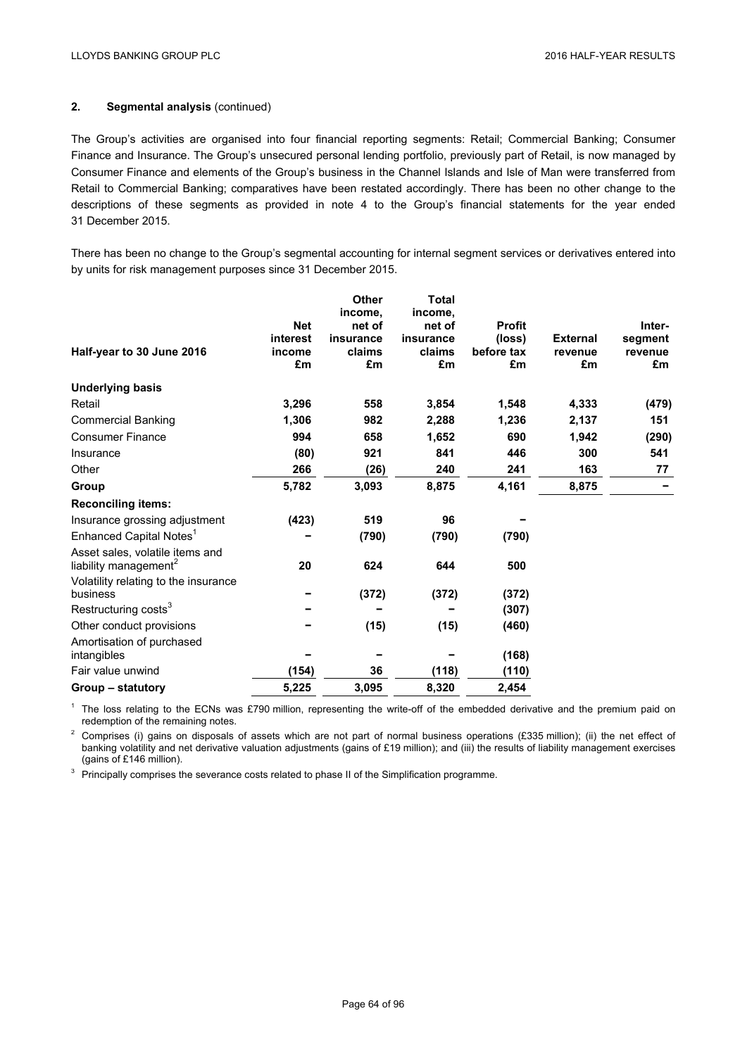## 2. Segmental analysis (continued)

The Group's activities are organised into four financial reporting segments: Retail; Commercial Banking; Consumer Finance and Insurance. The Group's unsecured personal lending portfolio, previously part of Retail, is now managed by Consumer Finance and elements of the Group's business in the Channel Islands and Isle of Man were transferred from Retail to Commercial Banking; comparatives have been restated accordingly. There has been no other change to the descriptions of these segments as provided in note 4 to the Group's financial statements for the year ended 31 December 2015.

There has been no change to the Group's segmental accounting for internal segment services or derivatives entered into by units for risk management purposes since 31 December 2015.

| Half-year to 30 June 2016 | Net interest income £m | Other income, net of insurance claims £m | Total income, net of insurance claims £m | Profit (loss) before tax £m | External revenue £m | Inter-segment revenue £m |
|---|---|---|---|---|---|---|
| **Underlying basis** | | | | | | |
| Retail | **3,296** | **558** | **3,854** | **1,548** | **4,333** | **(479)** |
| Commercial Banking | **1,306** | **982** | **2,288** | **1,236** | **2,137** | **151** |
| Consumer Finance | **994** | **658** | **1,652** | **690** | **1,942** | **(290)** |
| Insurance | **(80)** | **921** | **841** | **446** | **300** | **541** |
| Other | **266** | **(26)** | **240** | **241** | **163** | **77** |
| **Group** | **5,782** | **3,093** | **8,875** | **4,161** | **8,875** | **–** |
| **Reconciling items:** | | | | | | |
| Insurance grossing adjustment | **(423)** | **519** | **96** | **–** | | |
| Enhanced Capital Notes[1] | **–** | **(790)** | **(790)** | **(790)** | | |
| Asset sales, volatile items and liability management[2] | **20** | **624** | **644** | **500** | | |
| Volatility relating to the insurance business | **–** | **(372)** | **(372)** | **(372)** | | |
| Restructuring costs[3] | **–** | **–** | **–** | **(307)** | | |
| Other conduct provisions | **–** | **(15)** | **(15)** | **(460)** | | |
| Amortisation of purchased intangibles | **–** | **–** | **–** | **(168)** | | |
| Fair value unwind | **(154)** | **36** | **(118)** | **(110)** | | |
| **Group – statutory** | **5,225** | **3,095** | **8,320** | **2,454** | | |

[1] The loss relating to the ECNs was £790 million, representing the write-off of the embedded derivative and the premium paid on redemption of the remaining notes.

[2] Comprises (i) gains on disposals of assets which are not part of normal business operations (£335 million); (ii) the net effect of banking volatility and net derivative valuation adjustments (gains of £19 million); and (iii) the results of liability management exercises (gains of £146 million).

[3] Principally comprises the severance costs related to phase II of the Simplification programme.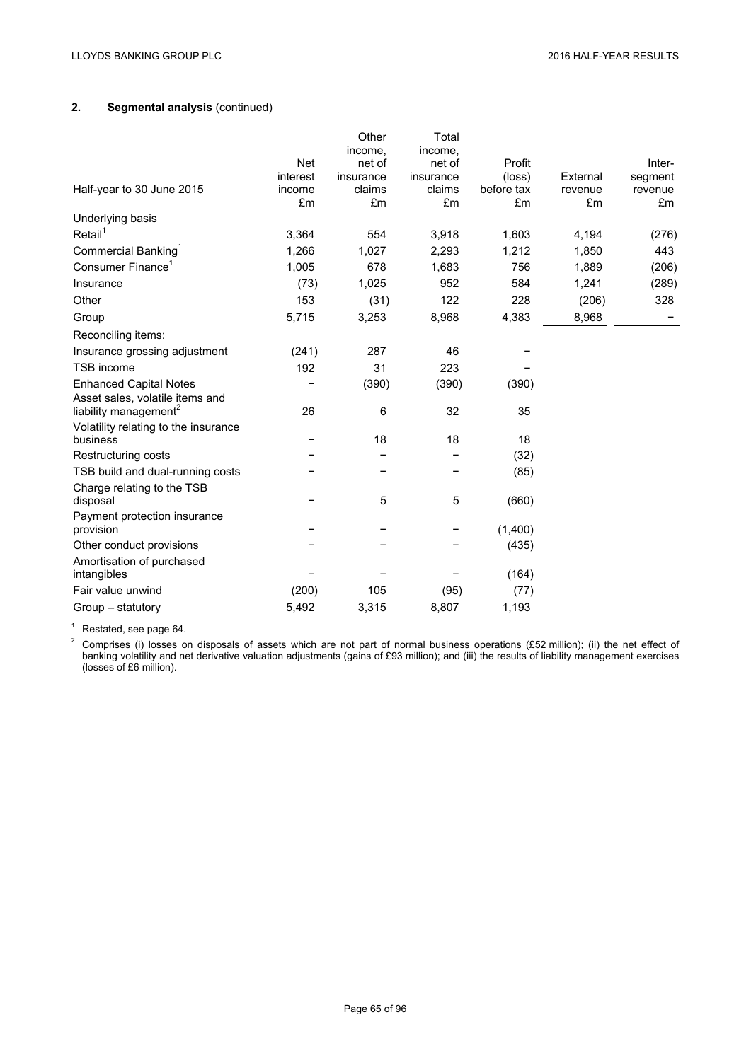## 2. Segmental analysis (continued)

| Half-year to 30 June 2015 | Net interest income £m | Other income, net of insurance claims £m | Total income, net of insurance claims £m | Profit (loss) before tax £m | External revenue £m | Inter-segment revenue £m |
|---|---|---|---|---|---|---|
| Underlying basis | | | | | | |
| Retail[1] | 3,364 | 554 | 3,918 | 1,603 | 4,194 | (276) |
| Commercial Banking[1] | 1,266 | 1,027 | 2,293 | 1,212 | 1,850 | 443 |
| Consumer Finance[1] | 1,005 | 678 | 1,683 | 756 | 1,889 | (206) |
| Insurance | (73) | 1,025 | 952 | 584 | 1,241 | (289) |
| Other | 153 | (31) | 122 | 228 | (206) | 328 |
| Group | 5,715 | 3,253 | 8,968 | 4,383 | 8,968 | – |
| Reconciling items: | | | | | | |
| Insurance grossing adjustment | (241) | 287 | 46 | – | | |
| TSB income | 192 | 31 | 223 | – | | |
| Enhanced Capital Notes | – | (390) | (390) | (390) | | |
| Asset sales, volatile items and liability management[2] | 26 | 6 | 32 | 35 | | |
| Volatility relating to the insurance business | – | 18 | 18 | 18 | | |
| Restructuring costs | – | – | – | (32) | | |
| TSB build and dual-running costs | – | – | – | (85) | | |
| Charge relating to the TSB disposal | – | 5 | 5 | (660) | | |
| Payment protection insurance provision | – | – | – | (1,400) | | |
| Other conduct provisions | – | – | – | (435) | | |
| Amortisation of purchased intangibles | – | – | – | (164) | | |
| Fair value unwind | (200) | 105 | (95) | (77) | | |
| Group – statutory | 5,492 | 3,315 | 8,807 | 1,193 | | |

[1] Restated, see page 64.

[2] Comprises (i) losses on disposals of assets which are not part of normal business operations (£52 million); (ii) the net effect of banking volatility and net derivative valuation adjustments (gains of £93 million); and (iii) the results of liability management exercises (losses of £6 million).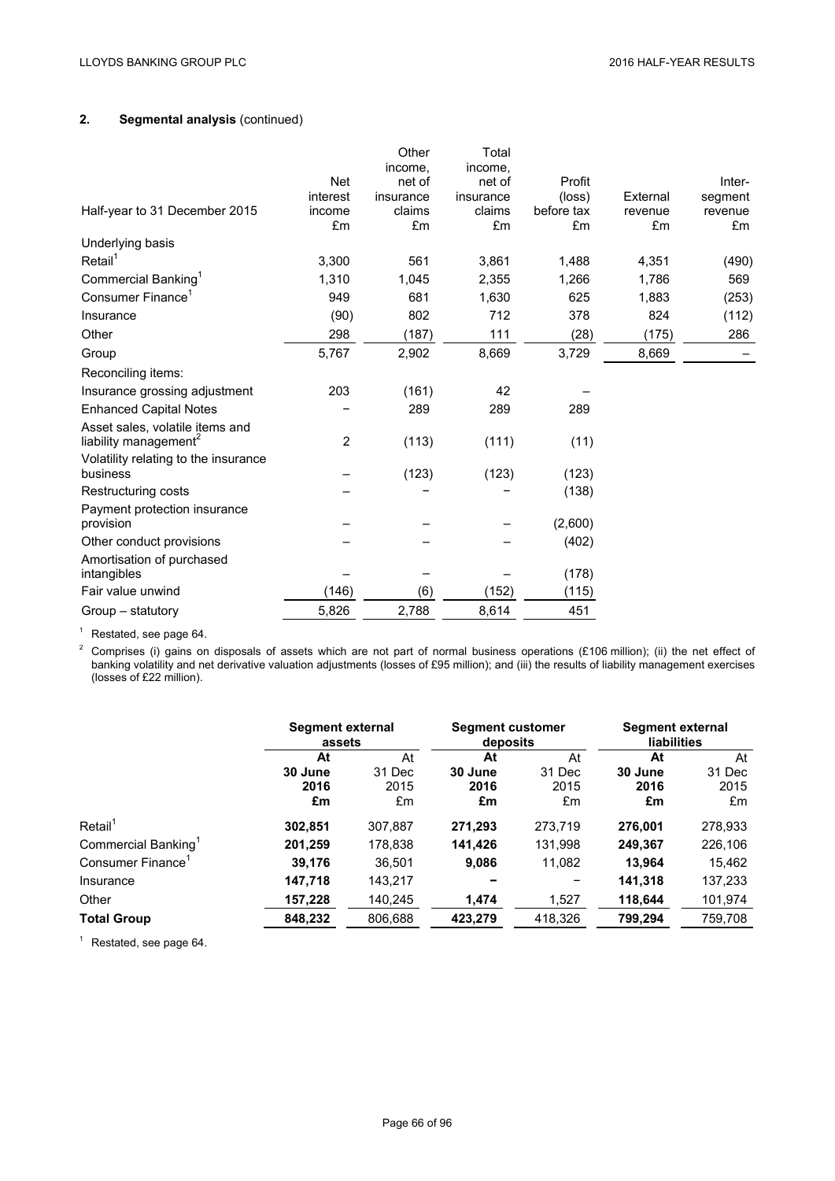## 2. Segmental analysis (continued)

| Half-year to 31 December 2015 | Net interest income £m | Other income, net of insurance claims £m | Total income, net of insurance claims £m | Profit (loss) before tax £m | External revenue £m | Inter-segment revenue £m |
|---|---|---|---|---|---|---|
| Underlying basis | | | | | | |
| Retail[1] | 3,300 | 561 | 3,861 | 1,488 | 4,351 | (490) |
| Commercial Banking[1] | 1,310 | 1,045 | 2,355 | 1,266 | 1,786 | 569 |
| Consumer Finance[1] | 949 | 681 | 1,630 | 625 | 1,883 | (253) |
| Insurance | (90) | 802 | 712 | 378 | 824 | (112) |
| Other | 298 | (187) | 111 | (28) | (175) | 286 |
| Group | 5,767 | 2,902 | 8,669 | 3,729 | 8,669 | – |
| Reconciling items: | | | | | | |
| Insurance grossing adjustment | 203 | (161) | 42 | – | | |
| Enhanced Capital Notes | – | 289 | 289 | 289 | | |
| Asset sales, volatile items and liability management[2] | 2 | (113) | (111) | (11) | | |
| Volatility relating to the insurance business | – | (123) | (123) | (123) | | |
| Restructuring costs | – | – | – | (138) | | |
| Payment protection insurance provision | – | – | – | (2,600) | | |
| Other conduct provisions | – | – | – | (402) | | |
| Amortisation of purchased intangibles | – | – | – | (178) | | |
| Fair value unwind | (146) | (6) | (152) | (115) | | |
| Group – statutory | 5,826 | 2,788 | 8,614 | 451 | | |

[1] Restated, see page 64.

[2] Comprises (i) gains on disposals of assets which are not part of normal business operations (£106 million); (ii) the net effect of banking volatility and net derivative valuation adjustments (losses of £95 million); and (iii) the results of liability management exercises (losses of £22 million).

| | Segment external assets | | Segment customer deposits | | Segment external liabilities | |
|---|---|---|---|---|---|---|
| | **At 30 June 2016 £m** | At 31 Dec 2015 £m | **At 30 June 2016 £m** | At 31 Dec 2015 £m | **At 30 June 2016 £m** | At 31 Dec 2015 £m |
| Retail[1] | **302,851** | 307,887 | **271,293** | 273,719 | **276,001** | 278,933 |
| Commercial Banking[1] | **201,259** | 178,838 | **141,426** | 131,998 | **249,367** | 226,106 |
| Consumer Finance[1] | **39,176** | 36,501 | **9,086** | 11,082 | **13,964** | 15,462 |
| Insurance | **147,718** | 143,217 | **–** | – | **141,318** | 137,233 |
| Other | **157,228** | 140,245 | **1,474** | 1,527 | **118,644** | 101,974 |
| **Total Group** | **848,232** | 806,688 | **423,279** | 418,326 | **799,294** | 759,708 |

[1] Restated, see page 64.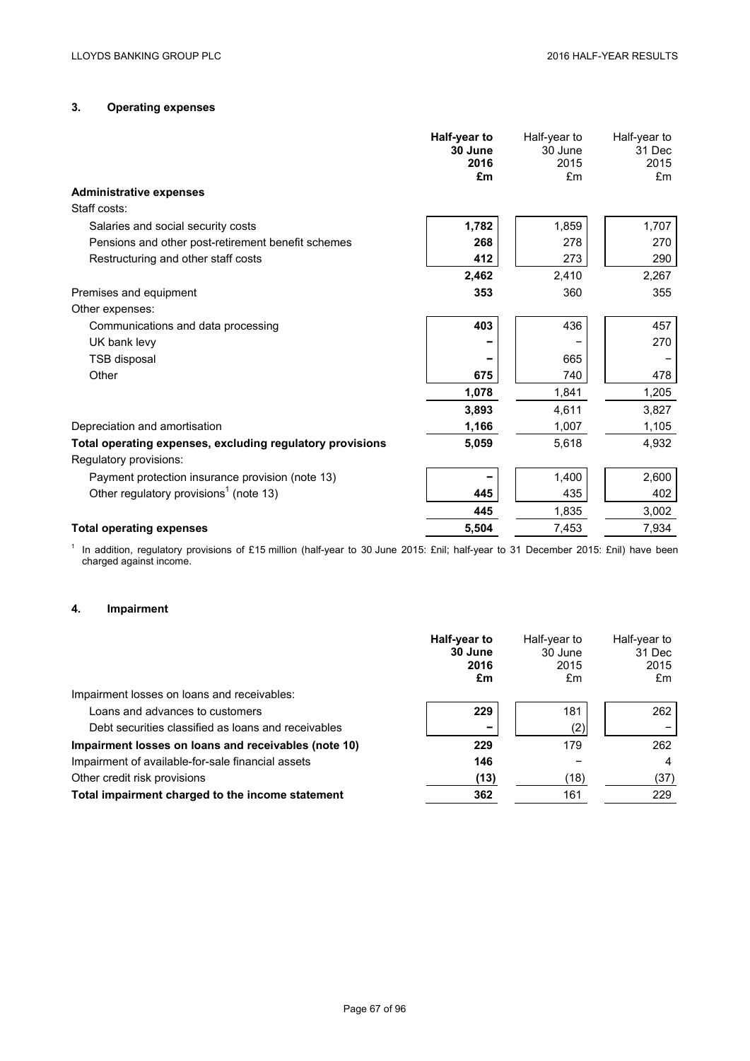## 3. Operating expenses

| | Half-year to 30 June 2016 £m | Half-year to 30 June 2015 £m | Half-year to 31 Dec 2015 £m |
|---|---|---|---|
| **Administrative expenses** | | | |
| Staff costs: | | | |
| Salaries and social security costs | **1,782** | 1,859 | 1,707 |
| Pensions and other post-retirement benefit schemes | **268** | 278 | 270 |
| Restructuring and other staff costs | **412** | 273 | 290 |
| | **2,462** | 2,410 | 2,267 |
| Premises and equipment | **353** | 360 | 355 |
| Other expenses: | | | |
| Communications and data processing | **403** | 436 | 457 |
| UK bank levy | **–** | – | 270 |
| TSB disposal | **–** | 665 | – |
| Other | **675** | 740 | 478 |
| | **1,078** | 1,841 | 1,205 |
| | **3,893** | 4,611 | 3,827 |
| Depreciation and amortisation | **1,166** | 1,007 | 1,105 |
| **Total operating expenses, excluding regulatory provisions** | **5,059** | 5,618 | 4,932 |
| Regulatory provisions: | | | |
| Payment protection insurance provision (note 13) | **–** | 1,400 | 2,600 |
| Other regulatory provisions[1] (note 13) | **445** | 435 | 402 |
| | **445** | 1,835 | 3,002 |
| **Total operating expenses** | **5,504** | 7,453 | 7,934 |

[1] In addition, regulatory provisions of £15 million (half-year to 30 June 2015: £nil; half-year to 31 December 2015: £nil) have been charged against income.

## 4. Impairment

| | Half-year to 30 June 2016 £m | Half-year to 30 June 2015 £m | Half-year to 31 Dec 2015 £m |
|---|---|---|---|
| Impairment losses on loans and receivables: | | | |
| Loans and advances to customers | **229** | 181 | 262 |
| Debt securities classified as loans and receivables | **–** | (2) | – |
| **Impairment losses on loans and receivables (note 10)** | **229** | 179 | 262 |
| Impairment of available-for-sale financial assets | **146** | – | 4 |
| Other credit risk provisions | **(13)** | (18) | (37) |
| **Total impairment charged to the income statement** | **362** | 161 | 229 |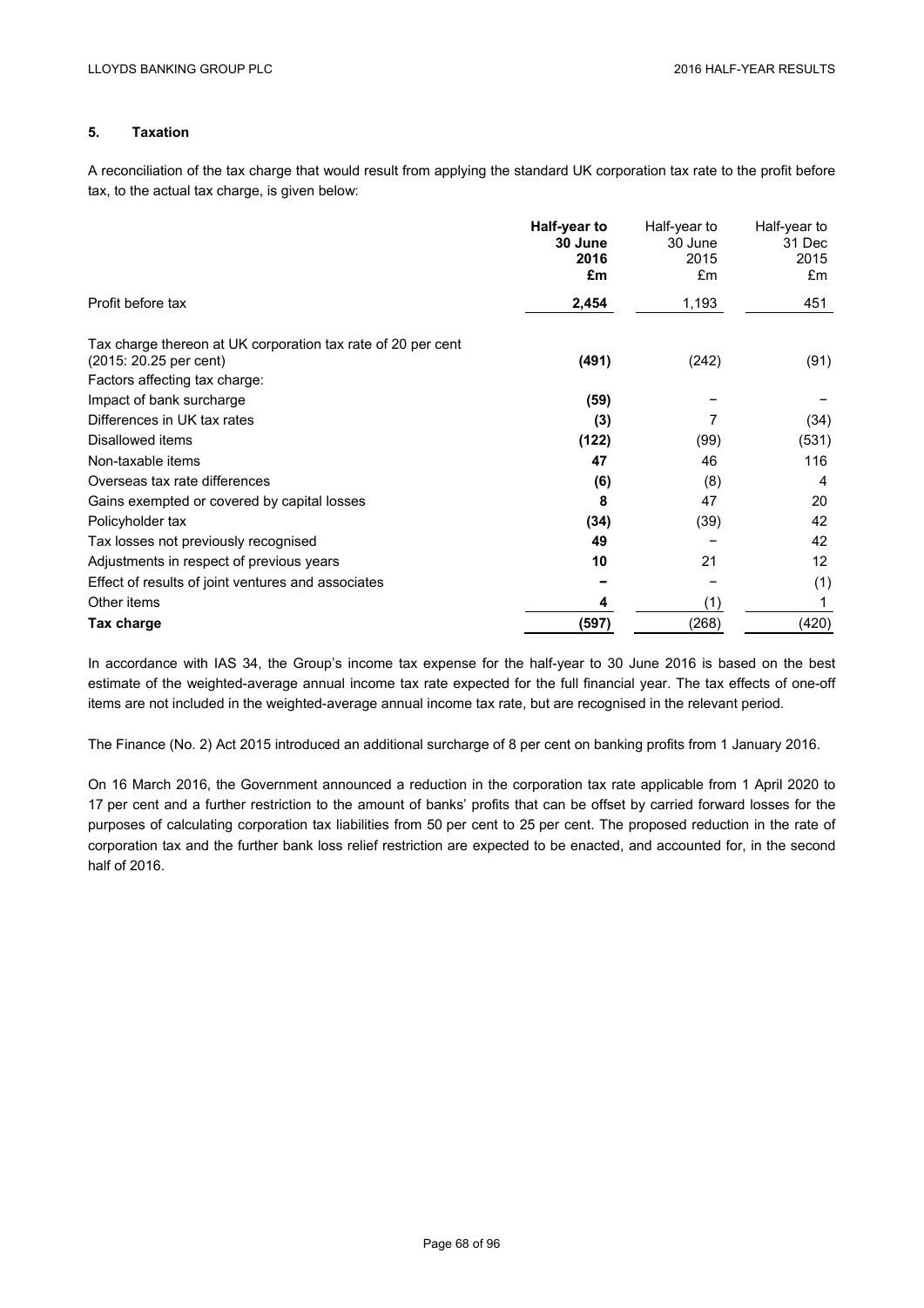## 5. Taxation

A reconciliation of the tax charge that would result from applying the standard UK corporation tax rate to the profit before tax, to the actual tax charge, is given below:

| | **Half-year to 30 June 2016 £m** | Half-year to 30 June 2015 £m | Half-year to 31 Dec 2015 £m |
|---|---|---|---|
| Profit before tax | **2,454** | 1,193 | 451 |
| | | | |
| Tax charge thereon at UK corporation tax rate of 20 per cent (2015: 20.25 per cent) | **(491)** | (242) | (91) |
| Factors affecting tax charge: | | | |
| Impact of bank surcharge | **(59)** | – | – |
| Differences in UK tax rates | **(3)** | 7 | (34) |
| Disallowed items | **(122)** | (99) | (531) |
| Non-taxable items | **47** | 46 | 116 |
| Overseas tax rate differences | **(6)** | (8) | 4 |
| Gains exempted or covered by capital losses | **8** | 47 | 20 |
| Policyholder tax | **(34)** | (39) | 42 |
| Tax losses not previously recognised | **49** | – | 42 |
| Adjustments in respect of previous years | **10** | 21 | 12 |
| Effect of results of joint ventures and associates | **–** | – | (1) |
| Other items | **4** | (1) | 1 |
| **Tax charge** | **(597)** | (268) | (420) |

In accordance with IAS 34, the Group's income tax expense for the half-year to 30 June 2016 is based on the best estimate of the weighted-average annual income tax rate expected for the full financial year. The tax effects of one-off items are not included in the weighted-average annual income tax rate, but are recognised in the relevant period.

The Finance (No. 2) Act 2015 introduced an additional surcharge of 8 per cent on banking profits from 1 January 2016.

On 16 March 2016, the Government announced a reduction in the corporation tax rate applicable from 1 April 2020 to 17 per cent and a further restriction to the amount of banks' profits that can be offset by carried forward losses for the purposes of calculating corporation tax liabilities from 50 per cent to 25 per cent. The proposed reduction in the rate of corporation tax and the further bank loss relief restriction are expected to be enacted, and accounted for, in the second half of 2016.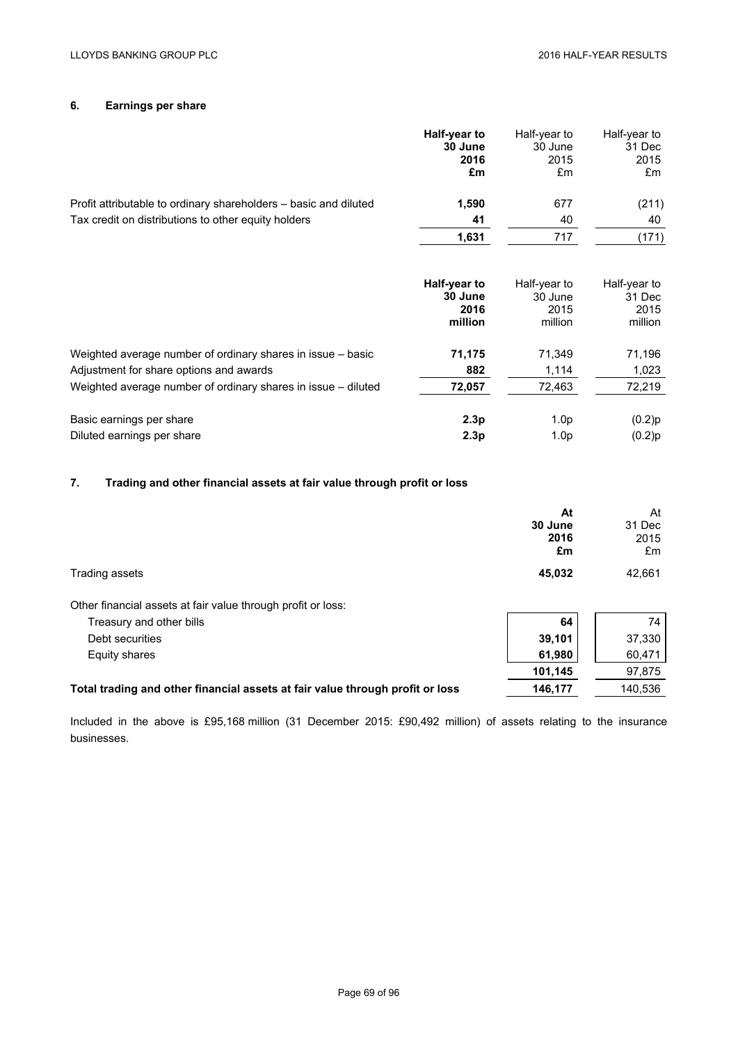## 6. Earnings per share

| | Half-year to 30 June 2016 £m | Half-year to 30 June 2015 £m | Half-year to 31 Dec 2015 £m |
|---|---|---|---|
| Profit attributable to ordinary shareholders – basic and diluted | **1,590** | 677 | (211) |
| Tax credit on distributions to other equity holders | **41** | 40 | 40 |
| | **1,631** | 717 | (171) |

| | Half-year to 30 June 2016 million | Half-year to 30 June 2015 million | Half-year to 31 Dec 2015 million |
|---|---|---|---|
| Weighted average number of ordinary shares in issue – basic | **71,175** | 71,349 | 71,196 |
| Adjustment for share options and awards | **882** | 1,114 | 1,023 |
| Weighted average number of ordinary shares in issue – diluted | **72,057** | 72,463 | 72,219 |
| Basic earnings per share | **2.3p** | 1.0p | (0.2)p |
| Diluted earnings per share | **2.3p** | 1.0p | (0.2)p |

## 7. Trading and other financial assets at fair value through profit or loss

| | At 30 June 2016 £m | At 31 Dec 2015 £m |
|---|---|---|
| Trading assets | **45,032** | 42,661 |
| Other financial assets at fair value through profit or loss: | | |
| Treasury and other bills | **64** | 74 |
| Debt securities | **39,101** | 37,330 |
| Equity shares | **61,980** | 60,471 |
| | **101,145** | 97,875 |
| **Total trading and other financial assets at fair value through profit or loss** | **146,177** | 140,536 |

Included in the above is £95,168 million (31 December 2015: £90,492 million) of assets relating to the insurance businesses.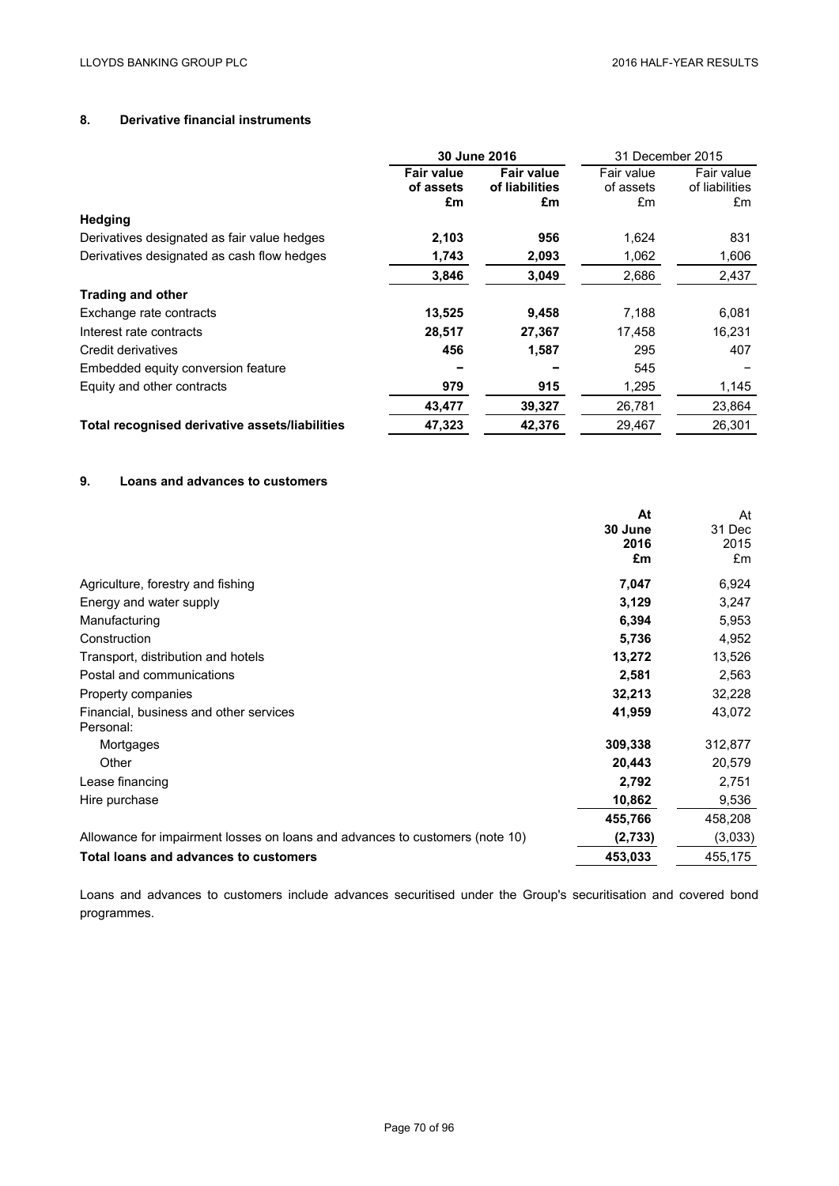## 8. Derivative financial instruments

| | 30 June 2016 | | 31 December 2015 | |
|---|---|---|---|---|
| | **Fair value of assets £m** | **Fair value of liabilities £m** | Fair value of assets £m | Fair value of liabilities £m |
| **Hedging** | | | | |
| Derivatives designated as fair value hedges | **2,103** | **956** | 1,624 | 831 |
| Derivatives designated as cash flow hedges | **1,743** | **2,093** | 1,062 | 1,606 |
| | **3,846** | **3,049** | 2,686 | 2,437 |
| **Trading and other** | | | | |
| Exchange rate contracts | **13,525** | **9,458** | 7,188 | 6,081 |
| Interest rate contracts | **28,517** | **27,367** | 17,458 | 16,231 |
| Credit derivatives | **456** | **1,587** | 295 | 407 |
| Embedded equity conversion feature | **–** | **–** | 545 | – |
| Equity and other contracts | **979** | **915** | 1,295 | 1,145 |
| | **43,477** | **39,327** | 26,781 | 23,864 |
| **Total recognised derivative assets/liabilities** | **47,323** | **42,376** | 29,467 | 26,301 |

## 9. Loans and advances to customers

| | **At 30 June 2016 £m** | At 31 Dec 2015 £m |
|---|---|---|
| Agriculture, forestry and fishing | **7,047** | 6,924 |
| Energy and water supply | **3,129** | 3,247 |
| Manufacturing | **6,394** | 5,953 |
| Construction | **5,736** | 4,952 |
| Transport, distribution and hotels | **13,272** | 13,526 |
| Postal and communications | **2,581** | 2,563 |
| Property companies | **32,213** | 32,228 |
| Financial, business and other services | **41,959** | 43,072 |
| Personal: | | |
| Mortgages | **309,338** | 312,877 |
| Other | **20,443** | 20,579 |
| Lease financing | **2,792** | 2,751 |
| Hire purchase | **10,862** | 9,536 |
| | **455,766** | 458,208 |
| Allowance for impairment losses on loans and advances to customers (note 10) | **(2,733)** | (3,033) |
| **Total loans and advances to customers** | **453,033** | 455,175 |

Loans and advances to customers include advances securitised under the Group's securitisation and covered bond programmes.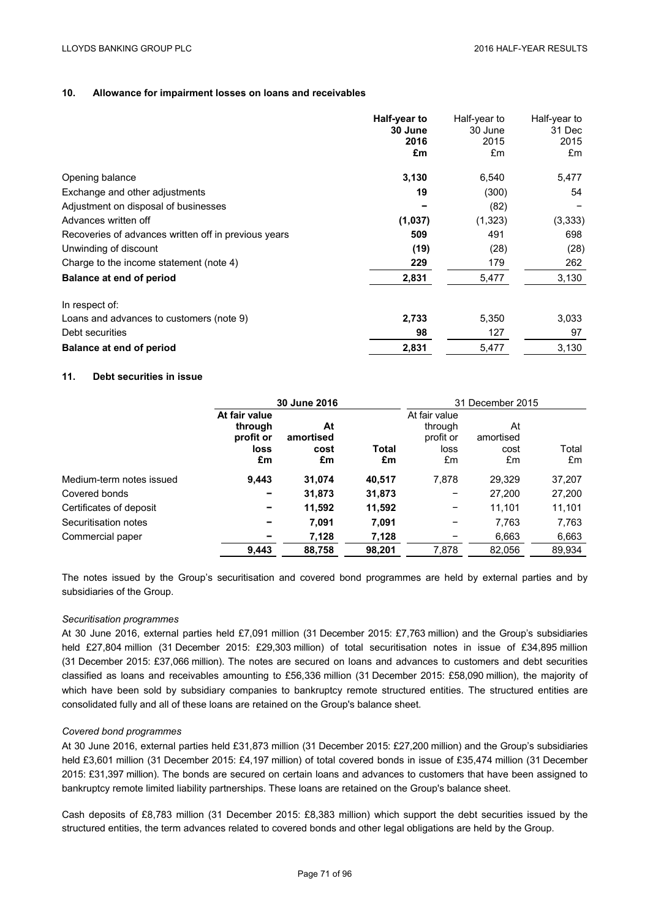## 10. Allowance for impairment losses on loans and receivables

| | **Half-year to 30 June 2016 £m** | Half-year to 30 June 2015 £m | Half-year to 31 Dec 2015 £m |
|---|---|---|---|
| Opening balance | **3,130** | 6,540 | 5,477 |
| Exchange and other adjustments | **19** | (300) | 54 |
| Adjustment on disposal of businesses | **–** | (82) | – |
| Advances written off | **(1,037)** | (1,323) | (3,333) |
| Recoveries of advances written off in previous years | **509** | 491 | 698 |
| Unwinding of discount | **(19)** | (28) | (28) |
| Charge to the income statement (note 4) | **229** | 179 | 262 |
| **Balance at end of period** | **2,831** | 5,477 | 3,130 |
| In respect of: | | | |
| Loans and advances to customers (note 9) | **2,733** | 5,350 | 3,033 |
| Debt securities | **98** | 127 | 97 |
| **Balance at end of period** | **2,831** | 5,477 | 3,130 |

## 11. Debt securities in issue

| | **30 June 2016** | | | 31 December 2015 | | |
|---|---|---|---|---|---|---|
| | **At fair value through profit or loss £m** | **At amortised cost £m** | **Total £m** | At fair value through profit or loss £m | At amortised cost £m | Total £m |
| Medium-term notes issued | **9,443** | **31,074** | **40,517** | 7,878 | 29,329 | 37,207 |
| Covered bonds | **–** | **31,873** | **31,873** | – | 27,200 | 27,200 |
| Certificates of deposit | **–** | **11,592** | **11,592** | – | 11,101 | 11,101 |
| Securitisation notes | **–** | **7,091** | **7,091** | – | 7,763 | 7,763 |
| Commercial paper | **–** | **7,128** | **7,128** | – | 6,663 | 6,663 |
| | **9,443** | **88,758** | **98,201** | 7,878 | 82,056 | 89,934 |

The notes issued by the Group's securitisation and covered bond programmes are held by external parties and by subsidiaries of the Group.

*Securitisation programmes*

At 30 June 2016, external parties held £7,091 million (31 December 2015: £7,763 million) and the Group's subsidiaries held £27,804 million (31 December 2015: £29,303 million) of total securitisation notes in issue of £34,895 million (31 December 2015: £37,066 million). The notes are secured on loans and advances to customers and debt securities classified as loans and receivables amounting to £56,336 million (31 December 2015: £58,090 million), the majority of which have been sold by subsidiary companies to bankruptcy remote structured entities. The structured entities are consolidated fully and all of these loans are retained on the Group's balance sheet.

*Covered bond programmes*

At 30 June 2016, external parties held £31,873 million (31 December 2015: £27,200 million) and the Group's subsidiaries held £3,601 million (31 December 2015: £4,197 million) of total covered bonds in issue of £35,474 million (31 December 2015: £31,397 million). The bonds are secured on certain loans and advances to customers that have been assigned to bankruptcy remote limited liability partnerships. These loans are retained on the Group's balance sheet.

Cash deposits of £8,783 million (31 December 2015: £8,383 million) which support the debt securities issued by the structured entities, the term advances related to covered bonds and other legal obligations are held by the Group.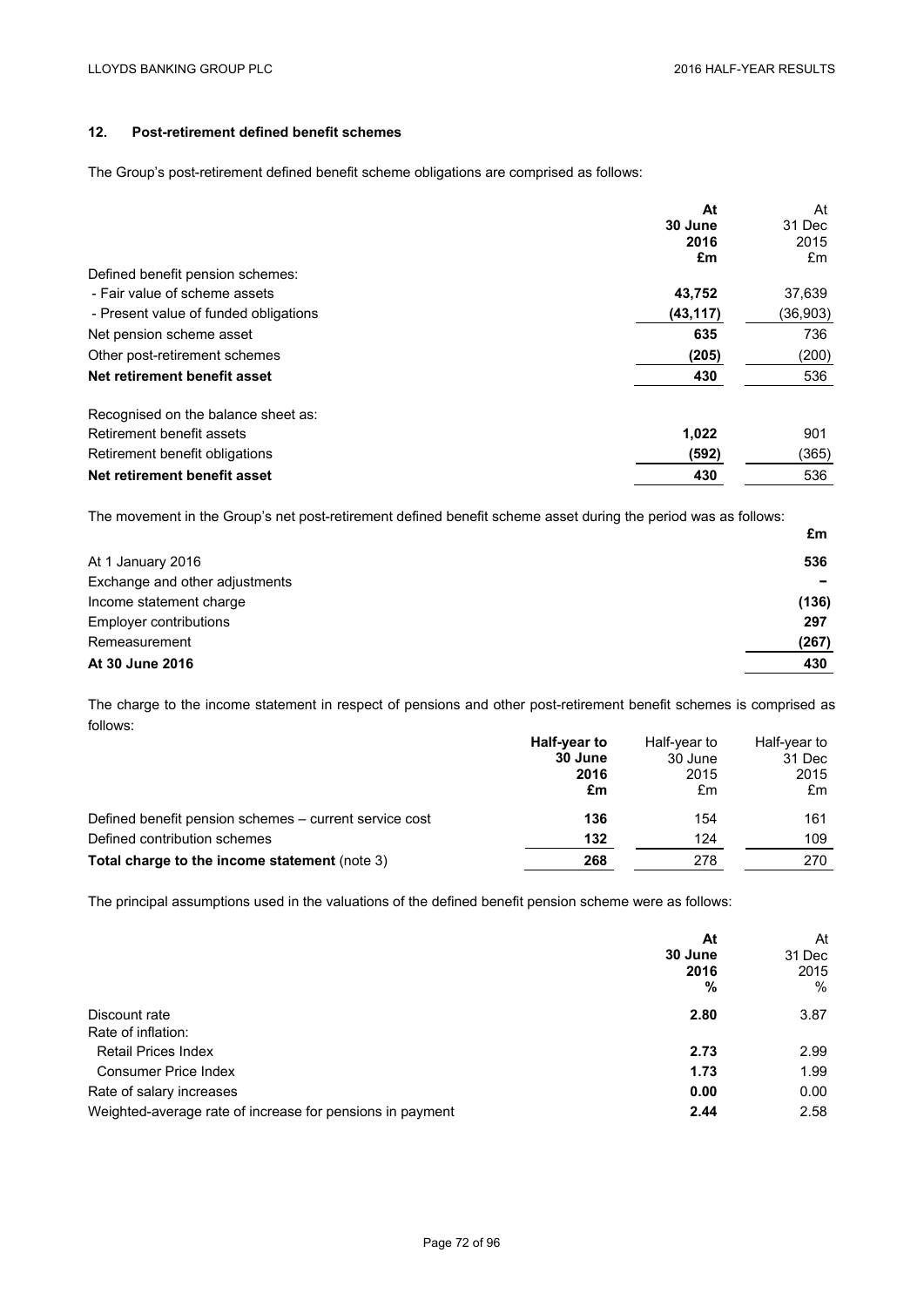## 12. Post-retirement defined benefit schemes

The Group's post-retirement defined benefit scheme obligations are comprised as follows:

| | **At 30 June 2016 £m** | At 31 Dec 2015 £m |
|---|---|---|
| Defined benefit pension schemes: | | |
| - Fair value of scheme assets | **43,752** | 37,639 |
| - Present value of funded obligations | **(43,117)** | (36,903) |
| Net pension scheme asset | **635** | 736 |
| Other post-retirement schemes | **(205)** | (200) |
| **Net retirement benefit asset** | **430** | 536 |
| | | |
| Recognised on the balance sheet as: | | |
| Retirement benefit assets | **1,022** | 901 |
| Retirement benefit obligations | **(592)** | (365) |
| **Net retirement benefit asset** | **430** | 536 |

The movement in the Group's net post-retirement defined benefit scheme asset during the period was as follows:

| | **£m** |
|---|---|
| At 1 January 2016 | **536** |
| Exchange and other adjustments | **–** |
| Income statement charge | **(136)** |
| Employer contributions | **297** |
| Remeasurement | **(267)** |
| **At 30 June 2016** | **430** |

The charge to the income statement in respect of pensions and other post-retirement benefit schemes is comprised as follows:

| | **Half-year to 30 June 2016 £m** | Half-year to 30 June 2015 £m | Half-year to 31 Dec 2015 £m |
|---|---|---|---|
| Defined benefit pension schemes – current service cost | **136** | 154 | 161 |
| Defined contribution schemes | **132** | 124 | 109 |
| **Total charge to the income statement** (note 3) | **268** | 278 | 270 |

The principal assumptions used in the valuations of the defined benefit pension scheme were as follows:

| | **At 30 June 2016 %** | At 31 Dec 2015 % |
|---|---|---|
| Discount rate | **2.80** | 3.87 |
| Rate of inflation: | | |
| Retail Prices Index | **2.73** | 2.99 |
| Consumer Price Index | **1.73** | 1.99 |
| Rate of salary increases | **0.00** | 0.00 |
| Weighted-average rate of increase for pensions in payment | **2.44** | 2.58 |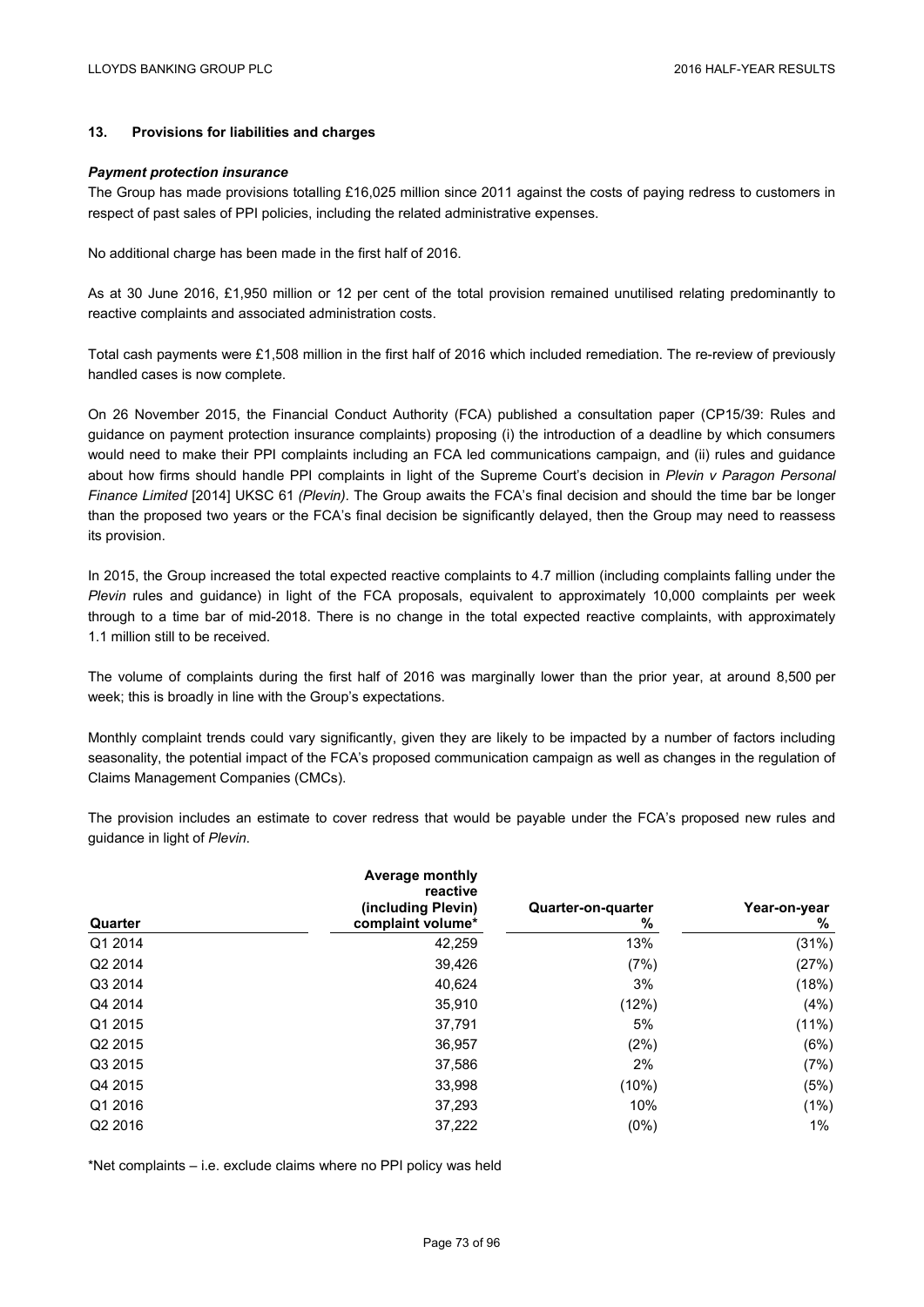## 13. Provisions for liabilities and charges

### *Payment protection insurance*

The Group has made provisions totalling £16,025 million since 2011 against the costs of paying redress to customers in respect of past sales of PPI policies, including the related administrative expenses.

No additional charge has been made in the first half of 2016.

As at 30 June 2016, £1,950 million or 12 per cent of the total provision remained unutilised relating predominantly to reactive complaints and associated administration costs.

Total cash payments were £1,508 million in the first half of 2016 which included remediation. The re-review of previously handled cases is now complete.

On 26 November 2015, the Financial Conduct Authority (FCA) published a consultation paper (CP15/39: Rules and guidance on payment protection insurance complaints) proposing (i) the introduction of a deadline by which consumers would need to make their PPI complaints including an FCA led communications campaign, and (ii) rules and guidance about how firms should handle PPI complaints in light of the Supreme Court's decision in *Plevin v Paragon Personal Finance Limited* [2014] UKSC 61 *(Plevin)*. The Group awaits the FCA's final decision and should the time bar be longer than the proposed two years or the FCA's final decision be significantly delayed, then the Group may need to reassess its provision.

In 2015, the Group increased the total expected reactive complaints to 4.7 million (including complaints falling under the *Plevin* rules and guidance) in light of the FCA proposals, equivalent to approximately 10,000 complaints per week through to a time bar of mid-2018. There is no change in the total expected reactive complaints, with approximately 1.1 million still to be received.

The volume of complaints during the first half of 2016 was marginally lower than the prior year, at around 8,500 per week; this is broadly in line with the Group's expectations.

Monthly complaint trends could vary significantly, given they are likely to be impacted by a number of factors including seasonality, the potential impact of the FCA's proposed communication campaign as well as changes in the regulation of Claims Management Companies (CMCs).

The provision includes an estimate to cover redress that would be payable under the FCA's proposed new rules and guidance in light of *Plevin*.

| Quarter | Average monthly reactive (including Plevin) complaint volume* | Quarter-on-quarter % | Year-on-year % |
|---|---|---|---|
| Q1 2014 | 42,259 | 13% | (31%) |
| Q2 2014 | 39,426 | (7%) | (27%) |
| Q3 2014 | 40,624 | 3% | (18%) |
| Q4 2014 | 35,910 | (12%) | (4%) |
| Q1 2015 | 37,791 | 5% | (11%) |
| Q2 2015 | 36,957 | (2%) | (6%) |
| Q3 2015 | 37,586 | 2% | (7%) |
| Q4 2015 | 33,998 | (10%) | (5%) |
| Q1 2016 | 37,293 | 10% | (1%) |
| Q2 2016 | 37,222 | (0%) | 1% |

*Net complaints – i.e. exclude claims where no PPI policy was held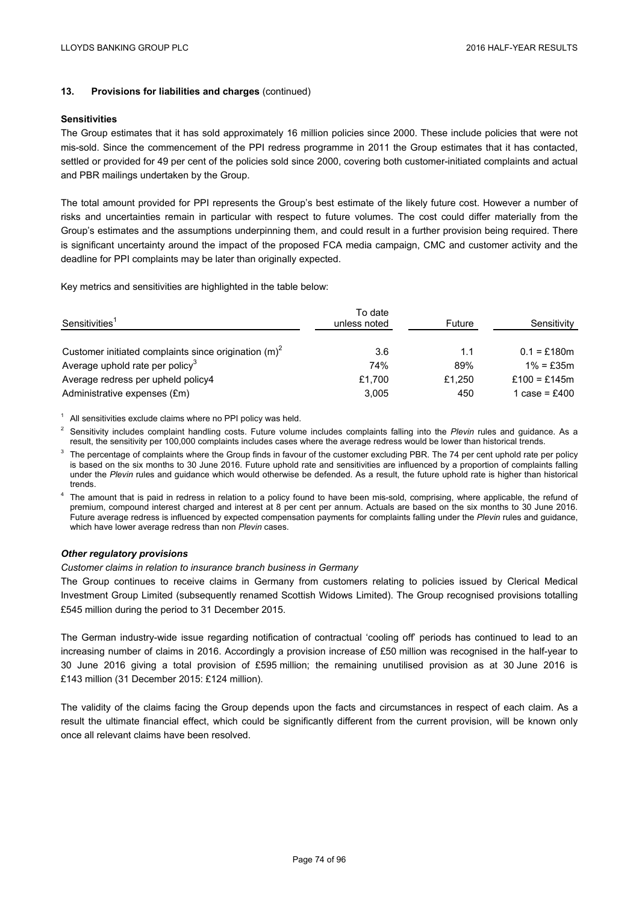## 13. Provisions for liabilities and charges (continued)

**Sensitivities**

The Group estimates that it has sold approximately 16 million policies since 2000. These include policies that were not mis-sold. Since the commencement of the PPI redress programme in 2011 the Group estimates that it has contacted, settled or provided for 49 per cent of the policies sold since 2000, covering both customer-initiated complaints and actual and PBR mailings undertaken by the Group.

The total amount provided for PPI represents the Group's best estimate of the likely future cost. However a number of risks and uncertainties remain in particular with respect to future volumes. The cost could differ materially from the Group's estimates and the assumptions underpinning them, and could result in a further provision being required. There is significant uncertainty around the impact of the proposed FCA media campaign, CMC and customer activity and the deadline for PPI complaints may be later than originally expected.

Key metrics and sensitivities are highlighted in the table below:

| Sensitivities[1] | To date unless noted | Future | Sensitivity |
|---|---|---|---|
| Customer initiated complaints since origination (m)[2] | 3.6 | 1.1 | 0.1 = £180m |
| Average uphold rate per policy[3] | 74% | 89% | 1% = £35m |
| Average redress per upheld policy4 | £1,700 | £1,250 | £100 = £145m |
| Administrative expenses (£m) | 3,005 | 450 | 1 case = £400 |

[1] All sensitivities exclude claims where no PPI policy was held.

[2] Sensitivity includes complaint handling costs. Future volume includes complaints falling into the *Plevin* rules and guidance. As a result, the sensitivity per 100,000 complaints includes cases where the average redress would be lower than historical trends.

[3] The percentage of complaints where the Group finds in favour of the customer excluding PBR. The 74 per cent uphold rate per policy is based on the six months to 30 June 2016. Future uphold rate and sensitivities are influenced by a proportion of complaints falling under the *Plevin* rules and guidance which would otherwise be defended. As a result, the future uphold rate is higher than historical trends.

[4] The amount that is paid in redress in relation to a policy found to have been mis-sold, comprising, where applicable, the refund of premium, compound interest charged and interest at 8 per cent per annum. Actuals are based on the six months to 30 June 2016. Future average redress is influenced by expected compensation payments for complaints falling under the *Plevin* rules and guidance, which have lower average redress than non *Plevin* cases.

***Other regulatory provisions***

*Customer claims in relation to insurance branch business in Germany*

The Group continues to receive claims in Germany from customers relating to policies issued by Clerical Medical Investment Group Limited (subsequently renamed Scottish Widows Limited). The Group recognised provisions totalling £545 million during the period to 31 December 2015.

The German industry-wide issue regarding notification of contractual 'cooling off' periods has continued to lead to an increasing number of claims in 2016. Accordingly a provision increase of £50 million was recognised in the half-year to 30 June 2016 giving a total provision of £595 million; the remaining unutilised provision as at 30 June 2016 is £143 million (31 December 2015: £124 million).

The validity of the claims facing the Group depends upon the facts and circumstances in respect of each claim. As a result the ultimate financial effect, which could be significantly different from the current provision, will be known only once all relevant claims have been resolved.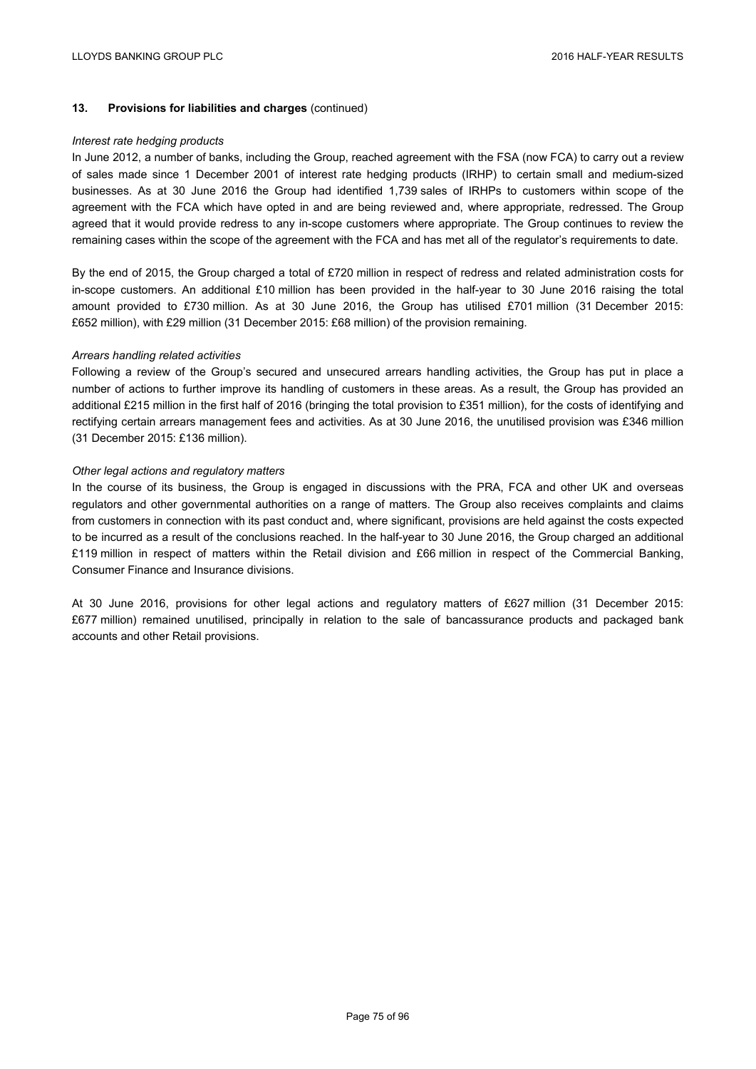### 13. Provisions for liabilities and charges (continued)

*Interest rate hedging products*

In June 2012, a number of banks, including the Group, reached agreement with the FSA (now FCA) to carry out a review of sales made since 1 December 2001 of interest rate hedging products (IRHP) to certain small and medium-sized businesses. As at 30 June 2016 the Group had identified 1,739 sales of IRHPs to customers within scope of the agreement with the FCA which have opted in and are being reviewed and, where appropriate, redressed. The Group agreed that it would provide redress to any in-scope customers where appropriate. The Group continues to review the remaining cases within the scope of the agreement with the FCA and has met all of the regulator's requirements to date.

By the end of 2015, the Group charged a total of £720 million in respect of redress and related administration costs for in-scope customers. An additional £10 million has been provided in the half-year to 30 June 2016 raising the total amount provided to £730 million. As at 30 June 2016, the Group has utilised £701 million (31 December 2015: £652 million), with £29 million (31 December 2015: £68 million) of the provision remaining.

*Arrears handling related activities*

Following a review of the Group's secured and unsecured arrears handling activities, the Group has put in place a number of actions to further improve its handling of customers in these areas. As a result, the Group has provided an additional £215 million in the first half of 2016 (bringing the total provision to £351 million), for the costs of identifying and rectifying certain arrears management fees and activities. As at 30 June 2016, the unutilised provision was £346 million (31 December 2015: £136 million).

*Other legal actions and regulatory matters*

In the course of its business, the Group is engaged in discussions with the PRA, FCA and other UK and overseas regulators and other governmental authorities on a range of matters. The Group also receives complaints and claims from customers in connection with its past conduct and, where significant, provisions are held against the costs expected to be incurred as a result of the conclusions reached. In the half-year to 30 June 2016, the Group charged an additional £119 million in respect of matters within the Retail division and £66 million in respect of the Commercial Banking, Consumer Finance and Insurance divisions.

At 30 June 2016, provisions for other legal actions and regulatory matters of £627 million (31 December 2015: £677 million) remained unutilised, principally in relation to the sale of bancassurance products and packaged bank accounts and other Retail provisions.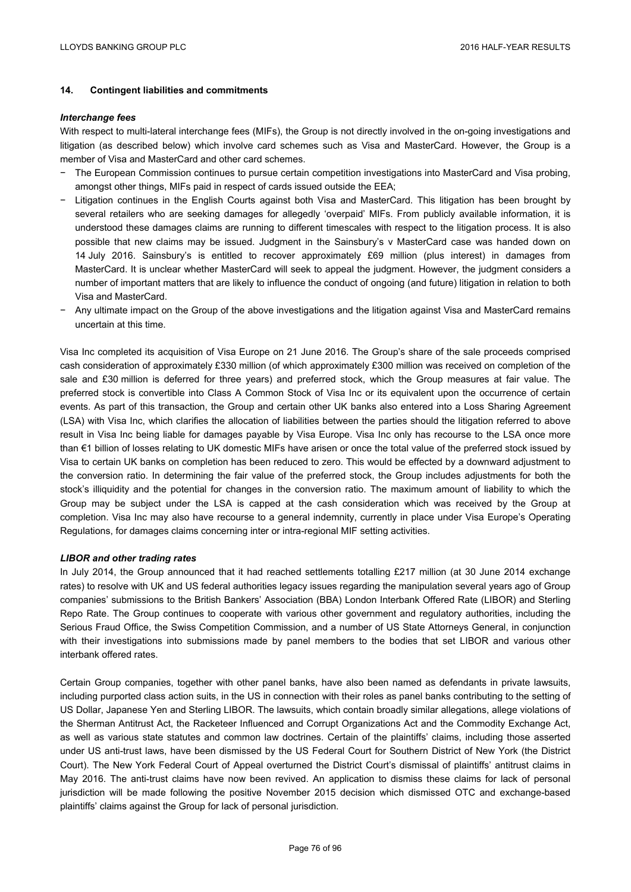## 14. Contingent liabilities and commitments

***Interchange fees***

With respect to multi-lateral interchange fees (MIFs), the Group is not directly involved in the on-going investigations and litigation (as described below) which involve card schemes such as Visa and MasterCard. However, the Group is a member of Visa and MasterCard and other card schemes.

- The European Commission continues to pursue certain competition investigations into MasterCard and Visa probing, amongst other things, MIFs paid in respect of cards issued outside the EEA;
- Litigation continues in the English Courts against both Visa and MasterCard. This litigation has been brought by several retailers who are seeking damages for allegedly 'overpaid' MIFs. From publicly available information, it is understood these damages claims are running to different timescales with respect to the litigation process. It is also possible that new claims may be issued. Judgment in the Sainsbury's v MasterCard case was handed down on 14 July 2016. Sainsbury's is entitled to recover approximately £69 million (plus interest) in damages from MasterCard. It is unclear whether MasterCard will seek to appeal the judgment. However, the judgment considers a number of important matters that are likely to influence the conduct of ongoing (and future) litigation in relation to both Visa and MasterCard.
- Any ultimate impact on the Group of the above investigations and the litigation against Visa and MasterCard remains uncertain at this time.

Visa Inc completed its acquisition of Visa Europe on 21 June 2016. The Group's share of the sale proceeds comprised cash consideration of approximately £330 million (of which approximately £300 million was received on completion of the sale and £30 million is deferred for three years) and preferred stock, which the Group measures at fair value. The preferred stock is convertible into Class A Common Stock of Visa Inc or its equivalent upon the occurrence of certain events. As part of this transaction, the Group and certain other UK banks also entered into a Loss Sharing Agreement (LSA) with Visa Inc, which clarifies the allocation of liabilities between the parties should the litigation referred to above result in Visa Inc being liable for damages payable by Visa Europe. Visa Inc only has recourse to the LSA once more than €1 billion of losses relating to UK domestic MIFs have arisen or once the total value of the preferred stock issued by Visa to certain UK banks on completion has been reduced to zero. This would be effected by a downward adjustment to the conversion ratio. In determining the fair value of the preferred stock, the Group includes adjustments for both the stock's illiquidity and the potential for changes in the conversion ratio. The maximum amount of liability to which the Group may be subject under the LSA is capped at the cash consideration which was received by the Group at completion. Visa Inc may also have recourse to a general indemnity, currently in place under Visa Europe's Operating Regulations, for damages claims concerning inter or intra-regional MIF setting activities.

***LIBOR and other trading rates***

In July 2014, the Group announced that it had reached settlements totalling £217 million (at 30 June 2014 exchange rates) to resolve with UK and US federal authorities legacy issues regarding the manipulation several years ago of Group companies' submissions to the British Bankers' Association (BBA) London Interbank Offered Rate (LIBOR) and Sterling Repo Rate. The Group continues to cooperate with various other government and regulatory authorities, including the Serious Fraud Office, the Swiss Competition Commission, and a number of US State Attorneys General, in conjunction with their investigations into submissions made by panel members to the bodies that set LIBOR and various other interbank offered rates.

Certain Group companies, together with other panel banks, have also been named as defendants in private lawsuits, including purported class action suits, in the US in connection with their roles as panel banks contributing to the setting of US Dollar, Japanese Yen and Sterling LIBOR. The lawsuits, which contain broadly similar allegations, allege violations of the Sherman Antitrust Act, the Racketeer Influenced and Corrupt Organizations Act and the Commodity Exchange Act, as well as various state statutes and common law doctrines. Certain of the plaintiffs' claims, including those asserted under US anti-trust laws, have been dismissed by the US Federal Court for Southern District of New York (the District Court). The New York Federal Court of Appeal overturned the District Court's dismissal of plaintiffs' antitrust claims in May 2016. The anti-trust claims have now been revived. An application to dismiss these claims for lack of personal jurisdiction will be made following the positive November 2015 decision which dismissed OTC and exchange-based plaintiffs' claims against the Group for lack of personal jurisdiction.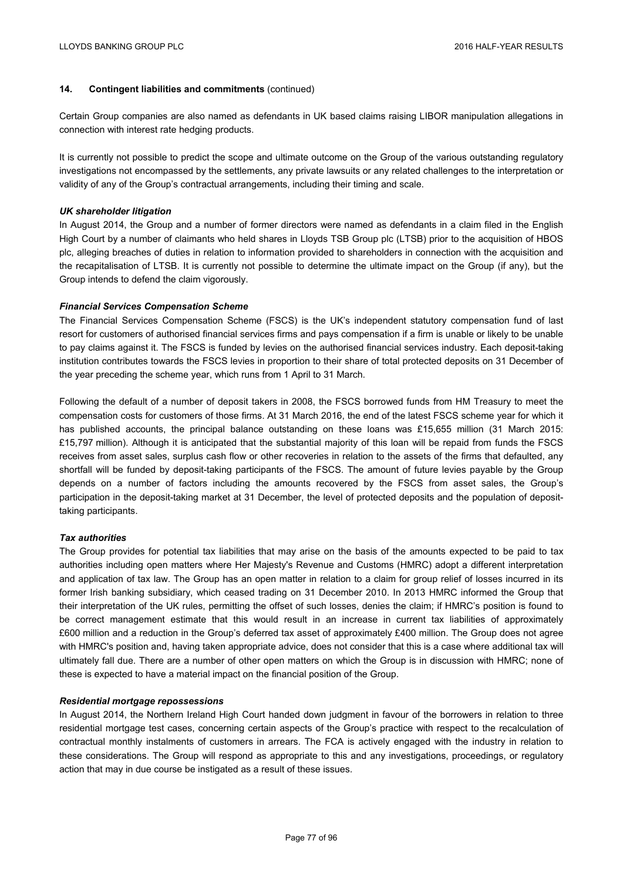## 14. Contingent liabilities and commitments (continued)

Certain Group companies are also named as defendants in UK based claims raising LIBOR manipulation allegations in connection with interest rate hedging products.

It is currently not possible to predict the scope and ultimate outcome on the Group of the various outstanding regulatory investigations not encompassed by the settlements, any private lawsuits or any related challenges to the interpretation or validity of any of the Group's contractual arrangements, including their timing and scale.

***UK shareholder litigation***

In August 2014, the Group and a number of former directors were named as defendants in a claim filed in the English High Court by a number of claimants who held shares in Lloyds TSB Group plc (LTSB) prior to the acquisition of HBOS plc, alleging breaches of duties in relation to information provided to shareholders in connection with the acquisition and the recapitalisation of LTSB. It is currently not possible to determine the ultimate impact on the Group (if any), but the Group intends to defend the claim vigorously.

***Financial Services Compensation Scheme***

The Financial Services Compensation Scheme (FSCS) is the UK's independent statutory compensation fund of last resort for customers of authorised financial services firms and pays compensation if a firm is unable or likely to be unable to pay claims against it. The FSCS is funded by levies on the authorised financial services industry. Each deposit-taking institution contributes towards the FSCS levies in proportion to their share of total protected deposits on 31 December of the year preceding the scheme year, which runs from 1 April to 31 March.

Following the default of a number of deposit takers in 2008, the FSCS borrowed funds from HM Treasury to meet the compensation costs for customers of those firms. At 31 March 2016, the end of the latest FSCS scheme year for which it has published accounts, the principal balance outstanding on these loans was £15,655 million (31 March 2015: £15,797 million). Although it is anticipated that the substantial majority of this loan will be repaid from funds the FSCS receives from asset sales, surplus cash flow or other recoveries in relation to the assets of the firms that defaulted, any shortfall will be funded by deposit-taking participants of the FSCS. The amount of future levies payable by the Group depends on a number of factors including the amounts recovered by the FSCS from asset sales, the Group's participation in the deposit-taking market at 31 December, the level of protected deposits and the population of deposit-taking participants.

***Tax authorities***

The Group provides for potential tax liabilities that may arise on the basis of the amounts expected to be paid to tax authorities including open matters where Her Majesty's Revenue and Customs (HMRC) adopt a different interpretation and application of tax law. The Group has an open matter in relation to a claim for group relief of losses incurred in its former Irish banking subsidiary, which ceased trading on 31 December 2010. In 2013 HMRC informed the Group that their interpretation of the UK rules, permitting the offset of such losses, denies the claim; if HMRC's position is found to be correct management estimate that this would result in an increase in current tax liabilities of approximately £600 million and a reduction in the Group's deferred tax asset of approximately £400 million. The Group does not agree with HMRC's position and, having taken appropriate advice, does not consider that this is a case where additional tax will ultimately fall due. There are a number of other open matters on which the Group is in discussion with HMRC; none of these is expected to have a material impact on the financial position of the Group.

***Residential mortgage repossessions***

In August 2014, the Northern Ireland High Court handed down judgment in favour of the borrowers in relation to three residential mortgage test cases, concerning certain aspects of the Group's practice with respect to the recalculation of contractual monthly instalments of customers in arrears. The FCA is actively engaged with the industry in relation to these considerations. The Group will respond as appropriate to this and any investigations, proceedings, or regulatory action that may in due course be instigated as a result of these issues.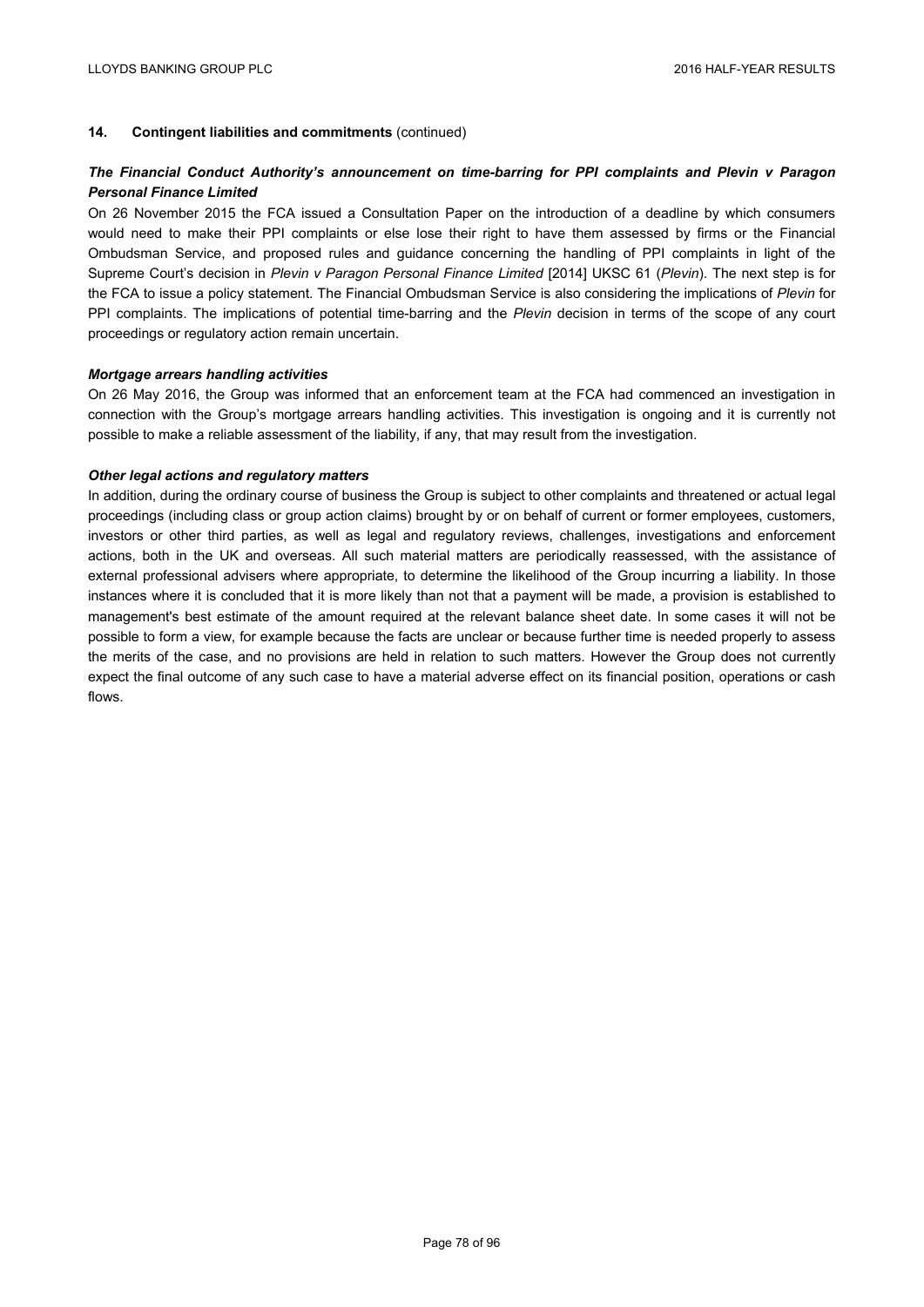### 14. Contingent liabilities and commitments (continued)

***The Financial Conduct Authority's announcement on time-barring for PPI complaints and Plevin v Paragon Personal Finance Limited***

On 26 November 2015 the FCA issued a Consultation Paper on the introduction of a deadline by which consumers would need to make their PPI complaints or else lose their right to have them assessed by firms or the Financial Ombudsman Service, and proposed rules and guidance concerning the handling of PPI complaints in light of the Supreme Court's decision in *Plevin v Paragon Personal Finance Limited* [2014] UKSC 61 (*Plevin*). The next step is for the FCA to issue a policy statement. The Financial Ombudsman Service is also considering the implications of *Plevin* for PPI complaints. The implications of potential time-barring and the *Plevin* decision in terms of the scope of any court proceedings or regulatory action remain uncertain.

***Mortgage arrears handling activities***

On 26 May 2016, the Group was informed that an enforcement team at the FCA had commenced an investigation in connection with the Group's mortgage arrears handling activities. This investigation is ongoing and it is currently not possible to make a reliable assessment of the liability, if any, that may result from the investigation.

***Other legal actions and regulatory matters***

In addition, during the ordinary course of business the Group is subject to other complaints and threatened or actual legal proceedings (including class or group action claims) brought by or on behalf of current or former employees, customers, investors or other third parties, as well as legal and regulatory reviews, challenges, investigations and enforcement actions, both in the UK and overseas. All such material matters are periodically reassessed, with the assistance of external professional advisers where appropriate, to determine the likelihood of the Group incurring a liability. In those instances where it is concluded that it is more likely than not that a payment will be made, a provision is established to management's best estimate of the amount required at the relevant balance sheet date. In some cases it will not be possible to form a view, for example because the facts are unclear or because further time is needed properly to assess the merits of the case, and no provisions are held in relation to such matters. However the Group does not currently expect the final outcome of any such case to have a material adverse effect on its financial position, operations or cash flows.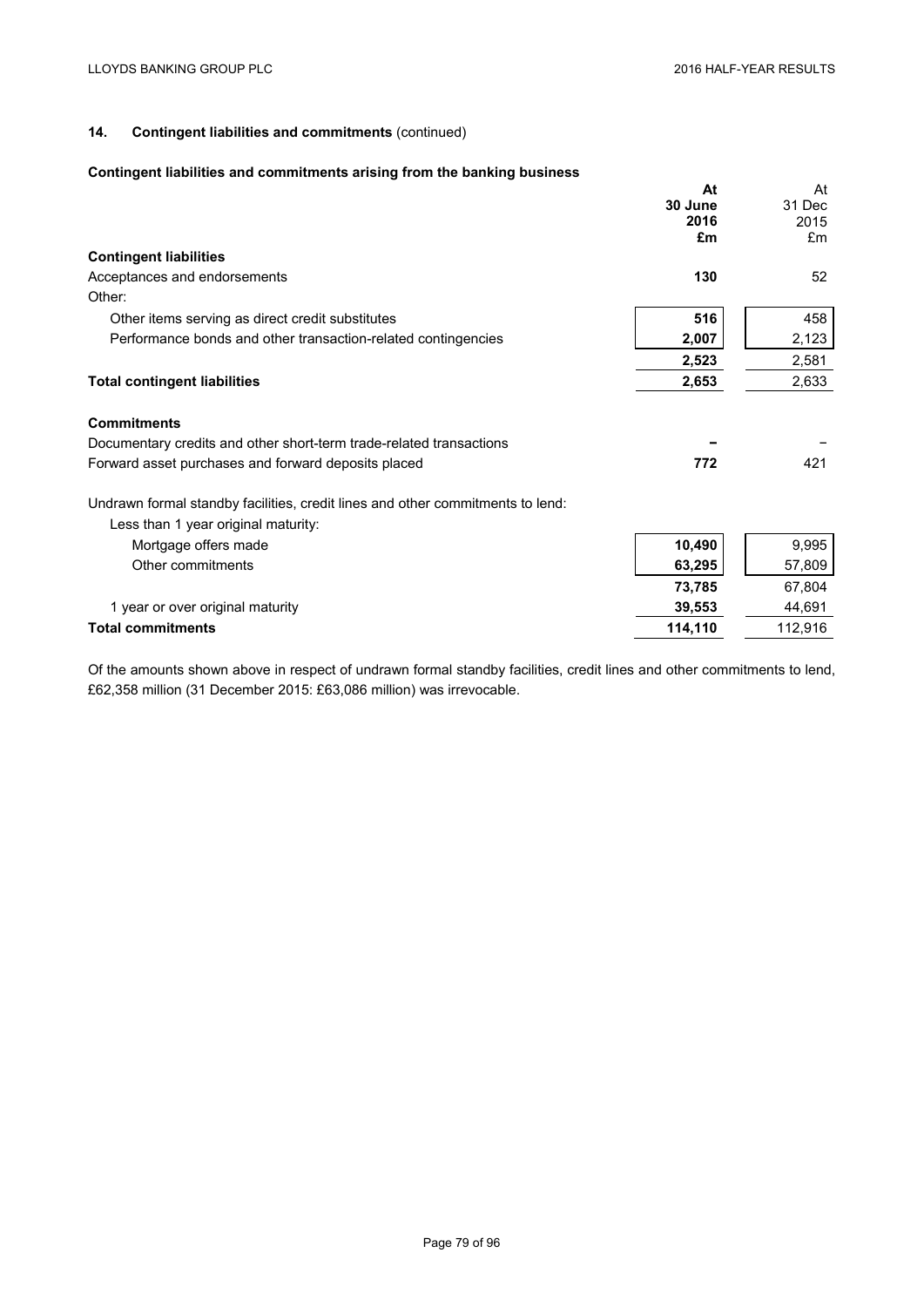## 14. Contingent liabilities and commitments (continued)

### Contingent liabilities and commitments arising from the banking business

| | At 30 June 2016 £m | At 31 Dec 2015 £m |
|---|---|---|
| **Contingent liabilities** | | |
| Acceptances and endorsements | **130** | 52 |
| Other: | | |
| Other items serving as direct credit substitutes | **516** | 458 |
| Performance bonds and other transaction-related contingencies | **2,007** | 2,123 |
| | **2,523** | 2,581 |
| **Total contingent liabilities** | **2,653** | 2,633 |
| **Commitments** | | |
| Documentary credits and other short-term trade-related transactions | **–** | – |
| Forward asset purchases and forward deposits placed | **772** | 421 |
| Undrawn formal standby facilities, credit lines and other commitments to lend: | | |
| Less than 1 year original maturity: | | |
| Mortgage offers made | **10,490** | 9,995 |
| Other commitments | **63,295** | 57,809 |
| | **73,785** | 67,804 |
| 1 year or over original maturity | **39,553** | 44,691 |
| **Total commitments** | **114,110** | 112,916 |

Of the amounts shown above in respect of undrawn formal standby facilities, credit lines and other commitments to lend, £62,358 million (31 December 2015: £63,086 million) was irrevocable.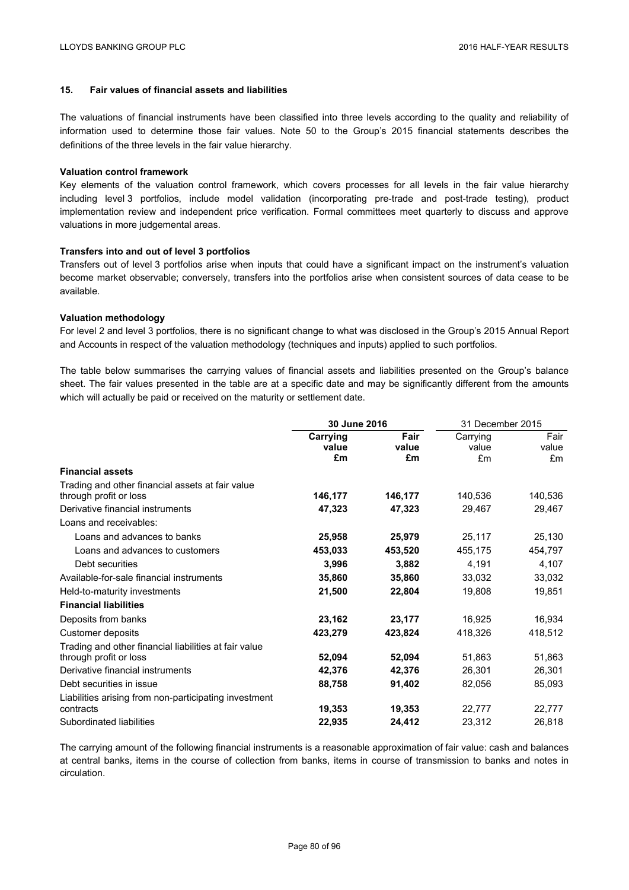## 15. Fair values of financial assets and liabilities

The valuations of financial instruments have been classified into three levels according to the quality and reliability of information used to determine those fair values. Note 50 to the Group's 2015 financial statements describes the definitions of the three levels in the fair value hierarchy.

**Valuation control framework**

Key elements of the valuation control framework, which covers processes for all levels in the fair value hierarchy including level 3 portfolios, include model validation (incorporating pre-trade and post-trade testing), product implementation review and independent price verification. Formal committees meet quarterly to discuss and approve valuations in more judgemental areas.

**Transfers into and out of level 3 portfolios**

Transfers out of level 3 portfolios arise when inputs that could have a significant impact on the instrument's valuation become market observable; conversely, transfers into the portfolios arise when consistent sources of data cease to be available.

**Valuation methodology**

For level 2 and level 3 portfolios, there is no significant change to what was disclosed in the Group's 2015 Annual Report and Accounts in respect of the valuation methodology (techniques and inputs) applied to such portfolios.

The table below summarises the carrying values of financial assets and liabilities presented on the Group's balance sheet. The fair values presented in the table are at a specific date and may be significantly different from the amounts which will actually be paid or received on the maturity or settlement date.

| | **30 June 2016** | | 31 December 2015 | |
|---|---|---|---|---|
| | **Carrying value £m** | **Fair value £m** | Carrying value £m | Fair value £m |
| **Financial assets** | | | | |
| Trading and other financial assets at fair value through profit or loss | **146,177** | **146,177** | 140,536 | 140,536 |
| Derivative financial instruments | **47,323** | **47,323** | 29,467 | 29,467 |
| Loans and receivables: | | | | |
| Loans and advances to banks | **25,958** | **25,979** | 25,117 | 25,130 |
| Loans and advances to customers | **453,033** | **453,520** | 455,175 | 454,797 |
| Debt securities | **3,996** | **3,882** | 4,191 | 4,107 |
| Available-for-sale financial instruments | **35,860** | **35,860** | 33,032 | 33,032 |
| Held-to-maturity investments | **21,500** | **22,804** | 19,808 | 19,851 |
| **Financial liabilities** | | | | |
| Deposits from banks | **23,162** | **23,177** | 16,925 | 16,934 |
| Customer deposits | **423,279** | **423,824** | 418,326 | 418,512 |
| Trading and other financial liabilities at fair value through profit or loss | **52,094** | **52,094** | 51,863 | 51,863 |
| Derivative financial instruments | **42,376** | **42,376** | 26,301 | 26,301 |
| Debt securities in issue | **88,758** | **91,402** | 82,056 | 85,093 |
| Liabilities arising from non-participating investment contracts | **19,353** | **19,353** | 22,777 | 22,777 |
| Subordinated liabilities | **22,935** | **24,412** | 23,312 | 26,818 |

The carrying amount of the following financial instruments is a reasonable approximation of fair value: cash and balances at central banks, items in the course of collection from banks, items in course of transmission to banks and notes in circulation.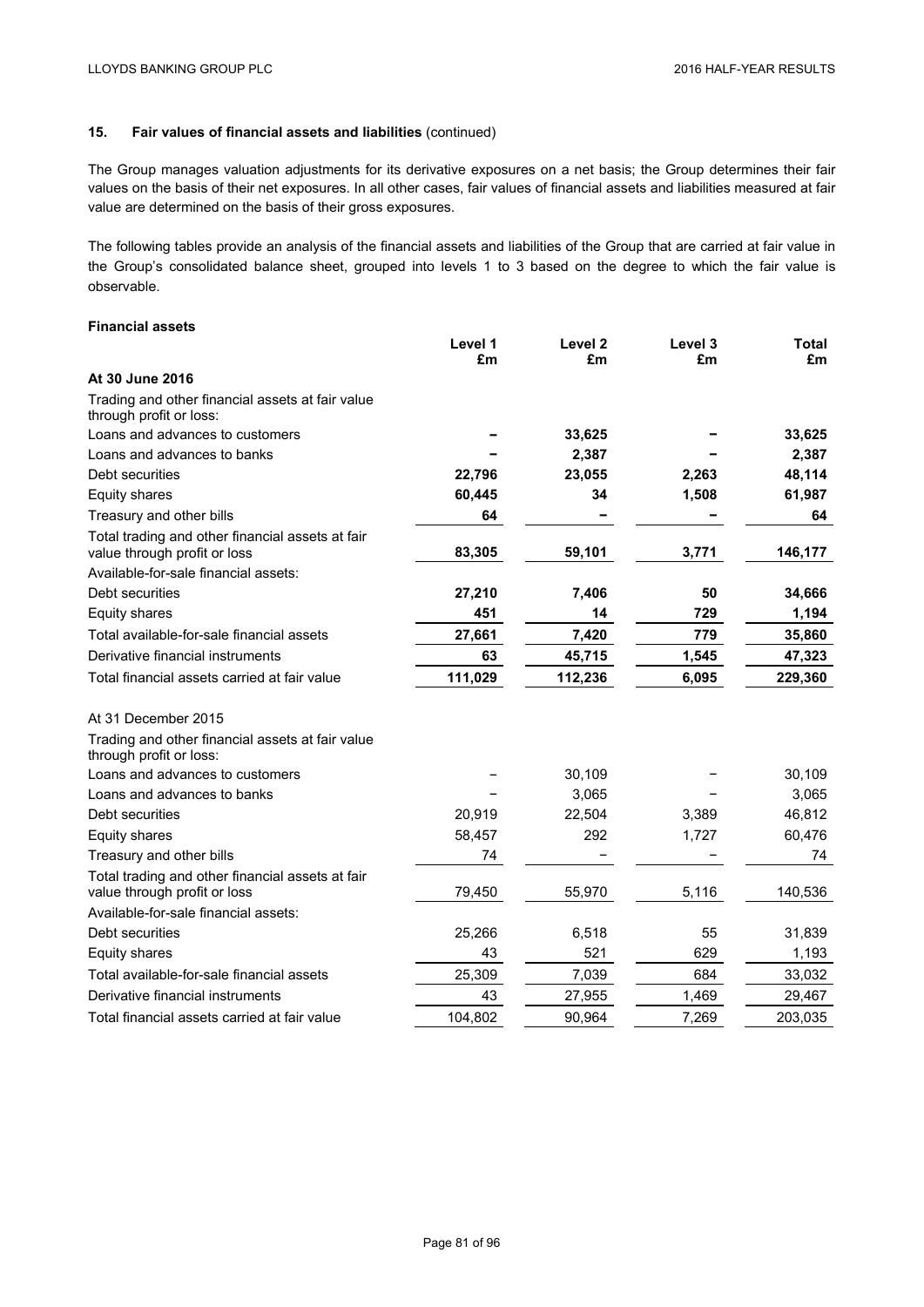### 15. Fair values of financial assets and liabilities (continued)

The Group manages valuation adjustments for its derivative exposures on a net basis; the Group determines their fair values on the basis of their net exposures. In all other cases, fair values of financial assets and liabilities measured at fair value are determined on the basis of their gross exposures.

The following tables provide an analysis of the financial assets and liabilities of the Group that are carried at fair value in the Group's consolidated balance sheet, grouped into levels 1 to 3 based on the degree to which the fair value is observable.

**Financial assets**

| | Level 1 £m | Level 2 £m | Level 3 £m | Total £m |
|---|---|---|---|---|
| **At 30 June 2016** | | | | |
| Trading and other financial assets at fair value through profit or loss: | | | | |
| Loans and advances to customers | **–** | **33,625** | **–** | **33,625** |
| Loans and advances to banks | **–** | **2,387** | **–** | **2,387** |
| Debt securities | **22,796** | **23,055** | **2,263** | **48,114** |
| Equity shares | **60,445** | **34** | **1,508** | **61,987** |
| Treasury and other bills | **64** | **–** | **–** | **64** |
| Total trading and other financial assets at fair value through profit or loss | **83,305** | **59,101** | **3,771** | **146,177** |
| Available-for-sale financial assets: | | | | |
| Debt securities | **27,210** | **7,406** | **50** | **34,666** |
| Equity shares | **451** | **14** | **729** | **1,194** |
| Total available-for-sale financial assets | **27,661** | **7,420** | **779** | **35,860** |
| Derivative financial instruments | **63** | **45,715** | **1,545** | **47,323** |
| Total financial assets carried at fair value | **111,029** | **112,236** | **6,095** | **229,360** |
| | | | | |
| At 31 December 2015 | | | | |
| Trading and other financial assets at fair value through profit or loss: | | | | |
| Loans and advances to customers | – | 30,109 | – | 30,109 |
| Loans and advances to banks | – | 3,065 | – | 3,065 |
| Debt securities | 20,919 | 22,504 | 3,389 | 46,812 |
| Equity shares | 58,457 | 292 | 1,727 | 60,476 |
| Treasury and other bills | 74 | – | – | 74 |
| Total trading and other financial assets at fair value through profit or loss | 79,450 | 55,970 | 5,116 | 140,536 |
| Available-for-sale financial assets: | | | | |
| Debt securities | 25,266 | 6,518 | 55 | 31,839 |
| Equity shares | 43 | 521 | 629 | 1,193 |
| Total available-for-sale financial assets | 25,309 | 7,039 | 684 | 33,032 |
| Derivative financial instruments | 43 | 27,955 | 1,469 | 29,467 |
| Total financial assets carried at fair value | 104,802 | 90,964 | 7,269 | 203,035 |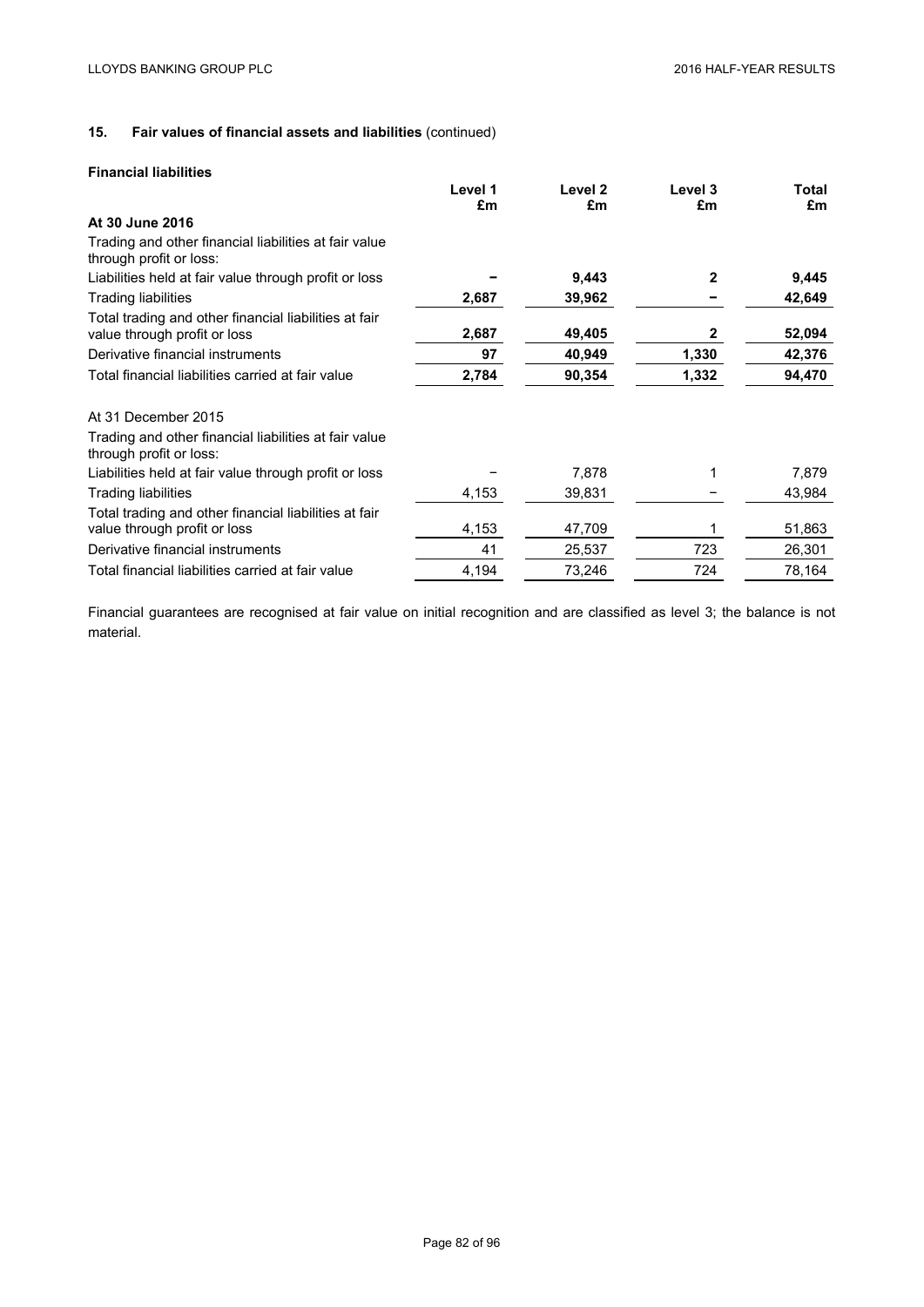## 15. Fair values of financial assets and liabilities (continued)

### Financial liabilities

| | Level 1 £m | Level 2 £m | Level 3 £m | Total £m |
|---|---|---|---|---|
| **At 30 June 2016** | | | | |
| Trading and other financial liabilities at fair value through profit or loss: | | | | |
| Liabilities held at fair value through profit or loss | **–** | **9,443** | **2** | **9,445** |
| Trading liabilities | **2,687** | **39,962** | **–** | **42,649** |
| Total trading and other financial liabilities at fair value through profit or loss | **2,687** | **49,405** | **2** | **52,094** |
| Derivative financial instruments | **97** | **40,949** | **1,330** | **42,376** |
| Total financial liabilities carried at fair value | **2,784** | **90,354** | **1,332** | **94,470** |
| At 31 December 2015 | | | | |
| Trading and other financial liabilities at fair value through profit or loss: | | | | |
| Liabilities held at fair value through profit or loss | – | 7,878 | 1 | 7,879 |
| Trading liabilities | 4,153 | 39,831 | – | 43,984 |
| Total trading and other financial liabilities at fair value through profit or loss | 4,153 | 47,709 | 1 | 51,863 |
| Derivative financial instruments | 41 | 25,537 | 723 | 26,301 |
| Total financial liabilities carried at fair value | 4,194 | 73,246 | 724 | 78,164 |

Financial guarantees are recognised at fair value on initial recognition and are classified as level 3; the balance is not material.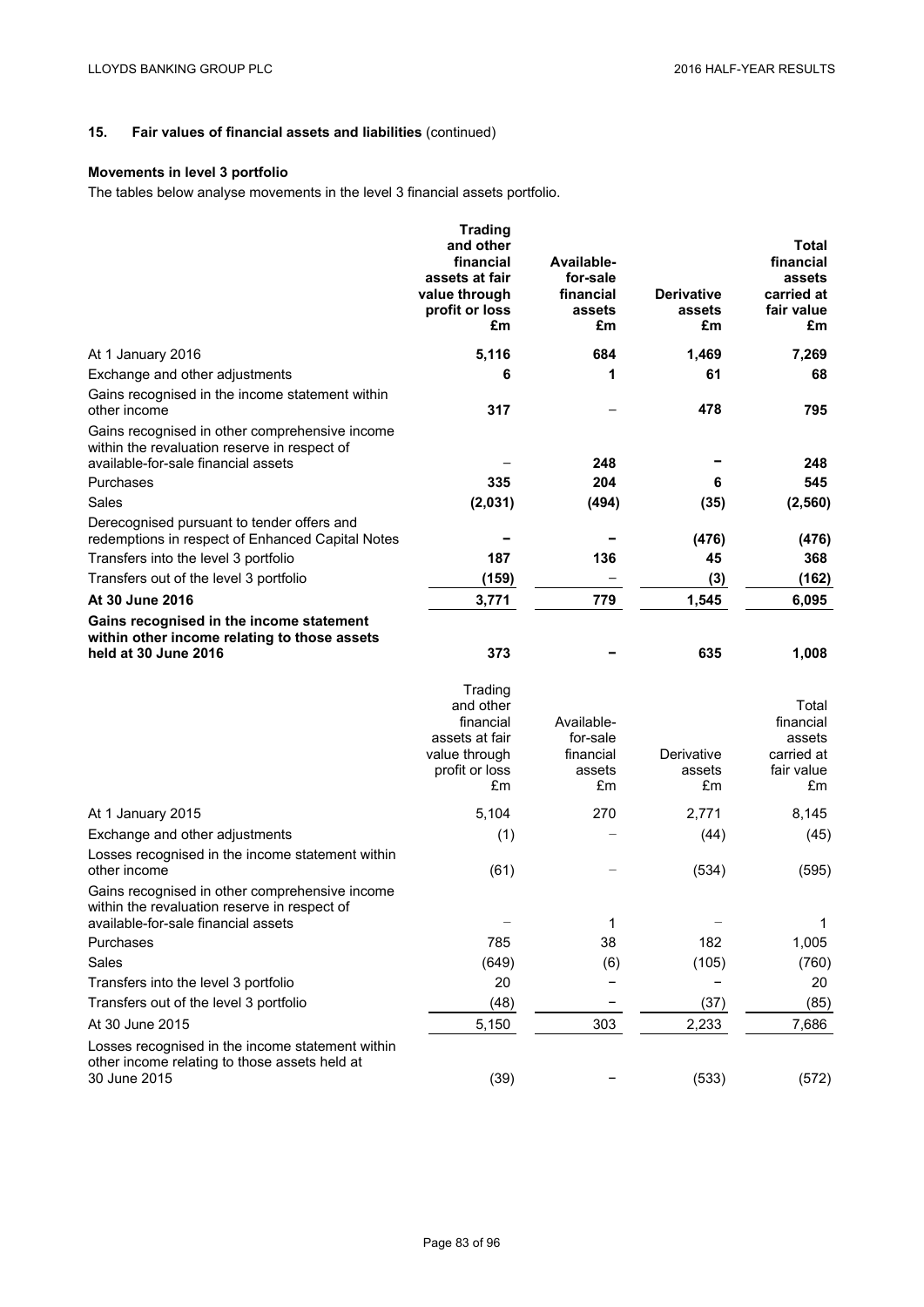## 15. Fair values of financial assets and liabilities (continued)

### Movements in level 3 portfolio

The tables below analyse movements in the level 3 financial assets portfolio.

| | Trading and other financial assets at fair value through profit or loss £m | Available-for-sale financial assets £m | Derivative assets £m | Total financial assets carried at fair value £m |
|---|---|---|---|---|
| At 1 January 2016 | **5,116** | **684** | **1,469** | **7,269** |
| Exchange and other adjustments | **6** | **1** | **61** | **68** |
| Gains recognised in the income statement within other income | **317** | – | **478** | **795** |
| Gains recognised in other comprehensive income within the revaluation reserve in respect of available-for-sale financial assets | – | **248** | **–** | **248** |
| Purchases | **335** | **204** | **6** | **545** |
| Sales | **(2,031)** | **(494)** | **(35)** | **(2,560)** |
| Derecognised pursuant to tender offers and redemptions in respect of Enhanced Capital Notes | **–** | **–** | **(476)** | **(476)** |
| Transfers into the level 3 portfolio | **187** | **136** | **45** | **368** |
| Transfers out of the level 3 portfolio | **(159)** | – | **(3)** | **(162)** |
| **At 30 June 2016** | **3,771** | **779** | **1,545** | **6,095** |
| **Gains recognised in the income statement within other income relating to those assets held at 30 June 2016** | **373** | **–** | **635** | **1,008** |

| | Trading and other financial assets at fair value through profit or loss £m | Available-for-sale financial assets £m | Derivative assets £m | Total financial assets carried at fair value £m |
|---|---|---|---|---|
| At 1 January 2015 | 5,104 | 270 | 2,771 | 8,145 |
| Exchange and other adjustments | (1) | – | (44) | (45) |
| Losses recognised in the income statement within other income | (61) | – | (534) | (595) |
| Gains recognised in other comprehensive income within the revaluation reserve in respect of available-for-sale financial assets | – | 1 | – | 1 |
| Purchases | 785 | 38 | 182 | 1,005 |
| Sales | (649) | (6) | (105) | (760) |
| Transfers into the level 3 portfolio | 20 | – | – | 20 |
| Transfers out of the level 3 portfolio | (48) | – | (37) | (85) |
| At 30 June 2015 | 5,150 | 303 | 2,233 | 7,686 |
| Losses recognised in the income statement within other income relating to those assets held at 30 June 2015 | (39) | – | (533) | (572) |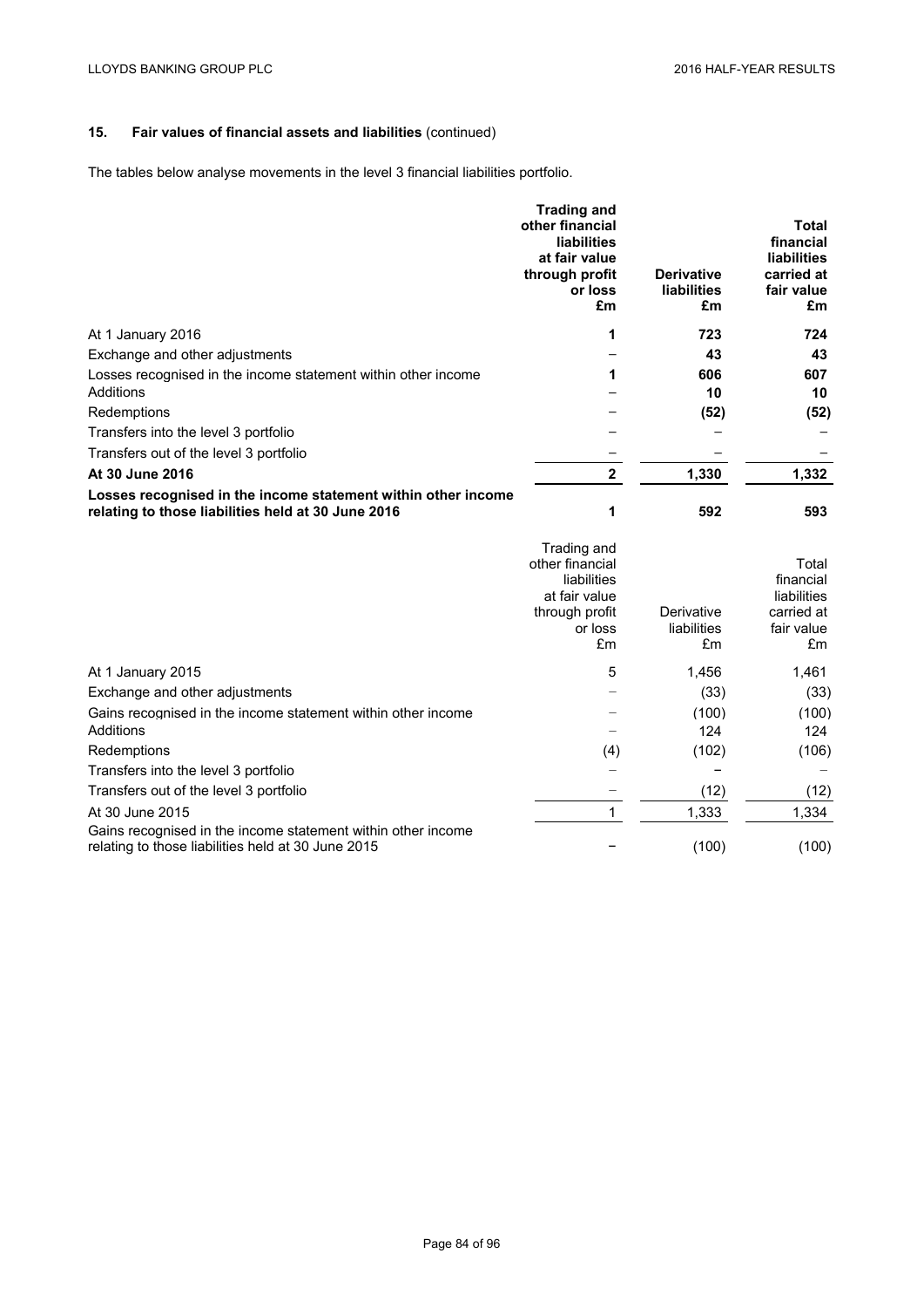## 15. Fair values of financial assets and liabilities (continued)

The tables below analyse movements in the level 3 financial liabilities portfolio.

| | **Trading and other financial liabilities at fair value through profit or loss £m** | **Derivative liabilities £m** | **Total financial liabilities carried at fair value £m** |
|---|---|---|---|
| At 1 January 2016 | **1** | **723** | **724** |
| Exchange and other adjustments | – | **43** | **43** |
| Losses recognised in the income statement within other income | **1** | **606** | **607** |
| Additions | – | **10** | **10** |
| Redemptions | – | **(52)** | **(52)** |
| Transfers into the level 3 portfolio | – | – | – |
| Transfers out of the level 3 portfolio | – | – | – |
| **At 30 June 2016** | **2** | **1,330** | **1,332** |
| **Losses recognised in the income statement within other income relating to those liabilities held at 30 June 2016** | **1** | **592** | **593** |

| | Trading and other financial liabilities at fair value through profit or loss £m | Derivative liabilities £m | Total financial liabilities carried at fair value £m |
|---|---|---|---|
| At 1 January 2015 | 5 | 1,456 | 1,461 |
| Exchange and other adjustments | – | (33) | (33) |
| Gains recognised in the income statement within other income | – | (100) | (100) |
| Additions | – | 124 | 124 |
| Redemptions | (4) | (102) | (106) |
| Transfers into the level 3 portfolio | – | – | – |
| Transfers out of the level 3 portfolio | – | (12) | (12) |
| At 30 June 2015 | 1 | 1,333 | 1,334 |
| Gains recognised in the income statement within other income relating to those liabilities held at 30 June 2015 | – | (100) | (100) |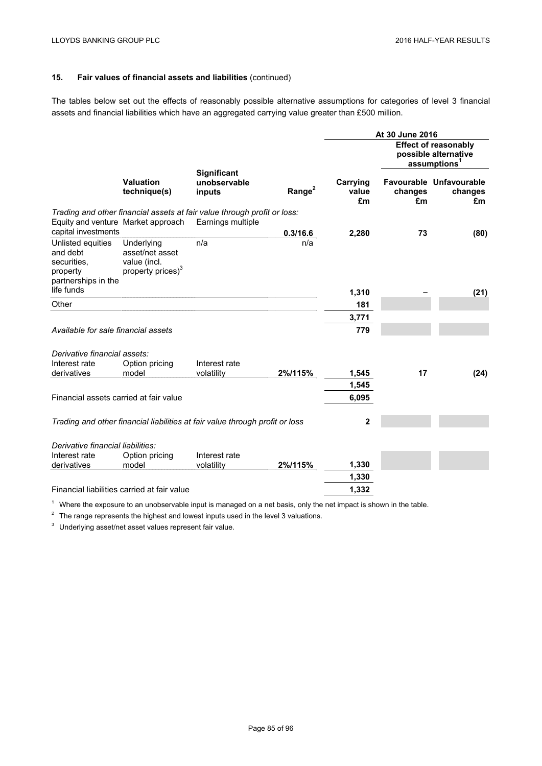## 15. Fair values of financial assets and liabilities (continued)

The tables below set out the effects of reasonably possible alternative assumptions for categories of level 3 financial assets and financial liabilities which have an aggregated carrying value greater than £500 million.

| | | | | At 30 June 2016 | | |
|---|---|---|---|---|---|---|
| | | | | | Effect of reasonably possible alternative assumptions[1] | |
| | **Valuation technique(s)** | **Significant unobservable inputs** | **Range[2]** | **Carrying value £m** | **Favourable changes £m** | **Unfavourable changes £m** |
| *Trading and other financial assets at fair value through profit or loss:* | | | | | | |
| Equity and venture capital investments | Market approach | Earnings multiple | 0.3/16.6 | 2,280 | 73 | (80) |
| Unlisted equities and debt securities, property partnerships in the life funds | Underlying asset/net asset value (incl. property prices)[3] | n/a | n/a | 1,310 | – | (21) |
| Other | | | | 181 | | |
| | | | | 3,771 | | |
| *Available for sale financial assets* | | | | 779 | | |
| *Derivative financial assets:* | | | | | | |
| Interest rate derivatives | Option pricing model | Interest rate volatility | 2%/115% | 1,545 | 17 | (24) |
| | | | | 1,545 | | |
| Financial assets carried at fair value | | | | 6,095 | | |
| *Trading and other financial liabilities at fair value through profit or loss* | | | | 2 | | |
| *Derivative financial liabilities:* | | | | | | |
| Interest rate derivatives | Option pricing model | Interest rate volatility | 2%/115% | 1,330 | | |
| | | | | 1,330 | | |
| Financial liabilities carried at fair value | | | | 1,332 | | |

[1] Where the exposure to an unobservable input is managed on a net basis, only the net impact is shown in the table.

[2] The range represents the highest and lowest inputs used in the level 3 valuations.

[3] Underlying asset/net asset values represent fair value.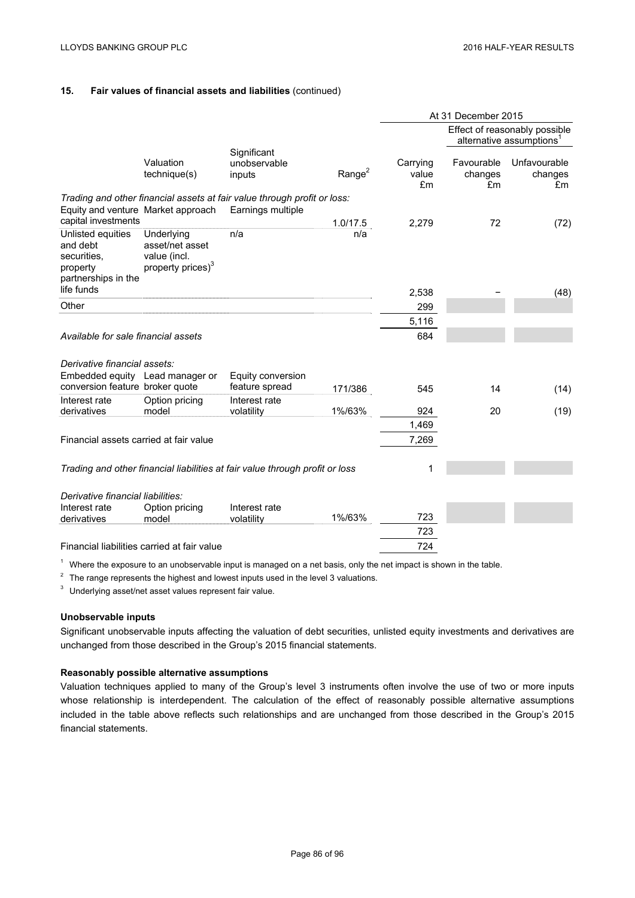## 15. Fair values of financial assets and liabilities (continued)

| | | | | At 31 December 2015 | | |
|---|---|---|---|---|---|---|
| | | | | | Effect of reasonably possible alternative assumptions[1] | |
| | Valuation technique(s) | Significant unobservable inputs | Range[2] | Carrying value £m | Favourable changes £m | Unfavourable changes £m |
| *Trading and other financial assets at fair value through profit or loss:* | | | | | | |
| Equity and venture capital investments | Market approach | Earnings multiple | 1.0/17.5 | 2,279 | 72 | (72) |
| Unlisted equities and debt securities, property partnerships in the life funds | Underlying asset/net asset value (incl. property prices)[3] | n/a | n/a | 2,538 | – | (48) |
| Other | | | | 299 | | |
| | | | | 5,116 | | |
| *Available for sale financial assets* | | | | 684 | | |
| *Derivative financial assets:* | | | | | | |
| Embedded equity conversion feature | Lead manager or broker quote | Equity conversion feature spread | 171/386 | 545 | 14 | (14) |
| Interest rate derivatives | Option pricing model | Interest rate volatility | 1%/63% | 924 | 20 | (19) |
| | | | | 1,469 | | |
| Financial assets carried at fair value | | | | 7,269 | | |
| *Trading and other financial liabilities at fair value through profit or loss* | | | | 1 | | |
| *Derivative financial liabilities:* | | | | | | |
| Interest rate derivatives | Option pricing model | Interest rate volatility | 1%/63% | 723 | | |
| | | | | 723 | | |
| Financial liabilities carried at fair value | | | | 724 | | |

[1] Where the exposure to an unobservable input is managed on a net basis, only the net impact is shown in the table.

[2] The range represents the highest and lowest inputs used in the level 3 valuations.

[3] Underlying asset/net asset values represent fair value.

### Unobservable inputs

Significant unobservable inputs affecting the valuation of debt securities, unlisted equity investments and derivatives are unchanged from those described in the Group's 2015 financial statements.

### Reasonably possible alternative assumptions

Valuation techniques applied to many of the Group's level 3 instruments often involve the use of two or more inputs whose relationship is interdependent. The calculation of the effect of reasonably possible alternative assumptions included in the table above reflects such relationships and are unchanged from those described in the Group's 2015 financial statements.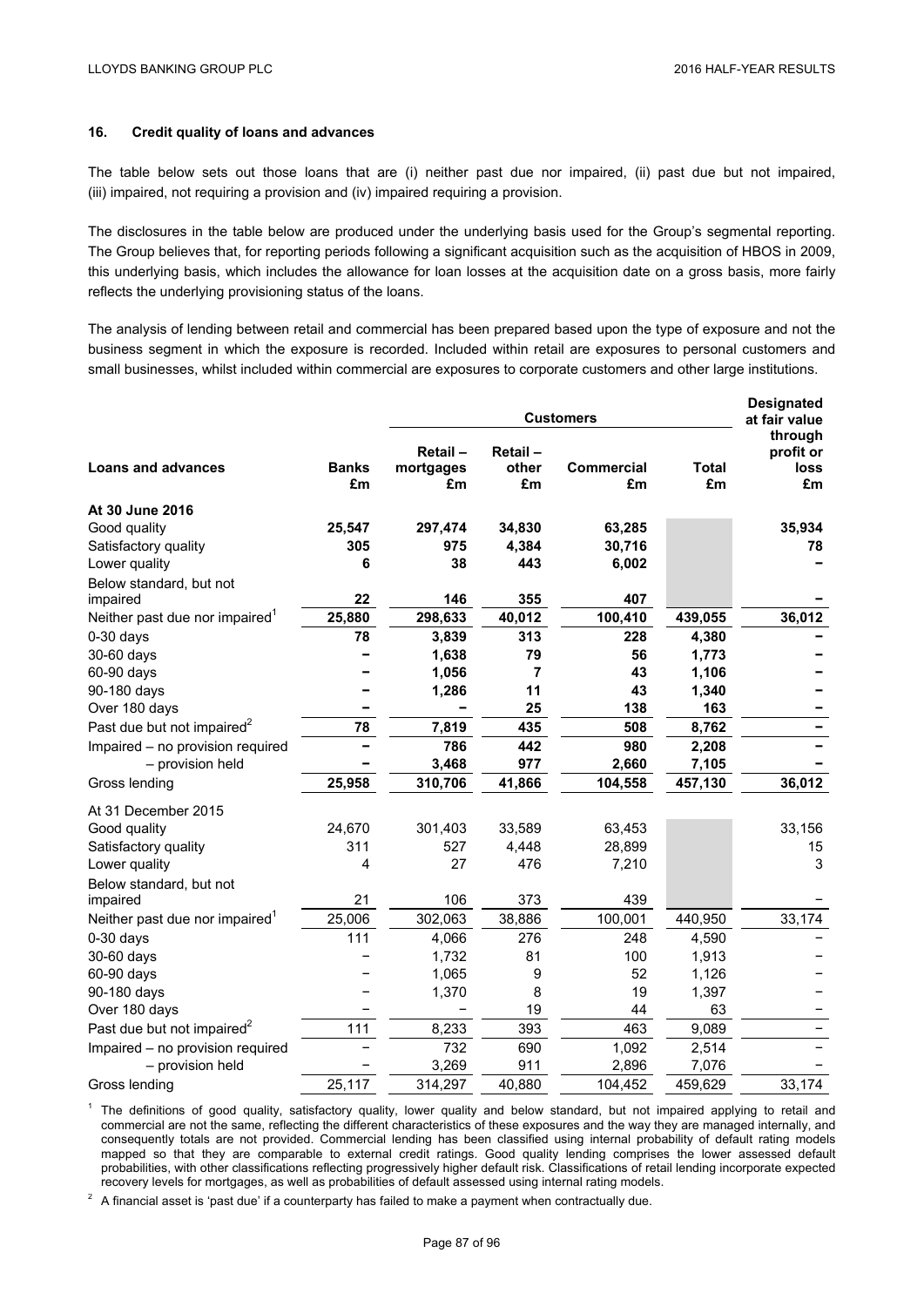### 16. Credit quality of loans and advances

The table below sets out those loans that are (i) neither past due nor impaired, (ii) past due but not impaired, (iii) impaired, not requiring a provision and (iv) impaired requiring a provision.

The disclosures in the table below are produced under the underlying basis used for the Group's segmental reporting. The Group believes that, for reporting periods following a significant acquisition such as the acquisition of HBOS in 2009, this underlying basis, which includes the allowance for loan losses at the acquisition date on a gross basis, more fairly reflects the underlying provisioning status of the loans.

The analysis of lending between retail and commercial has been prepared based upon the type of exposure and not the business segment in which the exposure is recorded. Included within retail are exposures to personal customers and small businesses, whilst included within commercial are exposures to corporate customers and other large institutions.

| | | Customers | | | | Designated at fair value |
|---|---|---|---|---|---|---|
| **Loans and advances** | **Banks £m** | **Retail – mortgages £m** | **Retail – other £m** | **Commercial £m** | **Total £m** | **through profit or loss £m** |
| **At 30 June 2016** | | | | | | |
| Good quality | **25,547** | **297,474** | **34,830** | **63,285** | | **35,934** |
| Satisfactory quality | **305** | **975** | **4,384** | **30,716** | | **78** |
| Lower quality | **6** | **38** | **443** | **6,002** | | **–** |
| Below standard, but not impaired | **22** | **146** | **355** | **407** | | **–** |
| Neither past due nor impaired[1] | **25,880** | **298,633** | **40,012** | **100,410** | **439,055** | **36,012** |
| 0-30 days | **78** | **3,839** | **313** | **228** | **4,380** | **–** |
| 30-60 days | **–** | **1,638** | **79** | **56** | **1,773** | **–** |
| 60-90 days | **–** | **1,056** | **7** | **43** | **1,106** | **–** |
| 90-180 days | **–** | **1,286** | **11** | **43** | **1,340** | **–** |
| Over 180 days | **–** | **–** | **25** | **138** | **163** | **–** |
| Past due but not impaired[2] | **78** | **7,819** | **435** | **508** | **8,762** | **–** |
| Impaired – no provision required | **–** | **786** | **442** | **980** | **2,208** | **–** |
| – provision held | **–** | **3,468** | **977** | **2,660** | **7,105** | **–** |
| Gross lending | **25,958** | **310,706** | **41,866** | **104,558** | **457,130** | **36,012** |
| At 31 December 2015 | | | | | | |
| Good quality | 24,670 | 301,403 | 33,589 | 63,453 | | 33,156 |
| Satisfactory quality | 311 | 527 | 4,448 | 28,899 | | 15 |
| Lower quality | 4 | 27 | 476 | 7,210 | | 3 |
| Below standard, but not impaired | 21 | 106 | 373 | 439 | | – |
| Neither past due nor impaired[1] | 25,006 | 302,063 | 38,886 | 100,001 | 440,950 | 33,174 |
| 0-30 days | 111 | 4,066 | 276 | 248 | 4,590 | – |
| 30-60 days | – | 1,732 | 81 | 100 | 1,913 | – |
| 60-90 days | – | 1,065 | 9 | 52 | 1,126 | – |
| 90-180 days | – | 1,370 | 8 | 19 | 1,397 | – |
| Over 180 days | – | – | 19 | 44 | 63 | – |
| Past due but not impaired[2] | 111 | 8,233 | 393 | 463 | 9,089 | – |
| Impaired – no provision required | – | 732 | 690 | 1,092 | 2,514 | – |
| – provision held | – | 3,269 | 911 | 2,896 | 7,076 | – |
| Gross lending | 25,117 | 314,297 | 40,880 | 104,452 | 459,629 | 33,174 |

[1] The definitions of good quality, satisfactory quality, lower quality and below standard, but not impaired applying to retail and commercial are not the same, reflecting the different characteristics of these exposures and the way they are managed internally, and consequently totals are not provided. Commercial lending has been classified using internal probability of default rating models mapped so that they are comparable to external credit ratings. Good quality lending comprises the lower assessed default probabilities, with other classifications reflecting progressively higher default risk. Classifications of retail lending incorporate expected recovery levels for mortgages, as well as probabilities of default assessed using internal rating models.

[2] A financial asset is 'past due' if a counterparty has failed to make a payment when contractually due.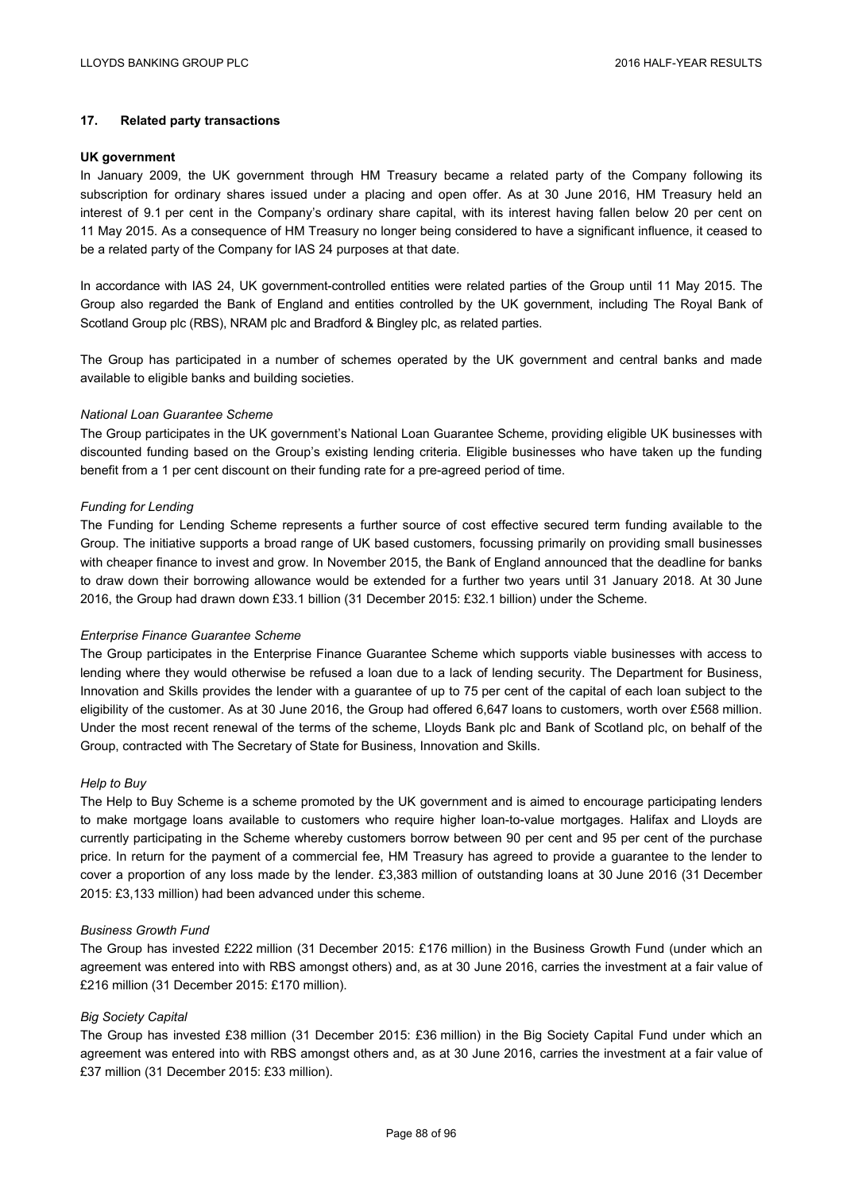## 17. Related party transactions

**UK government**

In January 2009, the UK government through HM Treasury became a related party of the Company following its subscription for ordinary shares issued under a placing and open offer. As at 30 June 2016, HM Treasury held an interest of 9.1 per cent in the Company's ordinary share capital, with its interest having fallen below 20 per cent on 11 May 2015. As a consequence of HM Treasury no longer being considered to have a significant influence, it ceased to be a related party of the Company for IAS 24 purposes at that date.

In accordance with IAS 24, UK government-controlled entities were related parties of the Group until 11 May 2015. The Group also regarded the Bank of England and entities controlled by the UK government, including The Royal Bank of Scotland Group plc (RBS), NRAM plc and Bradford & Bingley plc, as related parties.

The Group has participated in a number of schemes operated by the UK government and central banks and made available to eligible banks and building societies.

*National Loan Guarantee Scheme*

The Group participates in the UK government's National Loan Guarantee Scheme, providing eligible UK businesses with discounted funding based on the Group's existing lending criteria. Eligible businesses who have taken up the funding benefit from a 1 per cent discount on their funding rate for a pre-agreed period of time.

*Funding for Lending*

The Funding for Lending Scheme represents a further source of cost effective secured term funding available to the Group. The initiative supports a broad range of UK based customers, focussing primarily on providing small businesses with cheaper finance to invest and grow. In November 2015, the Bank of England announced that the deadline for banks to draw down their borrowing allowance would be extended for a further two years until 31 January 2018. At 30 June 2016, the Group had drawn down £33.1 billion (31 December 2015: £32.1 billion) under the Scheme.

*Enterprise Finance Guarantee Scheme*

The Group participates in the Enterprise Finance Guarantee Scheme which supports viable businesses with access to lending where they would otherwise be refused a loan due to a lack of lending security. The Department for Business, Innovation and Skills provides the lender with a guarantee of up to 75 per cent of the capital of each loan subject to the eligibility of the customer. As at 30 June 2016, the Group had offered 6,647 loans to customers, worth over £568 million. Under the most recent renewal of the terms of the scheme, Lloyds Bank plc and Bank of Scotland plc, on behalf of the Group, contracted with The Secretary of State for Business, Innovation and Skills.

*Help to Buy*

The Help to Buy Scheme is a scheme promoted by the UK government and is aimed to encourage participating lenders to make mortgage loans available to customers who require higher loan-to-value mortgages. Halifax and Lloyds are currently participating in the Scheme whereby customers borrow between 90 per cent and 95 per cent of the purchase price. In return for the payment of a commercial fee, HM Treasury has agreed to provide a guarantee to the lender to cover a proportion of any loss made by the lender. £3,383 million of outstanding loans at 30 June 2016 (31 December 2015: £3,133 million) had been advanced under this scheme.

*Business Growth Fund*

The Group has invested £222 million (31 December 2015: £176 million) in the Business Growth Fund (under which an agreement was entered into with RBS amongst others) and, as at 30 June 2016, carries the investment at a fair value of £216 million (31 December 2015: £170 million).

*Big Society Capital*

The Group has invested £38 million (31 December 2015: £36 million) in the Big Society Capital Fund under which an agreement was entered into with RBS amongst others and, as at 30 June 2016, carries the investment at a fair value of £37 million (31 December 2015: £33 million).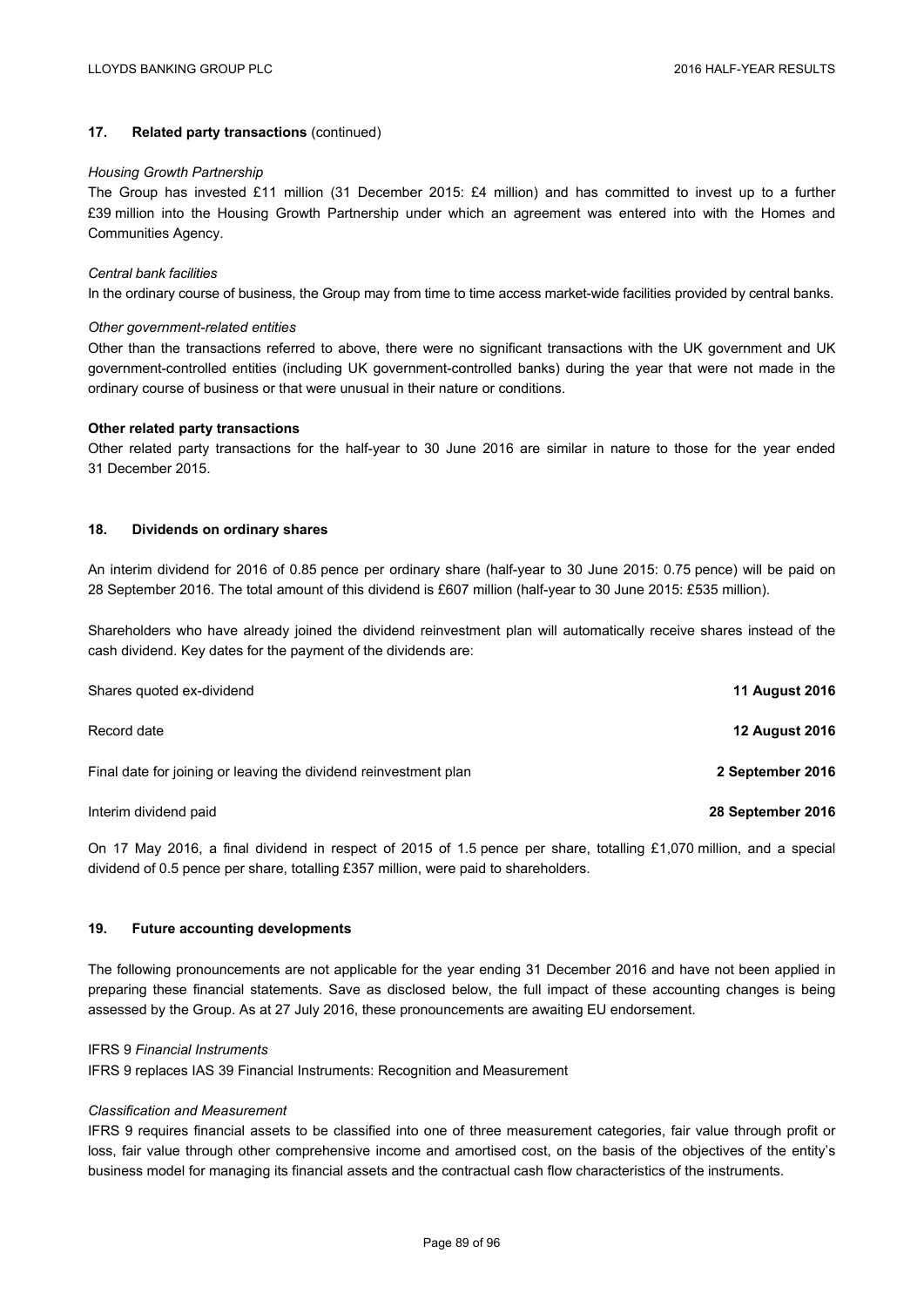## 17. Related party transactions (continued)

*Housing Growth Partnership*

The Group has invested £11 million (31 December 2015: £4 million) and has committed to invest up to a further £39 million into the Housing Growth Partnership under which an agreement was entered into with the Homes and Communities Agency.

*Central bank facilities*

In the ordinary course of business, the Group may from time to time access market-wide facilities provided by central banks.

*Other government-related entities*

Other than the transactions referred to above, there were no significant transactions with the UK government and UK government-controlled entities (including UK government-controlled banks) during the year that were not made in the ordinary course of business or that were unusual in their nature or conditions.

**Other related party transactions**

Other related party transactions for the half-year to 30 June 2016 are similar in nature to those for the year ended 31 December 2015.

## 18. Dividends on ordinary shares

An interim dividend for 2016 of 0.85 pence per ordinary share (half-year to 30 June 2015: 0.75 pence) will be paid on 28 September 2016. The total amount of this dividend is £607 million (half-year to 30 June 2015: £535 million).

Shareholders who have already joined the dividend reinvestment plan will automatically receive shares instead of the cash dividend. Key dates for the payment of the dividends are:

| | |
|---|---|
| Shares quoted ex-dividend | **11 August 2016** |
| Record date | **12 August 2016** |
| Final date for joining or leaving the dividend reinvestment plan | **2 September 2016** |
| Interim dividend paid | **28 September 2016** |

On 17 May 2016, a final dividend in respect of 2015 of 1.5 pence per share, totalling £1,070 million, and a special dividend of 0.5 pence per share, totalling £357 million, were paid to shareholders.

## 19. Future accounting developments

The following pronouncements are not applicable for the year ending 31 December 2016 and have not been applied in preparing these financial statements. Save as disclosed below, the full impact of these accounting changes is being assessed by the Group. As at 27 July 2016, these pronouncements are awaiting EU endorsement.

IFRS 9 *Financial Instruments*

IFRS 9 replaces IAS 39 Financial Instruments: Recognition and Measurement

*Classification and Measurement*

IFRS 9 requires financial assets to be classified into one of three measurement categories, fair value through profit or loss, fair value through other comprehensive income and amortised cost, on the basis of the objectives of the entity's business model for managing its financial assets and the contractual cash flow characteristics of the instruments.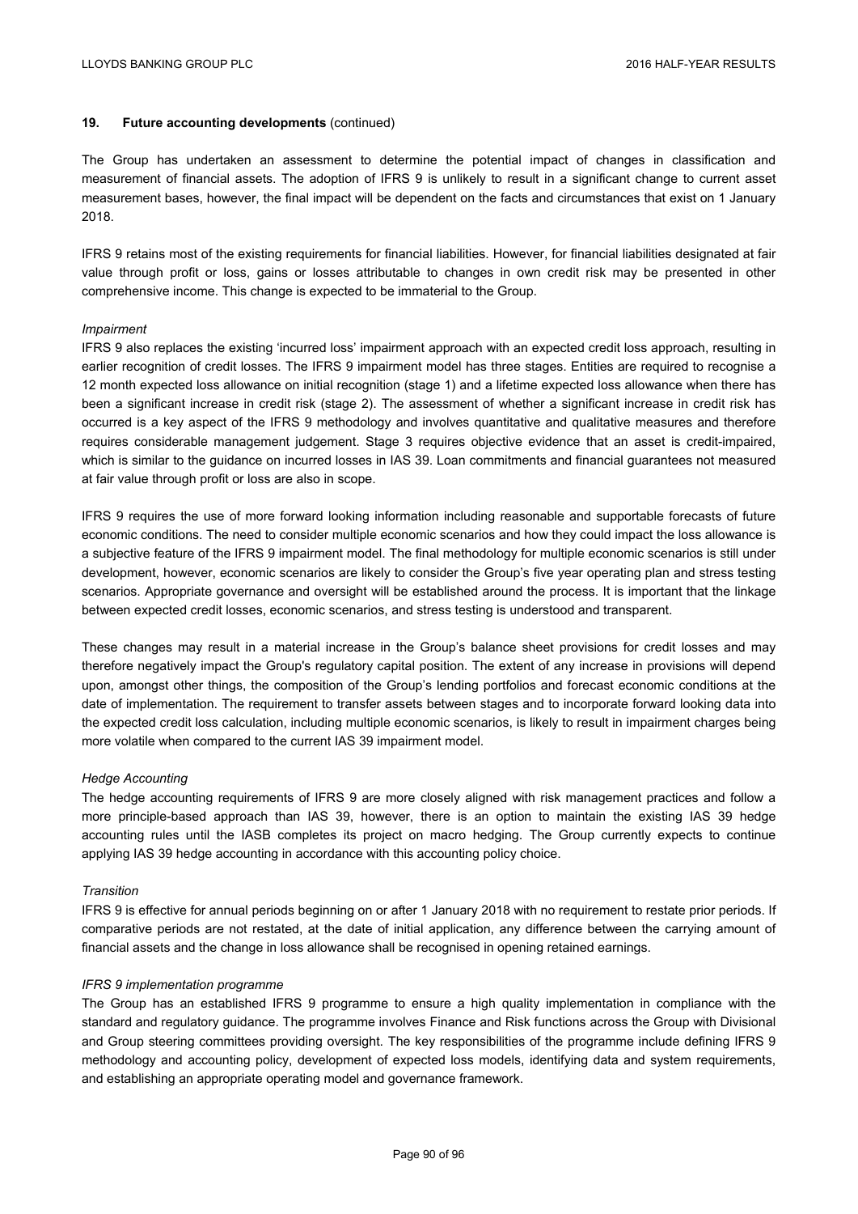## 19. Future accounting developments (continued)

The Group has undertaken an assessment to determine the potential impact of changes in classification and measurement of financial assets. The adoption of IFRS 9 is unlikely to result in a significant change to current asset measurement bases, however, the final impact will be dependent on the facts and circumstances that exist on 1 January 2018.

IFRS 9 retains most of the existing requirements for financial liabilities. However, for financial liabilities designated at fair value through profit or loss, gains or losses attributable to changes in own credit risk may be presented in other comprehensive income. This change is expected to be immaterial to the Group.

*Impairment*

IFRS 9 also replaces the existing 'incurred loss' impairment approach with an expected credit loss approach, resulting in earlier recognition of credit losses. The IFRS 9 impairment model has three stages. Entities are required to recognise a 12 month expected loss allowance on initial recognition (stage 1) and a lifetime expected loss allowance when there has been a significant increase in credit risk (stage 2). The assessment of whether a significant increase in credit risk has occurred is a key aspect of the IFRS 9 methodology and involves quantitative and qualitative measures and therefore requires considerable management judgement. Stage 3 requires objective evidence that an asset is credit-impaired, which is similar to the guidance on incurred losses in IAS 39. Loan commitments and financial guarantees not measured at fair value through profit or loss are also in scope.

IFRS 9 requires the use of more forward looking information including reasonable and supportable forecasts of future economic conditions. The need to consider multiple economic scenarios and how they could impact the loss allowance is a subjective feature of the IFRS 9 impairment model. The final methodology for multiple economic scenarios is still under development, however, economic scenarios are likely to consider the Group's five year operating plan and stress testing scenarios. Appropriate governance and oversight will be established around the process. It is important that the linkage between expected credit losses, economic scenarios, and stress testing is understood and transparent.

These changes may result in a material increase in the Group's balance sheet provisions for credit losses and may therefore negatively impact the Group's regulatory capital position. The extent of any increase in provisions will depend upon, amongst other things, the composition of the Group's lending portfolios and forecast economic conditions at the date of implementation. The requirement to transfer assets between stages and to incorporate forward looking data into the expected credit loss calculation, including multiple economic scenarios, is likely to result in impairment charges being more volatile when compared to the current IAS 39 impairment model.

*Hedge Accounting*

The hedge accounting requirements of IFRS 9 are more closely aligned with risk management practices and follow a more principle-based approach than IAS 39, however, there is an option to maintain the existing IAS 39 hedge accounting rules until the IASB completes its project on macro hedging. The Group currently expects to continue applying IAS 39 hedge accounting in accordance with this accounting policy choice.

*Transition*

IFRS 9 is effective for annual periods beginning on or after 1 January 2018 with no requirement to restate prior periods. If comparative periods are not restated, at the date of initial application, any difference between the carrying amount of financial assets and the change in loss allowance shall be recognised in opening retained earnings.

*IFRS 9 implementation programme*

The Group has an established IFRS 9 programme to ensure a high quality implementation in compliance with the standard and regulatory guidance. The programme involves Finance and Risk functions across the Group with Divisional and Group steering committees providing oversight. The key responsibilities of the programme include defining IFRS 9 methodology and accounting policy, development of expected loss models, identifying data and system requirements, and establishing an appropriate operating model and governance framework.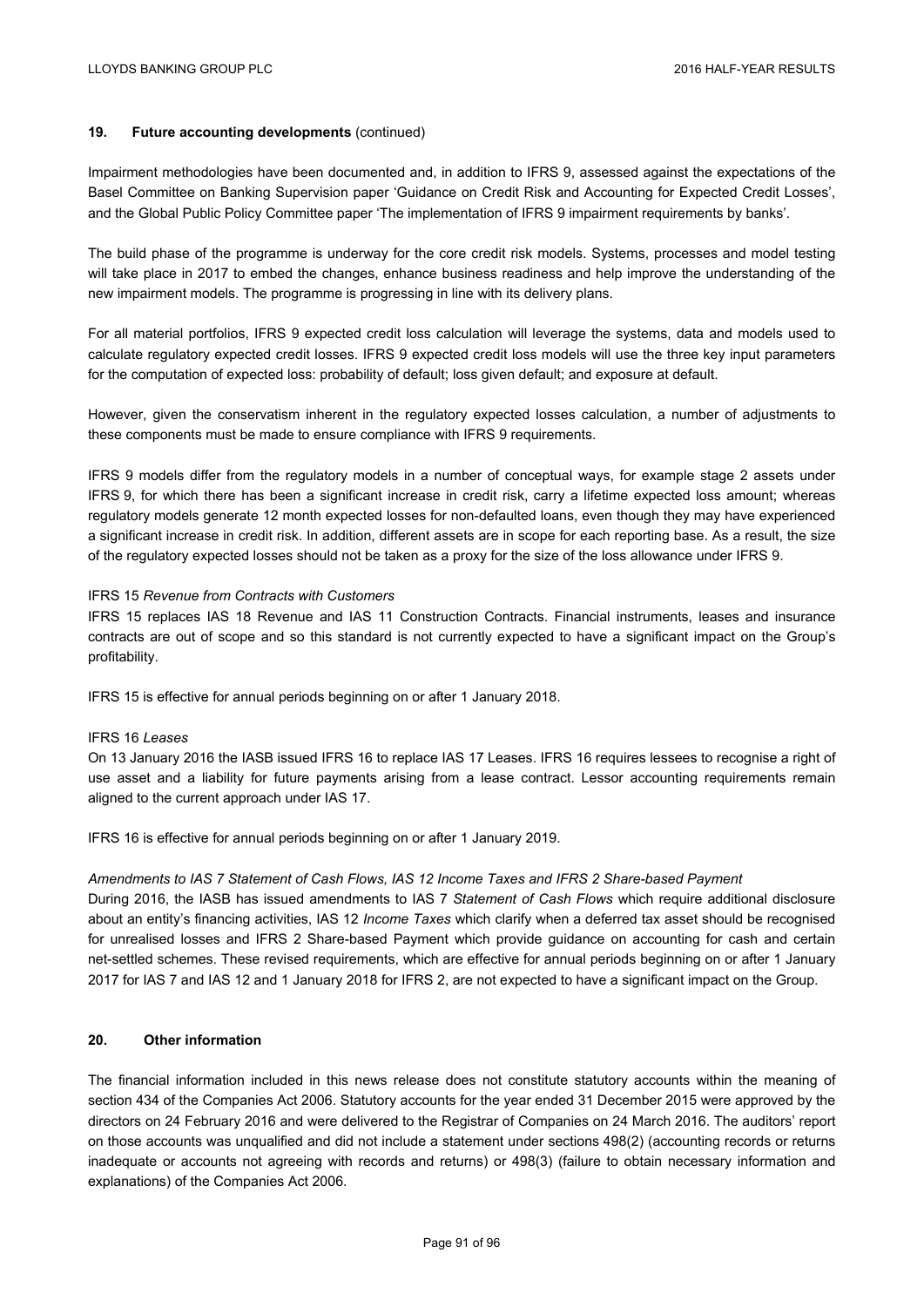## 19. Future accounting developments (continued)

Impairment methodologies have been documented and, in addition to IFRS 9, assessed against the expectations of the Basel Committee on Banking Supervision paper 'Guidance on Credit Risk and Accounting for Expected Credit Losses', and the Global Public Policy Committee paper 'The implementation of IFRS 9 impairment requirements by banks'.

The build phase of the programme is underway for the core credit risk models. Systems, processes and model testing will take place in 2017 to embed the changes, enhance business readiness and help improve the understanding of the new impairment models. The programme is progressing in line with its delivery plans.

For all material portfolios, IFRS 9 expected credit loss calculation will leverage the systems, data and models used to calculate regulatory expected credit losses. IFRS 9 expected credit loss models will use the three key input parameters for the computation of expected loss: probability of default; loss given default; and exposure at default.

However, given the conservatism inherent in the regulatory expected losses calculation, a number of adjustments to these components must be made to ensure compliance with IFRS 9 requirements.

IFRS 9 models differ from the regulatory models in a number of conceptual ways, for example stage 2 assets under IFRS 9, for which there has been a significant increase in credit risk, carry a lifetime expected loss amount; whereas regulatory models generate 12 month expected losses for non-defaulted loans, even though they may have experienced a significant increase in credit risk. In addition, different assets are in scope for each reporting base. As a result, the size of the regulatory expected losses should not be taken as a proxy for the size of the loss allowance under IFRS 9.

IFRS 15 *Revenue from Contracts with Customers*

IFRS 15 replaces IAS 18 Revenue and IAS 11 Construction Contracts. Financial instruments, leases and insurance contracts are out of scope and so this standard is not currently expected to have a significant impact on the Group's profitability.

IFRS 15 is effective for annual periods beginning on or after 1 January 2018.

IFRS 16 *Leases*

On 13 January 2016 the IASB issued IFRS 16 to replace IAS 17 Leases. IFRS 16 requires lessees to recognise a right of use asset and a liability for future payments arising from a lease contract. Lessor accounting requirements remain aligned to the current approach under IAS 17.

IFRS 16 is effective for annual periods beginning on or after 1 January 2019.

*Amendments to IAS 7 Statement of Cash Flows, IAS 12 Income Taxes and IFRS 2 Share-based Payment*

During 2016, the IASB has issued amendments to IAS 7 *Statement of Cash Flows* which require additional disclosure about an entity's financing activities, IAS 12 *Income Taxes* which clarify when a deferred tax asset should be recognised for unrealised losses and IFRS 2 Share-based Payment which provide guidance on accounting for cash and certain net-settled schemes. These revised requirements, which are effective for annual periods beginning on or after 1 January 2017 for IAS 7 and IAS 12 and 1 January 2018 for IFRS 2, are not expected to have a significant impact on the Group.

## 20. Other information

The financial information included in this news release does not constitute statutory accounts within the meaning of section 434 of the Companies Act 2006. Statutory accounts for the year ended 31 December 2015 were approved by the directors on 24 February 2016 and were delivered to the Registrar of Companies on 24 March 2016. The auditors' report on those accounts was unqualified and did not include a statement under sections 498(2) (accounting records or returns inadequate or accounts not agreeing with records and returns) or 498(3) (failure to obtain necessary information and explanations) of the Companies Act 2006.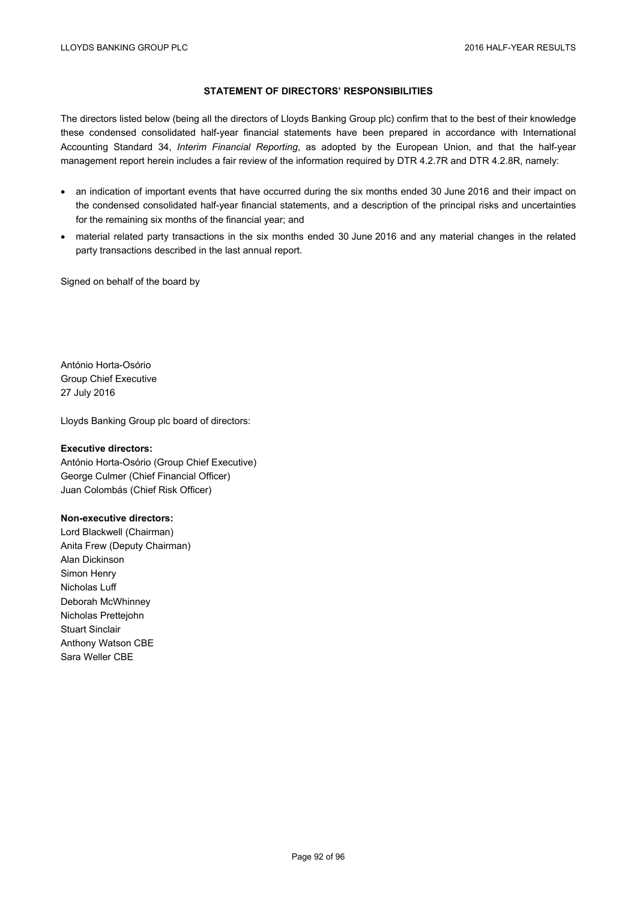## STATEMENT OF DIRECTORS' RESPONSIBILITIES

The directors listed below (being all the directors of Lloyds Banking Group plc) confirm that to the best of their knowledge these condensed consolidated half-year financial statements have been prepared in accordance with International Accounting Standard 34, *Interim Financial Reporting*, as adopted by the European Union, and that the half-year management report herein includes a fair review of the information required by DTR 4.2.7R and DTR 4.2.8R, namely:

- an indication of important events that have occurred during the six months ended 30 June 2016 and their impact on the condensed consolidated half-year financial statements, and a description of the principal risks and uncertainties for the remaining six months of the financial year; and
- material related party transactions in the six months ended 30 June 2016 and any material changes in the related party transactions described in the last annual report.

Signed on behalf of the board by

António Horta-Osório
Group Chief Executive
27 July 2016

Lloyds Banking Group plc board of directors:

**Executive directors:**
António Horta-Osório (Group Chief Executive)
George Culmer (Chief Financial Officer)
Juan Colombás (Chief Risk Officer)

**Non-executive directors:**
Lord Blackwell (Chairman)
Anita Frew (Deputy Chairman)
Alan Dickinson
Simon Henry
Nicholas Luff
Deborah McWhinney
Nicholas Prettejohn
Stuart Sinclair
Anthony Watson CBE
Sara Weller CBE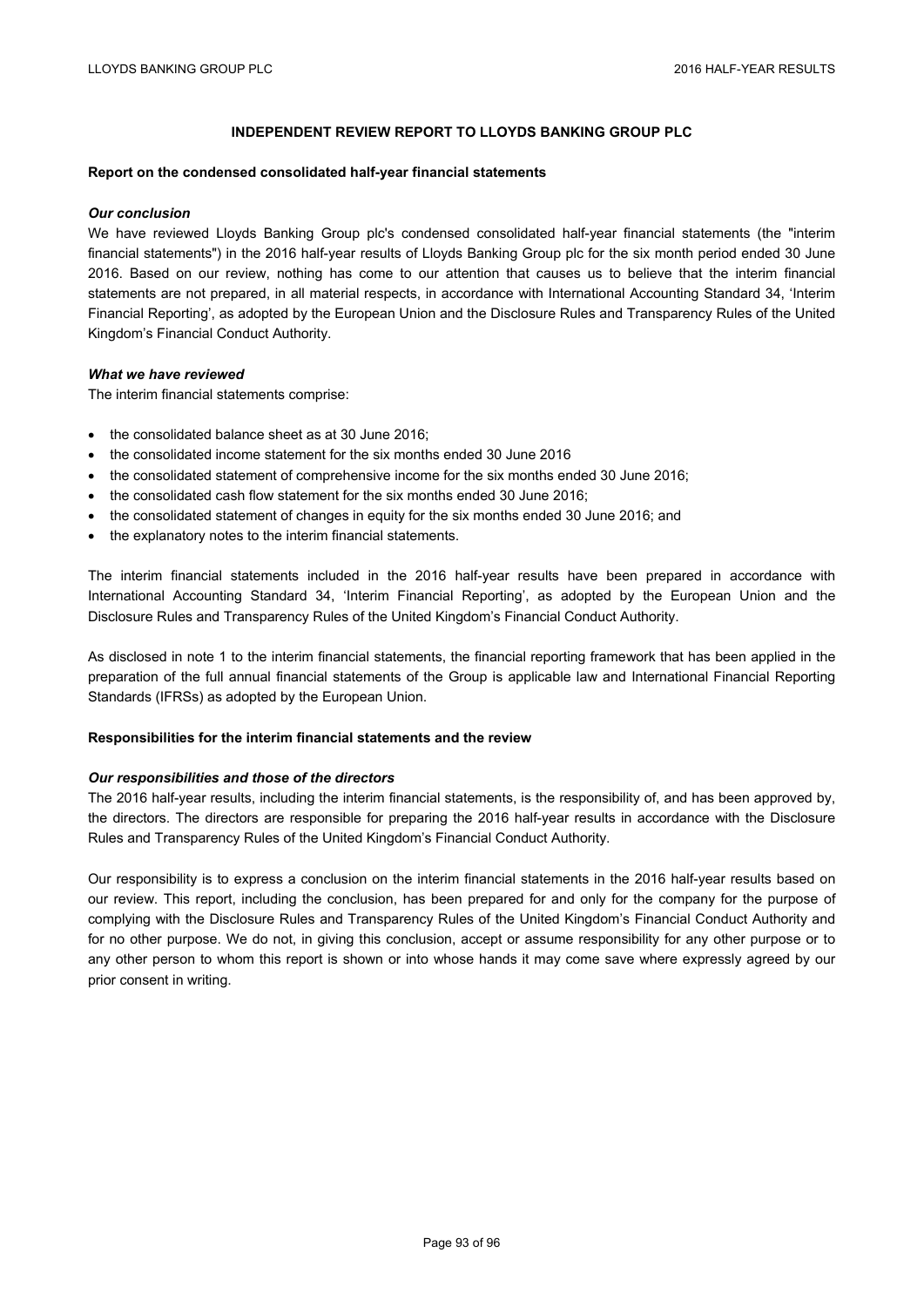## INDEPENDENT REVIEW REPORT TO LLOYDS BANKING GROUP PLC

### Report on the condensed consolidated half-year financial statements

***Our conclusion***

We have reviewed Lloyds Banking Group plc's condensed consolidated half-year financial statements (the "interim financial statements") in the 2016 half-year results of Lloyds Banking Group plc for the six month period ended 30 June 2016. Based on our review, nothing has come to our attention that causes us to believe that the interim financial statements are not prepared, in all material respects, in accordance with International Accounting Standard 34, 'Interim Financial Reporting', as adopted by the European Union and the Disclosure Rules and Transparency Rules of the United Kingdom's Financial Conduct Authority.

***What we have reviewed***

The interim financial statements comprise:

- the consolidated balance sheet as at 30 June 2016;
- the consolidated income statement for the six months ended 30 June 2016
- the consolidated statement of comprehensive income for the six months ended 30 June 2016;
- the consolidated cash flow statement for the six months ended 30 June 2016;
- the consolidated statement of changes in equity for the six months ended 30 June 2016; and
- the explanatory notes to the interim financial statements.

The interim financial statements included in the 2016 half-year results have been prepared in accordance with International Accounting Standard 34, 'Interim Financial Reporting', as adopted by the European Union and the Disclosure Rules and Transparency Rules of the United Kingdom's Financial Conduct Authority.

As disclosed in note 1 to the interim financial statements, the financial reporting framework that has been applied in the preparation of the full annual financial statements of the Group is applicable law and International Financial Reporting Standards (IFRSs) as adopted by the European Union.

### Responsibilities for the interim financial statements and the review

***Our responsibilities and those of the directors***

The 2016 half-year results, including the interim financial statements, is the responsibility of, and has been approved by, the directors. The directors are responsible for preparing the 2016 half-year results in accordance with the Disclosure Rules and Transparency Rules of the United Kingdom's Financial Conduct Authority.

Our responsibility is to express a conclusion on the interim financial statements in the 2016 half-year results based on our review. This report, including the conclusion, has been prepared for and only for the company for the purpose of complying with the Disclosure Rules and Transparency Rules of the United Kingdom's Financial Conduct Authority and for no other purpose. We do not, in giving this conclusion, accept or assume responsibility for any other purpose or to any other person to whom this report is shown or into whose hands it may come save where expressly agreed by our prior consent in writing.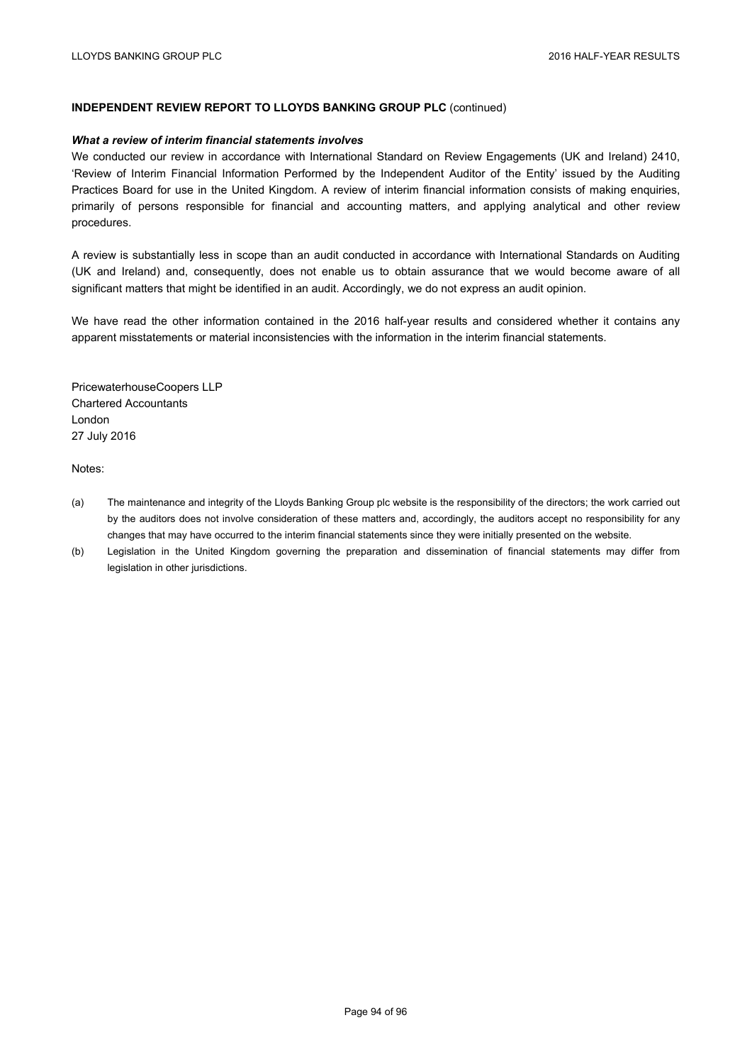**INDEPENDENT REVIEW REPORT TO LLOYDS BANKING GROUP PLC** (continued)

***What a review of interim financial statements involves***

We conducted our review in accordance with International Standard on Review Engagements (UK and Ireland) 2410, 'Review of Interim Financial Information Performed by the Independent Auditor of the Entity' issued by the Auditing Practices Board for use in the United Kingdom. A review of interim financial information consists of making enquiries, primarily of persons responsible for financial and accounting matters, and applying analytical and other review procedures.

A review is substantially less in scope than an audit conducted in accordance with International Standards on Auditing (UK and Ireland) and, consequently, does not enable us to obtain assurance that we would become aware of all significant matters that might be identified in an audit. Accordingly, we do not express an audit opinion.

We have read the other information contained in the 2016 half-year results and considered whether it contains any apparent misstatements or material inconsistencies with the information in the interim financial statements.

PricewaterhouseCoopers LLP
Chartered Accountants
London
27 July 2016

Notes:

(a) The maintenance and integrity of the Lloyds Banking Group plc website is the responsibility of the directors; the work carried out by the auditors does not involve consideration of these matters and, accordingly, the auditors accept no responsibility for any changes that may have occurred to the interim financial statements since they were initially presented on the website.

(b) Legislation in the United Kingdom governing the preparation and dissemination of financial statements may differ from legislation in other jurisdictions.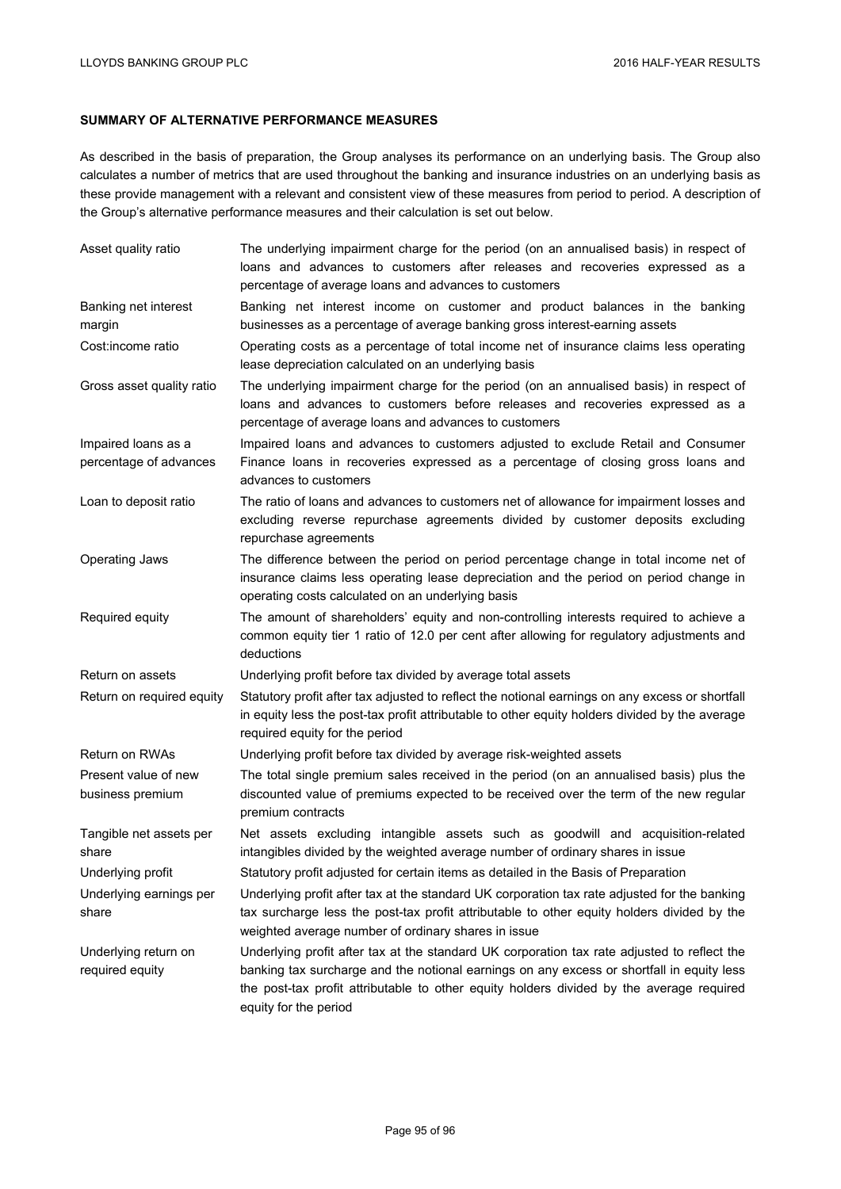## SUMMARY OF ALTERNATIVE PERFORMANCE MEASURES

As described in the basis of preparation, the Group analyses its performance on an underlying basis. The Group also calculates a number of metrics that are used throughout the banking and insurance industries on an underlying basis as these provide management with a relevant and consistent view of these measures from period to period. A description of the Group's alternative performance measures and their calculation is set out below.

| | |
|---|---|
| Asset quality ratio | The underlying impairment charge for the period (on an annualised basis) in respect of loans and advances to customers after releases and recoveries expressed as a percentage of average loans and advances to customers |
| Banking net interest margin | Banking net interest income on customer and product balances in the banking businesses as a percentage of average banking gross interest-earning assets |
| Cost:income ratio | Operating costs as a percentage of total income net of insurance claims less operating lease depreciation calculated on an underlying basis |
| Gross asset quality ratio | The underlying impairment charge for the period (on an annualised basis) in respect of loans and advances to customers before releases and recoveries expressed as a percentage of average loans and advances to customers |
| Impaired loans as a percentage of advances | Impaired loans and advances to customers adjusted to exclude Retail and Consumer Finance loans in recoveries expressed as a percentage of closing gross loans and advances to customers |
| Loan to deposit ratio | The ratio of loans and advances to customers net of allowance for impairment losses and excluding reverse repurchase agreements divided by customer deposits excluding repurchase agreements |
| Operating Jaws | The difference between the period on period percentage change in total income net of insurance claims less operating lease depreciation and the period on period change in operating costs calculated on an underlying basis |
| Required equity | The amount of shareholders' equity and non-controlling interests required to achieve a common equity tier 1 ratio of 12.0 per cent after allowing for regulatory adjustments and deductions |
| Return on assets | Underlying profit before tax divided by average total assets |
| Return on required equity | Statutory profit after tax adjusted to reflect the notional earnings on any excess or shortfall in equity less the post-tax profit attributable to other equity holders divided by the average required equity for the period |
| Return on RWAs | Underlying profit before tax divided by average risk-weighted assets |
| Present value of new business premium | The total single premium sales received in the period (on an annualised basis) plus the discounted value of premiums expected to be received over the term of the new regular premium contracts |
| Tangible net assets per share | Net assets excluding intangible assets such as goodwill and acquisition-related intangibles divided by the weighted average number of ordinary shares in issue |
| Underlying profit | Statutory profit adjusted for certain items as detailed in the Basis of Preparation |
| Underlying earnings per share | Underlying profit after tax at the standard UK corporation tax rate adjusted for the banking tax surcharge less the post-tax profit attributable to other equity holders divided by the weighted average number of ordinary shares in issue |
| Underlying return on required equity | Underlying profit after tax at the standard UK corporation tax rate adjusted to reflect the banking tax surcharge and the notional earnings on any excess or shortfall in equity less the post-tax profit attributable to other equity holders divided by the average required equity for the period |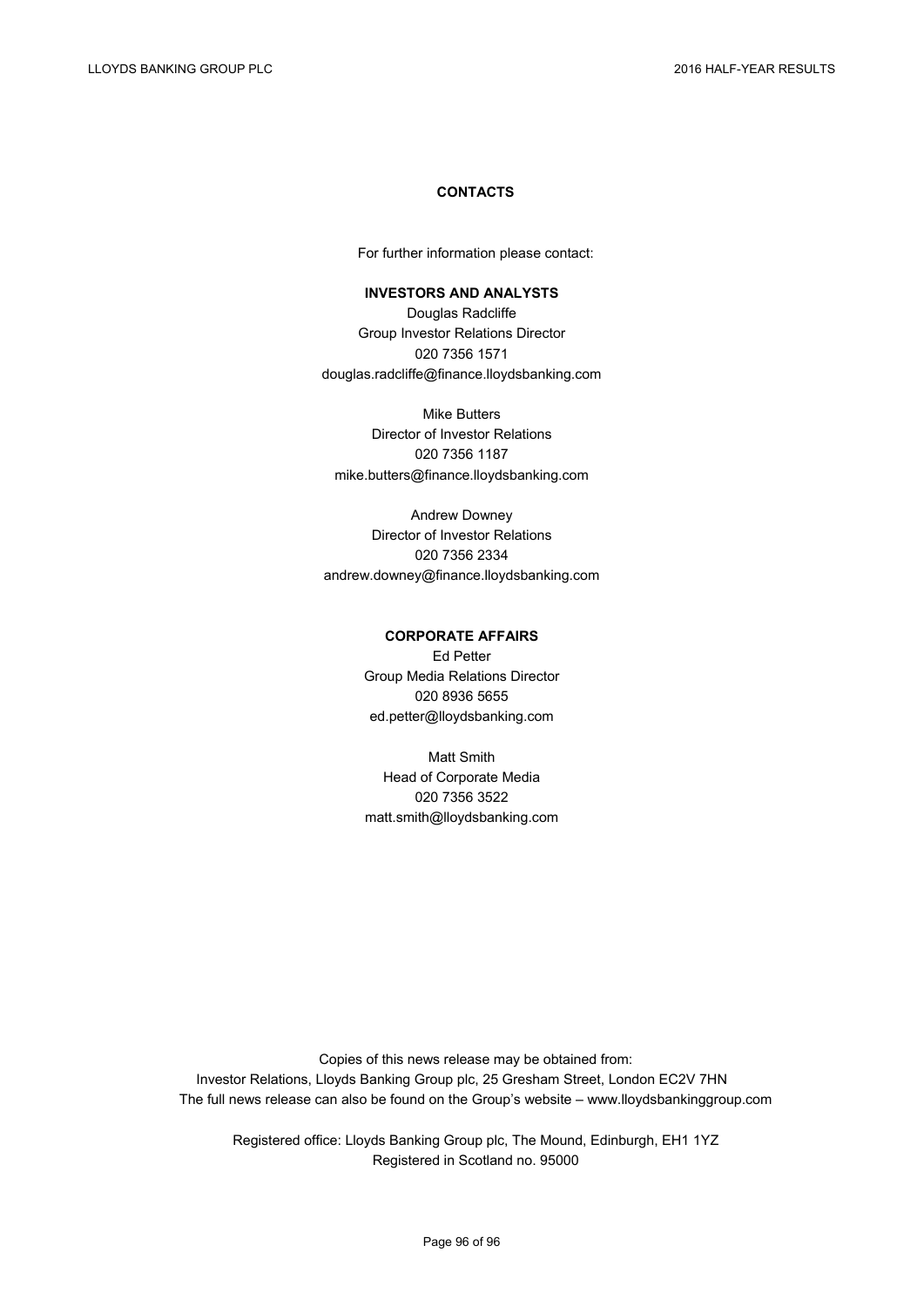## CONTACTS

For further information please contact:

**INVESTORS AND ANALYSTS**

Douglas Radcliffe
Group Investor Relations Director
020 7356 1571
douglas.radcliffe@finance.lloydsbanking.com

Mike Butters
Director of Investor Relations
020 7356 1187
mike.butters@finance.lloydsbanking.com

Andrew Downey
Director of Investor Relations
020 7356 2334
andrew.downey@finance.lloydsbanking.com

**CORPORATE AFFAIRS**

Ed Petter
Group Media Relations Director
020 8936 5655
ed.petter@lloydsbanking.com

Matt Smith
Head of Corporate Media
020 7356 3522
matt.smith@lloydsbanking.com

Copies of this news release may be obtained from:
Investor Relations, Lloyds Banking Group plc, 25 Gresham Street, London EC2V 7HN
The full news release can also be found on the Group's website – www.lloydsbankinggroup.com

Registered office: Lloyds Banking Group plc, The Mound, Edinburgh, EH1 1YZ
Registered in Scotland no. 95000